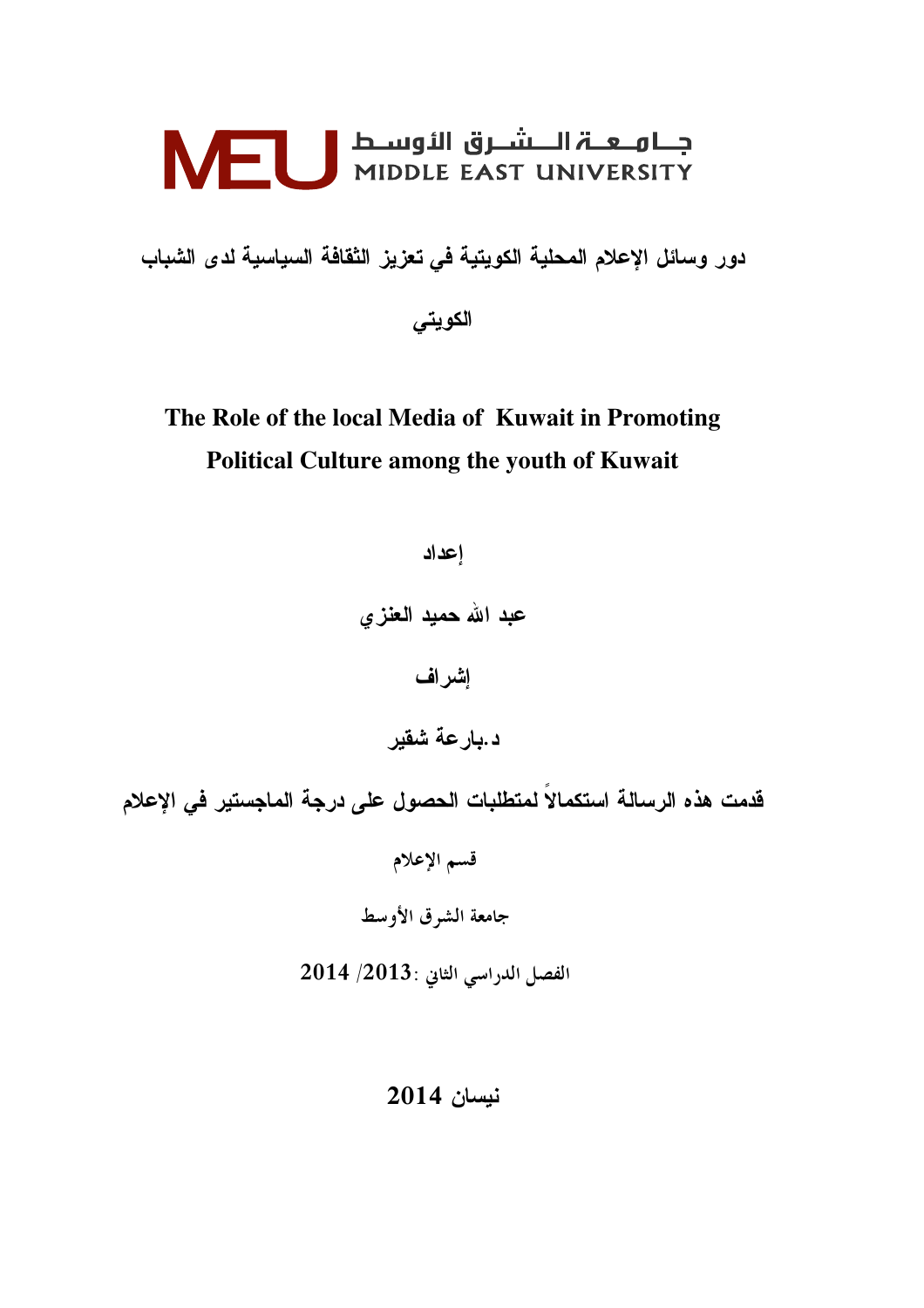جامعة الشرق الأوسط
MIDDLE EAST UNIVERSITY

# دور وسائل الإعلام المحلية الكويتية في تعزيز الثقافة السياسية لدى الشباب الكويتي

# The Role of the local Media of Kuwait in Promoting Political Culture among the youth of Kuwait

**إعداد**

**عبد الله حميد العنزي**

**إشراف**

**د.بارعة شقير**

**قدمت هذه الرسالة استكمالاً لمتطلبات الحصول على درجة الماجستير في الإعلام**

**قسم الإعلام**

**جامعة الشرق الأوسط**

**الفصل الدراسي الثاني :2013/ 2014**

**نيسان 2014**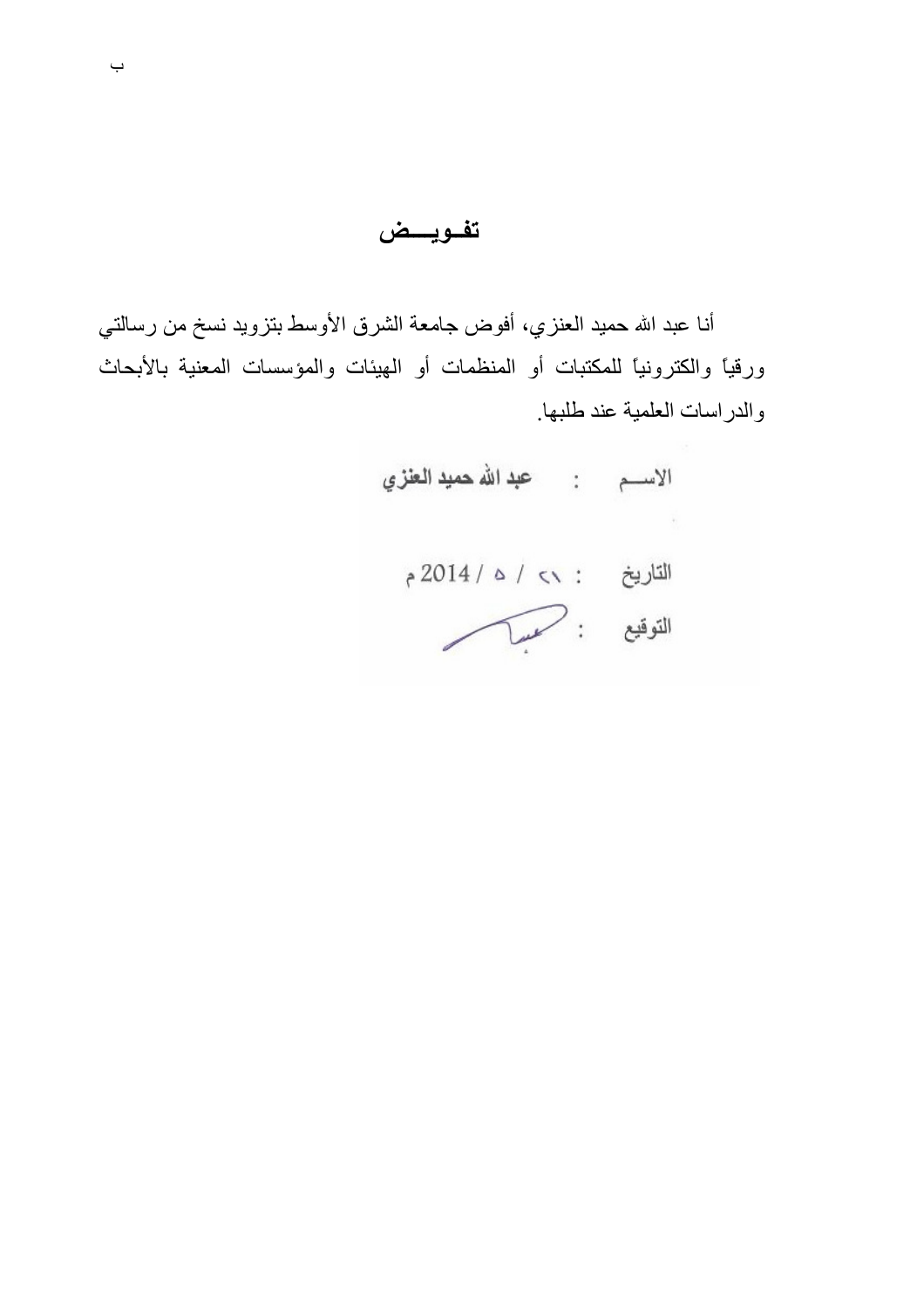# تفـويـــض

أنا عبد الله حميد العنزي، أفوض جامعة الشرق الأوسط بتزويد نسخ من رسالتي ورقياً والكترونياً للمكتبات أو المنظمات أو الهيئات والمؤسسات المعنية بالأبحاث والدراسات العلمية عند طلبها.

الاســـم : عبد الله حميد العنزي

التاريخ : ٢١ / ٥ / 2014 م

التوقيع :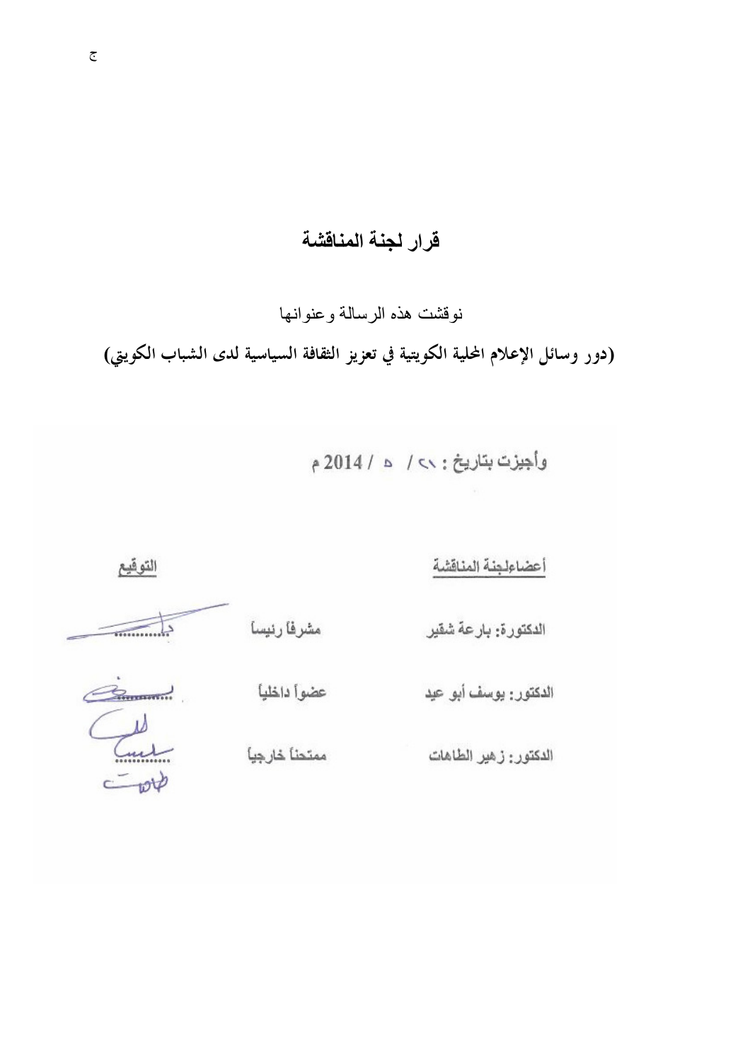## قرار لجنة المناقشة

نوقشت هذه الرسالة وعنوانها

**(دور وسائل الإعلام المحلية الكويتية في تعزيز الثقافة السياسية لدى الشباب الكويتي)**

وأجيزت بتاريخ : ٢٨ / ٥ / 2014 م

| أعضاءلجنة المناقشة | | التوقيع |
|---|---|---|
| الدكتورة: بارعة شقير | مشرفاً رئيساً | ............ |
| الدكتور: يوسف أبو عيد | عضواً داخلياً | ............ |
| الدكتور: زهير الطاهات | ممتحناً خارجياً | ............ |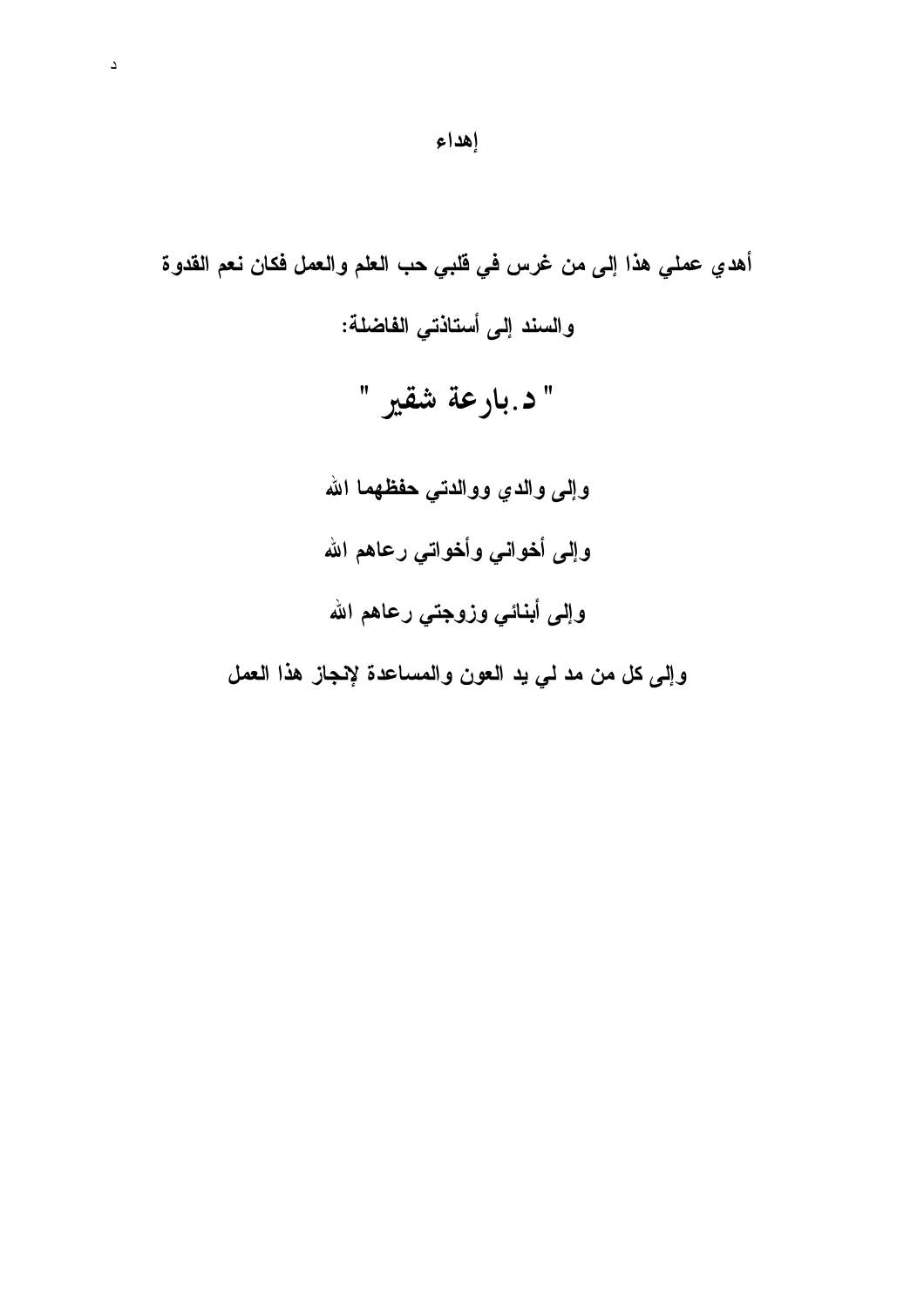# إهداء

أهدي عملي هذا إلى من غرس في قلبي حب العلم والعمل فكان نعم القدوة والسند إلى أستاذتي الفاضلة:

" د.بارعة شقير "

وإلى والدي ووالدتي حفظهما الله

وإلى أخواني وأخواتي رعاهم الله

وإلى أبنائي وزوجتي رعاهم الله

وإلى كل من مد لي يد العون والمساعدة لإنجاز هذا العمل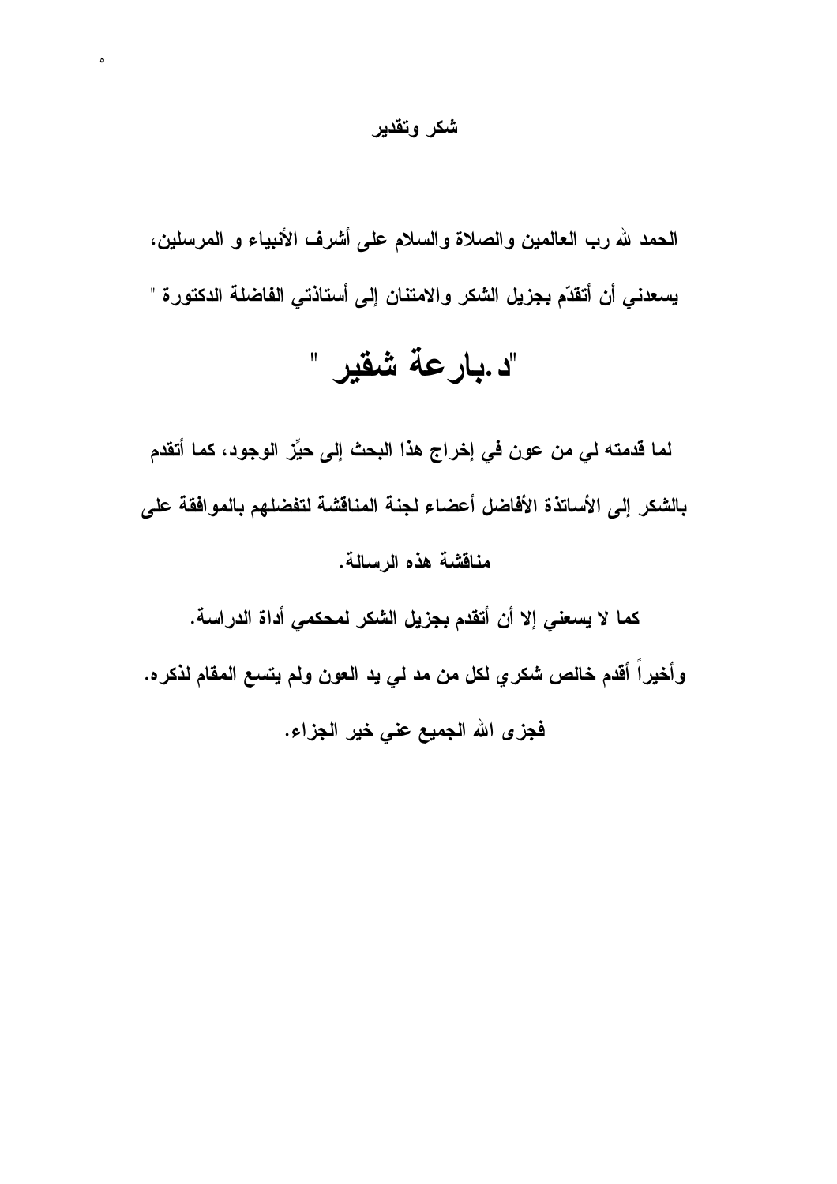## شكر وتقدير

الحمد لله رب العالمين والصلاة والسلام على أشرف الأنبياء و المرسلين، يسعدني أن أتقدّم بجزيل الشكر والامتنان إلى أستاذتي الفاضلة الدكتورة "

# "د.بارعة شقير "

لما قدمته لي من عون في إخراج هذا البحث إلى حيِّز الوجود، كما أتقدم بالشكر إلى الأساتذة الأفاضل أعضاء لجنة المناقشة لتفضلهم بالموافقة على مناقشة هذه الرسالة.

كما لا يسعني إلا أن أتقدم بجزيل الشكر لمحكمي أداة الدراسة.

وأخيراً أقدم خالص شكري لكل من مد لي يد العون ولم يتسع المقام لذكره.

فجزى الله الجميع عني خير الجزاء.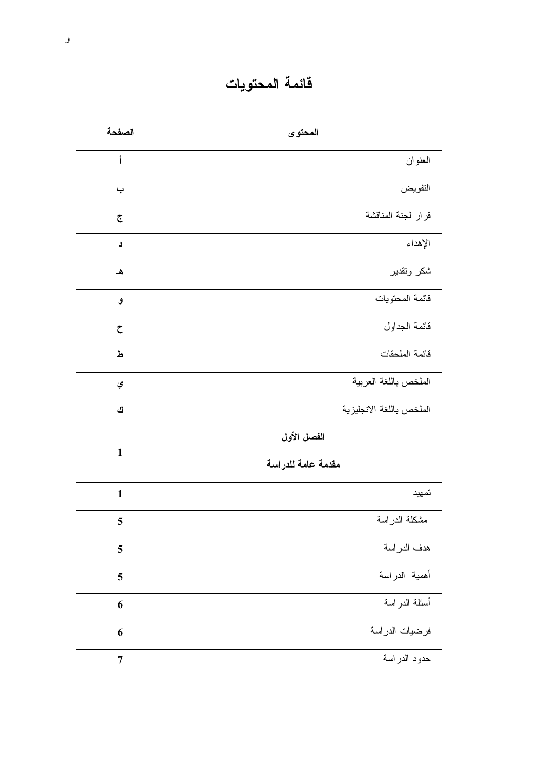# قائمة المحتويات

| الصفحة | المحتوى |
| --- | --- |
| أ | العنوان |
| ب | التفويض |
| ج | قرار لجنة المناقشة |
| د | الإهداء |
| هـ | شكر وتقدير |
| و | قائمة المحتويات |
| ح | قائمة الجداول |
| ط | قائمة الملحقات |
| ي | الملخص باللغة العربية |
| ك | الملخص باللغة الانجليزية |
| 1 | **الفصل الأول** **مقدمة عامة للدراسة** |
| 1 | تمهيد |
| 5 | مشكلة الدراسة |
| 5 | هدف الدراسة |
| 5 | أهمية الدراسة |
| 6 | أسئلة الدراسة |
| 6 | فرضيات الدراسة |
| 7 | حدود الدراسة |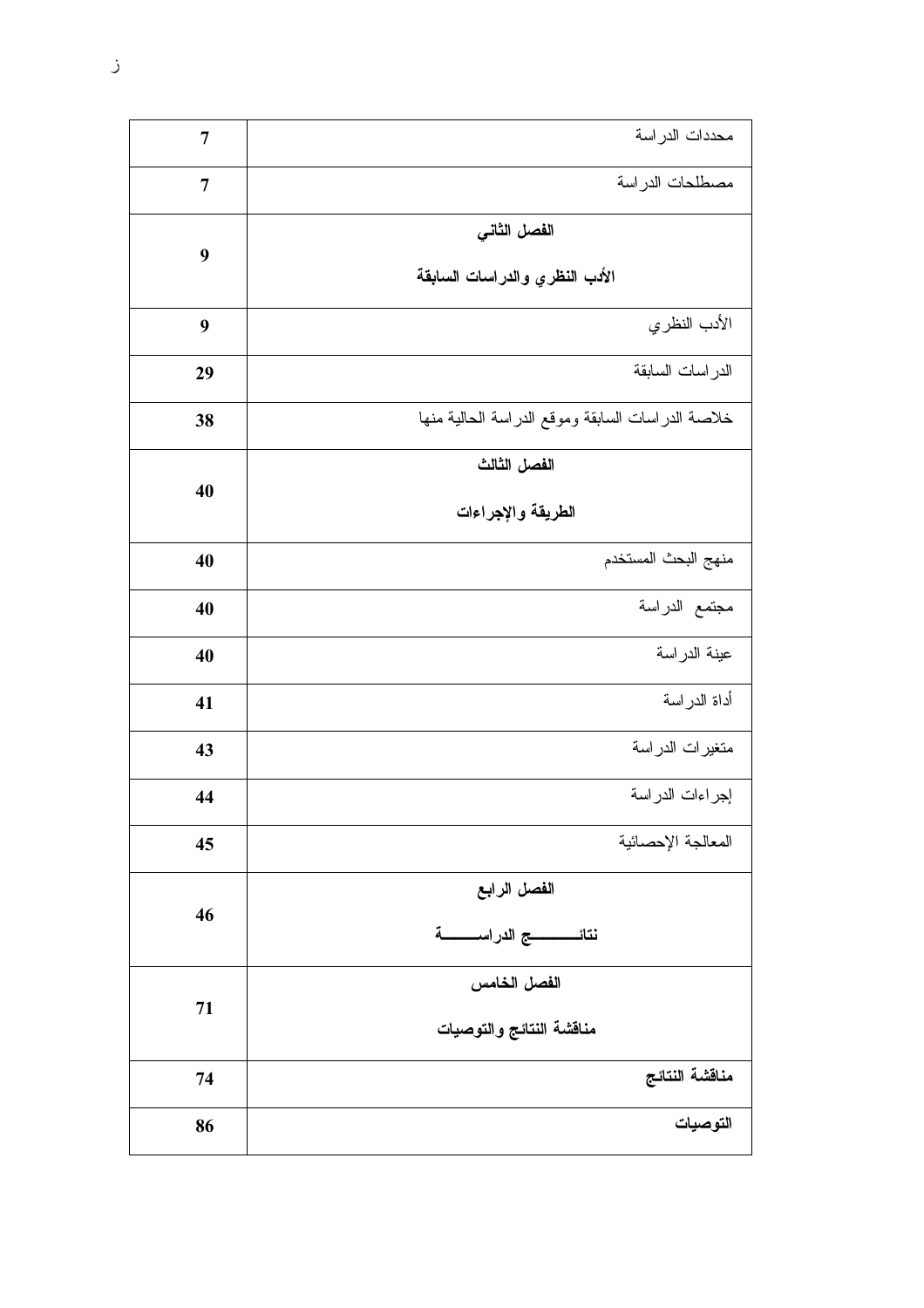| | |
|---|---|
| محددات الدراسة | 7 |
| مصطلحات الدراسة | 7 |
| **الفصل الثاني** **الأدب النظري والدراسات السابقة** | 9 |
| الأدب النظري | 9 |
| الدراسات السابقة | 29 |
| خلاصة الدراسات السابقة وموقع الدراسة الحالية منها | 38 |
| **الفصل الثالث** **الطريقة والإجراءات** | 40 |
| منهج البحث المستخدم | 40 |
| مجتمع الدراسة | 40 |
| عينة الدراسة | 40 |
| أداة الدراسة | 41 |
| متغيرات الدراسة | 43 |
| إجراءات الدراسة | 44 |
| المعالجة الإحصائية | 45 |
| **الفصل الرابع** **نتائج الدراسة** | 46 |
| **الفصل الخامس** **مناقشة النتائج والتوصيات** | 71 |
| **مناقشة النتائج** | 74 |
| **التوصيات** | 86 |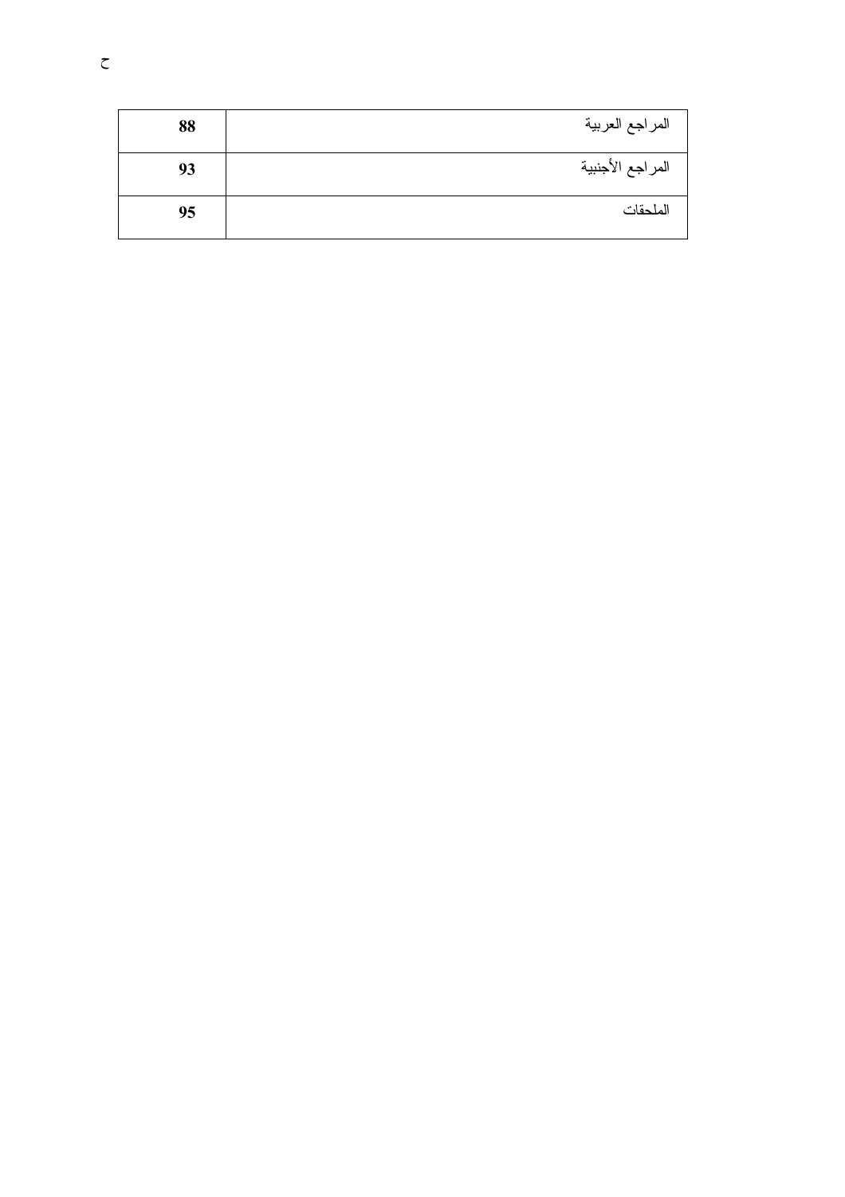| المراجع العربية | 88 |
| --- | --- |
| المراجع الأجنبية | 93 |
| الملحقات | 95 |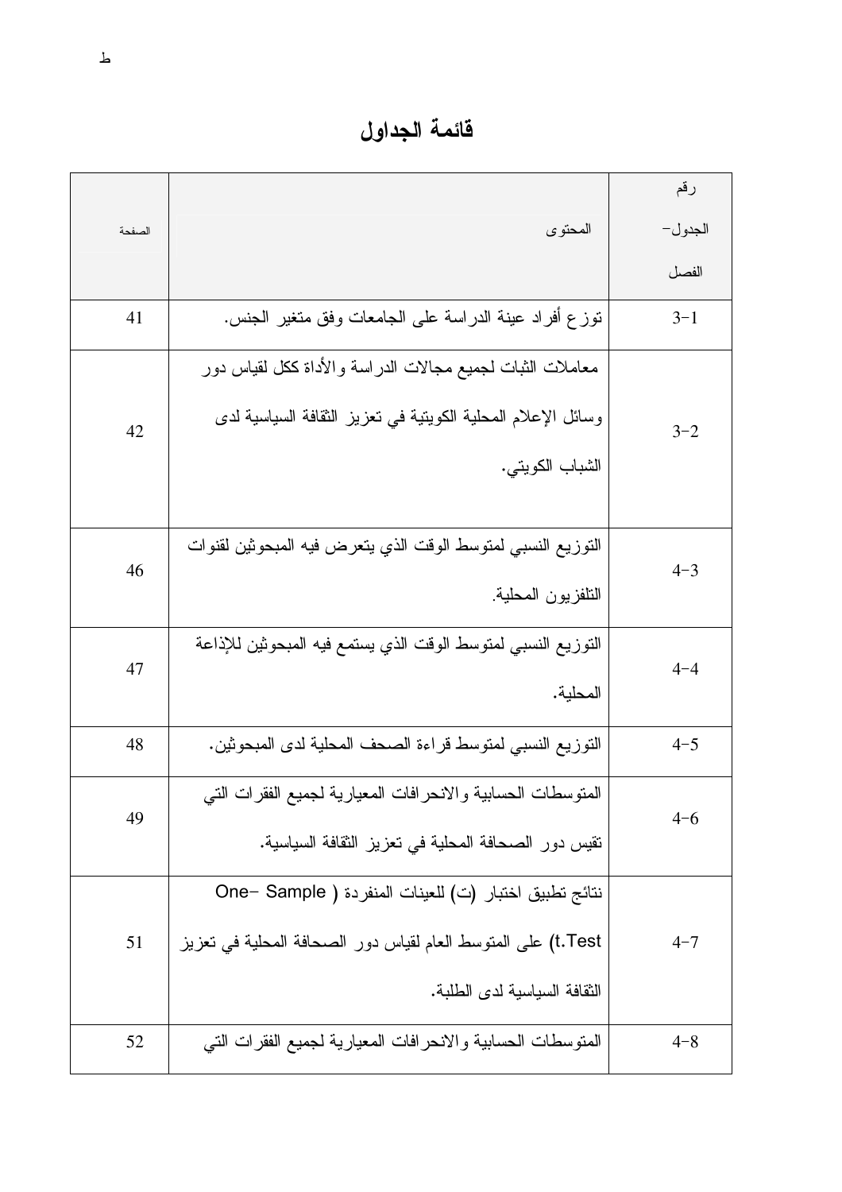# قائمة الجداول

| رقم الجدول- الفصل | المحتوى | الصفحة |
|---|---|---|
| 3-1 | توزع أفراد عينة الدراسة على الجامعات وفق متغير الجنس. | 41 |
| 3-2 | معاملات الثبات لجميع مجالات الدراسة والأداة ككل لقياس دور وسائل الإعلام المحلية الكويتية في تعزيز الثقافة السياسية لدى الشباب الكويتي. | 42 |
| 4-3 | التوزيع النسبي لمتوسط الوقت الذي يتعرض فيه المبحوثين لقنوات التلفزيون المحلية. | 46 |
| 4-4 | التوزيع النسبي لمتوسط الوقت الذي يستمع فيه المبحوثين للإذاعة المحلية. | 47 |
| 4-5 | التوزيع النسبي لمتوسط قراءة الصحف المحلية لدى المبحوثين. | 48 |
| 4-6 | المتوسطات الحسابية والانحرافات المعيارية لجميع الفقرات التي تقيس دور الصحافة المحلية في تعزيز الثقافة السياسية. | 49 |
| 4-7 | نتائج تطبيق اختبار (ت) للعينات المنفردة ( One- Sample t.Test) على المتوسط العام لقياس دور الصحافة المحلية في تعزيز الثقافة السياسية لدى الطلبة. | 51 |
| 4-8 | المتوسطات الحسابية والانحرافات المعيارية لجميع الفقرات التي | 52 |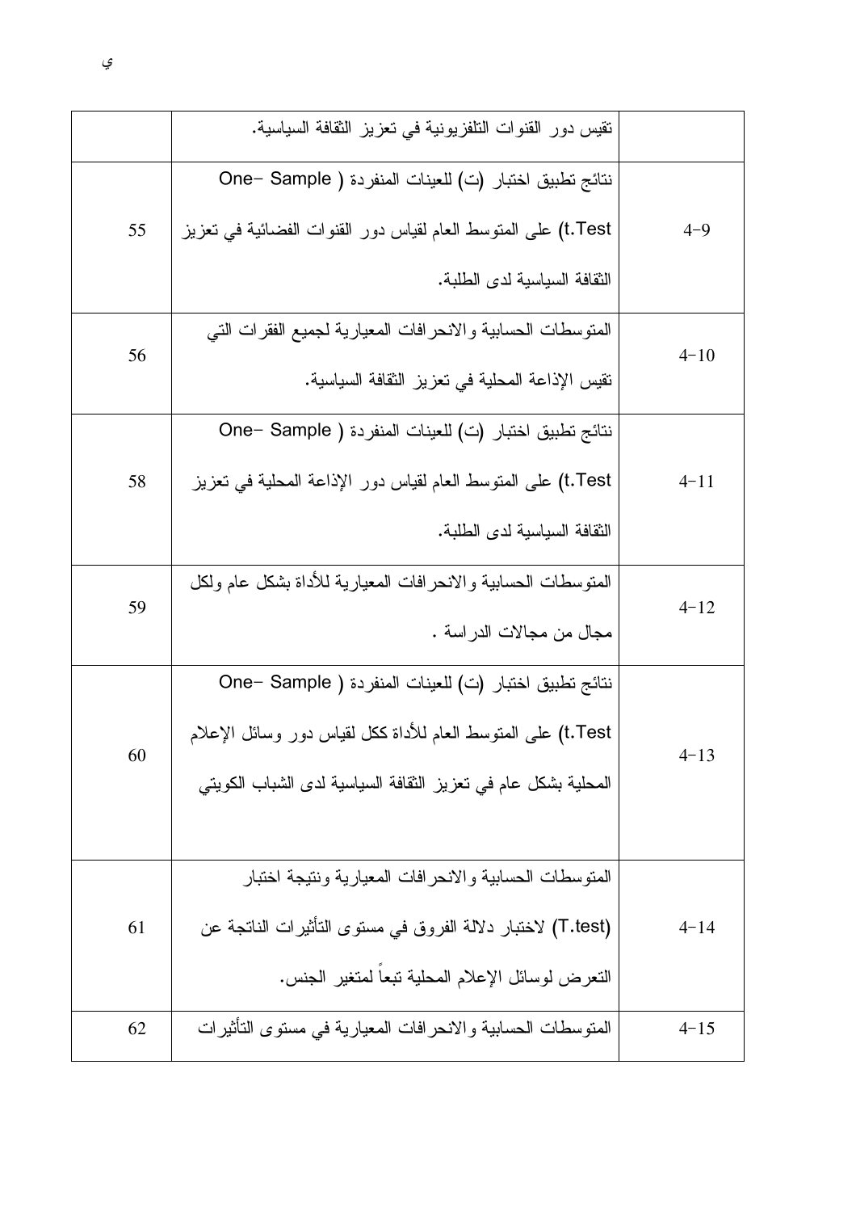| | | |
|---|---|---|
| | تقيس دور القنوات التلفزيونية في تعزيز الثقافة السياسية. | |
| 4-9 | نتائج تطبيق اختبار (ت) للعينات المنفردة ( One- Sample t.Test) على المتوسط العام لقياس دور القنوات الفضائية في تعزيز الثقافة السياسية لدى الطلبة. | 55 |
| 4-10 | المتوسطات الحسابية والانحرافات المعيارية لجميع الفقرات التي تقيس الإذاعة المحلية في تعزيز الثقافة السياسية. | 56 |
| 4-11 | نتائج تطبيق اختبار (ت) للعينات المنفردة ( One- Sample t.Test) على المتوسط العام لقياس دور الإذاعة المحلية في تعزيز الثقافة السياسية لدى الطلبة. | 58 |
| 4-12 | المتوسطات الحسابية والانحرافات المعيارية للأداة بشكل عام ولكل مجال من مجالات الدراسة . | 59 |
| 4-13 | نتائج تطبيق اختبار (ت) للعينات المنفردة ( One- Sample t.Test) على المتوسط العام للأداة ككل لقياس دور وسائل الإعلام المحلية بشكل عام في تعزيز الثقافة السياسية لدى الشباب الكويتي | 60 |
| 4-14 | المتوسطات الحسابية والانحرافات المعيارية ونتيجة اختبار (T.test) لاختبار دلالة الفروق في مستوى التأثيرات الناتجة عن التعرض لوسائل الإعلام المحلية تبعاً لمتغير الجنس. | 61 |
| 4-15 | المتوسطات الحسابية والانحرافات المعيارية في مستوى التأثيرات | 62 |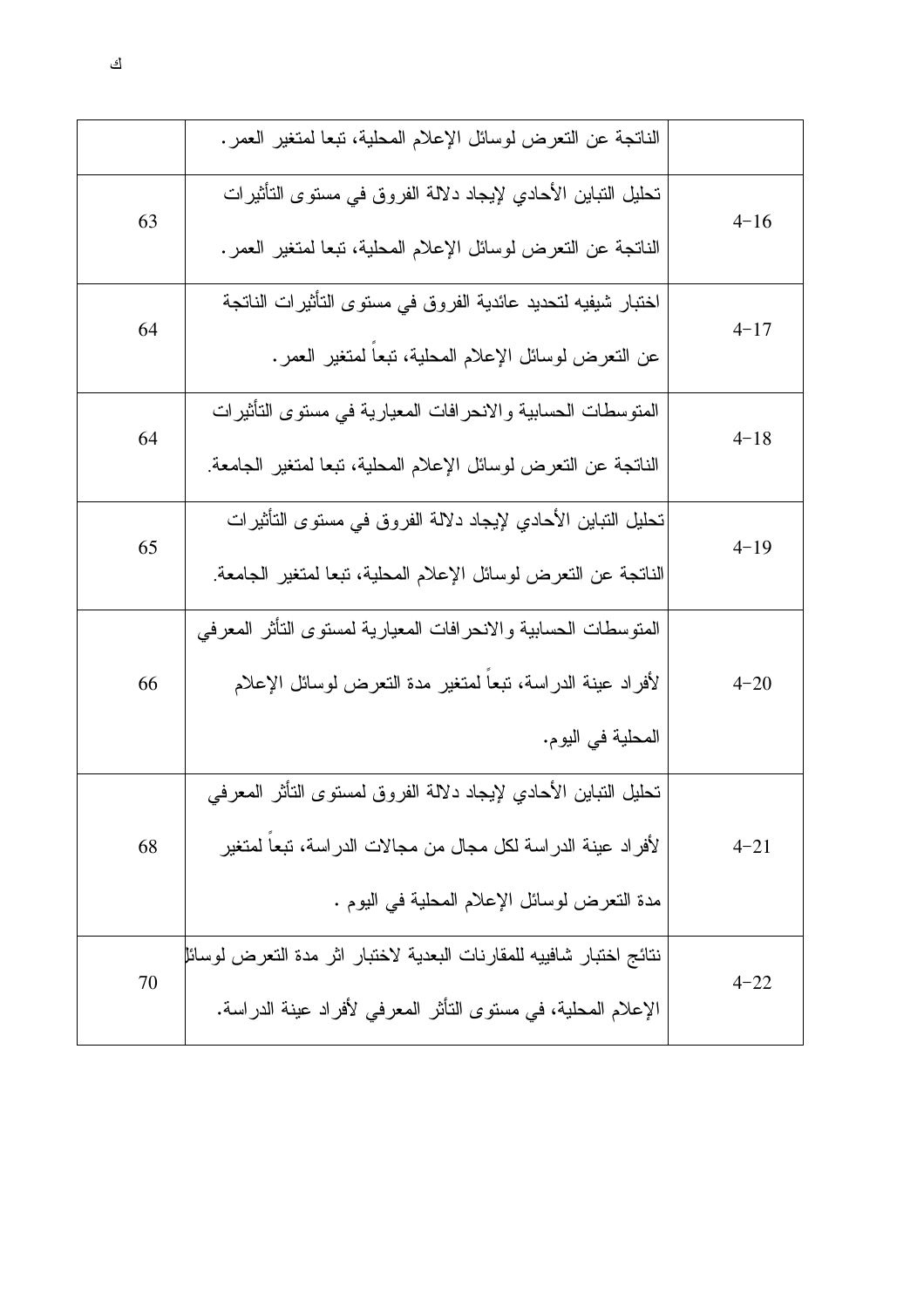| | | |
|---|---|---|
| | الناتجة عن التعرض لوسائل الإعلام المحلية، تبعا لمتغير العمر. | |
| 4-16 | تحليل التباين الأحادي لإيجاد دلالة الفروق في مستوى التأثيرات الناتجة عن التعرض لوسائل الإعلام المحلية، تبعا لمتغير العمر. | 63 |
| 4-17 | اختبار شيفيه لتحديد عائدية الفروق في مستوى التأثيرات الناتجة عن التعرض لوسائل الإعلام المحلية، تبعاً لمتغير العمر. | 64 |
| 4-18 | المتوسطات الحسابية والانحرافات المعيارية في مستوى التأثيرات الناتجة عن التعرض لوسائل الإعلام المحلية، تبعا لمتغير الجامعة. | 64 |
| 4-19 | تحليل التباين الأحادي لإيجاد دلالة الفروق في مستوى التأثيرات الناتجة عن التعرض لوسائل الإعلام المحلية، تبعا لمتغير الجامعة. | 65 |
| 4-20 | المتوسطات الحسابية والانحرافات المعيارية لمستوى التأثر المعرفي لأفراد عينة الدراسة، تبعاً لمتغير مدة التعرض لوسائل الإعلام المحلية في اليوم. | 66 |
| 4-21 | تحليل التباين الأحادي لإيجاد دلالة الفروق لمستوى التأثر المعرفي لأفراد عينة الدراسة لكل مجال من مجالات الدراسة، تبعاً لمتغير مدة التعرض لوسائل الإعلام المحلية في اليوم . | 68 |
| 4-22 | نتائج اختبار شافييه للمقارنات البعدية لاختبار اثر مدة التعرض لوسائل الإعلام المحلية، في مستوى التأثر المعرفي لأفراد عينة الدراسة. | 70 |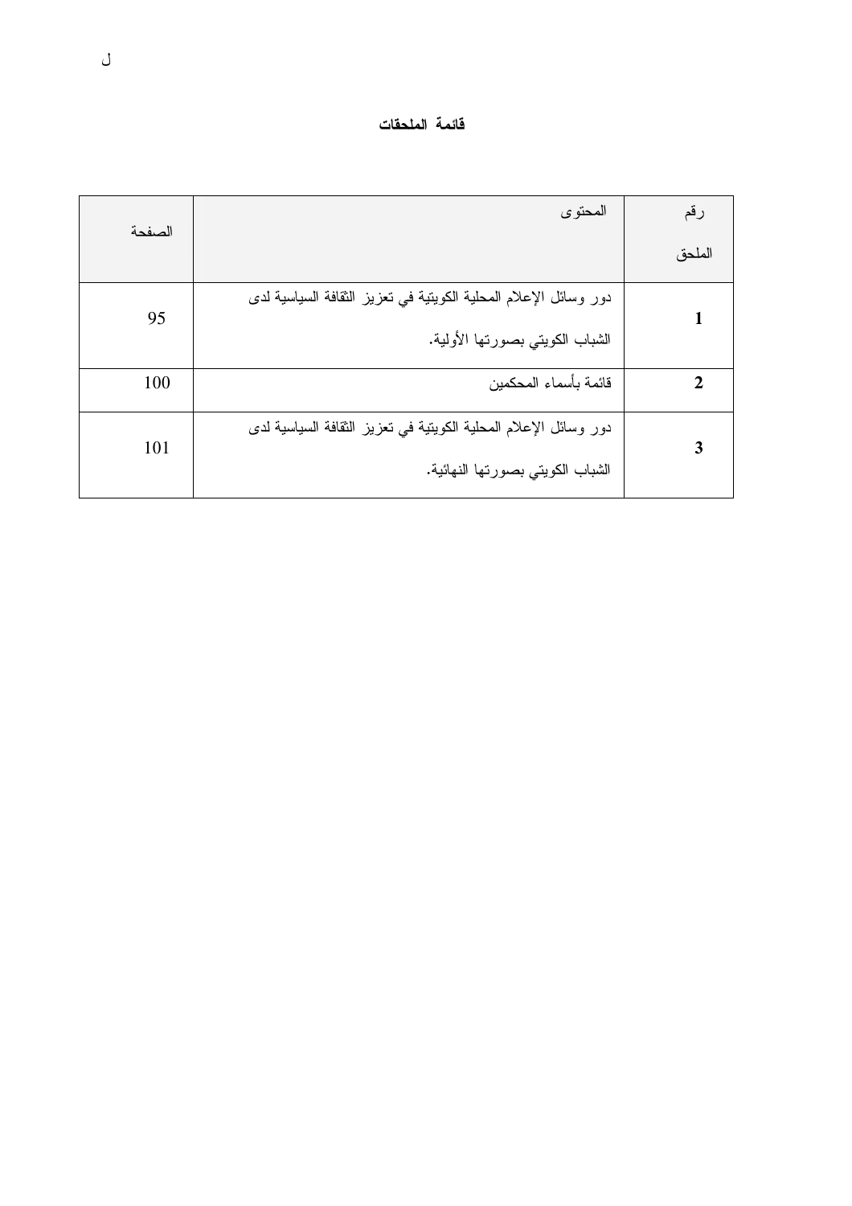## قائمة الملحقات

| رقم الملحق | المحتوى | الصفحة |
|---|---|---|
| **1** | دور وسائل الإعلام المحلية الكويتية في تعزيز الثقافة السياسية لدى الشباب الكويتي بصورتها الأولية. | 95 |
| **2** | قائمة بأسماء المحكمين | 100 |
| **3** | دور وسائل الإعلام المحلية الكويتية في تعزيز الثقافة السياسية لدى الشباب الكويتي بصورتها النهائية. | 101 |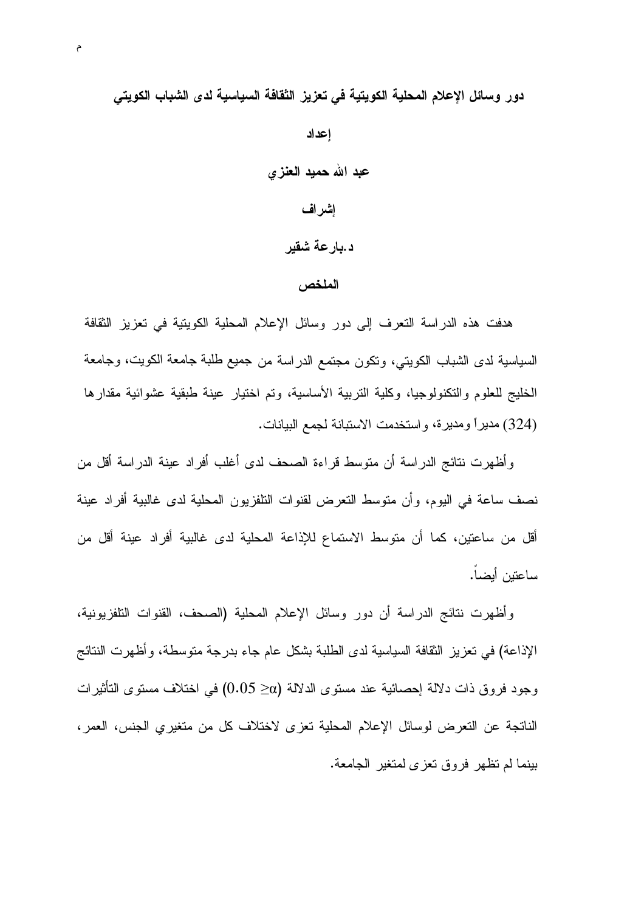**دور وسائل الإعلام المحلية الكويتية في تعزيز الثقافة السياسية لدى الشباب الكويتي**

**إعداد**

**عبد الله حميد العنزي**

**إشراف**

**د.بارعة شقير**

**الملخص**

هدفت هذه الدراسة التعرف إلى دور وسائل الإعلام المحلية الكويتية في تعزيز الثقافة السياسية لدى الشباب الكويتي، وتكون مجتمع الدراسة من جميع طلبة جامعة الكويت، وجامعة الخليج للعلوم والتكنولوجيا، وكلية التربية الأساسية، وتم اختيار عينة طبقية عشوائية مقدارها (324) مديراً ومديرة، واستخدمت الاستبانة لجمع البيانات.

وأظهرت نتائج الدراسة أن متوسط قراءة الصحف لدى أغلب أفراد عينة الدراسة أقل من نصف ساعة في اليوم، وأن متوسط التعرض لقنوات التلفزيون المحلية لدى غالبية أفراد عينة أقل من ساعتين، كما أن متوسط الاستماع للإذاعة المحلية لدى غالبية أفراد عينة أقل من ساعتين أيضاً.

وأظهرت نتائج الدراسة أن دور وسائل الإعلام المحلية (الصحف، القنوات التلفزيونية، الإذاعة) في تعزيز الثقافة السياسية لدى الطلبة بشكل عام جاء بدرجة متوسطة، وأظهرت النتائج وجود فروق ذات دلالة إحصائية عند مستوى الدلالة ($\alpha \leq 0.05$) في اختلاف مستوى التأثيرات الناتجة عن التعرض لوسائل الإعلام المحلية تعزى لاختلاف كل من متغيري الجنس، العمر، بينما لم تظهر فروق تعزى لمتغير الجامعة.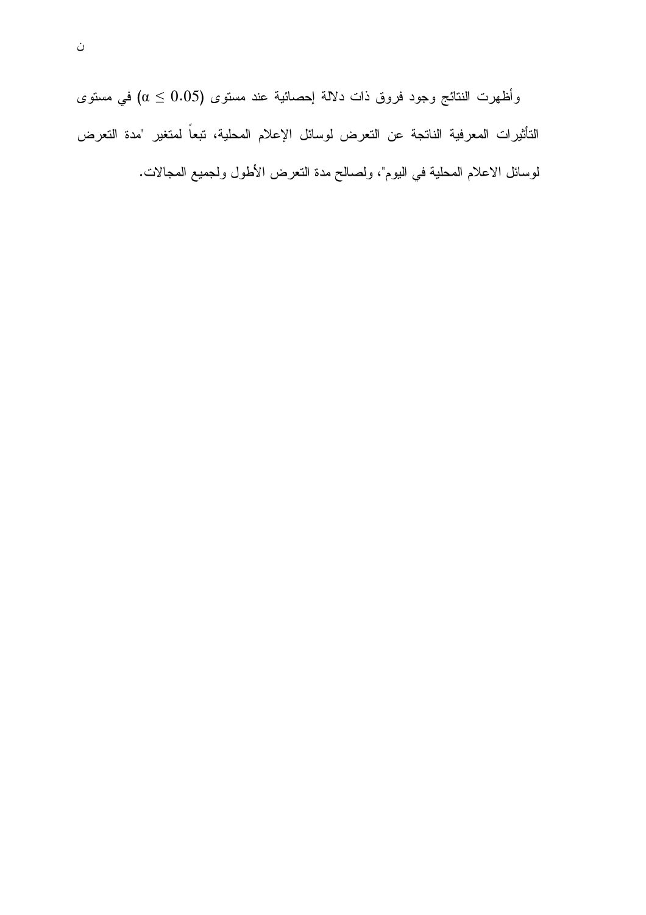وأظهرت النتائج وجود فروق ذات دلالة إحصائية عند مستوى ($\alpha \leq 0.05$) في مستوى التأثيرات المعرفية الناتجة عن التعرض لوسائل الإعلام المحلية، تبعاً لمتغير "مدة التعرض لوسائل الاعلام المحلية في اليوم"، ولصالح مدة التعرض الأطول ولجميع المجالات.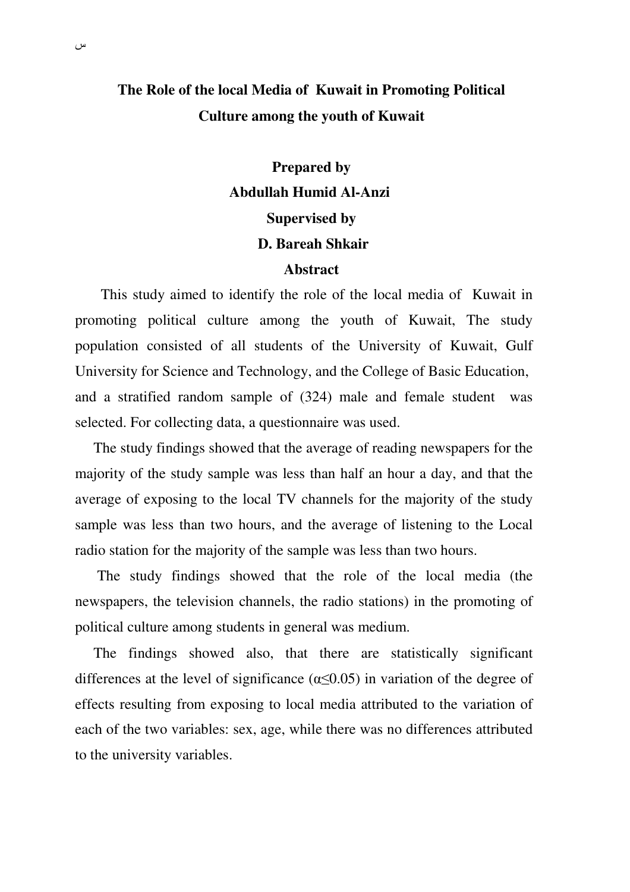# The Role of the local Media of Kuwait in Promoting Political Culture among the youth of Kuwait

**Prepared by**

**Abdullah Humid Al-Anzi**

**Supervised by**

**D. Bareah Shkair**

## Abstract

This study aimed to identify the role of the local media of Kuwait in promoting political culture among the youth of Kuwait, The study population consisted of all students of the University of Kuwait, Gulf University for Science and Technology, and the College of Basic Education, and a stratified random sample of (324) male and female student was selected. For collecting data, a questionnaire was used.

The study findings showed that the average of reading newspapers for the majority of the study sample was less than half an hour a day, and that the average of exposing to the local TV channels for the majority of the study sample was less than two hours, and the average of listening to the Local radio station for the majority of the sample was less than two hours.

The study findings showed that the role of the local media (the newspapers, the television channels, the radio stations) in the promoting of political culture among students in general was medium.

The findings showed also, that there are statistically significant differences at the level of significance ($\alpha \leq 0.05$) in variation of the degree of effects resulting from exposing to local media attributed to the variation of each of the two variables: sex, age, while there was no differences attributed to the university variables.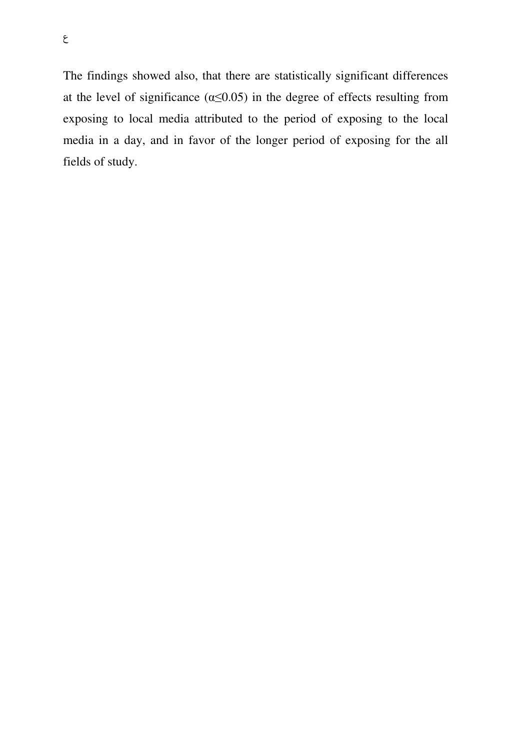The findings showed also, that there are statistically significant differences at the level of significance ($\alpha \leq 0.05$) in the degree of effects resulting from exposing to local media attributed to the period of exposing to the local media in a day, and in favor of the longer period of exposing for the all fields of study.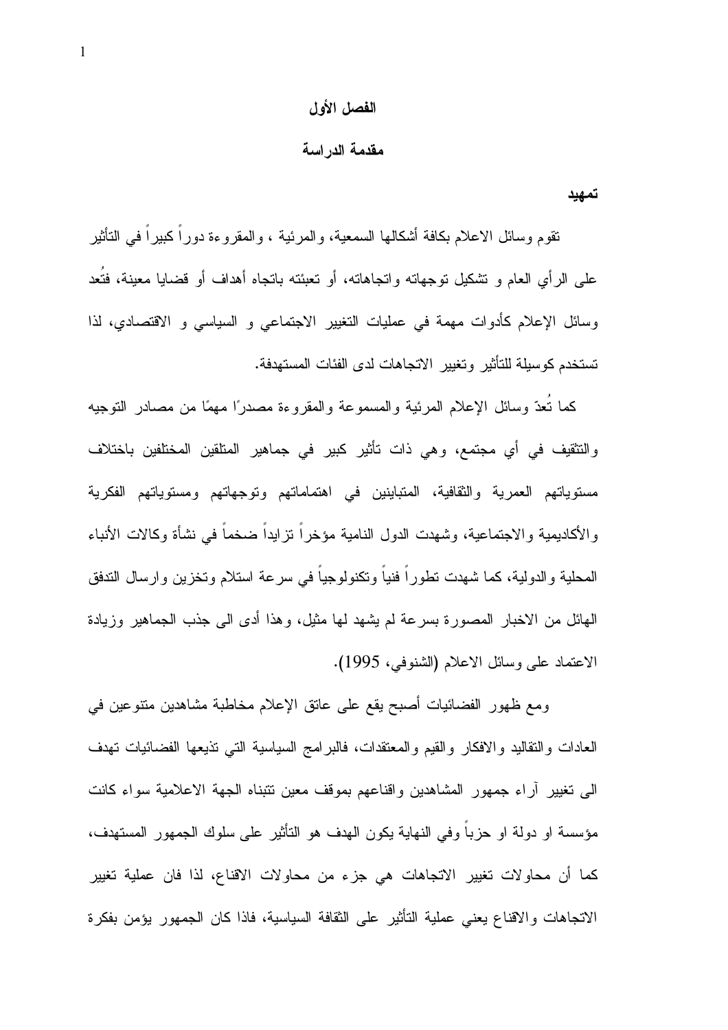# الفصل الأول

## مقدمة الدراسة

### تمهيد

تقوم وسائل الاعلام بكافة أشكالها السمعية، والمرئية ، والمقروءة دوراً كبيراً في التأثير على الرأي العام و تشكيل توجهاته واتجاهاته، أو تعبئته باتجاه أهداف أو قضايا معينة، فتُعد وسائل الإعلام كأدوات مهمة في عمليات التغيير الاجتماعي و السياسي و الاقتصادي، لذا تستخدم كوسيلة للتأثير وتغيير الاتجاهات لدى الفئات المستهدفة.

كما تُعدّ وسائل الإعلام المرئية والمسموعة والمقروءة مصدرًا مهمًا من مصادر التوجيه والتثقيف في أي مجتمع، وهي ذات تأثير كبير في جماهير المتلقين المختلفين باختلاف مستوياتهم العمرية والثقافية، المتباينين في اهتماماتهم وتوجهاتهم ومستوياتهم الفكرية والأكاديمية والاجتماعية، وشهدت الدول النامية مؤخراً تزايداً ضخماً في نشأة وكالات الأنباء المحلية والدولية، كما شهدت تطوراً فنياً وتكنولوجياً في سرعة استلام وتخزين وارسال التدفق الهائل من الاخبار المصورة بسرعة لم يشهد لها مثيل، وهذا أدى الى جذب الجماهير وزيادة الاعتماد على وسائل الاعلام (الشنوفي، 1995).

ومع ظهور الفضائيات أصبح يقع على عاتق الإعلام مخاطبة مشاهدين متنوعين في العادات والتقاليد والافكار والقيم والمعتقدات، فالبرامج السياسية التي تذيعها الفضائيات تهدف الى تغيير آراء جمهور المشاهدين واقناعهم بموقف معين تتبناه الجهة الاعلامية سواء كانت مؤسسة او دولة او حزباً وفي النهاية يكون الهدف هو التأثير على سلوك الجمهور المستهدف، كما أن محاولات تغيير الاتجاهات هي جزء من محاولات الاقناع، لذا فان عملية تغيير الاتجاهات والاقناع يعني عملية التأثير على الثقافة السياسية، فاذا كان الجمهور يؤمن بفكرة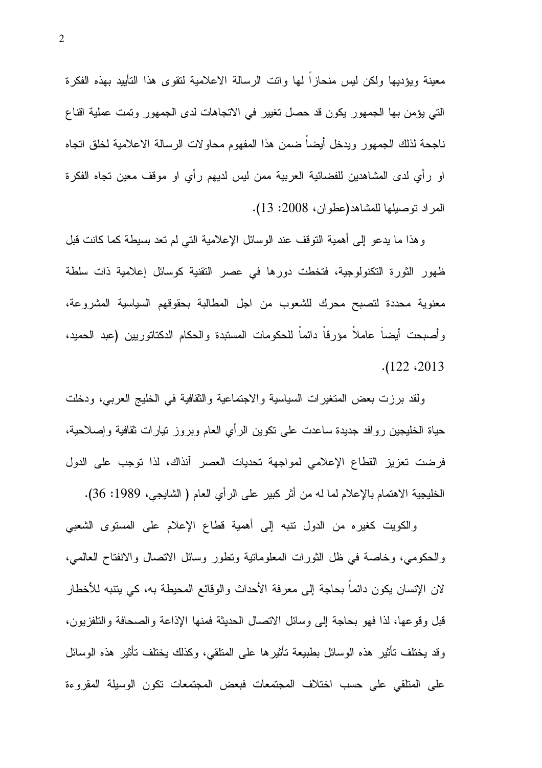معينة ويؤديها ولكن ليس منحازاً لها واتت الرسالة الاعلامية لتقوى هذا التأييد بهذه الفكرة التي يؤمن بها الجمهور يكون قد حصل تغيير في الاتجاهات لدى الجمهور وتمت عملية اقناع ناجحة لذلك الجمهور ويدخل أيضاً ضمن هذا المفهوم محاولات الرسالة الاعلامية لخلق اتجاه او رأي لدى المشاهدين للفضائية العربية ممن ليس لديهم رأي او موقف معين تجاه الفكرة المراد توصيلها للمشاهد(عطوان، 2008: 13).

وهذا ما يدعو إلى أهمية التوقف عند الوسائل الإعلامية التي لم تعد بسيطة كما كانت قبل ظهور الثورة التكنولوجية، فتخطت دورها في عصر التقنية كوسائل إعلامية ذات سلطة معنوية محددة لتصبح محرك للشعوب من اجل المطالبة بحقوقهم السياسية المشروعة، وأصبحت أيضاَ عاملاً مؤرقاً دائماً للحكومات المستبدة والحكام الدكتاتوريين (عبد الحميد، 2013، 122).

ولقد برزت بعض المتغيرات السياسية والاجتماعية والثقافية في الخليج العربي، ودخلت حياة الخليجين روافد جديدة ساعدت على تكوين الرأي العام وبروز تيارات ثقافية وإصلاحية، فرضت تعزيز القطاع الإعلامي لمواجهة تحديات العصر آنذاك، لذا توجب على الدول الخليجية الاهتمام بالإعلام لما له من أثر كبير على الرأي العام ( الشايجي، 1989: 36).

والكويت كغيره من الدول تنبه إلى أهمية قطاع الإعلام على المستوى الشعبي والحكومي، وخاصة في ظل الثورات المعلوماتية وتطور وسائل الاتصال والانفتاح العالمي، لان الإنسان يكون دائماً بحاجة إلى معرفة الأحداث والوقائع المحيطة به، كي يتنبه للأخطار قبل وقوعها، لذا فهو بحاجة إلى وسائل الاتصال الحديثة فمنها الإذاعة والصحافة والتلفزيون، وقد يختلف تأثير هذه الوسائل بطبيعة تأثيرها على المتلقي، وكذلك يختلف تأثير هذه الوسائل على المتلقي على حسب اختلاف المجتمعات فبعض المجتمعات تكون الوسيلة المقروءة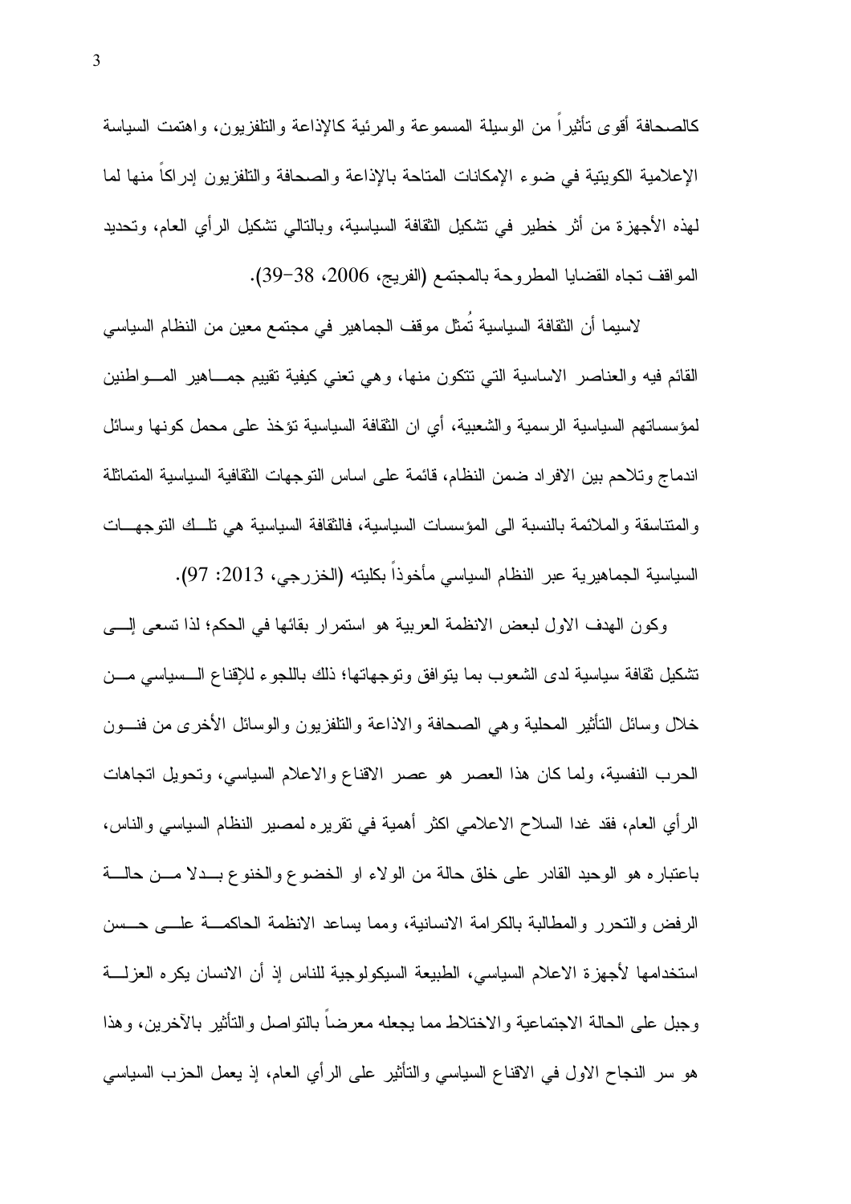كالصحافة أقوى تأثيراً من الوسيلة المسموعة والمرئية كالإذاعة والتلفزيون، واهتمت السياسة الإعلامية الكويتية في ضوء الإمكانات المتاحة بالإذاعة والصحافة والتلفزيون إدراكاً منها لما لهذه الأجهزة من أثر خطير في تشكيل الثقافة السياسية، وبالتالي تشكيل الرأي العام، وتحديد المواقف تجاه القضايا المطروحة بالمجتمع (الفريج، 2006، 38-39).

لاسيما أن الثقافة السياسية تُمثل موقف الجماهير في مجتمع معين من النظام السياسي القائم فيه والعناصر الاساسية التي تتكون منها، وهي تعني كيفية تقييم جماهير المواطنين لمؤسساتهم السياسية الرسمية والشعبية، أي ان الثقافة السياسية تؤخذ على محمل كونها وسائل اندماج وتلاحم بين الافراد ضمن النظام، قائمة على اساس التوجهات الثقافية السياسية المتماثلة والمتناسقة والملائمة بالنسبة الى المؤسسات السياسية، فالثقافة السياسية هي تلك التوجهات السياسية الجماهيرية عبر النظام السياسي مأخوذاً بكليته (الخزرجي، 2013: 97).

وكون الهدف الاول لبعض الانظمة العربية هو استمرار بقائها في الحكم؛ لذا تسعى إلى تشكيل ثقافة سياسية لدى الشعوب بما يتوافق وتوجهاتها؛ ذلك باللجوء للإقناع السياسي من خلال وسائل التأثير المحلية وهي الصحافة والاذاعة والتلفزيون والوسائل الأخرى من فنون الحرب النفسية، ولما كان هذا العصر هو عصر الاقناع والاعلام السياسي، وتحويل اتجاهات الرأي العام، فقد غدا السلاح الاعلامي اكثر أهمية في تقريره لمصير النظام السياسي والناس، باعتباره هو الوحيد القادر على خلق حالة من الولاء او الخضوع والخنوع بدلا من حالة الرفض والتحرر والمطالبة بالكرامة الانسانية، ومما يساعد الانظمة الحاكمة على حسن استخدامها لأجهزة الاعلام السياسي، الطبيعة السيكولوجية للناس إذ أن الانسان يكره العزلة وجبل على الحالة الاجتماعية والاختلاط مما يجعله معرضاً بالتواصل والتأثير بالآخرين، وهذا هو سر النجاح الاول في الاقناع السياسي والتأثير على الرأي العام، إذ يعمل الحزب السياسي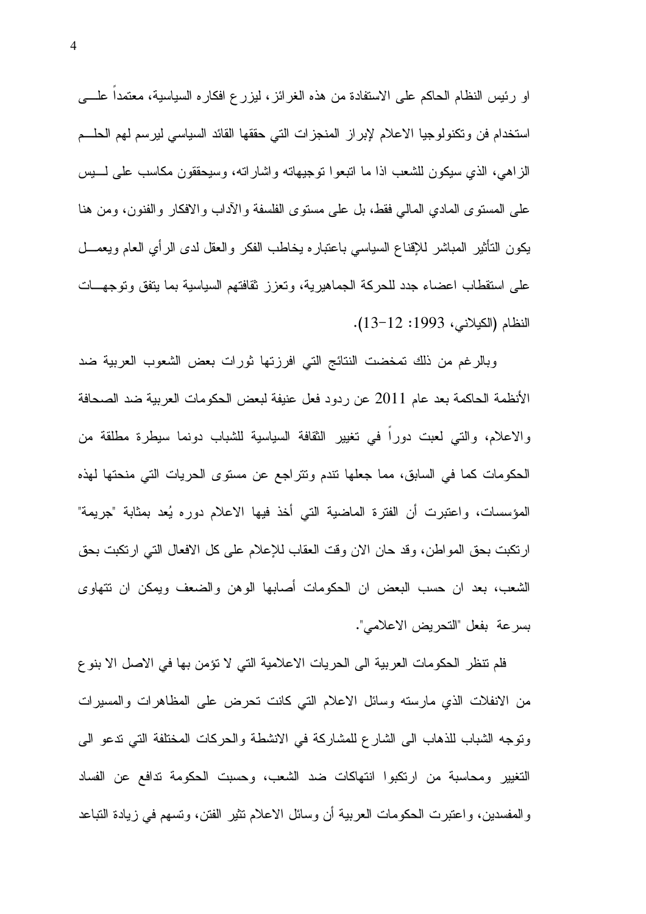او رئيس النظام الحاكم على الاستفادة من هذه الغرائز، ليزرع افكاره السياسية، معتمداً على استخدام فن وتكنولوجيا الاعلام لإبراز المنجزات التي حققها القائد السياسي ليرسم لهم الحلم الزاهي، الذي سيكون للشعب اذا ما اتبعوا توجيهاته واشاراته، وسيحققون مكاسب على ليس على المستوى المادي المالي فقط، بل على مستوى الفلسفة والآداب والافكار والفنون، ومن هنا يكون التأثير المباشر للإقناع السياسي باعتباره يخاطب الفكر والعقل لدى الرأي العام ويعمل على استقطاب اعضاء جدد للحركة الجماهيرية، وتعزز ثقافتهم السياسية بما يتفق وتوجهات النظام (الكيلاني، 1993: 12-13).

وبالرغم من ذلك تمخضت النتائج التي افرزتها ثورات بعض الشعوب العربية ضد الأنظمة الحاكمة بعد عام 2011 عن ردود فعل عنيفة لبعض الحكومات العربية ضد الصحافة والاعلام، والتي لعبت دوراً في تغيير الثقافة السياسية للشباب دونما سيطرة مطلقة من الحكومات كما في السابق، مما جعلها تندم وتتراجع عن مستوى الحريات التي منحتها لهذه المؤسسات، واعتبرت أن الفترة الماضية التي أخذ فيها الاعلام دوره يُعد بمثابة "جريمة" ارتكبت بحق المواطن، وقد حان الان وقت العقاب للإعلام على كل الافعال التي ارتكبت بحق الشعب، بعد ان حسب البعض ان الحكومات أصابها الوهن والضعف ويمكن ان تتهاوى بسرعة بفعل "التحريض الاعلامي".

فلم تنظر الحكومات العربية الى الحريات الاعلامية التي لا تؤمن بها في الاصل الا بنوع من الانفلات الذي مارسته وسائل الاعلام التي كانت تحرض على المظاهرات والمسيرات وتوجه الشباب للذهاب الى الشارع للمشاركة في الانشطة والحركات المختلفة التي تدعو الى التغيير ومحاسبة من ارتكبوا انتهاكات ضد الشعب، وحسبت الحكومة تدافع عن الفساد والمفسدين، واعتبرت الحكومات العربية أن وسائل الاعلام تثير الفتن، وتسهم في زيادة التباعد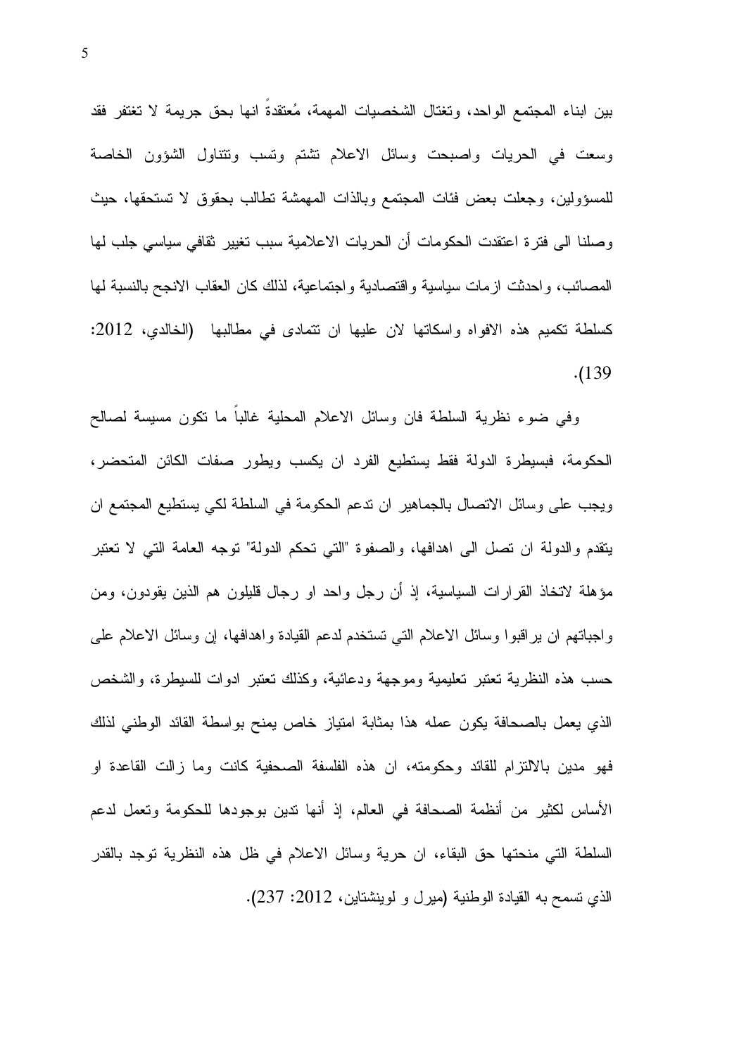بين ابناء المجتمع الواحد، وتغتال الشخصيات المهمة، مُعتقدةً انها بحق جريمة لا تغتفر فقد وسعت في الحريات واصبحت وسائل الاعلام تشتم وتسب وتتناول الشؤون الخاصة للمسؤولين، وجعلت بعض فئات المجتمع وبالذات المهمشة تطالب بحقوق لا تستحقها، حيث وصلنا الى فترة اعتقدت الحكومات أن الحريات الاعلامية سبب تغيير ثقافي سياسي جلب لها المصائب، واحدثت ازمات سياسية واقتصادية واجتماعية، لذلك كان العقاب الانجح بالنسبة لها كسلطة تكميم هذه الافواه واسكاتها لان عليها ان تتمادى في مطالبها (الخالدي، 2012: 139).

وفي ضوء نظرية السلطة فان وسائل الاعلام المحلية غالباً ما تكون مسيسة لصالح الحكومة، فبسيطرة الدولة فقط يستطيع الفرد ان يكسب ويطور صفات الكائن المتحضر، ويجب على وسائل الاتصال بالجماهير ان تدعم الحكومة في السلطة لكي يستطيع المجتمع ان يتقدم والدولة ان تصل الى اهدافها، والصفوة "التي تحكم الدولة" توجه العامة التي لا تعتبر مؤهلة لاتخاذ القرارات السياسية، إذ أن رجل واحد او رجال قليلون هم الذين يقودون، ومن واجباتهم ان يراقبوا وسائل الاعلام التي تستخدم لدعم القيادة واهدافها، إن وسائل الاعلام على حسب هذه النظرية تعتبر تعليمية وموجهة ودعائية، وكذلك تعتبر ادوات للسيطرة، والشخص الذي يعمل بالصحافة يكون عمله هذا بمثابة امتياز خاص يمنح بواسطة القائد الوطني لذلك فهو مدين بالالتزام للقائد وحكومته، ان هذه الفلسفة الصحفية كانت وما زالت القاعدة او الأساس لكثير من أنظمة الصحافة في العالم، إذ أنها تدين بوجودها للحكومة وتعمل لدعم السلطة التي منحتها حق البقاء، ان حرية وسائل الاعلام في ظل هذه النظرية توجد بالقدر الذي تسمح به القيادة الوطنية (ميرل و لوينشتاين، 2012: 237).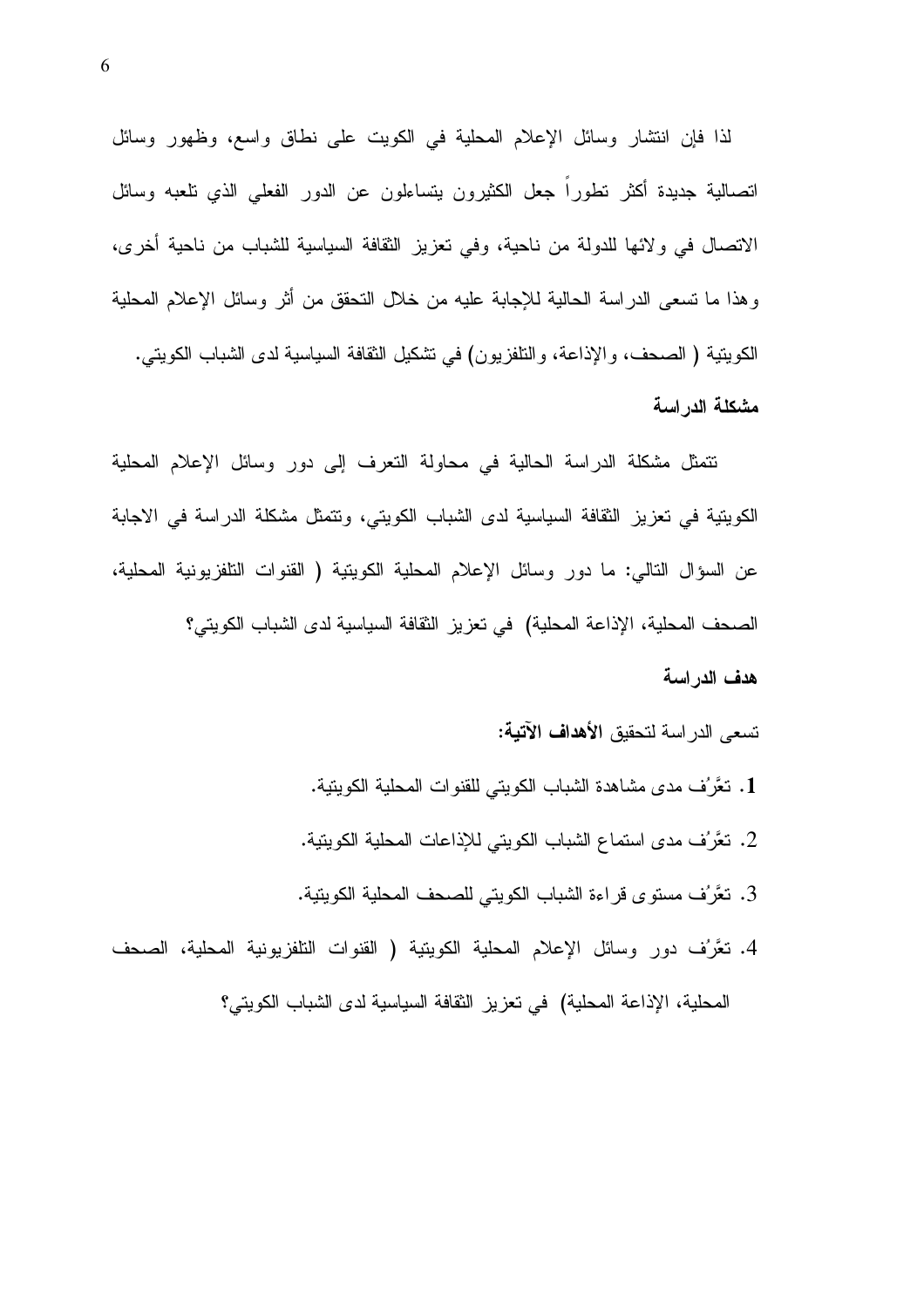لذا فإن انتشار وسائل الإعلام المحلية في الكويت على نطاق واسع، وظهور وسائل اتصالية جديدة أكثر تطوراً جعل الكثيرون يتساءلون عن الدور الفعلي الذي تلعبه وسائل الاتصال في ولائها للدولة من ناحية، وفي تعزيز الثقافة السياسية للشباب من ناحية أخرى، وهذا ما تسعى الدراسة الحالية للإجابة عليه من خلال التحقق من أثر وسائل الإعلام المحلية الكويتية ( الصحف، والإذاعة، والتلفزيون) في تشكيل الثقافة السياسية لدى الشباب الكويتي.

**مشكلة الدراسة**

تتمثل مشكلة الدراسة الحالية في محاولة التعرف إلى دور وسائل الإعلام المحلية الكويتية في تعزيز الثقافة السياسية لدى الشباب الكويتي، وتتمثل مشكلة الدراسة في الاجابة عن السؤال التالي: ما دور وسائل الإعلام المحلية الكويتية ( القنوات التلفزيونية المحلية، الصحف المحلية، الإذاعة المحلية) في تعزيز الثقافة السياسية لدى الشباب الكويتي؟

**هدف الدراسة**

تسعى الدراسة لتحقيق **الأهداف الآتية:**

1. تعَّرُف مدى مشاهدة الشباب الكويتي للقنوات المحلية الكويتية.
2. تعَّرُف مدى استماع الشباب الكويتي للإذاعات المحلية الكويتية.
3. تعَّرُف مستوى قراءة الشباب الكويتي للصحف المحلية الكويتية.
4. تعَّرُف دور وسائل الإعلام المحلية الكويتية ( القنوات التلفزيونية المحلية، الصحف المحلية، الإذاعة المحلية) في تعزيز الثقافة السياسية لدى الشباب الكويتي؟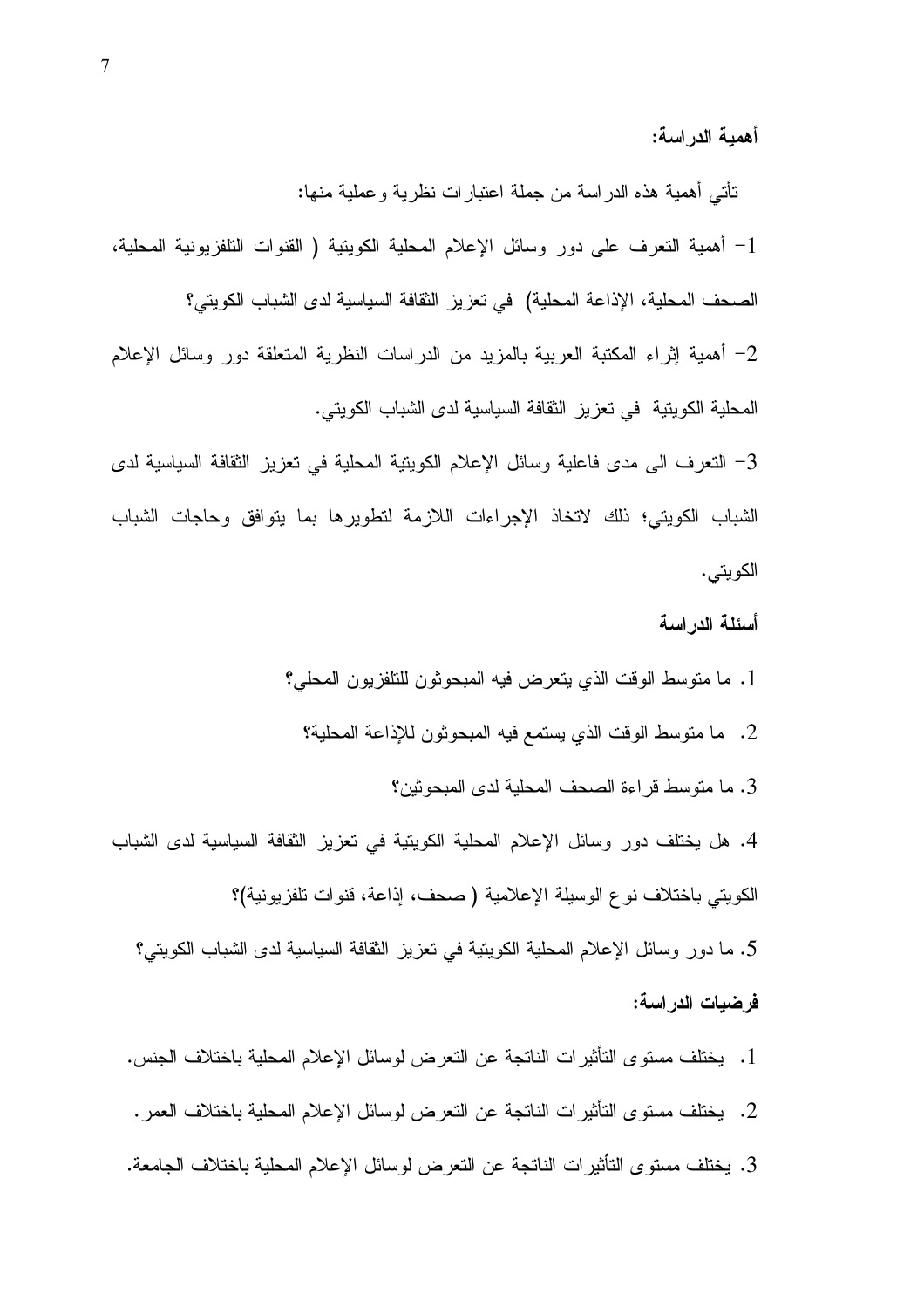**أهمية الدراسة:**

تأتي أهمية هذه الدراسة من جملة اعتبارات نظرية وعملية منها:

1- أهمية التعرف على دور وسائل الإعلام المحلية الكويتية ( القنوات التلفزيونية المحلية، الصحف المحلية، الإذاعة المحلية) في تعزيز الثقافة السياسية لدى الشباب الكويتي؟

2- أهمية إثراء المكتبة العربية بالمزيد من الدراسات النظرية المتعلقة دور وسائل الإعلام المحلية الكويتية في تعزيز الثقافة السياسية لدى الشباب الكويتي.

3- التعرف الى مدى فاعلية وسائل الإعلام الكويتية المحلية في تعزيز الثقافة السياسية لدى الشباب الكويتي؛ ذلك لاتخاذ الإجراءات اللازمة لتطويرها بما يتوافق وحاجات الشباب الكويتي.

**أسئلة الدراسة**

1. ما متوسط الوقت الذي يتعرض فيه المبحوثون للتلفزيون المحلي؟
2. ما متوسط الوقت الذي يستمع فيه المبحوثون للإذاعة المحلية؟
3. ما متوسط قراءة الصحف المحلية لدى المبحوثين؟
4. هل يختلف دور وسائل الإعلام المحلية الكويتية في تعزيز الثقافة السياسية لدى الشباب الكويتي باختلاف نوع الوسيلة الإعلامية ( صحف، إذاعة، قنوات تلفزيونية)؟
5. ما دور وسائل الإعلام المحلية الكويتية في تعزيز الثقافة السياسية لدى الشباب الكويتي؟

**فرضيات الدراسة:**

1. يختلف مستوى التأثيرات الناتجة عن التعرض لوسائل الإعلام المحلية باختلاف الجنس.
2. يختلف مستوى التأثيرات الناتجة عن التعرض لوسائل الإعلام المحلية باختلاف العمر.
3. يختلف مستوى التأثيرات الناتجة عن التعرض لوسائل الإعلام المحلية باختلاف الجامعة.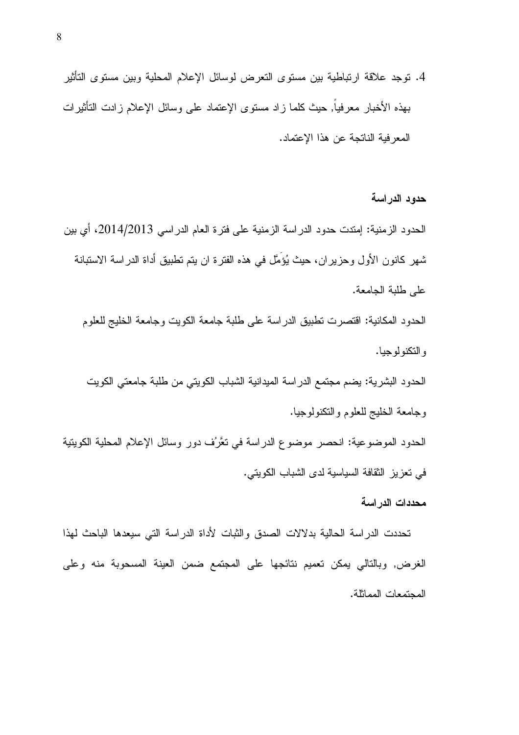4. توجد علاقة ارتباطية بين مستوى التعرض لوسائل الإعلام المحلية وبين مستوى التأثير بهذه الأخبار معرفياً, حيث كلما زاد مستوى الإعتماد على وسائل الإعلام زادت التأثيرات المعرفية الناتجة عن هذا الإعتماد.

**حدود الدراسة**

الحدود الزمنية: إمتدت حدود الدراسة الزمنية على فترة العام الدراسي 2014/2013، أي بين شهر كانون الأول وحزيران، حيث يُؤَمَّل في هذه الفترة ان يتم تطبيق أداة الدراسة الاستبانة على طلبة الجامعة.

الحدود المكانية: اقتصرت تطبيق الدراسة على طلبة جامعة الكويت وجامعة الخليج للعلوم والتكنولوجيا.

الحدود البشرية: يضم مجتمع الدراسة الميدانية الشباب الكويتي من طلبة جامعتي الكويت وجامعة الخليج للعلوم والتكنولوجيا.

الحدود الموضوعية: انحصر موضوع الدراسة في تعَرُف دور وسائل الإعلام المحلية الكويتية في تعزيز الثقافة السياسية لدى الشباب الكويتي.

**محددات الدراسة**

تحددت الدراسة الحالية بدلالات الصدق والثبات لأداة الدراسة التي سيعدها الباحث لهذا الغرض, وبالتالي يمكن تعميم نتائجها على المجتمع ضمن العينة المسحوبة منه وعلى المجتمعات المماثلة.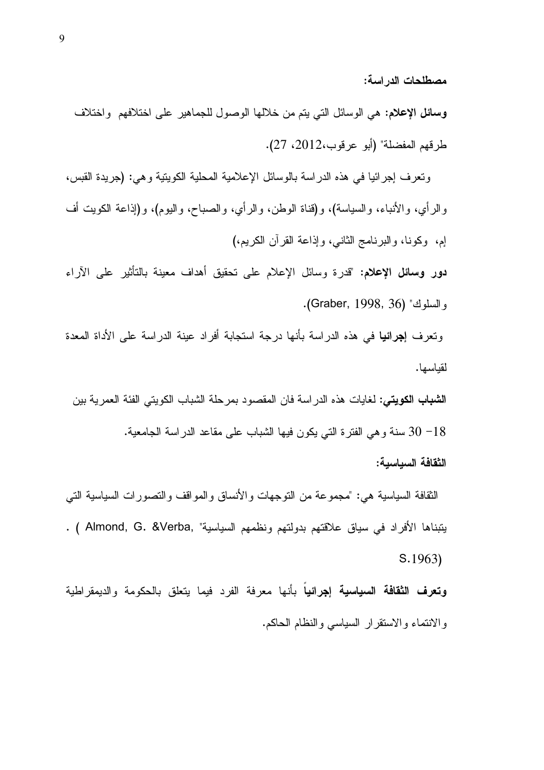**مصطلحات الدراسة:**

**وسائل الإعلام:** هي الوسائل التي يتم من خلالها الوصول للجماهير على اختلافهم واختلاف طرقهم المفضلة" (أبو عرقوب،2012، 27).

وتعرف إجرائيا في هذه الدراسة بالوسائل الإعلامية المحلية الكويتية وهي: (جريدة القبس، والرأي، والأنباء، والسياسة)، و(قناة الوطن، والرأي، والصباح، واليوم)، و(إذاعة الكويت أف إم، وكونا، والبرنامج الثاني، وإذاعة القرآن الكريم،)

**دور وسائل الإعلام:** "قدرة وسائل الإعلام على تحقيق أهداف معينة بالتأثير على الآراء والسلوك" (Graber, 1998, 36).

وتعرف **إجرائيا** في هذه الدراسة بأنها درجة استجابة أفراد عينة الدراسة على الأداة المعدة لقياسها.

**الشباب الكويتي:** لغايات هذه الدراسة فان المقصود بمرحلة الشباب الكويتي الفئة العمرية بين 18- 30 سنة وهي الفترة التي يكون فيها الشباب على مقاعد الدراسة الجامعية.

**الثقافة السياسية:**

الثقافة السياسية هي: "مجموعة من التوجهات والأنساق والمواقف والتصورات السياسية التي يتبناها الأفراد في سياق علاقتهم بدولتهم ونظمهم السياسية" (Almond, G. &Verba, S.1963) .

**وتعرف الثقافة السياسية إجرائياً** بأنها معرفة الفرد فيما يتعلق بالحكومة والديمقراطية والانتماء والاستقرار السياسي والنظام الحاكم.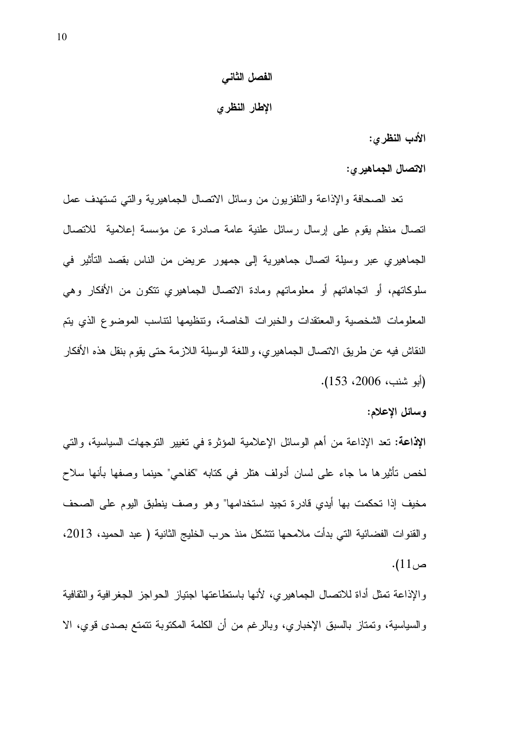# الفصل الثاني

## الإطار النظري

**الأدب النظري:**

**الاتصال الجماهيري:**

تعد الصحافة والإذاعة والتلفزيون من وسائل الاتصال الجماهيرية والتي تستهدف عمل اتصال منظم يقوم على إرسال رسائل علنية عامة صادرة عن مؤسسة إعلامية للاتصال الجماهيري عبر وسيلة اتصال جماهيرية إلى جمهور عريض من الناس بقصد التأثير في سلوكاتهم، أو اتجاهاتهم أو معلوماتهم ومادة الاتصال الجماهيري تتكون من الأفكار وهي المعلومات الشخصية والمعتقدات والخبرات الخاصة، وتنظيمها لتناسب الموضوع الذي يتم النقاش فيه عن طريق الاتصال الجماهيري، واللغة الوسيلة اللازمة حتى يقوم بنقل هذه الأفكار (أبو شنب، 2006، 153).

**وسائل الإعلام:**

**الإذاعة:** تعد الإذاعة من أهم الوسائل الإعلامية المؤثرة في تغيير التوجهات السياسية، والتي لخص تأثيرها ما جاء على لسان أدولف هتلر في كتابه "كفاحي" حينما وصفها بأنها سلاح مخيف إذا تحكمت بها أيدي قادرة تجيد استخدامها" وهو وصف ينطبق اليوم على الصحف والقنوات الفضائية التي بدأت ملامحها تتشكل منذ حرب الخليج الثانية ( عبد الحميد، 2013، ص11).

والإذاعة تمثل أداة للاتصال الجماهيري، لأنها باستطاعتها اجتياز الحواجز الجغرافية والثقافية والسياسية، وتمتاز بالسبق الإخباري، وبالرغم من أن الكلمة المكتوبة تتمتع بصدى قوي، الا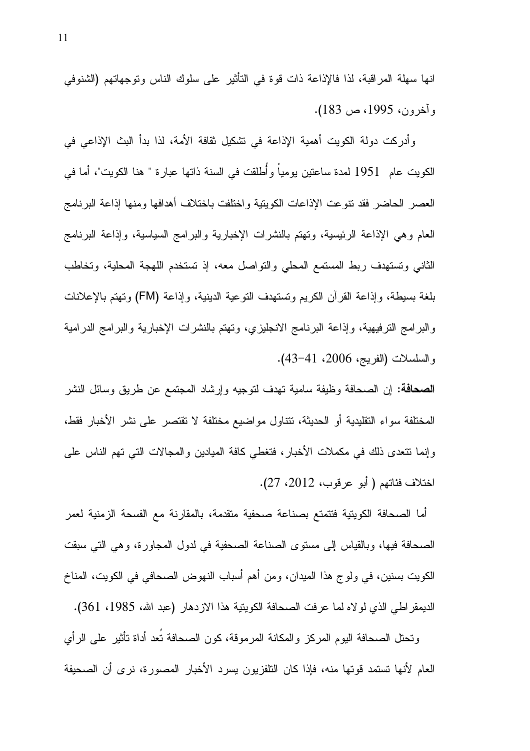انها سهلة المراقبة، لذا فالإذاعة ذات قوة في التأثير على سلوك الناس وتوجهاتهم (الشنوفي وآخرون، 1995، ص 183).

وأدركت دولة الكويت أهمية الإذاعة في تشكيل ثقافة الأمة، لذا بدأ البث الإذاعي في الكويت عام 1951 لمدة ساعتين يومياً وأُطلقت في السنة ذاتها عبارة " هنا الكويت"، أما في العصر الحاضر فقد تنوعت الإذاعات الكويتية واختلفت باختلاف أهدافها ومنها إذاعة البرنامج العام وهي الإذاعة الرئيسية، وتهتم بالنشرات الإخبارية والبرامج السياسية، وإذاعة البرنامج الثاني وتستهدف ربط المستمع المحلي والتواصل معه، إذ تستخدم اللهجة المحلية، وتخاطب بلغة بسيطة، وإذاعة القرآن الكريم وتستهدف التوعية الدينية، وإذاعة (FM) وتهتم بالإعلانات والبرامج الترفيهية، وإذاعة البرنامج الانجليزي، وتهتم بالنشرات الإخبارية والبرامج الدرامية والسلسلات (الفريج، 2006، 41-43).

**الصحافة:** إن الصحافة وظيفة سامية تهدف لتوجيه وإرشاد المجتمع عن طريق وسائل النشر المختلفة سواء التقليدية أو الحديثة، تتناول مواضيع مختلفة لا تقتصر على نشر الأخبار فقط، وإنما تتعدى ذلك في مكملات الأخبار، فتغطي كافة الميادين والمجالات التي تهم الناس على اختلاف فئاتهم ( أبو عرقوب، 2012، 27).

أما الصحافة الكويتية فتتمتع بصناعة صحفية متقدمة، بالمقارنة مع الفسحة الزمنية لعمر الصحافة فيها، وبالقياس إلى مستوى الصناعة الصحفية في لدول المجاورة، وهي التي سبقت الكويت بسنين، في ولوج هذا الميدان، ومن أهم أسباب النهوض الصحافي في الكويت، المناخ الديمقراطي الذي لولاه لما عرفت الصحافة الكويتية هذا الازدهار (عبد الله، 1985، 361).

وتحتل الصحافة اليوم المركز والمكانة المرموقة، كون الصحافة تُعد أداة تأثير على الرأي العام لأنها تستمد قوتها منه، فإذا كان التلفزيون يسرد الأخبار المصورة، نرى أن الصحيفة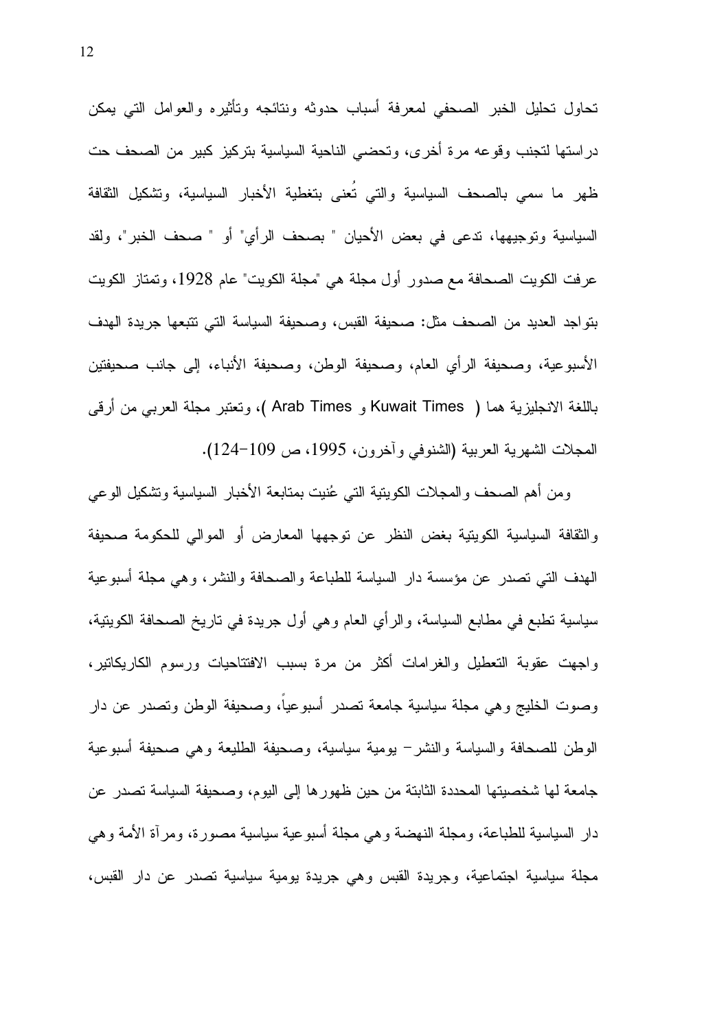تحاول تحليل الخبر الصحفي لمعرفة أسباب حدوثه ونتائجه وتأثيره والعوامل التي يمكن دراستها لتجنب وقوعه مرة أخرى، وتحضي الناحية السياسية بتركيز كبير من الصحف حت ظهر ما سمي بالصحف السياسية والتي تُعنى بتغطية الأخبار السياسية، وتشكيل الثقافة السياسية وتوجيهها، تدعى في بعض الأحيان " بصحف الرأي" أو " صحف الخبر"، ولقد عرفت الكويت الصحافة مع صدور أول مجلة هي "مجلة الكويت" عام 1928، وتمتاز الكويت بتواجد العديد من الصحف مثل: صحيفة القبس، وصحيفة السياسة التي تتبعها جريدة الهدف الأسبوعية، وصحيفة الرأي العام، وصحيفة الوطن، وصحيفة الأنباء، إلى جانب صحيفتين باللغة الانجليزية هما ( Kuwait Times و Arab Times )، وتعتبر مجلة العربي من أرقى المجلات الشهرية العربية (الشنوفي وآخرون، 1995، ص 109-124).

ومن أهم الصحف والمجلات الكويتية التي عُنيت بمتابعة الأخبار السياسية وتشكيل الوعي والثقافة السياسية الكويتية بغض النظر عن توجهها المعارض أو الموالي للحكومة صحيفة الهدف التي تصدر عن مؤسسة دار السياسة للطباعة والصحافة والنشر، وهي مجلة أسبوعية سياسية تطبع في مطابع السياسة، والرأي العام وهي أول جريدة في تاريخ الصحافة الكويتية، واجهت عقوبة التعطيل والغرامات أكثر من مرة بسبب الافتتاحيات ورسوم الكاريكاتير، وصوت الخليج وهي مجلة سياسية جامعة تصدر أسبوعياً، وصحيفة الوطن وتصدر عن دار الوطن للصحافة والسياسة والنشر- يومية سياسية، وصحيفة الطليعة وهي صحيفة أسبوعية جامعة لها شخصيتها المحددة الثابتة من حين ظهورها إلى اليوم، وصحيفة السياسة تصدر عن دار السياسية للطباعة، ومجلة النهضة وهي مجلة أسبوعية سياسية مصورة، ومرآة الأمة وهي مجلة سياسية اجتماعية، وجريدة القبس وهي جريدة يومية سياسية تصدر عن دار القبس،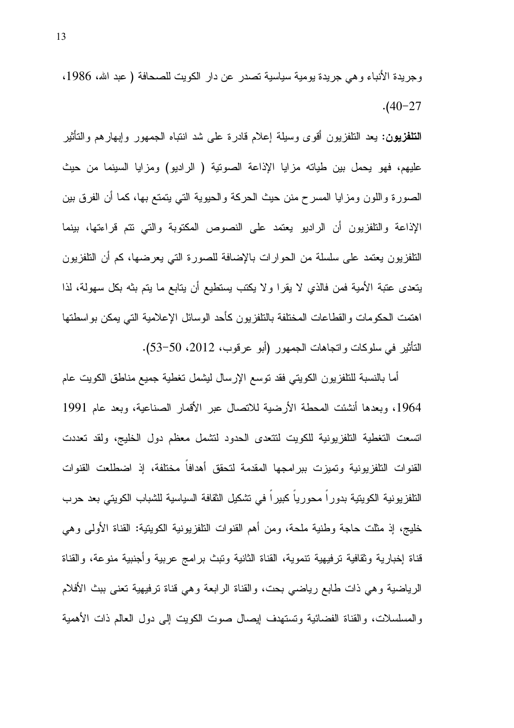وجريدة الأنباء وهي جريدة يومية سياسية تصدر عن دار الكويت للصحافة ( عبد الله، 1986، 27-40).

**التلفزيون:** يعد التلفزيون أقوى وسيلة إعلام قادرة على شد انتباه الجمهور وإبهارهم والتأثير عليهم، فهو يحمل بين طياته مزايا الإذاعة الصوتية ( الراديو) ومزايا السينما من حيث الصورة واللون ومزايا المسرح منن حيث الحركة والحيوية التي يتمتع بها، كما أن الفرق بين الإذاعة والتلفزيون أن الراديو يعتمد على النصوص المكتوبة والتي تتم قراءتها، بينما التلفزيون يعتمد على سلسلة من الحوارات بالإضافة للصورة التي يعرضها، كم أن التلفزيون يتعدى عتبة الأمية فمن فالذي لا يقرا ولا يكتب يستطيع أن يتابع ما يتم بثه بكل سهولة، لذا اهتمت الحكومات والقطاعات المختلفة بالتلفزيون كأحد الوسائل الإعلامية التي يمكن بواسطتها التأثير في سلوكات واتجاهات الجمهور (أبو عرقوب، 2012، 50-53).

أما بالنسبة للتلفزيون الكويتي فقد توسع الإرسال ليشمل تغطية جميع مناطق الكويت عام 1964، وبعدها أنشئت المحطة الأرضية للاتصال عبر الأقمار الصناعية، وبعد عام 1991 اتسعت التغطية التلفزيونية للكويت لتتعدى الحدود لتشمل معظم دول الخليج، ولقد تعددت القنوات التلفزيونية وتميزت ببرامجها المقدمة لتحقق أهدافاً مختلفة، إذ اضطلعت القنوات التلفزيونية الكويتية بدوراً محورياً كبيراً في تشكيل الثقافة السياسية للشباب الكويتي بعد حرب خليج، إذ مثلت حاجة وطنية ملحة، ومن أهم القنوات التلفزيونية الكويتية: القناة الأولى وهي قناة إخبارية وثقافية ترفيهية تنموية، القناة الثانية وتبث برامج عربية وأجنبية منوعة، والقناة الرياضية وهي ذات طابع رياضي بحت، والقناة الرابعة وهي قناة ترفيهية تعنى ببث الأفلام والمسلسلات، والقناة الفضائية وتستهدف إيصال صوت الكويت إلى دول العالم ذات الأهمية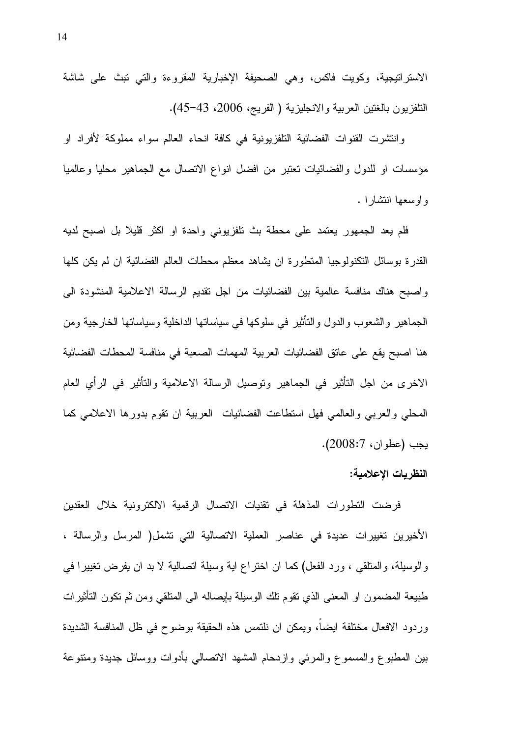الاستراتيجية، وكويت فاكس، وهي الصحيفة الإخبارية المقروءة والتي تبث على شاشة التلفزيون باللغتين العربية والانجليزية ( الفريح، 2006، 43-45).

وانتشرت القنوات الفضائية التلفزيونية في كافة انحاء العالم سواء مملوكة لأفراد او مؤسسات او للدول والفضائيات تعتبر من افضل انواع الاتصال مع الجماهير محليا وعالميا واوسعها انتشارا .

فلم يعد الجمهور يعتمد على محطة بث تلفزيوني واحدة او اكثر قليلا بل اصبح لديه القدرة بوسائل التكنولوجيا المتطورة ان يشاهد معظم محطات العالم الفضائية ان لم يكن كلها واصبح هناك منافسة عالمية بين الفضائيات من اجل تقديم الرسالة الاعلامية المنشودة الى الجماهير والشعوب والدول والتأثير في سلوكها في سياساتها الداخلية وسياساتها الخارجية ومن هنا اصبح يقع على عاتق الفضائيات العربية المهمات الصعبة في منافسة المحطات الفضائية الاخرى من اجل التأثير في الجماهير وتوصيل الرسالة الاعلامية والتأثير في الرأي العام المحلي والعربي والعالمي فهل استطاعت الفضائيات العربية ان تقوم بدورها الاعلامي كما يجب (عطوان، 2008:7).

**النظريات الإعلامية:**

فرضت التطورات المذهلة في تقنيات الاتصال الرقمية الالكترونية خلال العقدين الأخيرين تغييرات عديدة في عناصر العملية الاتصالية التي تشمل( المرسل والرسالة ، والوسيلة، والمتلقي ، ورد الفعل) كما ان اختراع اية وسيلة اتصالية لا بد ان يفرض تغييرا في طبيعة المضمون او المعنى الذي تقوم تلك الوسيلة بإيصاله الى المتلقي ومن ثم تكون التأثيرات وردود الافعال مختلفة ايضاً، ويمكن ان نلتمس هذه الحقيقة بوضوح في ظل المنافسة الشديدة بين المطبوع والمسموع والمرئي وازدحام المشهد الاتصالي بأدوات ووسائل جديدة ومتنوعة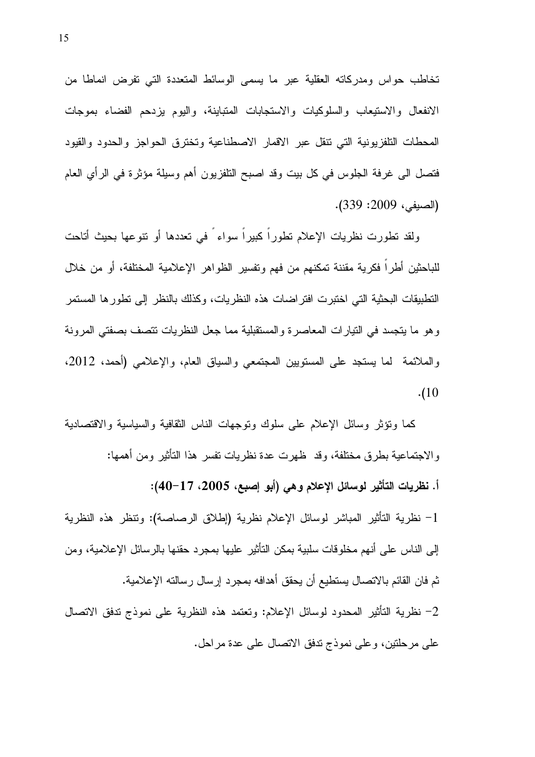تخاطب حواس ومدركاته العقلية عبر ما يسمى الوسائط المتعددة التي تفرض انماطا من الانفعال والاستيعاب والسلوكيات والاستجابات المتباينة، واليوم يزدحم الفضاء بموجات المحطات التلفزيونية التي تنقل عبر الاقمار الاصطناعية وتخترق الحواجز والحدود والقيود فتصل الى غرفة الجلوس في كل بيت وقد اصبح التلفزيون أهم وسيلة مؤثرة في الرأي العام (الصيفي، 2009: 339).

ولقد تطورت نظريات الإعلام تطوراً كبيراً سواءً في تعددها أو تنوعها بحيث أتاحت للباحثين أطراً فكرية مقننة تمكنهم من فهم وتفسير الظواهر الإعلامية المختلفة، أو من خلال التطبيقات البحثية التي اختبرت افتراضات هذه النظريات، وكذلك بالنظر إلى تطورها المستمر وهو ما يتجسد في التيارات المعاصرة والمستقبلية مما جعل النظريات تتصف بصفتي المرونة والملائمة لما يستجد على المستويين المجتمعي والسياق العام، والإعلامي (أحمد، 2012، 10).

كما وتؤثر وسائل الإعلام على سلوك وتوجهات الناس الثقافية والسياسية والاقتصادية والاجتماعية بطرق مختلفة، وقد ظهرت عدة نظريات تفسر هذا التأثير ومن أهمها:

**أ. نظريات التأثير لوسائل الإعلام وهي (أبو إصبع، 2005، 17-40):**

1- نظرية التأثير المباشر لوسائل الإعلام نظرية (إطلاق الرصاصة): وتنظر هذه النظرية إلى الناس على أنهم مخلوقات سلبية يمكن التأثير عليها بمجرد حقنها بالرسائل الإعلامية، ومن ثم فان القائم بالاتصال يستطيع أن يحقق أهدافه بمجرد إرسال رسالته الإعلامية.

2- نظرية التأثير المحدود لوسائل الإعلام: وتعتمد هذه النظرية على نموذج تدفق الاتصال على مرحلتين، وعلى نموذج تدفق الاتصال على عدة مراحل.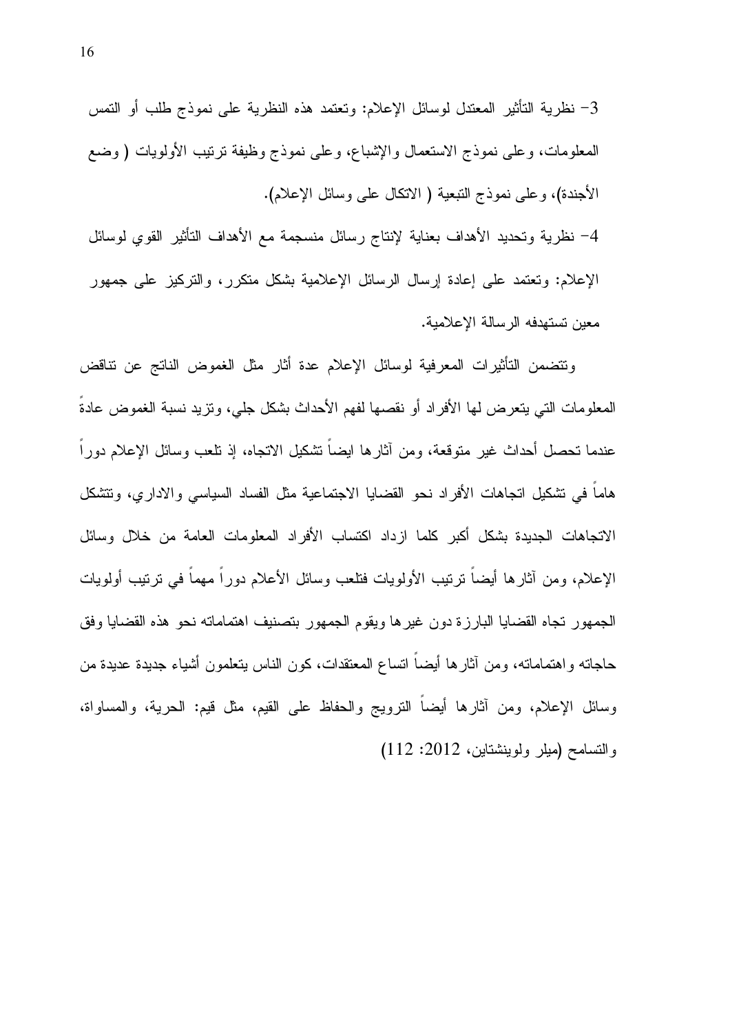3- نظرية التأثير المعتدل لوسائل الإعلام: وتعتمد هذه النظرية على نموذج طلب أو التمس المعلومات، وعلى نموذج الاستعمال والإشباع، وعلى نموذج وظيفة ترتيب الأولويات ( وضع الأجندة)، وعلى نموذج التبعية ( الاتكال على وسائل الإعلام).

4- نظرية وتحديد الأهداف بعناية لإنتاج رسائل منسجمة مع الأهداف التأثير القوي لوسائل الإعلام: وتعتمد على إعادة إرسال الرسائل الإعلامية بشكل متكرر، والتركيز على جمهور معين تستهدفه الرسالة الإعلامية.

وتتضمن التأثيرات المعرفية لوسائل الإعلام عدة أثار مثل الغموض الناتج عن تناقض المعلومات التي يتعرض لها الأفراد أو نقصها لفهم الأحداث بشكل جلي، وتزيد نسبة الغموض عادةً عندما تحصل أحداث غير متوقعة، ومن آثارها ايضاً تشكيل الاتجاه، إذ تلعب وسائل الإعلام دوراً هاماً في تشكيل اتجاهات الأفراد نحو القضايا الاجتماعية مثل الفساد السياسي والاداري، وتتشكل الاتجاهات الجديدة بشكل أكبر كلما ازداد اكتساب الأفراد المعلومات العامة من خلال وسائل الإعلام، ومن آثارها أيضاً ترتيب الأولويات فتلعب وسائل الأعلام دوراً مهماً في ترتيب أولويات الجمهور تجاه القضايا البارزة دون غيرها ويقوم الجمهور بتصنيف اهتماماته نحو هذه القضايا وفق حاجاته واهتماماته، ومن آثارها أيضاً اتساع المعتقدات، كون الناس يتعلمون أشياء جديدة عديدة من وسائل الإعلام، ومن آثارها أيضاً الترويج والحفاظ على القيم، مثل قيم: الحرية، والمساواة، والتسامح (ميلر ولوينشتاين، 2012: 112)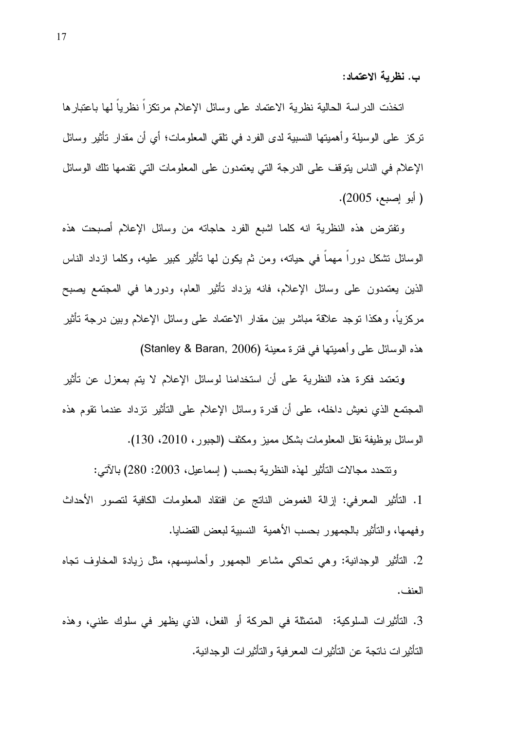**ب. نظرية الاعتماد:**

اتخذت الدراسة الحالية نظرية الاعتماد على وسائل الإعلام مرتكزاً نظرياً لها باعتبارها تركز على الوسيلة وأهميتها النسبية لدى الفرد في تلقي المعلومات؛ أي أن مقدار تأثير وسائل الإعلام في الناس يتوقف على الدرجة التي يعتمدون على المعلومات التي تقدمها تلك الوسائل ( أبو إصبع، 2005).

وتفترض هذه النظرية انه كلما اشبع الفرد حاجاته من وسائل الإعلام أصبحت هذه الوسائل تشكل دوراً مهماً في حياته، ومن ثم يكون لها تأثير كبير عليه، وكلما ازداد الناس الذين يعتمدون على وسائل الإعلام، فانه يزداد تأثير العام، ودورها في المجتمع يصبح مركزياً، وهكذا توجد علاقة مباشر بين مقدار الاعتماد على وسائل الإعلام وبين درجة تأثير هذه الوسائل على وأهميتها في فترة معينة (Stanley & Baran, 2006)

وتعتمد فكرة هذه النظرية على أن استخدامنا لوسائل الإعلام لا يتم بمعزل عن تأثير المجتمع الذي نعيش داخله، على أن قدرة وسائل الإعلام على التأثير تزداد عندما تقوم هذه الوسائل بوظيفة نقل المعلومات بشكل مميز ومكثف (الجبور، 2010، 130).

وتتحدد مجالات التأثير لهذه النظرية بحسب ( إسماعيل، 2003: 280) بالآتي:

1. التأثير المعرفي: إزالة الغموض الناتج عن افتقاد المعلومات الكافية لتصور الأحداث وفهمها، والتأثير بالجمهور بحسب الأهمية النسبية لبعض القضايا.

2. التأثير الوجدانية: وهي تحاكي مشاعر الجمهور وأحاسيسهم، مثل زيادة المخاوف تجاه العنف.

3. التأثيرات السلوكية: المتمثلة في الحركة أو الفعل، الذي يظهر في سلوك علني، وهذه التأثيرات ناتجة عن التأثيرات المعرفية والتأثيرات الوجدانية.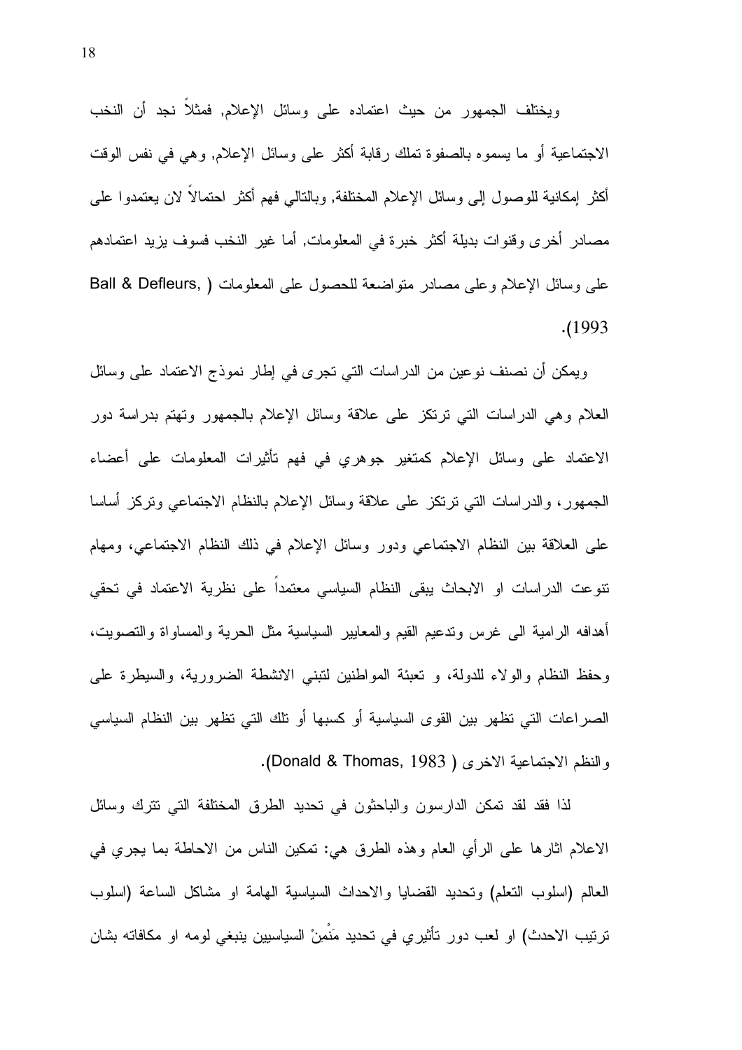ويختلف الجمهور من حيث اعتماده على وسائل الإعلام, فمثلاً نجد أن النخب الاجتماعية أو ما يسموه بالصفوة تملك رقابة أكثر على وسائل الإعلام, وهي في نفس الوقت أكثر إمكانية للوصول إلى وسائل الإعلام المختلفة, وبالتالي فهم أكثر احتمالاً لان يعتمدوا على مصادر أخرى وقنوات بديلة أكثر خبرة في المعلومات, أما غير النخب فسوف يزيد اعتمادهم على وسائل الإعلام وعلى مصادر متواضعة للحصول على المعلومات (Ball & Defleurs, 1993).

ويمكن أن نصنف نوعين من الدراسات التي تجرى في إطار نموذج الاعتماد على وسائل العلام وهي الدراسات التي ترتكز على علاقة وسائل الإعلام بالجمهور وتهتم بدراسة دور الاعتماد على وسائل الإعلام كمتغير جوهري في فهم تأثيرات المعلومات على أعضاء الجمهور، والدراسات التي ترتكز على علاقة وسائل الإعلام بالنظام الاجتماعي وتركز أساسا على العلاقة بين النظام الاجتماعي ودور وسائل الإعلام في ذلك النظام الاجتماعي، ومهما تنوعت الدراسات او الابحاث يبقى النظام السياسي معتمداً على نظرية الاعتماد في تحقي أهدافه الرامية الى غرس وتدعيم القيم والمعايير السياسية مثل الحرية والمساواة والتصويت، وحفظ النظام والولاء للدولة، و تعبئة المواطنين لتبني الانشطة الضرورية، والسيطرة على الصراعات التي تظهر بين القوى السياسية أو كسبها أو تلك التي تظهر بين النظام السياسي والنظم الاجتماعية الاخرى (Donald & Thomas, 1983).

لذا فقد لقد تمكن الدارسون والباحثون في تحديد الطرق المختلفة التي تترك وسائل الاعلام اثارها على الرأي العام وهذه الطرق هي: تمكين الناس من الاحاطة بما يجري في العالم (اسلوب التعلم) وتحديد القضايا والاحداث السياسية الهامة او مشاكل الساعة (اسلوب ترتيب الاحدث) او لعب دور تأثيري في تحديد مَنْ السياسيين ينبغي لومه او مكافاته بشان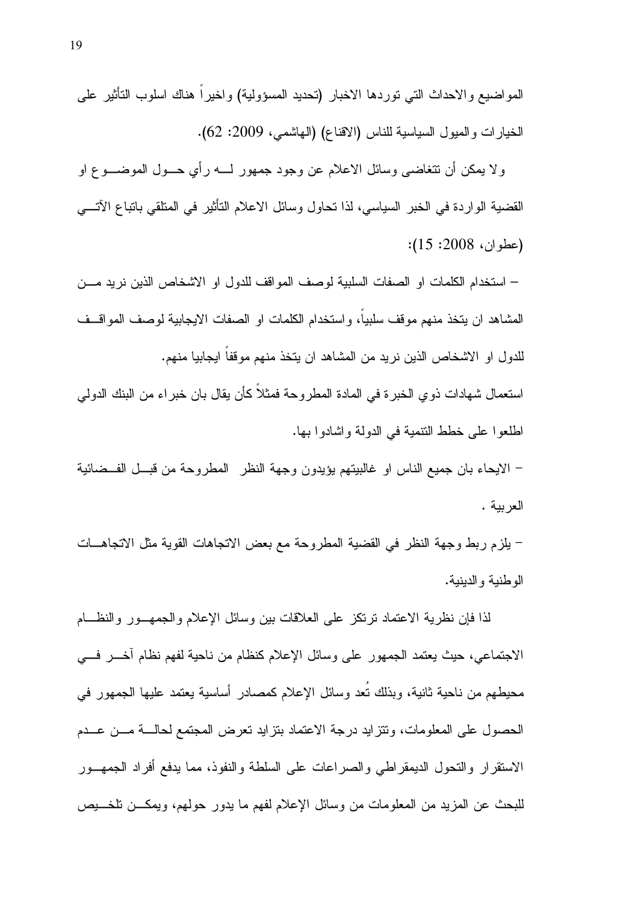المواضيع والاحداث التي توردها الاخبار (تحديد المسؤولية) واخيراً هناك اسلوب التأثير على الخيارات والميول السياسية للناس (الاقناع) (الهاشمي، 2009: 62).

ولا يمكن أن تتغاضى وسائل الاعلام عن وجود جمهور لـه رأي حول الموضوع او القضية الواردة في الخبر السياسي، لذا تحاول وسائل الاعلام التأثير في المتلقي باتباع الآتي (عطوان، 2008: 15):

- استخدام الكلمات او الصفات السلبية لوصف المواقف للدول او الاشخاص الذين نريد من المشاهد ان يتخذ منهم موقف سلبياً، واستخدام الكلمات او الصفات الايجابية لوصف المواقف للدول او الاشخاص الذين نريد من المشاهد ان يتخذ منهم موقفاً ايجابيا منهم.

استعمال شهادات ذوي الخبرة في المادة المطروحة فمثلاً كأن يقال بان خبراء من البنك الدولي اطلعوا على خطط التنمية في الدولة واشادوا بها.

- الايحاء بان جميع الناس او غالبيتهم يؤيدون وجهة النظر المطروحة من قبل الفضائية العربية .

- يلزم ربط وجهة النظر في القضية المطروحة مع بعض الاتجاهات القوية مثل الاتجاهات الوطنية والدينية.

لذا فإن نظرية الاعتماد ترتكز على العلاقات بين وسائل الإعلام والجمهور والنظام الاجتماعي، حيث يعتمد الجمهور على وسائل الإعلام كنظام من ناحية لفهم نظام آخر في محيطهم من ناحية ثانية، وبذلك تُعد وسائل الإعلام كمصادر أساسية يعتمد عليها الجمهور في الحصول على المعلومات، وتتزايد درجة الاعتماد بتزايد تعرض المجتمع لحالة من عدم الاستقرار والتحول الديمقراطي والصراعات على السلطة والنفوذ، مما يدفع أفراد الجمهور للبحث عن المزيد من المعلومات من وسائل الإعلام لفهم ما يدور حولهم، ويمكن تلخيص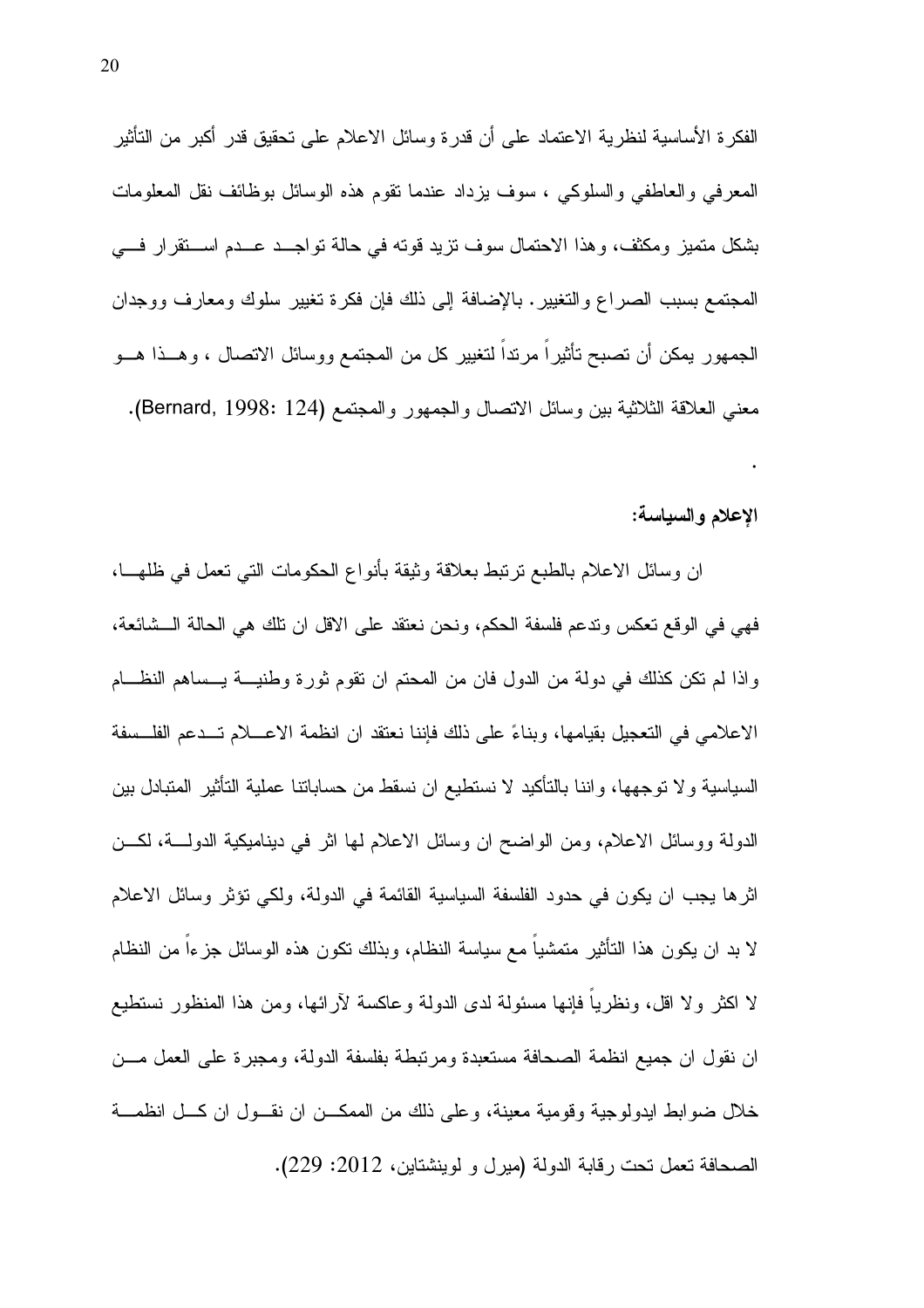الفكرة الأساسية لنظرية الاعتماد على أن قدرة وسائل الاعلام على تحقيق قدر أكبر من التأثير المعرفي والعاطفي والسلوكي ، سوف يزداد عندما تقوم هذه الوسائل بوظائف نقل المعلومات بشكل متميز ومكثف، وهذا الاحتمال سوف تزيد قوته في حالة تواجد عدم استقرار في المجتمع بسبب الصراع والتغيير. بالإضافة إلى ذلك فإن فكرة تغيير سلوك ومعارف ووجدان الجمهور يمكن أن تصبح تأثيراً مرتداً لتغيير كل من المجتمع ووسائل الاتصال ، وهذا هو معني العلاقة الثلاثية بين وسائل الاتصال والجمهور والمجتمع (Bernard, 1998: 124).

.

**الإعلام والسياسة:**

ان وسائل الاعلام بالطبع ترتبط بعلاقة وثيقة بأنواع الحكومات التي تعمل في ظلها، فهي في الوقع تعكس وتدعم فلسفة الحكم، ونحن نعتقد على الاقل ان تلك هي الحالة الشائعة، واذا لم تكن كذلك في دولة من الدول فان من المحتم ان تقوم ثورة وطنية يساهم النظام الاعلامي في التعجيل بقيامها، وبناءً على ذلك فإننا نعتقد ان انظمة الاعلام تدعم الفلسفة السياسية ولا توجهها، واننا بالتأكيد لا نستطيع ان نسقط من حساباتنا عملية التأثير المتبادل بين الدولة ووسائل الاعلام، ومن الواضح ان وسائل الاعلام لها اثر في ديناميكية الدولة، لكن اثرها يجب ان يكون في حدود الفلسفة السياسية القائمة في الدولة، ولكي تؤثر وسائل الاعلام لا بد ان يكون هذا التأثير متمشياً مع سياسة النظام، وبذلك تكون هذه الوسائل جزءاً من النظام لا اكثر ولا اقل، ونظرياً فإنها مسئولة لدى الدولة وعاكسة لآرائها، ومن هذا المنظور نستطيع ان نقول ان جميع انظمة الصحافة مستعبدة ومرتبطة بفلسفة الدولة، ومجبرة على العمل من خلال ضوابط ايدولوجية وقومية معينة، وعلى ذلك من الممكن ان نقول ان كل انظمة الصحافة تعمل تحت رقابة الدولة (ميرل و لوينشتاين، 2012: 229).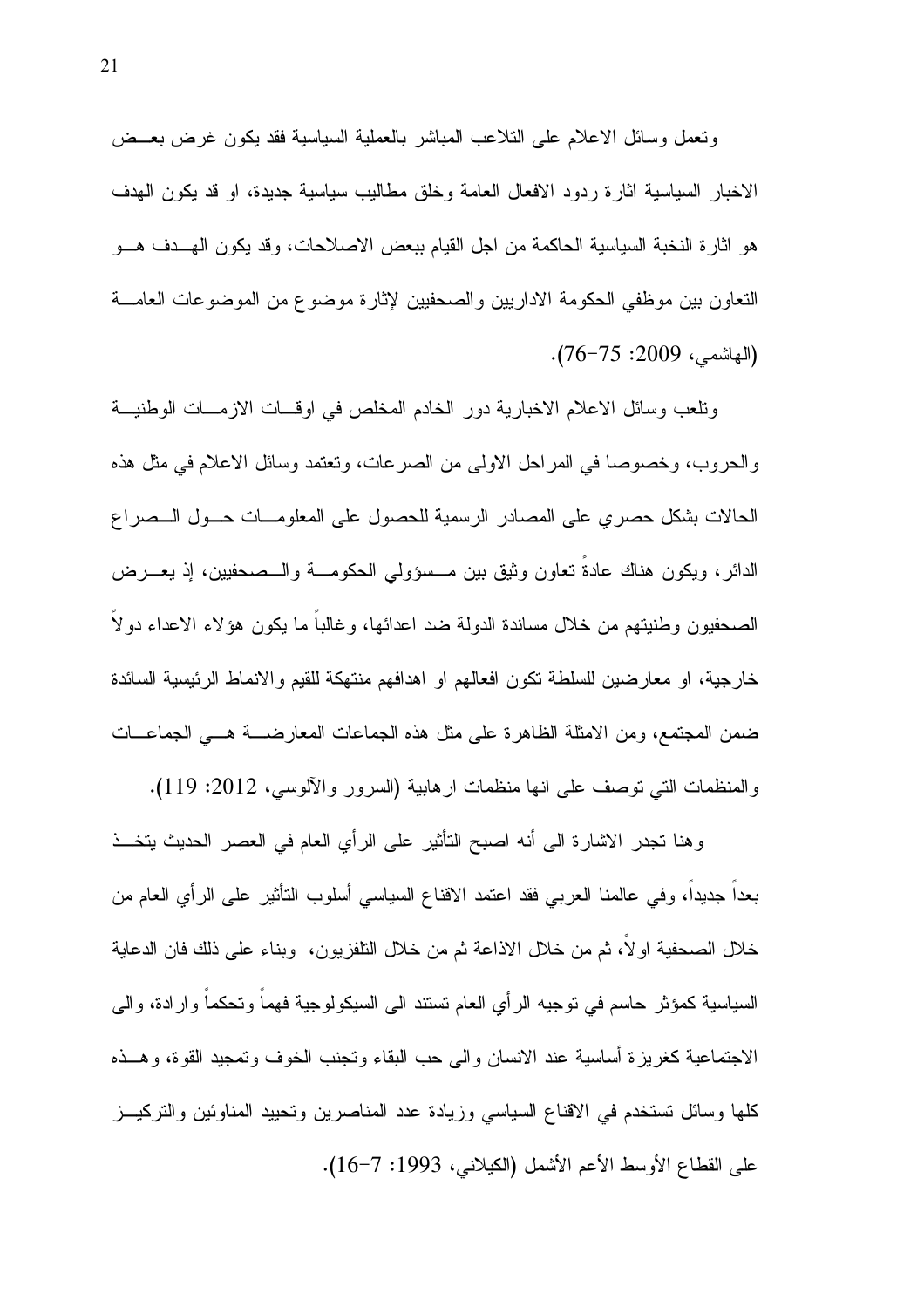وتعمل وسائل الاعلام على التلاعب المباشر بالعملية السياسية فقد يكون غرض بعض الاخبار السياسية اثارة ردود الافعال العامة وخلق مطاليب سياسية جديدة، او قد يكون الهدف هو اثارة النخبة السياسية الحاكمة من اجل القيام ببعض الاصلاحات، وقد يكون الهدف هو التعاون بين موظفي الحكومة الاداريين والصحفيين لإثارة موضوع من الموضوعات العامة (الهاشمي، 2009: 75-76).

وتلعب وسائل الاعلام الاخبارية دور الخادم المخلص في اوقات الازمات الوطنية والحروب، وخصوصا في المراحل الاولى من الصرعات، وتعتمد وسائل الاعلام في مثل هذه الحالات بشكل حصري على المصادر الرسمية للحصول على المعلومات حول الصراع الدائر، ويكون هناك عادةً تعاون وثيق بين مسؤولي الحكومة والصحفيين، إذ يعرض الصحفيون وطنيتهم من خلال مساندة الدولة ضد اعدائها، وغالباً ما يكون هؤلاء الاعداء دولاً خارجية، او معارضين للسلطة تكون افعالهم او اهدافهم منتهكة للقيم والانماط الرئيسية السائدة ضمن المجتمع، ومن الامثلة الظاهرة على مثل هذه الجماعات المعارضة هي الجماعات والمنظمات التي توصف على انها منظمات ارهابية (السرور والآلوسي، 2012: 119).

وهنا تجدر الاشارة الى أنه اصبح التأثير على الرأي العام في العصر الحديث يتخذ بعداً جديداً، وفي عالمنا العربي فقد اعتمد الاقناع السياسي أسلوب التأثير على الرأي العام من خلال الصحفية اولاً، ثم من خلال الاذاعة ثم من خلال التلفزيون، وبناء على ذلك فان الدعاية السياسية كمؤثر حاسم في توجيه الرأي العام تستند الى السيكولوجية فهماً وتحكماً وارادة، والى الاجتماعية كغريزة أساسية عند الانسان والى حب البقاء وتجنب الخوف وتمجيد القوة، وهذه كلها وسائل تستخدم في الاقناع السياسي وزيادة عدد المناصرين وتحييد المناوئين والتركيز على القطاع الأوسط الأعم الأشمل (الكيلاني، 1993: 7-16).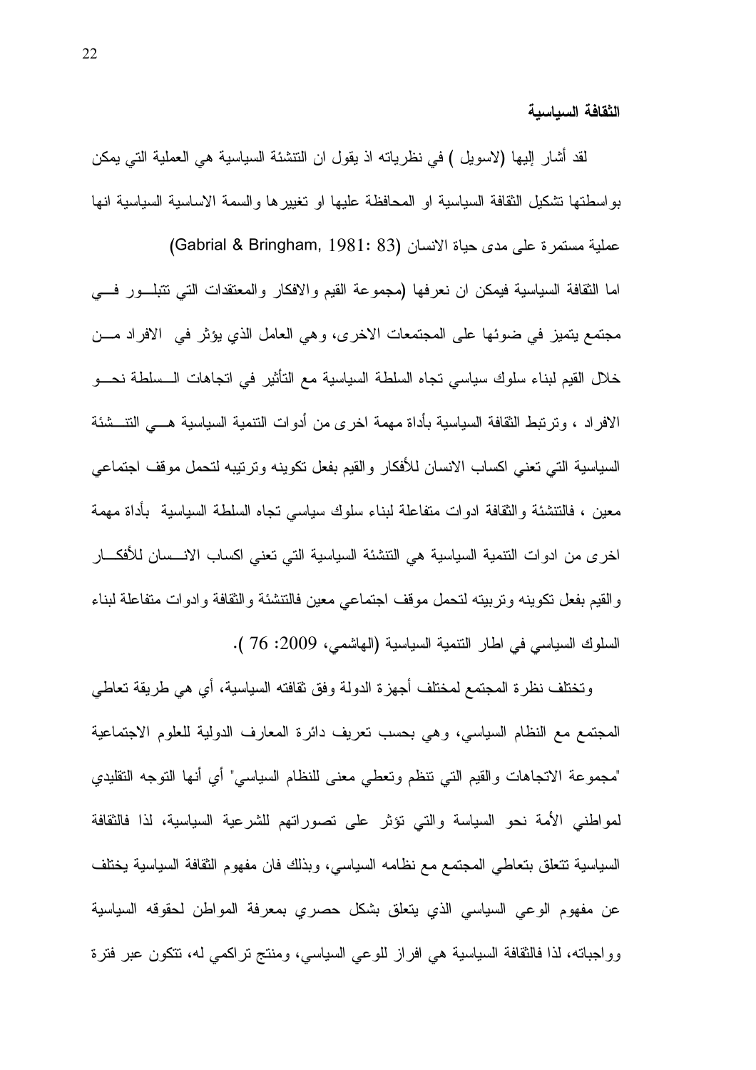### الثقافة السياسية

لقد أشار إليها (لاسويل ) في نظرياته اذ يقول ان التنشئة السياسية هي العملية التي يمكن بواسطتها تشكيل الثقافة السياسية او المحافظة عليها او تغييرها والسمة الاساسية السياسية انها عملية مستمرة على مدى حياة الانسان (Gabrial & Bringham, 1981: 83)

اما الثقافة السياسية فيمكن ان نعرفها (مجموعة القيم والافكار والمعتقدات التي تتبلور في مجتمع يتميز في ضوئها على المجتمعات الاخرى، وهي العامل الذي يؤثر في الافراد من خلال القيم لبناء سلوك سياسي تجاه السلطة السياسية مع التأثير في اتجاهات السلطة نحو الافراد ، وترتبط الثقافة السياسية بأداة مهمة اخرى من أدوات التنمية السياسية هي التنشئة السياسية التي تعني اكساب الانسان للأفكار والقيم بفعل تكوينه وترتيبه لتحمل موقف اجتماعي معين ، فالتنشئة والثقافة ادوات متفاعلة لبناء سلوك سياسي تجاه السلطة السياسية بأداة مهمة اخرى من ادوات التنمية السياسية هي التنشئة السياسية التي تعني اكساب الانسان للأفكار والقيم بفعل تكوينه وتربيته لتحمل موقف اجتماعي معين فالتنشئة والثقافة وادوات متفاعلة لبناء السلوك السياسي في اطار التنمية السياسية (الهاشمي، 2009: 76 ).

وتختلف نظرة المجتمع لمختلف أجهزة الدولة وفق ثقافته السياسية، أي هي طريقة تعاطي المجتمع مع النظام السياسي، وهي بحسب تعريف دائرة المعارف الدولية للعلوم الاجتماعية "مجموعة الاتجاهات والقيم التي تنظم وتعطي معنى للنظام السياسي" أي أنها التوجه التقليدي لمواطني الأمة نحو السياسة والتي تؤثر على تصوراتهم للشرعية السياسية، لذا فالثقافة السياسية تتعلق بتعاطي المجتمع مع نظامه السياسي، وبذلك فان مفهوم الثقافة السياسية يختلف عن مفهوم الوعي السياسي الذي يتعلق بشكل حصري بمعرفة المواطن لحقوقه السياسية وواجباته، لذا فالثقافة السياسية هي افراز للوعي السياسي، ومنتج تراكمي له، تتكون عبر فترة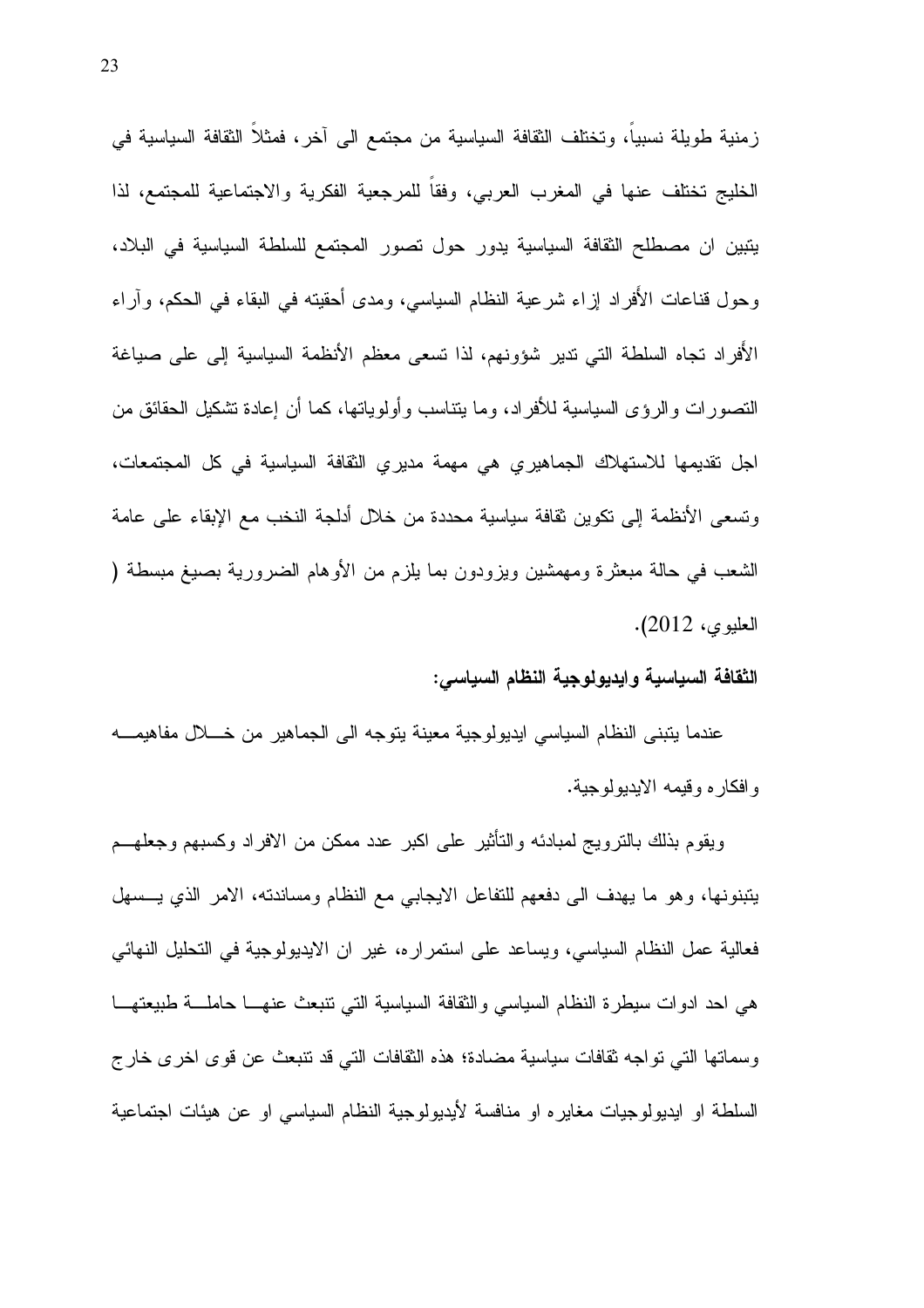زمنية طويلة نسبياً، وتختلف الثقافة السياسية من مجتمع الى آخر، فمثلاً الثقافة السياسية في الخليج تختلف عنها في المغرب العربي، وفقاً للمرجعية الفكرية والاجتماعية للمجتمع، لذا يتبين ان مصطلح الثقافة السياسية يدور حول تصور المجتمع للسلطة السياسية في البلاد، وحول قناعات الأَفراد إزاء شرعية النظام السياسي، ومدى أحقيته في البقاء في الحكم، وآراء الأَفراد تجاه السلطة التي تدير شؤونهم، لذا تسعى معظم الأنظمة السياسية إلى على صياغة التصورات والرؤى السياسية للأفراد، وما يتناسب وأولوياتها، كما أن إعادة تشكيل الحقائق من اجل تقديمها للاستهلاك الجماهيري هي مهمة مديري الثقافة السياسية في كل المجتمعات، وتسعى الأنظمة إلى تكوين ثقافة سياسية محددة من خلال أدلجة النخب مع الإبقاء على عامة الشعب في حالة مبعثرة ومهمشين ويزودون بما يلزم من الأوهام الضرورية بصيغ مبسطة ( العليوي، 2012).

**الثقافة السياسية وايديولوجية النظام السياسي:**

عندما يتبنى النظام السياسي ايديولوجية معينة يتوجه الى الجماهير من خلال مفاهيمه وافكاره وقيمه الايديولوجية.

ويقوم بذلك بالترويج لمبادئه والتأثير على اكبر عدد ممكن من الافراد وكسبهم وجعلهم يتبنونها، وهو ما يهدف الى دفعهم للتفاعل الايجابي مع النظام ومساندته، الامر الذي يسهل فعالية عمل النظام السياسي، ويساعد على استمراره، غير ان الايديولوجية في التحليل النهائي هي احد ادوات سيطرة النظام السياسي والثقافة السياسية التي تنبعث عنها حاملة طبيعتها وسماتها التي تواجه ثقافات سياسية مضادة؛ هذه الثقافات التي قد تنبعث عن قوى اخرى خارج السلطة او ايديولوجيات مغايره او منافسة لأيديولوجية النظام السياسي او عن هيئات اجتماعية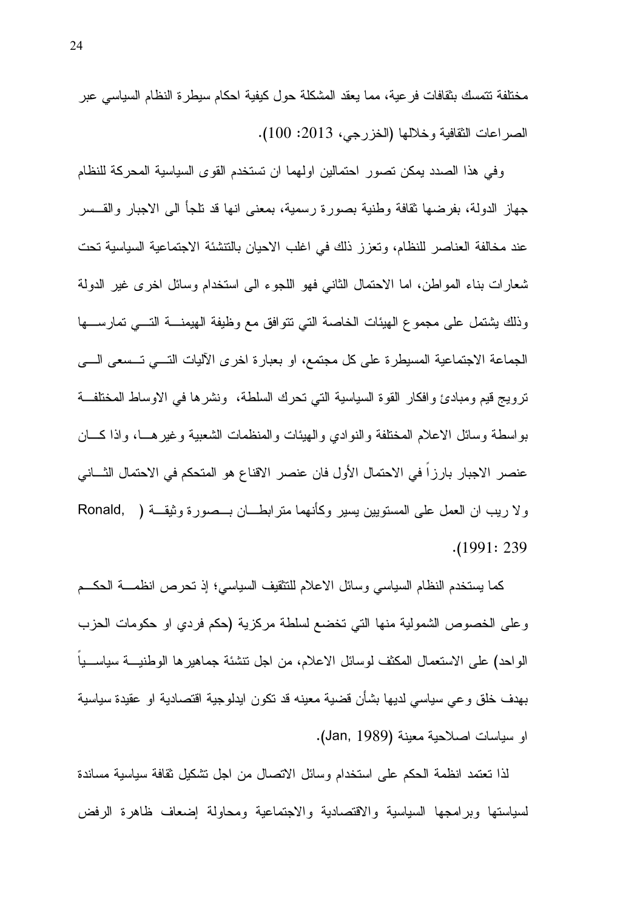مختلفة تتمسك بثقافات فرعية، مما يعقد المشكلة حول كيفية احكام سيطرة النظام السياسي عبر الصراعات الثقافية وخلالها (الخزرجي، 2013: 100).

وفي هذا الصدد يمكن تصور احتمالين اولهما ان تستخدم القوى السياسية المحركة للنظام جهاز الدولة، بفرضها ثقافة وطنية بصورة رسمية، بمعنى انها قد تلجأ الى الاجبار والقسر عند مخالفة العناصر للنظام، وتعزز ذلك في اغلب الاحيان بالتنشئة الاجتماعية السياسية تحت شعارات بناء المواطن، اما الاحتمال الثاني فهو اللجوء الى استخدام وسائل اخرى غير الدولة وذلك يشتمل على مجموع الهيئات الخاصة التي تتوافق مع وظيفة الهيمنة التي تمارسها الجماعة الاجتماعية المسيطرة على كل مجتمع، او بعبارة اخرى الآليات التي تسعى الى ترويج قيم ومبادئ وافكار القوة السياسية التي تحرك السلطة، ونشرها في الاوساط المختلفة بواسطة وسائل الاعلام المختلفة والنوادي والهيئات والمنظمات الشعبية وغيرها، واذا كان عنصر الاجبار بارزاً في الاحتمال الأول فان عنصر الاقناع هو المتحكم في الاحتمال الثاني ولا ريب ان العمل على المستويين يسير وكأنهما مترابطان بصورة وثيقة ( Ronald, 1991: 239).

كما يستخدم النظام السياسي وسائل الاعلام للتثقيف السياسي؛ إذ تحرص انظمة الحكم وعلى الخصوص الشمولية منها التي تخضع لسلطة مركزية (حكم فردي او حكومات الحزب الواحد) على الاستعمال المكثف لوسائل الاعلام، من اجل تنشئة جماهيرها الوطنية سياسياً بهدف خلق وعي سياسي لديها بشأن قضية معينه قد تكون ايدلوجية اقتصادية او عقيدة سياسية او سياسات اصلاحية معينة (Jan, 1989).

لذا تعتمد انظمة الحكم على استخدام وسائل الاتصال من اجل تشكيل ثقافة سياسية مساندة لسياستها وبرامجها السياسية والاقتصادية والاجتماعية ومحاولة إضعاف ظاهرة الرفض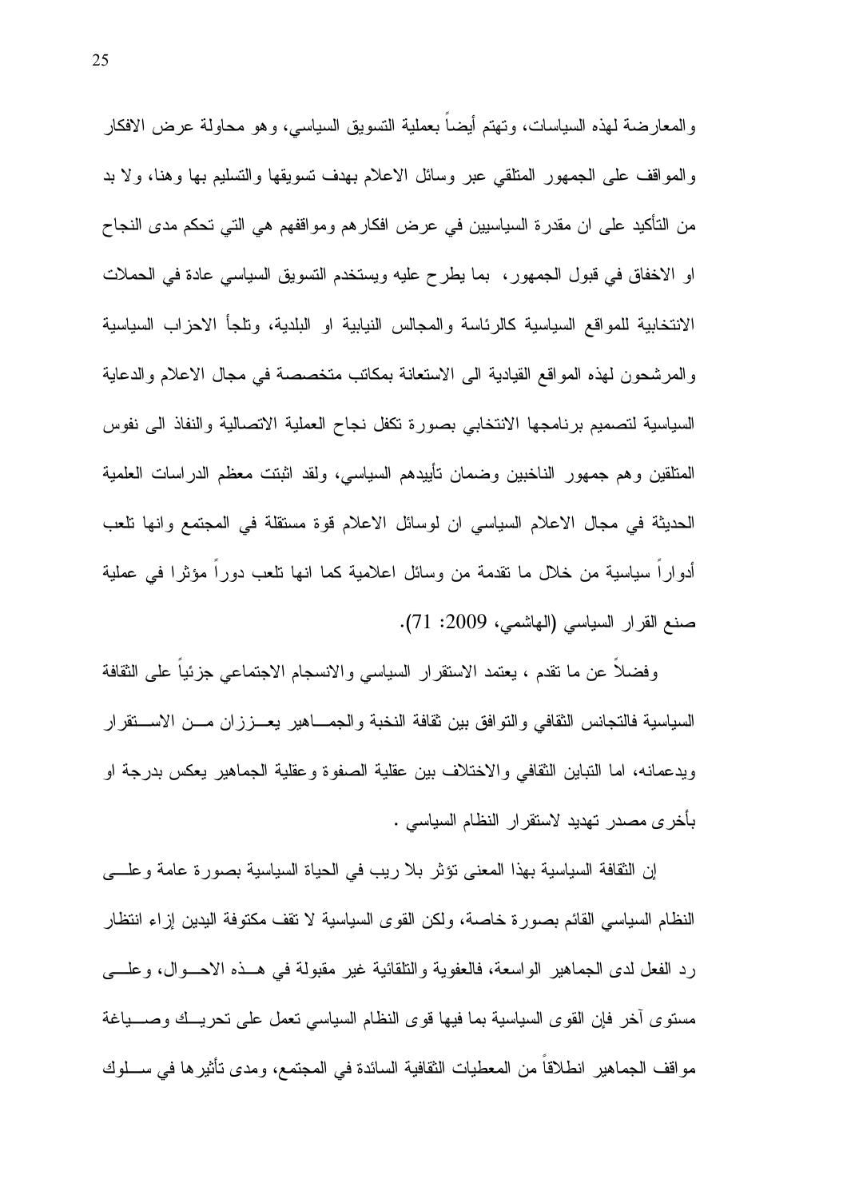والمعارضة لهذه السياسات، وتهتم أيضاً بعملية التسويق السياسي، وهو محاولة عرض الافكار والمواقف على الجمهور المتلقي عبر وسائل الاعلام بهدف تسويقها والتسليم بها وهنا، ولا بد من التأكيد على ان مقدرة السياسيين في عرض افكارهم ومواقفهم هي التي تحكم مدى النجاح او الاخفاق في قبول الجمهور، بما يطرح عليه ويستخدم التسويق السياسي عادة في الحملات الانتخابية للمواقع السياسية كالرئاسة والمجالس النيابية او البلدية، وتلجأ الاحزاب السياسية والمرشحون لهذه المواقع القيادية الى الاستعانة بمكاتب متخصصة في مجال الاعلام والدعاية السياسية لتصميم برنامجها الانتخابي بصورة تكفل نجاح العملية الاتصالية والنفاذ الى نفوس المتلقين وهم جمهور الناخبين وضمان تأييدهم السياسي، ولقد اثبتت معظم الدراسات العلمية الحديثة في مجال الاعلام السياسي ان لوسائل الاعلام قوة مستقلة في المجتمع وانها تلعب أدواراً سياسية من خلال ما تقدمة من وسائل اعلامية كما انها تلعب دوراً مؤثرا في عملية صنع القرار السياسي (الهاشمي، 2009: 71).

وفضلاً عن ما تقدم ، يعتمد الاستقرار السياسي والانسجام الاجتماعي جزئياً على الثقافة السياسية فالتجانس الثقافي والتوافق بين ثقافة النخبة والجماهير يعززان من الاستقرار ويدعمانه، اما التباين الثقافي والاختلاف بين عقلية الصفوة وعقلية الجماهير يعكس بدرجة او بأخرى مصدر تهديد لاستقرار النظام السياسي .

إن الثقافة السياسية بهذا المعنى تؤثر بلا ريب في الحياة السياسية بصورة عامة وعلى النظام السياسي القائم بصورة خاصة، ولكن القوى السياسية لا تقف مكتوفة اليدين إزاء انتظار رد الفعل لدى الجماهير الواسعة، فالعفوية والتلقائية غير مقبولة في هذه الاحوال، وعلى مستوى آخر فإن القوى السياسية بما فيها قوى النظام السياسي تعمل على تحريك وصياغة مواقف الجماهير انطلاقاً من المعطيات الثقافية السائدة في المجتمع، ومدى تأثيرها في سلوك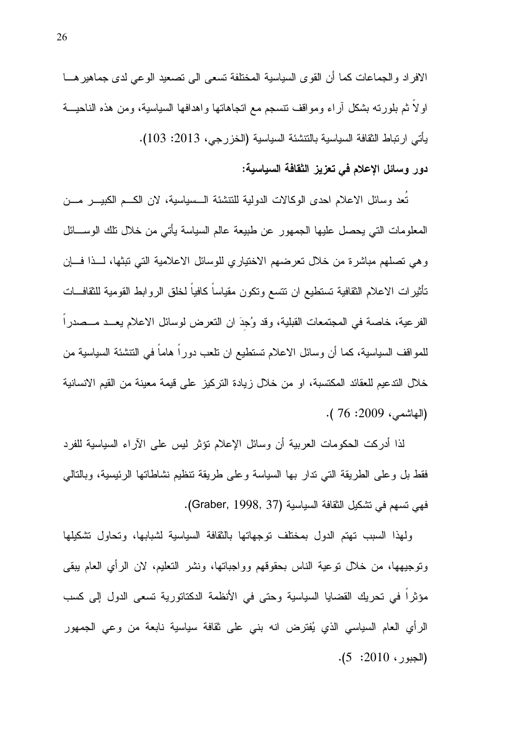الافراد والجماعات كما أن القوى السياسية المختلفة تسعى الى تصعيد الوعي لدى جماهيرها اولاً ثم بلورته بشكل آراء ومواقف تنسجم مع اتجاهاتها واهدافها السياسية، ومن هذه الناحية يأتي ارتباط الثقافة السياسية بالتنشئة السياسية (الخزرجي، 2013: 103).

**دور وسائل الإعلام في تعزيز الثقافة السياسية:**

تُعد وسائل الاعلام احدى الوكالات الدولية للتنشئة السياسية، لان الكم الكبير من المعلومات التي يحصل عليها الجمهور عن طبيعة عالم السياسة يأتي من خلال تلك الوسائل وهي تصلهم مباشرة من خلال تعرضهم الاختياري للوسائل الاعلامية التي تبثها، لذا فإن تأثيرات الاعلام الثقافية تستطيع ان تتسع وتكون مقياساً كافياً لخلق الروابط القومية للثقافات الفرعية، خاصة في المجتمعات القبلية، وقد وُجِدَ ان التعرض لوسائل الاعلام يعد مصدراً للمواقف السياسية، كما أن وسائل الاعلام تستطيع ان تلعب دوراً هاماً في التنشئة السياسية من خلال التدعيم للعقائد المكتسبة، او من خلال زيادة التركيز على قيمة معينة من القيم الانسانية (الهاشمي، 2009: 76 ).

لذا أدركت الحكومات العربية أن وسائل الإعلام تؤثر ليس على الآراء السياسية للفرد فقط بل وعلى الطريقة التي تدار بها السياسة وعلى طريقة تنظيم نشاطاتها الرئيسية، وبالتالي فهي تسهم في تشكيل الثقافة السياسية (Graber, 1998, 37).

ولهذا السبب تهتم الدول بمختلف توجهاتها بالثقافة السياسية لشبابها، وتحاول تشكيلها وتوجيهها، من خلال توعية الناس بحقوقهم وواجباتها، ونشر التعليم، لان الرأي العام يبقى مؤثراً في تحريك القضايا السياسية وحتى في الأنظمة الدكتاتورية تسعى الدول إلى كسب الرأي العام السياسي الذي يُفترض انه بني على ثقافة سياسية نابعة من وعي الجمهور (الجبور، 2010: 5).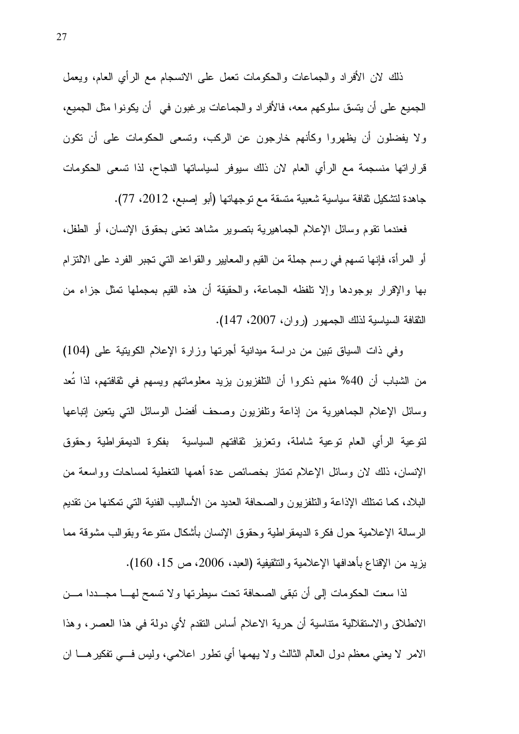ذلك لان الأفراد والجماعات والحكومات تعمل على الانسجام مع الرأي العام، ويعمل الجميع على أن يتسق سلوكهم معه، فالأفراد والجماعات يرغبون في أن يكونوا مثل الجميع، ولا يفضلون أن يظهروا وكأنهم خارجون عن الركب، وتسعى الحكومات على أن تكون قراراتها منسجمة مع الرأي العام لان ذلك سيوفر لسياساتها النجاح، لذا تسعى الحكومات جاهدة لتشكيل ثقافة سياسية شعبية متسقة مع توجهاتها (أبو إصبع، 2012، 77).

فعندما تقوم وسائل الإعلام الجماهيرية بتصوير مشاهد تعنى بحقوق الإنسان، أو الطفل، أو المرأة، فإنها تسهم في رسم جملة من القيم والمعايير والقواعد التي تجبر الفرد على الالتزام بها والإقرار بوجودها وإلا تلفظه الجماعة، والحقيقة أن هذه القيم بمجملها تمثل جزاء من الثقافة السياسية لذلك الجمهور (روان، 2007، 147).

وفي ذات السياق تبين من دراسة ميدانية أجرتها وزارة الإعلام الكويتية على (104) من الشباب أن 40% منهم ذكروا أن التلفزيون يزيد معلوماتهم ويسهم في ثقافتهم، لذا تُعد وسائل الإعلام الجماهيرية من إذاعة وتلفزيون وصحف أفضل الوسائل التي يتعين إتباعها لتوعية الرأي العام توعية شاملة، وتعزيز ثقافتهم السياسية بفكرة الديمقراطية وحقوق الإنسان، ذلك لان وسائل الإعلام تمتاز بخصائص عدة أهمها التغطية لمساحات وواسعة من البلاد، كما تمتلك الإذاعة والتلفزيون والصحافة العديد من الأساليب الفنية التي تمكنها من تقديم الرسالة الإعلامية حول فكرة الديمقراطية وحقوق الإنسان بأشكال متنوعة وبقوالب مشوقة مما يزيد من الإقناع بأهدافها الإعلامية والتثقيفية (العبد، 2006، ص 15، 160).

لذا سعت الحكومات إلى أن تبقى الصحافة تحت سيطرتها ولا تسمح لها مجددا من الانطلاق والاستقلالية متناسية أن حرية الاعلام أساس التقدم لأي دولة في هذا العصر، وهذا الامر لا يعني معظم دول العالم الثالث ولا يهمها أي تطور اعلامي، وليس في تفكيرها ان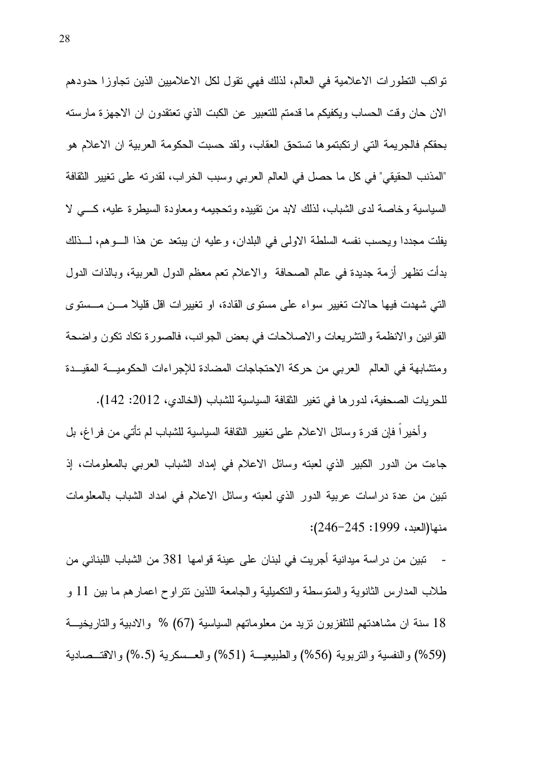تواكب التطورات الاعلامية في العالم، لذلك فهي تقول لكل الاعلاميين الذين تجاوزا حدودهم الان حان وقت الحساب ويكفيكم ما قدمتم للتعبير عن الكبت الذي تعتقدون ان الاجهزة مارسته بحقكم فالجريمة التي ارتكبتموها تستحق العقاب، ولقد حسبت الحكومة العربية ان الاعلام هو "المذنب الحقيقي" في كل ما حصل في العالم العربي وسبب الخراب، لقدرته على تغيير الثقافة السياسية وخاصة لدى الشباب، لذلك لابد من تقييده وتحجيمه ومعاودة السيطرة عليه، كـي لا يفلت مجددا ويحسب نفسه السلطة الاولى في البلدان، وعليه ان يبتعد عن هذا الـوهم، لـذلك بدأت تظهر أزمة جديدة في عالم الصحافة والاعلام تعم معظم الدول العربية، وبالذات الدول التي شهدت فيها حالات تغيير سواء على مستوى القادة، او تغييرات اقل قليلا مـن مـستوى القوانين والانظمة والتشريعات والاصلاحات في بعض الجوانب، فالصورة تكاد تكون واضحة ومتشابهة في العالم العربي من حركة الاحتجاجات المضادة للإجراءات الحكوميـة المقيـدة للحريات الصحفية، لدورها في تغير الثقافة السياسية للشباب (الخالدي، 2012: 142).

وأخيراً فإن قدرة وسائل الاعلام على تغيير الثقافة السياسية للشباب لم تأتي من فراغ، بل جاءت من الدور الكبير الذي لعبته وسائل الاعلام في إمداد الشباب العربي بالمعلومات، إذ تبين من عدة دراسات عربية الدور الذي لعبته وسائل الاعلام في امداد الشباب بالمعلومات منها(العبد، 1999: 245-246):

- تبين من دراسة ميدانية أجريت في لبنان على عينة قوامها 381 من الشباب اللبناني من طلاب المدارس الثانوية والمتوسطة والتكميلية والجامعة اللذين تتراوح اعمارهم ما بين 11 و 18 سنة ان مشاهدتهم للتلفزيون تزيد من معلوماتهم السياسية (67) % والادبية والتاريخيـة (59%) والنفسية والتربوية (56%) والطبيعيـة (51%) والعـسكرية (5.%) والاقتـصادية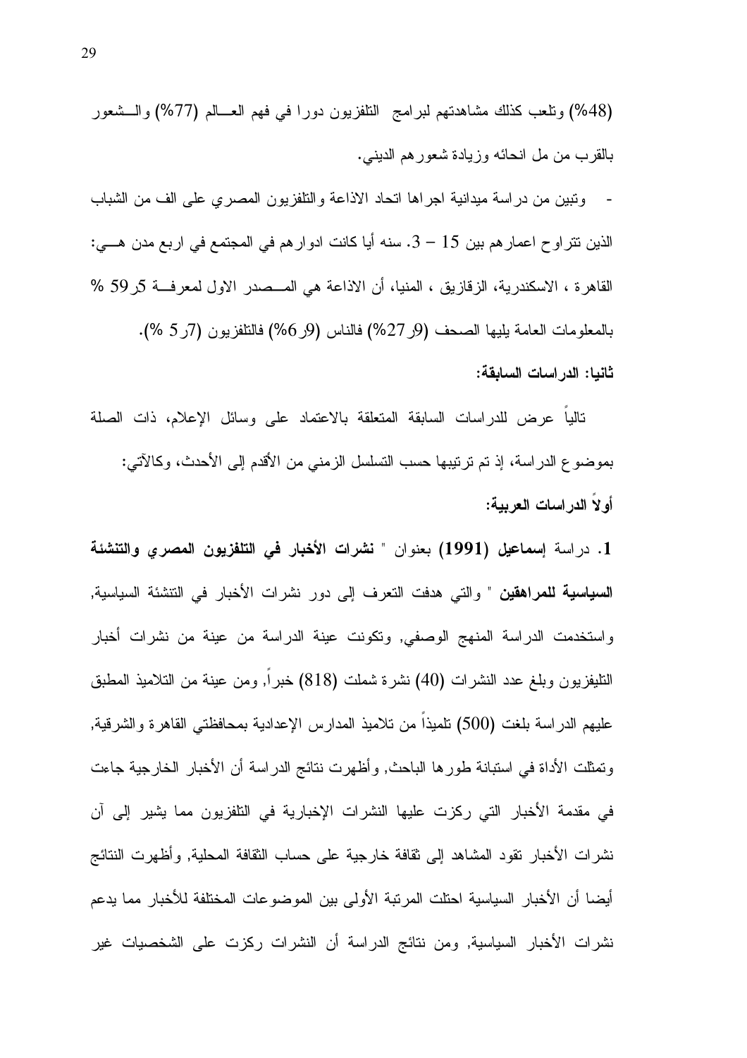(48%) وتلعب كذلك مشاهدتهم لبرامج التلفزيون دورا في فهم العالم (77%) والشعور بالقرب من مل انحائه وزيادة شعورهم الديني.

- وتبين من دراسة ميدانية اجراها اتحاد الاذاعة والتلفزيون المصري على الف من الشباب الذين تتراوح اعمارهم بين 15 – 3. سنه أيا كانت ادوارهم في المجتمع في اربع مدن هي: القاهرة ، الاسكندرية، الزقازيق ، المنيا، أن الاذاعة هي المصدر الاول لمعرفة 5ر59 % بالمعلومات العامة يليها الصحف (9ر27%) فالناس (9ر6%) فالتلفزيون (7ر5 %).

**ثانيا: الدراسات السابقة:**

تالياً عرض للدراسات السابقة المتعلقة بالاعتماد على وسائل الإعلام، ذات الصلة بموضوع الدراسة، إذ تم ترتيبها حسب التسلسل الزمني من الأقدم إلى الأحدث، وكالآتي:

**أولاً الدراسات العربية:**

**1.** دراسة **إسماعيل (1991)** بعنوان " **نشرات الأخبار في التلفزيون المصري والتنشئة السياسية للمراهقين** " والتي هدفت التعرف إلى دور نشرات الأخبار في التنشئة السياسية, واستخدمت الدراسة المنهج الوصفي, وتكونت عينة الدراسة من عينة من نشرات أخبار التليفزيون وبلغ عدد النشرات (40) نشرة شملت (818) خبراً, ومن عينة من التلاميذ المطبق عليهم الدراسة بلغت (500) تلميذاً من تلاميذ المدارس الإعدادية بمحافظتي القاهرة والشرقية, وتمثلت الأداة في استبانة طورها الباحث, وأظهرت نتائج الدراسة أن الأخبار الخارجية جاءت في مقدمة الأخبار التي ركزت عليها النشرات الإخبارية في التلفزيون مما يشير إلى آن نشرات الأخبار تقود المشاهد إلى ثقافة خارجية على حساب الثقافة المحلية, وأظهرت النتائج أيضا أن الأخبار السياسية احتلت المرتبة الأولى بين الموضوعات المختلفة للأخبار مما يدعم نشرات الأخبار السياسية, ومن نتائج الدراسة أن النشرات ركزت على الشخصيات غير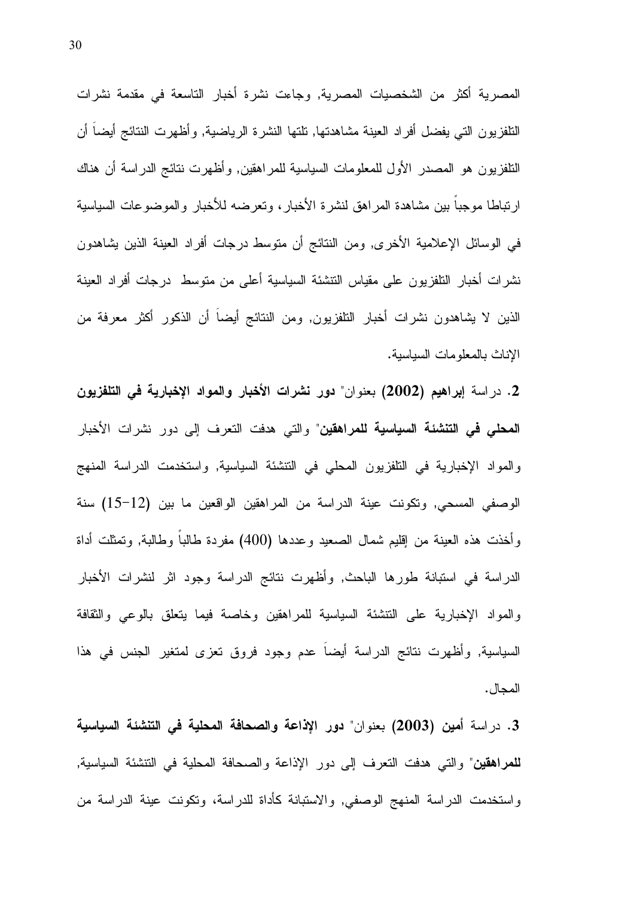المصرية أكثر من الشخصيات المصرية, وجاءت نشرة أخبار التاسعة في مقدمة نشرات التلفزيون التي يفضل أفراد العينة مشاهدتها, تلتها النشرة الرياضية, وأظهرت النتائج أيضاً أن التلفزيون هو المصدر الأول للمعلومات السياسية للمراهقين, وأظهرت نتائج الدراسة أن هناك ارتباطا موجباً بين مشاهدة المراهق لنشرة الأخبار، وتعرضه للأخبار والموضوعات السياسية في الوسائل الإعلامية الأخرى, ومن النتائج أن متوسط درجات أفراد العينة الذين يشاهدون نشرات أخبار التلفزيون على مقياس التنشئة السياسية أعلى من متوسط درجات أفراد العينة الذين لا يشاهدون نشرات أخبار التلفزيون, ومن النتائج أيضاً أن الذكور أكثر معرفة من الإناث بالمعلومات السياسية.

**2.** دراسة **إبراهيم (2002)** بعنوان" **دور نشرات الأخبار والمواد الإخبارية في التلفزيون المحلي في التنشئة السياسية للمراهقين**" والتي هدفت التعرف إلى دور نشرات الأخبار والمواد الإخبارية في التلفزيون المحلي في التنشئة السياسية, واستخدمت الدراسة المنهج الوصفي المسحي, وتكونت عينة الدراسة من المراهقين الواقعين ما بين (12-15) سنة وأخذت هذه العينة من إقليم شمال الصعيد وعددها (400) مفردة طالباً وطالبة, وتمثلت أداة الدراسة في استبانة طورها الباحث, وأظهرت نتائج الدراسة وجود اثر لنشرات الأخبار والمواد الإخبارية على التنشئة السياسية للمراهقين وخاصة فيما يتعلق بالوعي والثقافة السياسية, وأظهرت نتائج الدراسة أيضاً عدم وجود فروق تعزى لمتغير الجنس في هذا المجال.

**3.** دراسة **أمين (2003)** بعنوان" **دور الإذاعة والصحافة المحلية في التنشئة السياسية للمراهقين**" والتي هدفت التعرف إلى دور الإذاعة والصحافة المحلية في التنشئة السياسية, واستخدمت الدراسة المنهج الوصفي, والاستبانة كأداة للدراسة، وتكونت عينة الدراسة من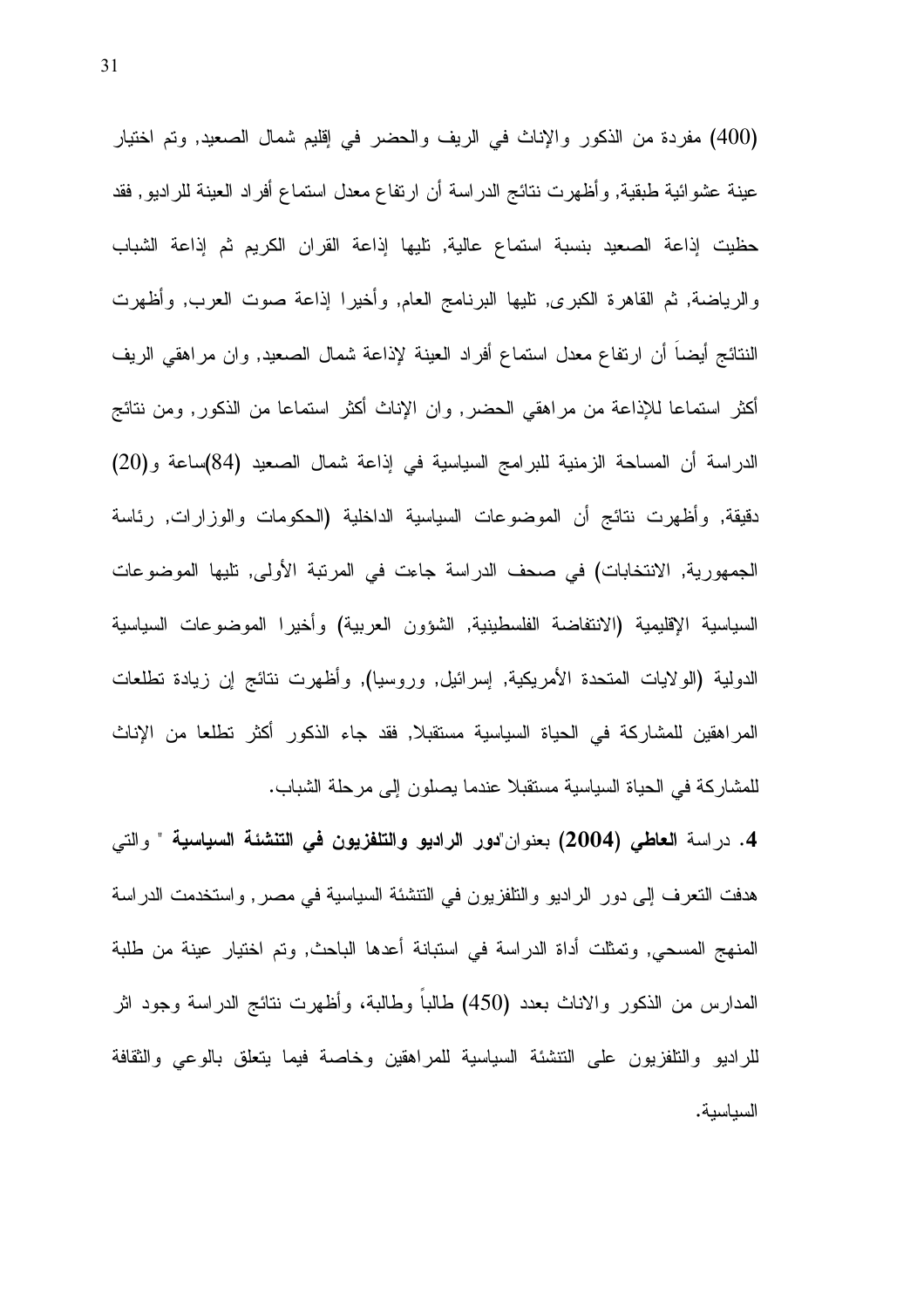(400) مفردة من الذكور والإناث في الريف والحضر في إقليم شمال الصعيد, وتم اختيار عينة عشوائية طبقية, وأظهرت نتائج الدراسة أن ارتفاع معدل استماع أفراد العينة للراديو, فقد حظيت إذاعة الصعيد بنسبة استماع عالية, تليها إذاعة القران الكريم ثم إذاعة الشباب والرياضة, ثم القاهرة الكبرى, تليها البرنامج العام, وأخيرا إذاعة صوت العرب, وأظهرت النتائج أيضاً أن ارتفاع معدل استماع أفراد العينة لإذاعة شمال الصعيد, وان مراهقي الريف أكثر استماعا للإذاعة من مراهقي الحضر, وان الإناث أكثر استماعا من الذكور, ومن نتائج الدراسة أن المساحة الزمنية للبرامج السياسية في إذاعة شمال الصعيد (84)ساعة و(20) دقيقة, وأظهرت نتائج أن الموضوعات السياسية الداخلية (الحكومات والوزارات, رئاسة الجمهورية, الانتخابات) في صحف الدراسة جاءت في المرتبة الأولى, تليها الموضوعات السياسية الإقليمية (الانتفاضة الفلسطينية, الشؤون العربية) وأخيرا الموضوعات السياسية الدولية (الولايات المتحدة الأمريكية, إسرائيل, وروسيا), وأظهرت نتائج إن زيادة تطلعات المراهقين للمشاركة في الحياة السياسية مستقبلا, فقد جاء الذكور أكثر تطلعا من الإناث للمشاركة في الحياة السياسية مستقبلا عندما يصلون إلى مرحلة الشباب.

**4.** دراسة **العاطي (2004)** بعنوان"**دور الراديو والتلفزيون في التنشئة السياسية** " والتي هدفت التعرف إلى دور الراديو والتلفزيون في التنشئة السياسية في مصر, واستخدمت الدراسة المنهج المسحي, وتمثلت أداة الدراسة في استبانة أعدها الباحث, وتم اختيار عينة من طلبة المدارس من الذكور والاناث بعدد (450) طالباً وطالبة، وأظهرت نتائج الدراسة وجود اثر للراديو والتلفزيون على التنشئة السياسية للمراهقين وخاصة فيما يتعلق بالوعي والثقافة السياسية.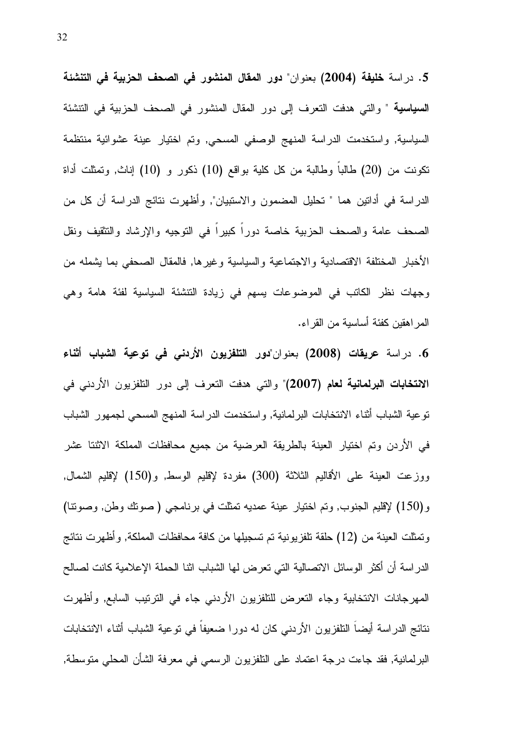**5.** دراسة **خليفة (2004)** بعنوان" **دور المقال المنشور في الصحف الحزبية في التنشئة السياسية** " والتي هدفت التعرف إلى دور المقال المنشور في الصحف الحزبية في التنشئة السياسية, واستخدمت الدراسة المنهج الوصفي المسحي, وتم اختيار عينة عشوائية منتظمة تكونت من (20) طالباً وطالبة من كل كلية بواقع (10) ذكور و (10) إناث, وتمثلت أداة الدراسة في أداتين هما " تحليل المضمون والاستبيان", وأظهرت نتائج الدراسة أن كل من الصحف عامة والصحف الحزبية خاصة دوراً كبيراً في التوجيه والإرشاد والتثقيف ونقل الأخبار المختلفة الاقتصادية والاجتماعية والسياسية وغيرها, فالمقال الصحفي بما يشمله من وجهات نظر الكاتب في الموضوعات يسهم في زيادة التنشئة السياسية لفئة هامة وهي المراهقين كفئة أساسية من القراء.

**6.** دراسة **عريقات (2008)** بعنوان"**دور التلفزيون الأردني في توعية الشباب أثناء الانتخابات البرلمانية لعام (2007)**" والتي هدفت التعرف إلى دور التلفزيون الأردني في توعية الشباب أثناء الانتخابات البرلمانية, واستخدمت الدراسة المنهج المسحي لجمهور الشباب في الأردن وتم اختيار العينة بالطريقة العرضية من جميع محافظات المملكة الاثنتا عشر ووزعت العينة على الأقاليم الثلاثة (300) مفردة لإقليم الوسط, و(150) لإقليم الشمال, و(150) لإقليم الجنوب, وتم اختيار عينة عمديه تمثلت في برنامجي ( صوتك وطن, وصوتنا) وتمثلت العينة من (12) حلقة تلفزيونية تم تسجيلها من كافة محافظات المملكة, وأظهرت نتائج الدراسة أن أكثر الوسائل الاتصالية التي تعرض لها الشباب اثنا الحملة الإعلامية كانت لصالح المهرجانات الانتخابية وجاء التعرض للتلفزيون الأردني جاء في الترتيب السابع, وأظهرت نتائج الدراسة أيضاَ التلفزيون الأردني كان له دورا ضعيفاً في توعية الشباب أثناء الانتخابات البرلمانية, فقد جاءت درجة اعتماد على التلفزيون الرسمي في معرفة الشأن المحلي متوسطة,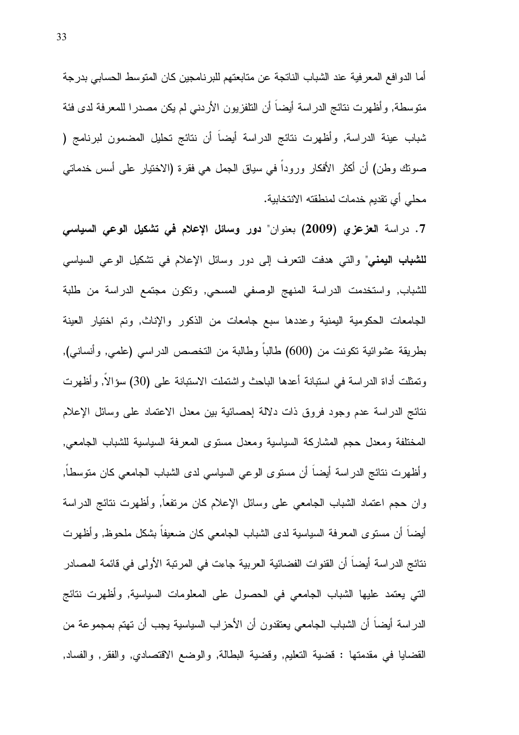أما الدوافع المعرفية عند الشباب الناتجة عن متابعتهم للبرنامجين كان المتوسط الحسابي بدرجة متوسطة, وأظهرت نتائج الدراسة أيضاً أن التلفزيون الأردني لم يكن مصدرا للمعرفة لدى فئة شباب عينة الدراسة, وأظهرت نتائج الدراسة أيضاً أن نتائج تحليل المضمون لبرنامج ( صوتك وطن) أن أكثر الأفكار وروداً في سياق الجمل هي فقرة (الاختيار على أسس خدماتي محلي أي تقديم خدمات لمنطقته الانتخابية.

7. دراسة **العزعزي (2009)** بعنوان" **دور وسائل الإعلام في تشكيل الوعي السياسي للشباب اليمني**" والتي هدفت التعرف إلى دور وسائل الإعلام في تشكيل الوعي السياسي للشباب, واستخدمت الدراسة المنهج الوصفي المسحي, وتكون مجتمع الدراسة من طلبة الجامعات الحكومية اليمنية وعددها سبع جامعات من الذكور والإناث, وتم اختيار العينة بطريقة عشوائية تكونت من (600) طالباً وطالبة من التخصص الدراسي (علمي, وأنساني), وتمثلت أداة الدراسة في استبانة أعدها الباحث واشتملت الاستبانة على (30) سؤالاً, وأظهرت نتائج الدراسة عدم وجود فروق ذات دلالة إحصائية بين معدل الاعتماد على وسائل الإعلام المختلفة ومعدل حجم المشاركة السياسية ومعدل مستوى المعرفة السياسية للشباب الجامعي, وأظهرت نتائج الدراسة أيضاً أن مستوى الوعي السياسي لدى الشباب الجامعي كان متوسطاً, وان حجم اعتماد الشباب الجامعي على وسائل الإعلام كان مرتفعاً, وأظهرت نتائج الدراسة أيضاً أن مستوى المعرفة السياسية لدى الشباب الجامعي كان ضعيفاً بشكل ملحوظ, وأظهرت نتائج الدراسة أيضاً أن القنوات الفضائية العربية جاءت في المرتبة الأولى في قائمة المصادر التي يعتمد عليها الشباب الجامعي في الحصول على المعلومات السياسية, وأظهرت نتائج الدراسة أيضاً أن الشباب الجامعي يعتقدون أن الأحزاب السياسية يجب أن تهتم بمجموعة من القضايا في مقدمتها : قضية التعليم, وقضية البطالة, والوضع الاقتصادي, والفقر, والفساد,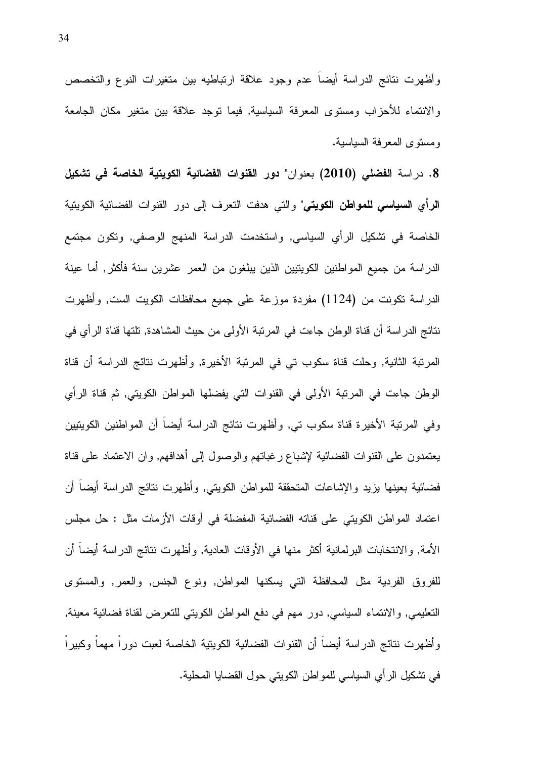وأظهرت نتائج الدراسة أيضاً عدم وجود علاقة ارتباطيه بين متغيرات النوع والتخصص والانتماء للأحزاب ومستوى المعرفة السياسية, فيما توجد علاقة بين متغير مكان الجامعة ومستوى المعرفة السياسية.

**8.** دراسة **الفضلي (2010)** بعنوان" **دور القنوات الفضائية الكويتية الخاصة في تشكيل الرأي السياسي للمواطن الكويتي**" والتي هدفت التعرف إلى دور القنوات الفضائية الكويتية الخاصة في تشكيل الرأي السياسي, واستخدمت الدراسة المنهج الوصفي, وتكون مجتمع الدراسة من جميع المواطنين الكويتيين الذين يبلغون من العمر عشرين سنة فأكثر, أما عينة الدراسة تكونت من (1124) مفردة موزعة على جميع محافظات الكويت الست, وأظهرت نتائج الدراسة أن قناة الوطن جاءت في المرتبة الأولى من حيث المشاهدة, تلتها قناة الرأي في المرتبة الثانية, وحلت قناة سكوب تي في المرتبة الأخيرة, وأظهرت نتائج الدراسة أن قناة الوطن جاءت في المرتبة الأولى في القنوات التي يفضلها المواطن الكويتي, ثم قناة الرأي وفي المرتبة الأخيرة قناة سكوب تي, وأظهرت نتائج الدراسة أيضاً أن المواطنين الكويتيين يعتمدون على القنوات الفضائية لإشباع رغباتهم والوصول إلى أهدافهم, وان الاعتماد على قناة فضائية بعينها يزيد والإشاعات المتحققة للمواطن الكويتي, وأظهرت نتائج الدراسة أيضاً أن اعتماد المواطن الكويتي على قناته الفضائية المفضلة في أوقات الأزمات مثل : حل مجلس الأمة, والانتخابات البرلمانية أكثر منها في الأوقات العادية, وأظهرت نتائج الدراسة أيضاً أن للفروق الفردية مثل المحافظة التي يسكنها المواطن, ونوع الجنس, والعمر, والمستوى التعليمي, والانتماء السياسي, دور مهم في دفع المواطن الكويتي للتعرض لقناة فضائية معينة, وأظهرت نتائج الدراسة أيضاً أن القنوات الفضائية الكويتية الخاصة لعبت دوراً مهماً وكبيراً في تشكيل الرأي السياسي للمواطن الكويتي حول القضايا المحلية.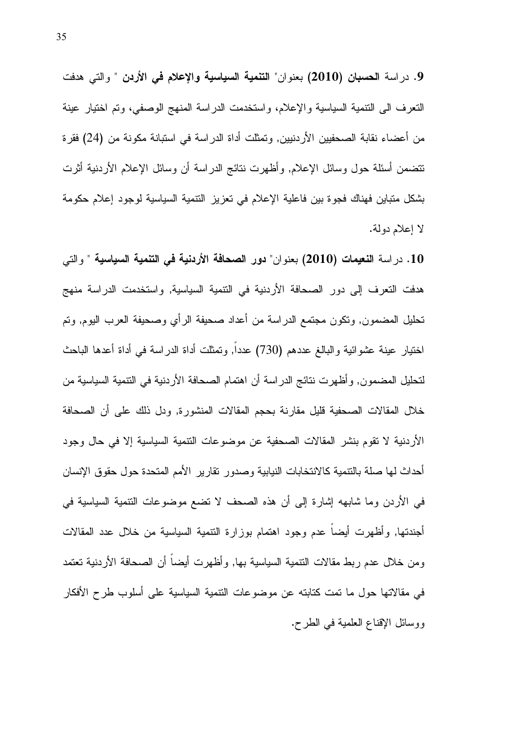**9.** دراسة **الحسبان (2010)** بعنوان" **التنمية السياسية والإعلام في الأردن** " والتي هدفت التعرف الى التنمية السياسية والإعلام، واستخدمت الدراسة المنهج الوصفي، وتم اختيار عينة من أعضاء نقابة الصحفيين الأردنيين, وتمثلت أداة الدراسة في استبانة مكونة من (24) فقرة تتضمن أسئلة حول وسائل الإعلام, وأظهرت نتائج الدراسة أن وسائل الإعلام الأردنية أثرت بشكل متباين فهناك فجوة بين فاعلية الإعلام في تعزيز التنمية السياسية لوجود إعلام حكومة لا إعلام دولة.

**10.** دراسة **النعيمات (2010)** بعنوان" **دور الصحافة الأردنية في التنمية السياسية** " والتي هدفت التعرف إلى دور الصحافة الأردنية في التنمية السياسية, واستخدمت الدراسة منهج تحليل المضمون, وتكون مجتمع الدراسة من أعداد صحيفة الرأي وصحيفة العرب اليوم, وتم اختيار عينة عشوائية والبالغ عددهم (730) عدداً, وتمثلت أداة الدراسة في أداة أعدها الباحث لتحليل المضمون, وأظهرت نتائج الدراسة أن اهتمام الصحافة الأردنية في التنمية السياسية من خلال المقالات الصحفية قليل مقارنة بحجم المقالات المنشورة, ودل ذلك على أن الصحافة الأردنية لا تقوم بنشر المقالات الصحفية عن موضوعات التنمية السياسية إلا في حال وجود أحداث لها صلة بالتنمية كالانتخابات النيابية وصدور تقارير الأمم المتحدة حول حقوق الإنسان في الأردن وما شابهه إشارة إلى أن هذه الصحف لا تضع موضوعات التنمية السياسية في أجندتها, وأظهرت أيضاً عدم وجود اهتمام بوزارة التنمية السياسية من خلال عدد المقالات ومن خلال عدم ربط مقالات التنمية السياسية بها, وأظهرت أيضاً أن الصحافة الأردنية تعتمد في مقالاتها حول ما تمت كتابته عن موضوعات التنمية السياسية على أسلوب طرح الأفكار ووسائل الإقناع العلمية في الطرح.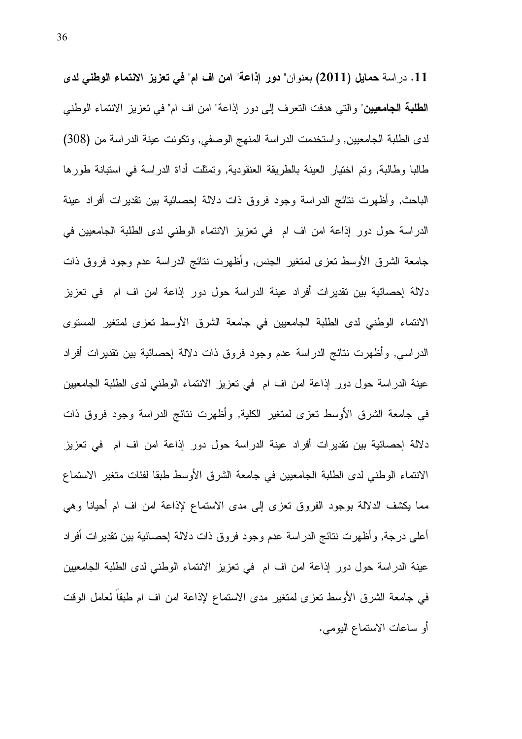**11.** دراسة **حمايل (2011)** بعنوان" **دور إذاعة" امن اف ام" في تعزيز الانتماء الوطني لدى الطلبة الجامعيين**" والتي هدفت التعرف إلى دور إذاعة" امن اف ام" في تعزيز الانتماء الوطني لدى الطلبة الجامعيين, واستخدمت الدراسة المنهج الوصفي, وتكونت عينة الدراسة من (308) طالبا وطالبة, وتم اختيار العينة بالطريقة العنقودية, وتمثلت أداة الدراسة في استبانة طورها الباحث, وأظهرت نتائج الدراسة وجود فروق ذات دلالة إحصائية بين تقديرات أفراد عينة الدراسة حول دور إذاعة امن اف ام في تعزيز الانتماء الوطني لدى الطلبة الجامعيين في جامعة الشرق الأوسط تعزى لمتغير الجنس, وأظهرت نتائج الدراسة عدم وجود فروق ذات دلالة إحصائية بين تقديرات أفراد عينة الدراسة حول دور إذاعة امن اف ام في تعزيز الانتماء الوطني لدى الطلبة الجامعيين في جامعة الشرق الأوسط تعزى لمتغير المستوى الدراسي, وأظهرت نتائج الدراسة عدم وجود فروق ذات دلالة إحصائية بين تقديرات أفراد عينة الدراسة حول دور إذاعة امن اف ام في تعزيز الانتماء الوطني لدى الطلبة الجامعيين في جامعة الشرق الأوسط تعزى لمتغير الكلية, وأظهرت نتائج الدراسة وجود فروق ذات دلالة إحصائية بين تقديرات أفراد عينة الدراسة حول دور إذاعة امن اف ام في تعزيز الانتماء الوطني لدى الطلبة الجامعيين في جامعة الشرق الأوسط طبقا لفئات متغير الاستماع مما يكشف الدلالة بوجود الفروق تعزى إلى مدى الاستماع لإذاعة امن اف ام أحيانا وهي أعلى درجة, وأظهرت نتائج الدراسة عدم وجود فروق ذات دلالة إحصائية بين تقديرات أفراد عينة الدراسة حول دور إذاعة امن اف ام في تعزيز الانتماء الوطني لدى الطلبة الجامعيين في جامعة الشرق الأوسط تعزى لمتغير مدى الاستماع لإذاعة امن اف ام طبقاً لعامل الوقت أو ساعات الاستماع اليومي.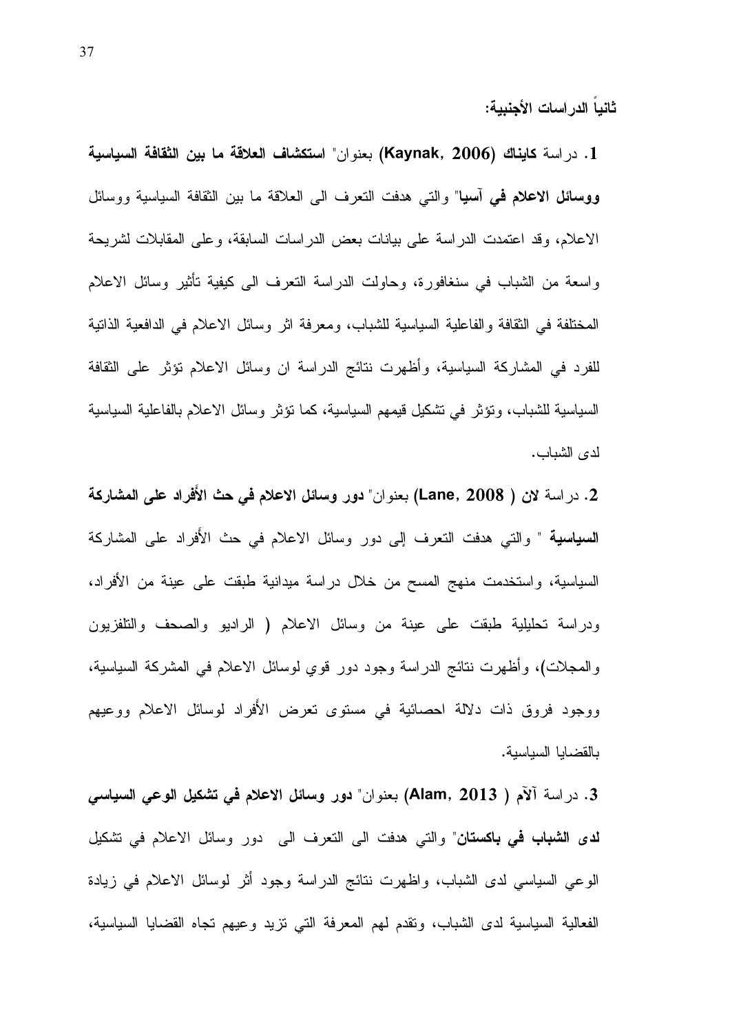**ثانياً الدراسات الأجنبية:**

**1.** دراسة **كايناك (Kaynak, 2006)** بعنوان" **استكشاف العلاقة ما بين الثقافة السياسية ووسائل الاعلام في آسيا**" والتي هدفت التعرف الى العلاقة ما بين الثقافة السياسية ووسائل الاعلام، وقد اعتمدت الدراسة على بيانات بعض الدراسات السابقة، وعلى المقابلات لشريحة واسعة من الشباب في سنغافورة، وحاولت الدراسة التعرف الى كيفية تأثير وسائل الاعلام المختلفة في الثقافة والفاعلية السياسية للشباب، ومعرفة اثر وسائل الاعلام في الدافعية الذاتية للفرد في المشاركة السياسية، وأظهرت نتائج الدراسة ان وسائل الاعلام تؤثر على الثقافة السياسية للشباب، وتؤثر في تشكيل قيمهم السياسية، كما تؤثر وسائل الاعلام بالفاعلية السياسية لدى الشباب.

**2.** دراسة **لان ( Lane, 2008)** بعنوان" **دور وسائل الاعلام في حث الأَفراد على المشاركة السياسية** " والتي هدفت التعرف إلى دور وسائل الاعلام في حث الأَفراد على المشاركة السياسية، واستخدمت منهج المسح من خلال دراسة ميدانية طبقت على عينة من الأفراد، ودراسة تحليلية طبقت على عينة من وسائل الاعلام ( الراديو والصحف والتلفزيون والمجلات)، وأظهرت نتائج الدراسة وجود دور قوي لوسائل الاعلام في المشركة السياسية، ووجود فروق ذات دلالة احصائية في مستوى تعرض الأَفراد لوسائل الاعلام ووعيهم بالقضايا السياسية.

**3.** دراسة آلآم ( **Alam, 2013**) بعنوان" **دور وسائل الاعلام في تشكيل الوعي السياسي لدى الشباب في باكستان**" والتي هدفت الى التعرف الى دور وسائل الاعلام في تشكيل الوعي السياسي لدى الشباب، واظهرت نتائج الدراسة وجود أثر لوسائل الاعلام في زيادة الفعالية السياسية لدى الشباب، وتقدم لهم المعرفة التي تزيد وعيهم تجاه القضايا السياسية،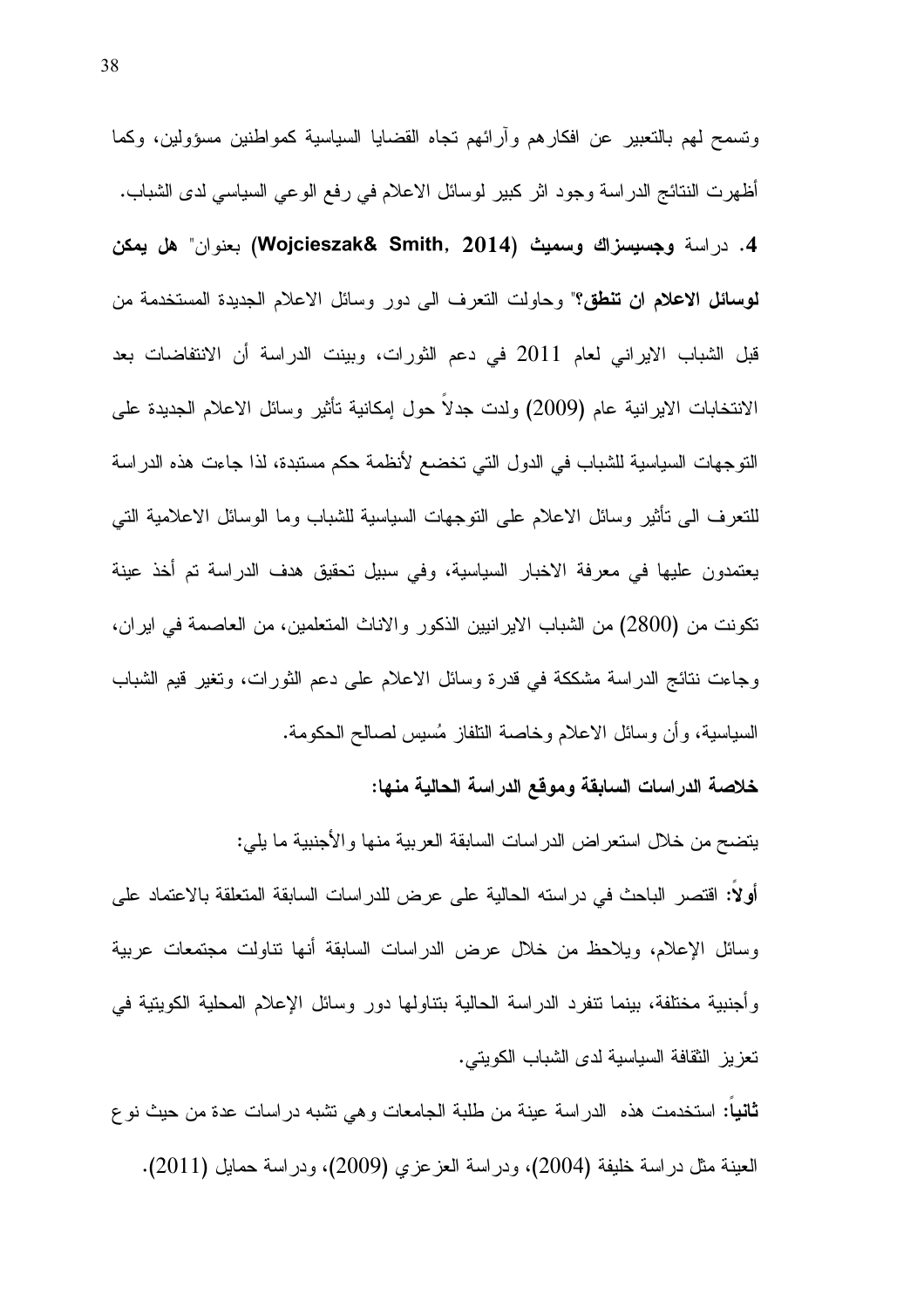وتسمح لهم بالتعبير عن افكارهم وآرائهم تجاه القضايا السياسية كمواطنين مسؤولين، وكما أظهرت النتائج الدراسة وجود اثر كبير لوسائل الاعلام في رفع الوعي السياسي لدى الشباب.

**4.** دراسة **وجسيسزاك وسميث (Wojcieszak& Smith, 2014)** بعنوان" **هل يمكن لوسائل الاعلام ان تنطق؟**" وحاولت التعرف الى دور وسائل الاعلام الجديدة المستخدمة من قبل الشباب الايراني لعام 2011 في دعم الثورات، وبينت الدراسة أن الانتفاضات بعد الانتخابات الايرانية عام (2009) ولدت جدلاً حول إمكانية تأثير وسائل الاعلام الجديدة على التوجهات السياسية للشباب في الدول التي تخضع لأنظمة حكم مستبدة، لذا جاءت هذه الدراسة للتعرف الى تأثير وسائل الاعلام على التوجهات السياسية للشباب وما الوسائل الاعلامية التي يعتمدون عليها في معرفة الاخبار السياسية، وفي سبيل تحقيق هدف الدراسة تم أخذ عينة تكونت من (2800) من الشباب الايرانيين الذكور والاناث المتعلمين، من العاصمة في ايران، وجاءت نتائج الدراسة مشككة في قدرة وسائل الاعلام على دعم الثورات، وتغير قيم الشباب السياسية، وأن وسائل الاعلام وخاصة التلفاز مُسيس لصالح الحكومة.

**خلاصة الدراسات السابقة وموقع الدراسة الحالية منها:**

يتضح من خلال استعراض الدراسات السابقة العربية منها والأجنبية ما يلي:

**أولاً:** اقتصر الباحث في دراسته الحالية على عرض للدراسات السابقة المتعلقة بالاعتماد على وسائل الإعلام، ويلاحظ من خلال عرض الدراسات السابقة أنها تناولت مجتمعات عربية وأجنبية مختلفة، بينما تنفرد الدراسة الحالية بتناولها دور وسائل الإعلام المحلية الكويتية في تعزيز الثقافة السياسية لدى الشباب الكويتي.

**ثانياً:** استخدمت هذه الدراسة عينة من طلبة الجامعات وهي تشبه دراسات عدة من حيث نوع العينة مثل دراسة خليفة (2004)، ودراسة العزعزي (2009)، ودراسة حمايل (2011).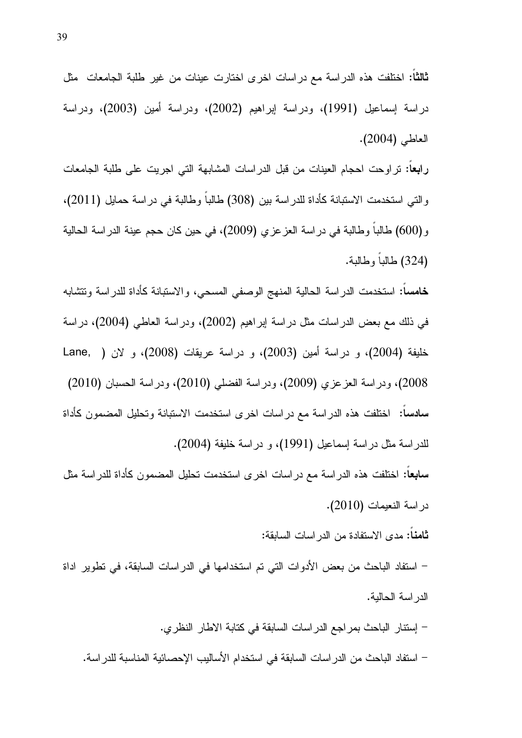**ثالثاً:** اختلفت هذه الدراسة مع دراسات اخرى اختارت عينات من غير طلبة الجامعات مثل دراسة إسماعيل (1991)، ودراسة إبراهيم (2002)، ودراسة أمين (2003)، ودراسة العاطي (2004).

**رابعاً:** تراوحت احجام العينات من قبل الدراسات المشابهة التي اجريت على طلبة الجامعات والتي استخدمت الاستبانة كأداة للدراسة بين (308) طالباً وطالبة في دراسة حمايل (2011)، و(600) طالباً وطالبة في دراسة العزعزي (2009)، في حين كان حجم عينة الدراسة الحالية (324) طالباً وطالبة.

**خامساً:** استخدمت الدراسة الحالية المنهج الوصفي المسحي، والاستبانة كأداة للدراسة وتتشابه في ذلك مع بعض الدراسات مثل دراسة إبراهيم (2002)، ودراسة العاطي (2004)، دراسة خليفة (2004)، و دراسة أمين (2003)، و دراسة عريقات (2008)، و لان ( Lane, 2008)، ودراسة العزعزي (2009)، ودراسة الفضلي (2010)، ودراسة الحسبان (2010)

**سادساً:** اختلفت هذه الدراسة مع دراسات اخرى استخدمت الاستبانة وتحليل المضمون كأداة للدراسة مثل دراسة إسماعيل (1991)، و دراسة خليفة (2004).

**سابعاً:** اختلفت هذه الدراسة مع دراسات اخرى استخدمت تحليل المضمون كأداة للدراسة مثل دراسة النعيمات (2010).

**ثامناً:** مدى الاستفادة من الدراسات السابقة:

- استفاد الباحث من بعض الأدوات التي تم استخدامها في الدراسات السابقة، في تطوير اداة الدراسة الحالية.
- إستنار الباحث بمراجع الدراسات السابقة في كتابة الاطار النظري.
- استفاد الباحث من الدراسات السابقة في استخدام الأساليب الإحصائية المناسبة للدراسة.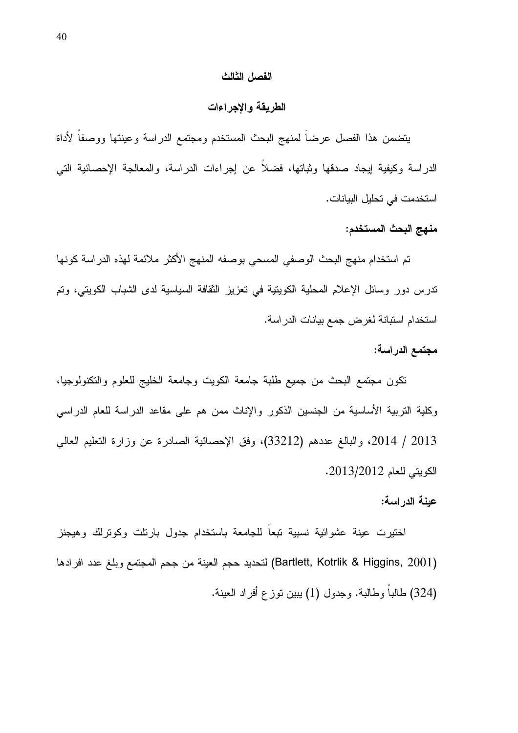# الفصل الثالث

## الطريقة والإجراءات

يتضمن هذا الفصل عرضاً لمنهج البحث المستخدم ومجتمع الدراسة وعينتها ووصفاً لأداة الدراسة وكيفية إيجاد صدقها وثباتها، فضلاً عن إجراءات الدراسة، والمعالجة الإحصائية التي استخدمت في تحليل البيانات.

### منهج البحث المستخدم:

تم استخدام منهج البحث الوصفي المسحي بوصفه المنهج الأكثر ملائمة لهذه الدراسة كونها تدرس دور وسائل الإعلام المحلية الكويتية في تعزيز الثقافة السياسية لدى الشباب الكويتي، وتم استخدام استبانة لغرض جمع بيانات الدراسة.

### مجتمع الدراسة:

تكون مجتمع البحث من جميع طلبة جامعة الكويت وجامعة الخليج للعلوم والتكنولوجيا، وكلية التربية الأساسية من الجنسين الذكور والإناث ممن هم على مقاعد الدراسة للعام الدراسي 2013 / 2014، والبالغ عددهم (33212)، وفق الإحصائية الصادرة عن وزارة التعليم العالي الكويتي للعام 2013/2012.

### عينة الدراسة:

اختيرت عينة عشوائية نسبية تبعاً للجامعة باستخدام جدول بارتلت وكوترلك وهيجنز (Bartlett, Kotrlik & Higgins, 2001) لتحديد حجم العينة من جحم المجتمع وبلغ عدد افرادها (324) طالباً وطالبة. وجدول (1) يبين توزع أفراد العينة.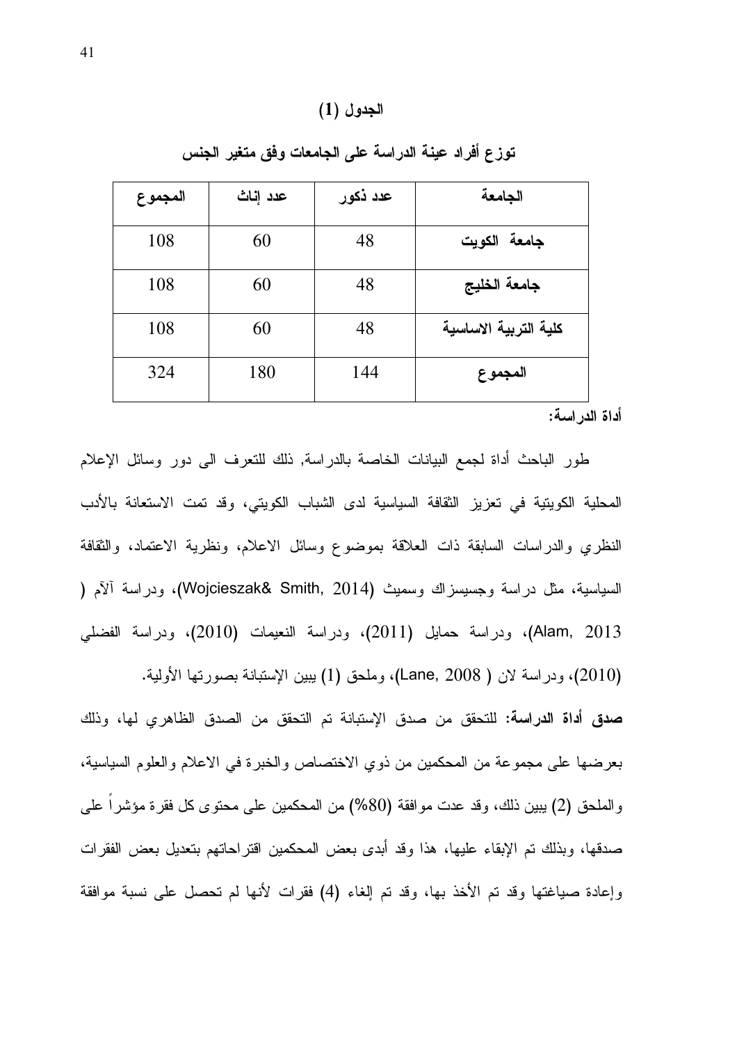**الجدول (1)**

**توزع أفراد عينة الدراسة على الجامعات وفق متغير الجنس**

| الجامعة | عدد ذكور | عدد إناث | المجموع |
|---|---|---|---|
| **جامعة الكويت** | 48 | 60 | 108 |
| **جامعة الخليج** | 48 | 60 | 108 |
| **كلية التربية الاساسية** | 48 | 60 | 108 |
| **المجموع** | 144 | 180 | 324 |

**أداة الدراسة:**

طور الباحث أداة لجمع البيانات الخاصة بالدراسة, ذلك للتعرف الى دور وسائل الإعلام المحلية الكويتية في تعزيز الثقافة السياسية لدى الشباب الكويتي، وقد تمت الاستعانة بالأدب النظري والدراسات السابقة ذات العلاقة بموضوع وسائل الاعلام، ونظرية الاعتماد، والثقافة السياسية، مثل دراسة وجسيسزاك وسميث (Wojcieszak& Smith, 2014)، ودراسة آلآم (Alam, 2013)، ودراسة حمايل (2011)، ودراسة النعيمات (2010)، ودراسة الفضلي (2010)، ودراسة لان (Lane, 2008)، وملحق (1) يبين الإستبانة بصورتها الأولية.

**صدق أداة الدراسة:** للتحقق من صدق الإستبانة تم التحقق من الصدق الظاهري لها، وذلك بعرضها على مجموعة من المحكمين من ذوي الاختصاص والخبرة في الاعلام والعلوم السياسية، والملحق (2) يبين ذلك، وقد عدت موافقة (80%) من المحكمين على محتوى كل فقرة مؤشراً على صدقها، وبذلك تم الإبقاء عليها، هذا وقد أبدى بعض المحكمين اقتراحاتهم بتعديل بعض الفقرات وإعادة صياغتها وقد تم الأخذ بها، وقد تم إلغاء (4) فقرات لأنها لم تحصل على نسبة موافقة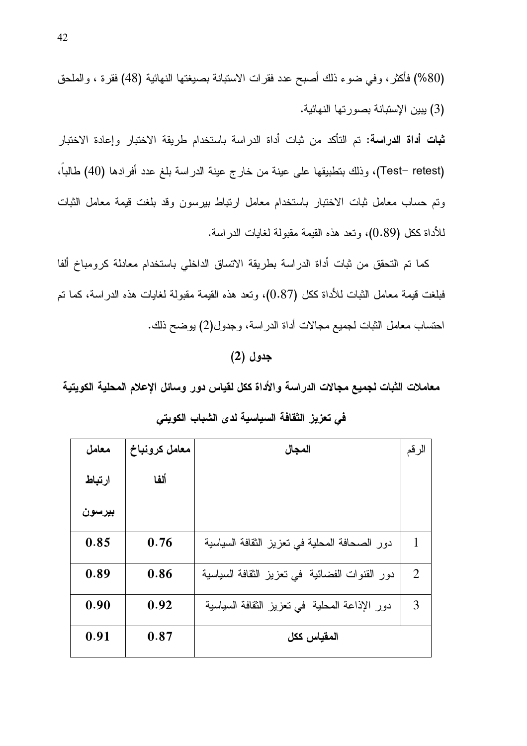(80%) فأكثر، وفي ضوء ذلك أصبح عدد فقرات الاستبانة بصيغتها النهائية (48) فقرة ، والملحق (3) يبين الإستبانة بصورتها النهائية.

**ثبات أداة الدراسة:** تم التأكد من ثبات أداة الدراسة باستخدام طريقة الاختبار وإعادة الاختبار (Test– retest)، وذلك بتطبيقها على عينة من خارج عينة الدراسة بلغ عدد أفرادها (40) طالباً، وتم حساب معامل ثبات الاختبار باستخدام معامل ارتباط بيرسون وقد بلغت قيمة معامل الثبات للأداة ككل (0.89)، وتعد هذه القيمة مقبولة لغايات الدراسة.

كما تم التحقق من ثبات أداة الدراسة بطريقة الاتساق الداخلي باستخدام معادلة كرومباخ ألفا فبلغت قيمة معامل الثبات للأداة ككل (0.87)، وتعد هذه القيمة مقبولة لغايات هذه الدراسة، كما تم احتساب معامل الثبات لجميع مجالات أداة الدراسة، وجدول(2) يوضح ذلك.

**جدول (2)**

**معاملات الثبات لجميع مجالات الدراسة والأداة ككل لقياس دور وسائل الإعلام المحلية الكويتية في تعزيز الثقافة السياسية لدى الشباب الكويتي**

| الرقم | المجال | معامل كرونباخ ألفا | معامل ارتباط بيرسون |
|---|---|---|---|
| 1 | دور الصحافة المحلية في تعزيز الثقافة السياسية | **0.76** | **0.85** |
| 2 | دور القنوات الفضائية في تعزيز الثقافة السياسية | **0.86** | **0.89** |
| 3 | دور الإذاعة المحلية في تعزيز الثقافة السياسية | **0.92** | **0.90** |
| | **المقياس ككل** | **0.87** | **0.91** |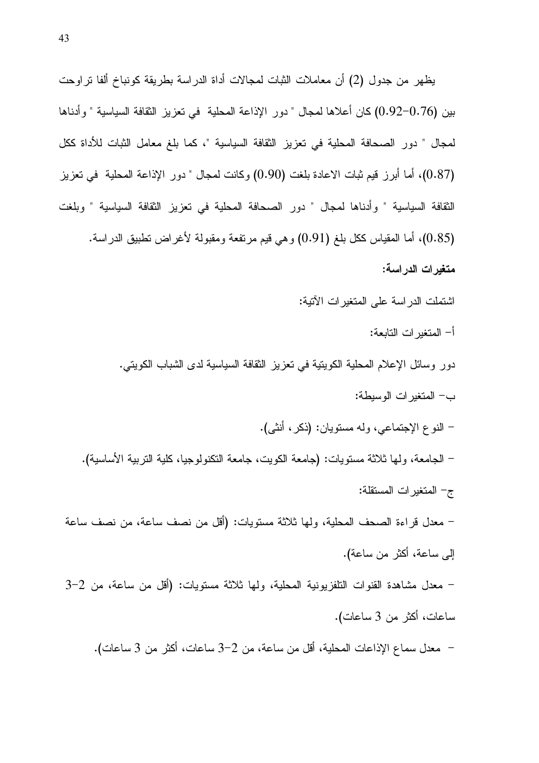يظهر من جدول (2) أن معاملات الثبات لمجالات أداة الدراسة بطريقة كونباخ ألفا تراوحت بين (0.76-0.92) كان أعلاها لمجال " دور الإذاعة المحلية في تعزيز الثقافة السياسية " وأدناها لمجال " دور الصحافة المحلية في تعزيز الثقافة السياسية "، كما بلغ معامل الثبات للأداة ككل (0.87)، أما أبرز قيم ثبات الاعادة بلغت (0.90) وكانت لمجال " دور الإذاعة المحلية في تعزيز الثقافة السياسية " وأدناها لمجال " دور الصحافة المحلية في تعزيز الثقافة السياسية " وبلغت (0.85)، أما المقياس ككل بلغ (0.91) وهي قيم مرتفعة ومقبولة لأغراض تطبيق الدراسة.

**متغيرات الدراسة:**

اشتملت الدراسة على المتغيرات الآتية:

أ- المتغيرات التابعة:

دور وسائل الإعلام المحلية الكويتية في تعزيز الثقافة السياسية لدى الشباب الكويتي.

ب- المتغيرات الوسيطة:

- النوع الإجتماعي، وله مستويان: (ذكر، أنثى).
- الجامعة، ولها ثلاثة مستويات: (جامعة الكويت، جامعة التكنولوجيا، كلية التربية الأساسية).

ج- المتغيرات المستقلة:

- معدل قراءة الصحف المحلية، ولها ثلاثة مستويات: (أقل من نصف ساعة، من نصف ساعة إلى ساعة، أكثر من ساعة).
- معدل مشاهدة القنوات التلفزيونية المحلية، ولها ثلاثة مستويات: (أقل من ساعة، من 2-3 ساعات، أكثر من 3 ساعات).
- معدل سماع الإذاعات المحلية، أقل من ساعة، من 2-3 ساعات، أكثر من 3 ساعات).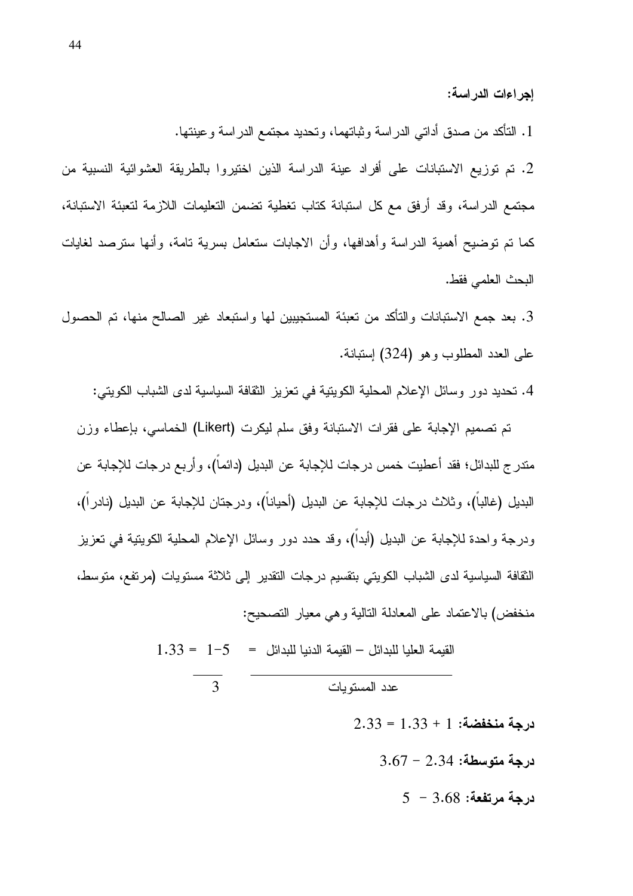**إجراءات الدراسة:**

1. التأكد من صدق أداتي الدراسة وثباتهما، وتحديد مجتمع الدراسة وعينتها.

2. تم توزيع الاستبانات على أفراد عينة الدراسة الذين اختيروا بالطريقة العشوائية النسبية من مجتمع الدراسة، وقد أرفق مع كل استبانة كتاب تغطية تضمن التعليمات اللازمة لتعبئة الاستبانة، كما تم توضيح أهمية الدراسة وأهدافها، وأن الاجابات ستعامل بسرية تامة، وأنها سترصد لغايات البحث العلمي فقط.

3. بعد جمع الاستبانات والتأكد من تعبئة المستجيبين لها واستبعاد غير الصالح منها، تم الحصول على العدد المطلوب وهو (324) إستبانة.

4. تحديد دور وسائل الإعلام المحلية الكويتية في تعزيز الثقافة السياسية لدى الشباب الكويتي:

تم تصميم الإجابة على فقرات الاستبانة وفق سلم ليكرت (Likert) الخماسي، بإعطاء وزن متدرج للبدائل؛ فقد أعطيت خمس درجات للإجابة عن البديل (دائماً)، وأربع درجات للإجابة عن البديل (غالباً)، وثلاث درجات للإجابة عن البديل (أحياناً)، ودرجتان للإجابة عن البديل (نادراً)، ودرجة واحدة للإجابة عن البديل (أبداً)، وقد حدد دور وسائل الإعلام المحلية الكويتية في تعزيز الثقافة السياسية لدى الشباب الكويتي بتقسيم درجات التقدير إلى ثلاثة مستويات (مرتفع، متوسط، منخفض) بالاعتماد على المعادلة التالية وهي معيار التصحيح:

$$\frac{\text{القيمة العليا للبدائل} - \text{القيمة الدنيا للبدائل}}{\text{عدد المستويات}} = \frac{5-1}{3} = 1.33$$

**درجة منخفضة:** $1 + 1.33 = 2.33$

**درجة متوسطة:** $2.34 - 3.67$

**درجة مرتفعة:** $3.68 - 5$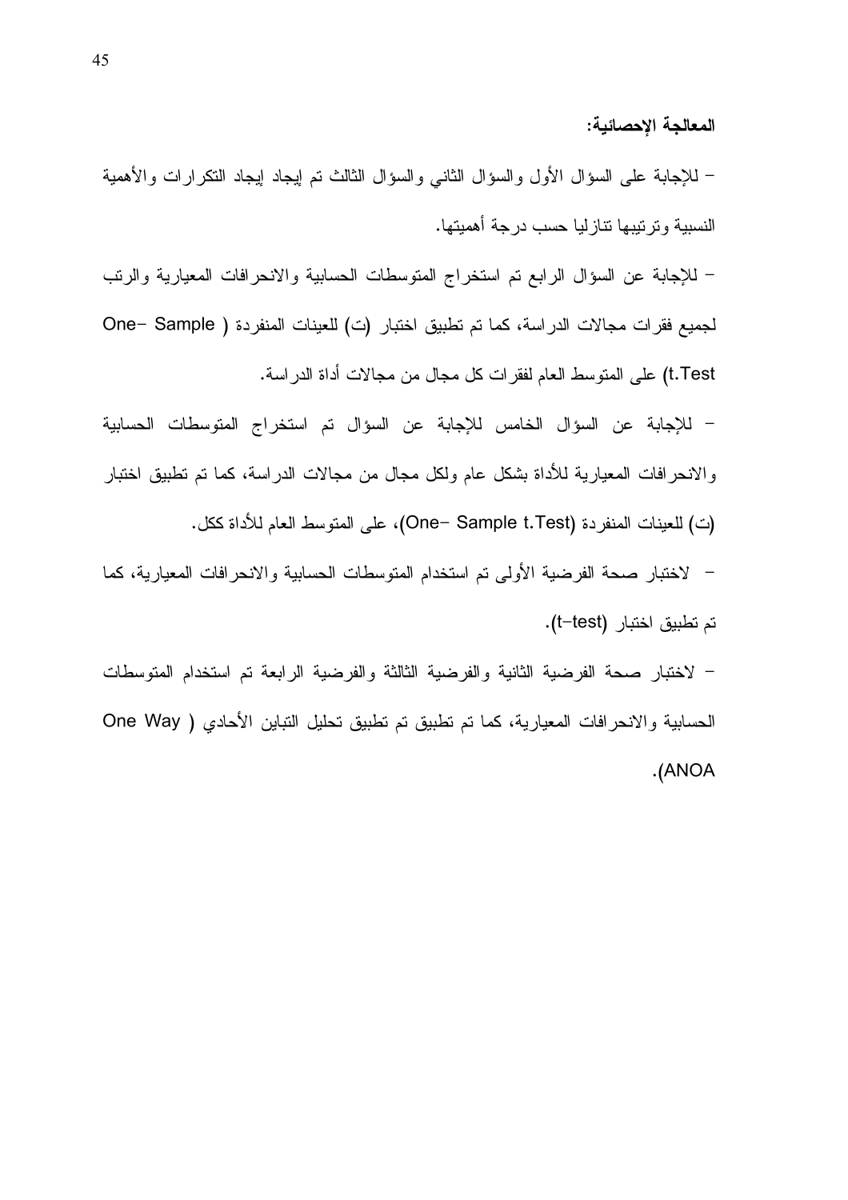**المعالجة الإحصائية:**

- للإجابة على السؤال الأول والسؤال الثاني والسؤال الثالث تم إيجاد إيجاد التكرارات والأهمية النسبية وترتيبها تنازليا حسب درجة أهميتها.

- للإجابة عن السؤال الرابع تم استخراج المتوسطات الحسابية والانحرافات المعيارية والرتب لجميع فقرات مجالات الدراسة، كما تم تطبيق اختبار (ت) للعينات المنفردة ( One- Sample t.Test) على المتوسط العام لفقرات كل مجال من مجالات أداة الدراسة.

- للإجابة عن السؤال الخامس للإجابة عن السؤال تم استخراج المتوسطات الحسابية والانحرافات المعيارية للأداة بشكل عام ولكل مجال من مجالات الدراسة، كما تم تطبيق اختبار (ت) للعينات المنفردة (One- Sample t.Test)، على المتوسط العام للأداة ككل.

- لاختبار صحة الفرضية الأولى تم استخدام المتوسطات الحسابية والانحرافات المعيارية، كما تم تطبيق اختبار (t-test).

- لاختبار صحة الفرضية الثانية والفرضية الثالثة والفرضية الرابعة تم استخدام المتوسطات الحسابية والانحرافات المعيارية، كما تم تطبيق تم تطبيق تحليل التباين الأحادي ( One Way ANOA).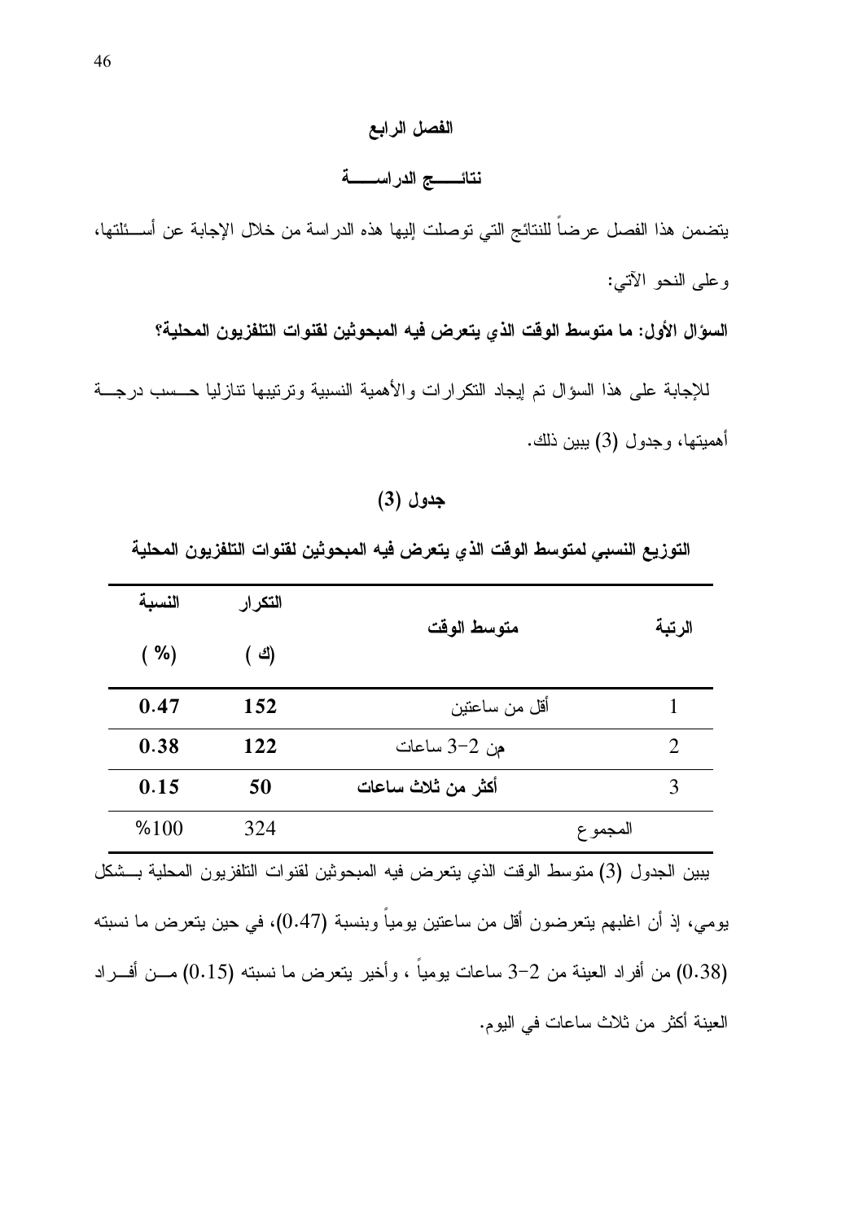# الفصل الرابع

## نتائج الدراسة

يتضمن هذا الفصل عرضاً للنتائج التي توصلت إليها هذه الدراسة من خلال الإجابة عن أسئلتها، وعلى النحو الآتي:

**السؤال الأول: ما متوسط الوقت الذي يتعرض فيه المبحوثين لقنوات التلفزيون المحلية؟**

للإجابة على هذا السؤال تم إيجاد التكرارات والأهمية النسبية وترتيبها تنازليا حسب درجة أهميتها، وجدول (3) يبين ذلك.

**جدول (3)**

**التوزيع النسبي لمتوسط الوقت الذي يتعرض فيه المبحوثين لقنوات التلفزيون المحلية**

| الرتبة | متوسط الوقت | التكرار (ك) | النسبة (%) |
|---|---|---|---|
| 1 | أقل من ساعتين | **152** | **0.47** |
| 2 | من 2-3 ساعات | **122** | **0.38** |
| 3 | **أكثر من ثلاث ساعات** | **50** | **0.15** |
| المجموع | | 324 | %100 |

يبين الجدول (3) متوسط الوقت الذي يتعرض فيه المبحوثين لقنوات التلفزيون المحلية بشكل يومي، إذ أن اغلبهم يتعرضون أقل من ساعتين يومياً وبنسبة (0.47)، في حين يتعرض ما نسبته (0.38) من أفراد العينة من 2-3 ساعات يومياً ، وأخير يتعرض ما نسبته (0.15) من أفراد العينة أكثر من ثلاث ساعات في اليوم.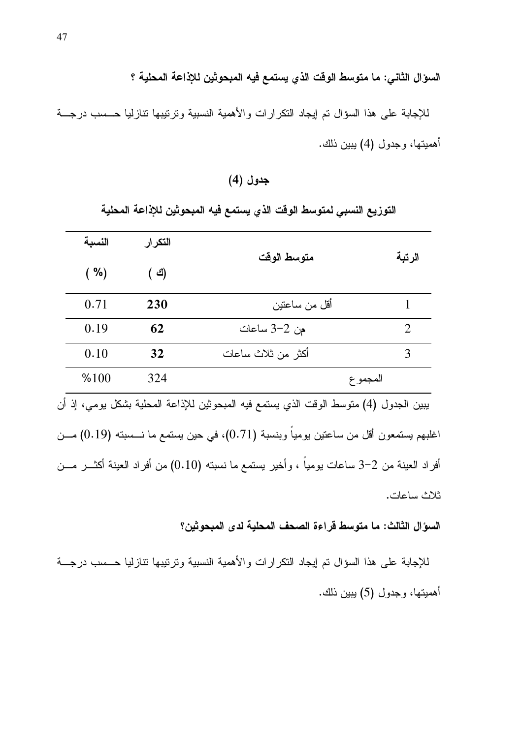**السؤال الثاني: ما متوسط الوقت الذي يستمع فيه المبحوثين للإذاعة المحلية ؟**

للإجابة على هذا السؤال تم إيجاد التكرارات والأهمية النسبية وترتيبها تنازليا حسب درجة أهميتها، وجدول (4) يبين ذلك.

**جدول (4)**

**التوزيع النسبي لمتوسط الوقت الذي يستمع فيه المبحوثين للإذاعة المحلية**

| الرتبة | متوسط الوقت | التكرار (ك) | النسبة (%) |
|---|---|---|---|
| 1 | أقل من ساعتين | **230** | 0.71 |
| 2 | من 2-3 ساعات | **62** | 0.19 |
| 3 | أكثر من ثلاث ساعات | **32** | 0.10 |
| المجموع | | 324 | %100 |

يبين الجدول (4) متوسط الوقت الذي يستمع فيه المبحوثين للإذاعة المحلية بشكل يومي، إذ أن اغلبهم يستمعون أقل من ساعتين يومياً وبنسبة (0.71)، في حين يستمع ما نسبته (0.19) من أفراد العينة من 2-3 ساعات يومياً ، وأخير يستمع ما نسبته (0.10) من أفراد العينة أكثر من ثلاث ساعات.

**السؤال الثالث: ما متوسط قراءة الصحف المحلية لدى المبحوثين؟**

للإجابة على هذا السؤال تم إيجاد التكرارات والأهمية النسبية وترتيبها تنازليا حسب درجة أهميتها، وجدول (5) يبين ذلك.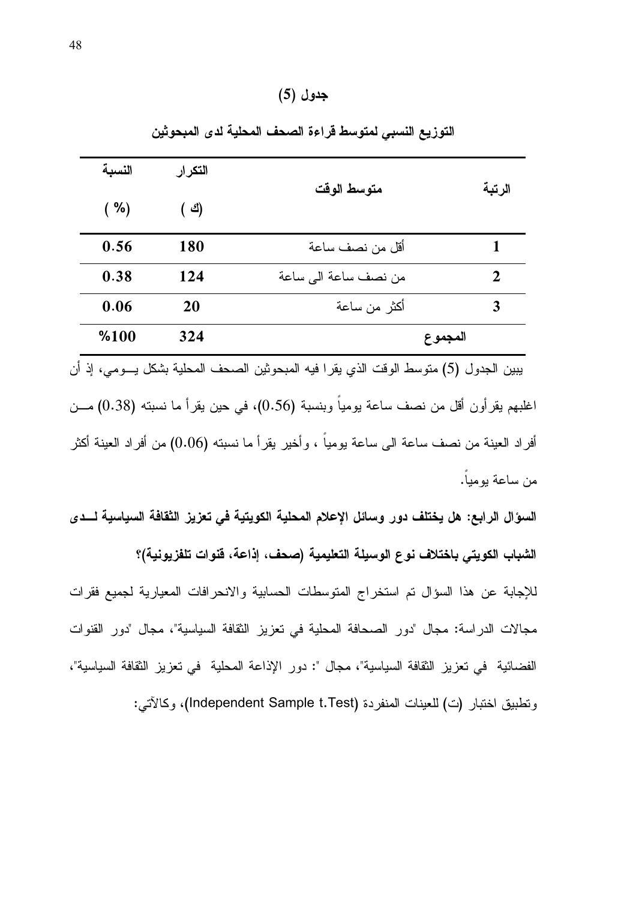**جدول (5)**

**التوزيع النسبي لمتوسط قراءة الصحف المحلية لدى المبحوثين**

| الرتبة | متوسط الوقت | التكرار (ك) | النسبة (%) |
|---|---|---|---|
| **1** | أقل من نصف ساعة | **180** | **0.56** |
| **2** | من نصف ساعة الى ساعة | **124** | **0.38** |
| **3** | أكثر من ساعة | **20** | **0.06** |
| **المجموع** | | **324** | **%100** |

يبين الجدول (5) متوسط الوقت الذي يقرا فيه المبحوثين الصحف المحلية بشكل يـومي، إذ أن اغلبهم يقرأون أقل من نصف ساعة يومياً وبنسبة (0.56)، في حين يقرأ ما نسبته (0.38) مـن أفراد العينة من نصف ساعة الى ساعة يومياً ، وأخير يقرأ ما نسبته (0.06) من أفراد العينة أكثر من ساعة يومياً.

**السؤال الرابع: هل يختلف دور وسائل الإعلام المحلية الكويتية في تعزيز الثقافة السياسية لـدى الشباب الكويتي باختلاف نوع الوسيلة التعليمية (صحف، إذاعة، قنوات تلفزيونية)؟**

للإجابة عن هذا السؤال تم استخراج المتوسطات الحسابية والانحرافات المعيارية لجميع فقرات مجالات الدراسة: مجال "دور الصحافة المحلية في تعزيز الثقافة السياسية"، مجال "دور القنوات الفضائية في تعزيز الثقافة السياسية"، مجال ": دور الإذاعة المحلية في تعزيز الثقافة السياسية"، وتطبيق اختبار (ت) للعينات المنفردة (Independent Sample t.Test)، وكالآتي: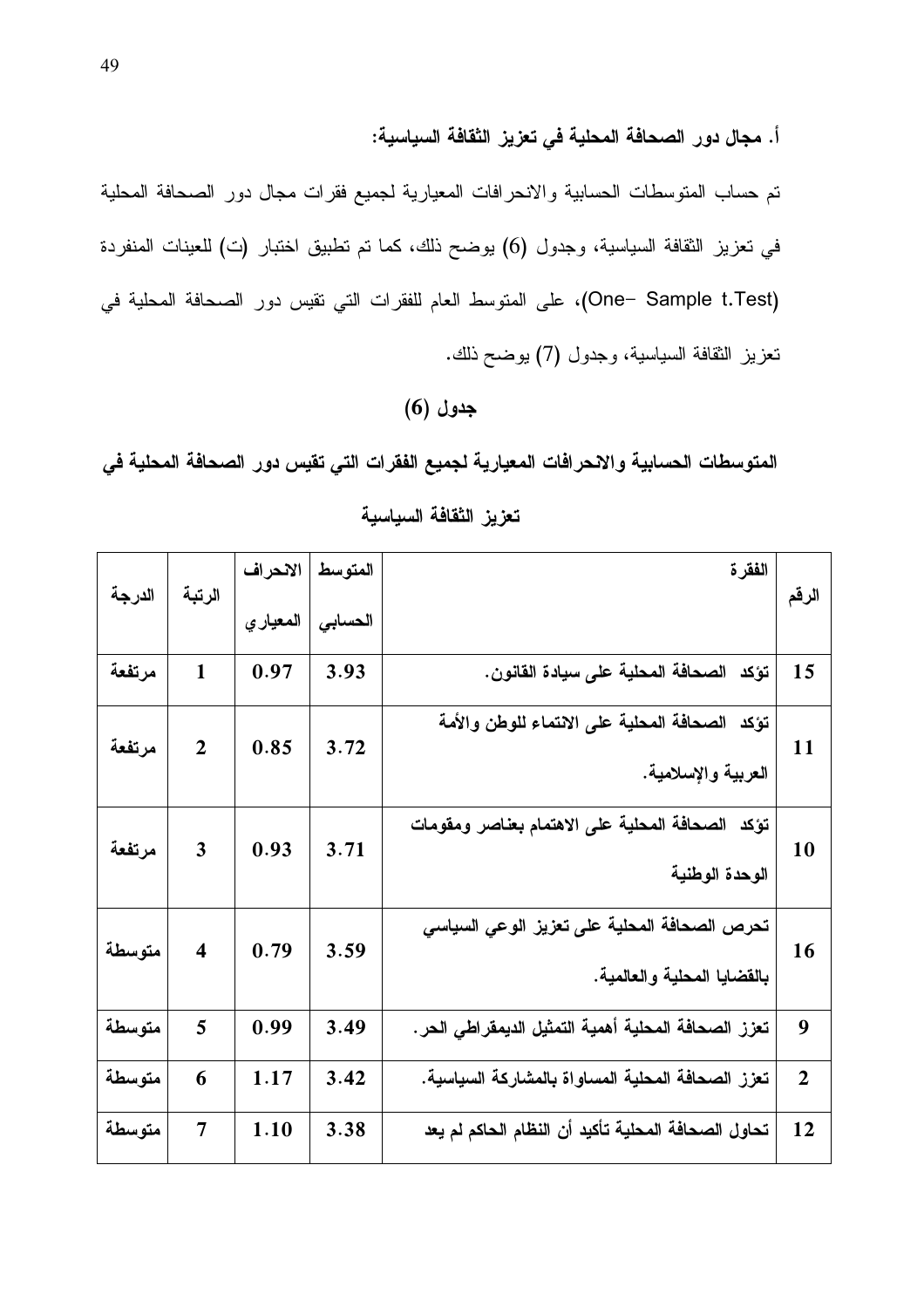### أ. مجال دور الصحافة المحلية في تعزيز الثقافة السياسية:

تم حساب المتوسطات الحسابية والانحرافات المعيارية لجميع فقرات مجال دور الصحافة المحلية في تعزيز الثقافة السياسية، وجدول (6) يوضح ذلك، كما تم تطبيق اختبار (ت) للعينات المنفردة (One- Sample t.Test)، على المتوسط العام للفقرات التي تقيس دور الصحافة المحلية في تعزيز الثقافة السياسية، وجدول (7) يوضح ذلك.

**جدول (6)**

**المتوسطات الحسابية والانحرافات المعيارية لجميع الفقرات التي تقيس دور الصحافة المحلية في تعزيز الثقافة السياسية**

| الرقم | الفقرة | المتوسط الحسابي | الانحراف المعياري | الرتبة | الدرجة |
|---|---|---|---|---|---|
| 15 | تؤكد الصحافة المحلية على سيادة القانون. | 3.93 | 0.97 | 1 | مرتفعة |
| 11 | تؤكد الصحافة المحلية على الانتماء للوطن والأمة العربية والإسلامية. | 3.72 | 0.85 | 2 | مرتفعة |
| 10 | تؤكد الصحافة المحلية على الاهتمام بعناصر ومقومات الوحدة الوطنية | 3.71 | 0.93 | 3 | مرتفعة |
| 16 | تحرص الصحافة المحلية على تعزيز الوعي السياسي بالقضايا المحلية والعالمية. | 3.59 | 0.79 | 4 | متوسطة |
| 9 | تعزز الصحافة المحلية أهمية التمثيل الديمقراطي الحر. | 3.49 | 0.99 | 5 | متوسطة |
| 2 | تعزز الصحافة المحلية المساواة بالمشاركة السياسية. | 3.42 | 1.17 | 6 | متوسطة |
| 12 | تحاول الصحافة المحلية تأكيد أن النظام الحاكم لم يعد | 3.38 | 1.10 | 7 | متوسطة |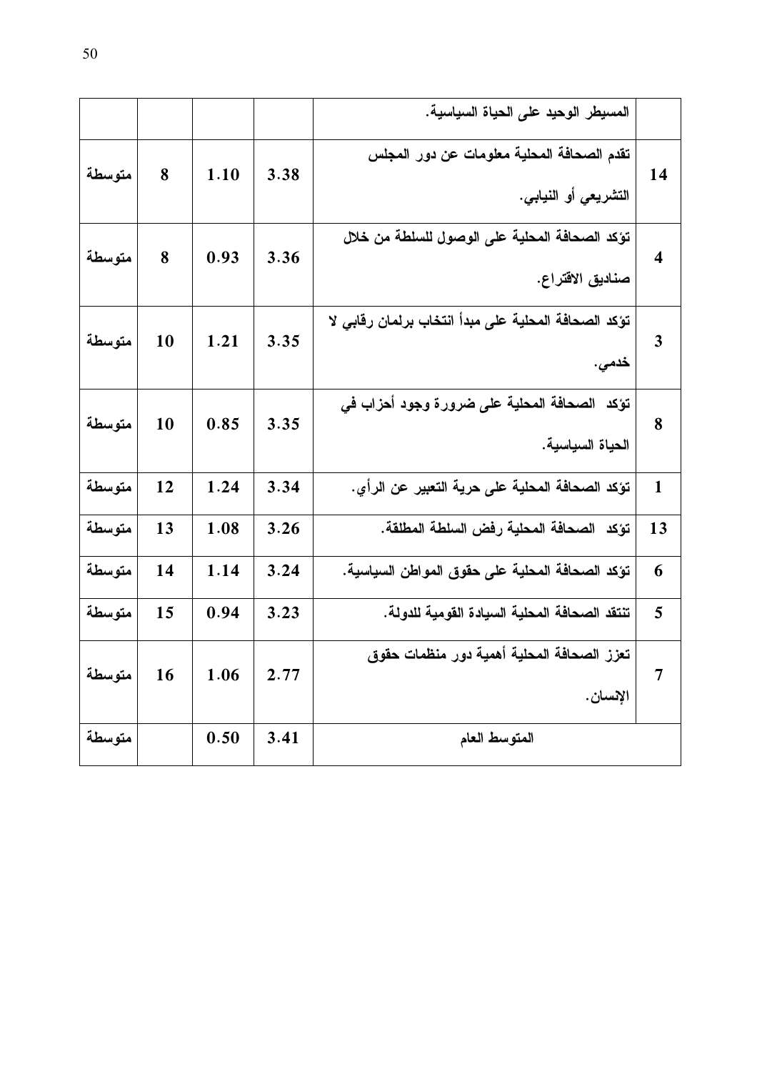| | | | | المسيطر الوحيد على الحياة السياسية. | |
|---|---|---|---|---|---|
| متوسطة | 8 | 1.10 | 3.38 | تقدم الصحافة المحلية معلومات عن دور المجلس التشريعي أو النيابي. | 14 |
| متوسطة | 8 | 0.93 | 3.36 | تؤكد الصحافة المحلية على الوصول للسلطة من خلال صناديق الاقتراع. | 4 |
| متوسطة | 10 | 1.21 | 3.35 | تؤكد الصحافة المحلية على مبدأ انتخاب برلمان رقابي لا خدمي. | 3 |
| متوسطة | 10 | 0.85 | 3.35 | تؤكد الصحافة المحلية على ضرورة وجود أحزاب في الحياة السياسية. | 8 |
| متوسطة | 12 | 1.24 | 3.34 | تؤكد الصحافة المحلية على حرية التعبير عن الرأي. | 1 |
| متوسطة | 13 | 1.08 | 3.26 | تؤكد الصحافة المحلية رفض السلطة المطلقة. | 13 |
| متوسطة | 14 | 1.14 | 3.24 | تؤكد الصحافة المحلية على حقوق المواطن السياسية. | 6 |
| متوسطة | 15 | 0.94 | 3.23 | تنتقد الصحافة المحلية السيادة القومية للدولة. | 5 |
| متوسطة | 16 | 1.06 | 2.77 | تعزز الصحافة المحلية أهمية دور منظمات حقوق الإنسان. | 7 |
| متوسطة | | 0.50 | 3.41 | المتوسط العام | |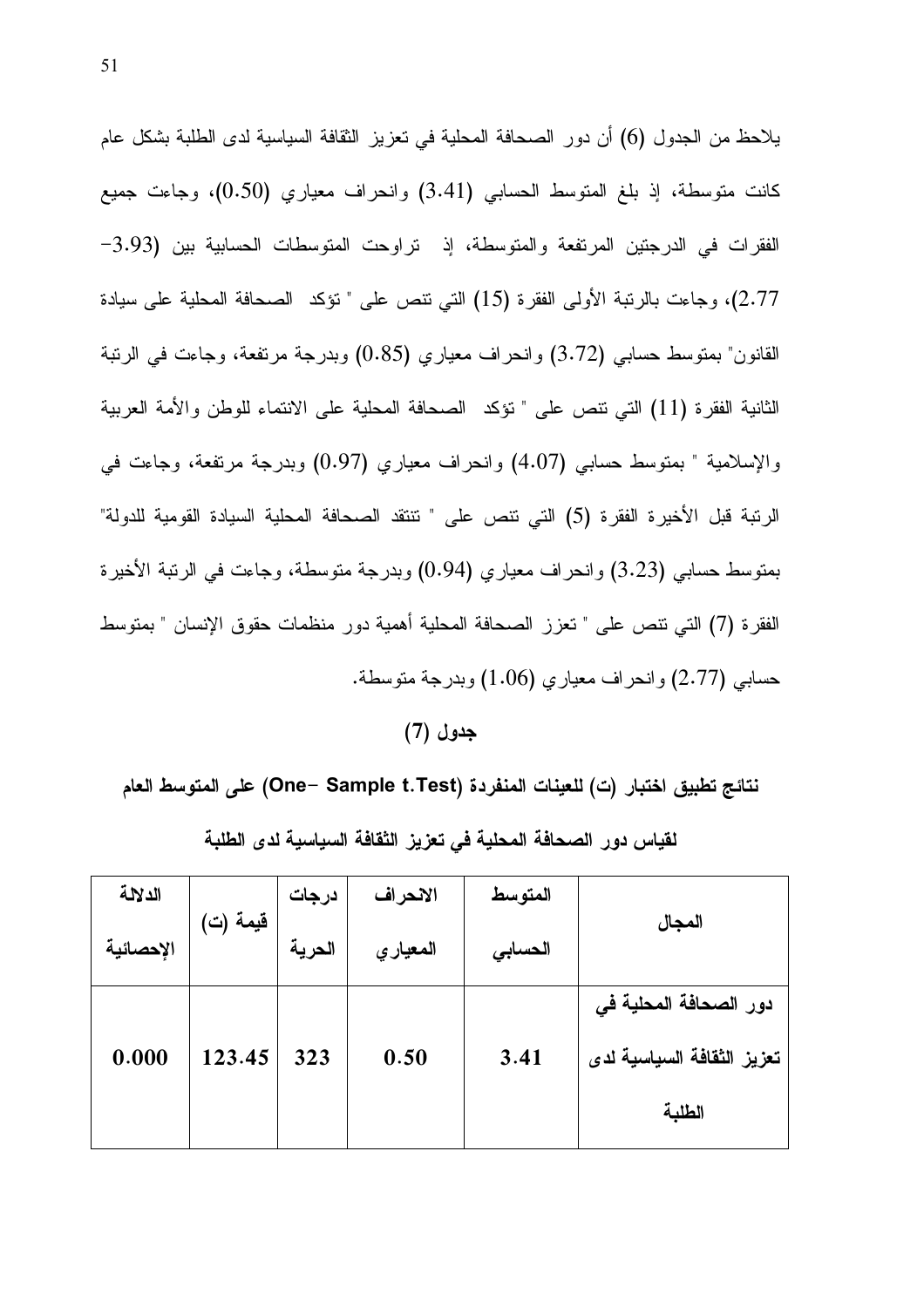يلاحظ من الجدول (6) أن دور الصحافة المحلية في تعزيز الثقافة السياسية لدى الطلبة بشكل عام كانت متوسطة، إذ بلغ المتوسط الحسابي (3.41) وانحراف معياري (0.50)، وجاءت جميع الفقرات في الدرجتين المرتفعة والمتوسطة، إذ تراوحت المتوسطات الحسابية بين (3.93-2.77)، وجاءت بالرتبة الأولى الفقرة (15) التي تنص على " تؤكد الصحافة المحلية على سيادة القانون" بمتوسط حسابي (3.72) وانحراف معياري (0.85) وبدرجة مرتفعة، وجاءت في الرتبة الثانية الفقرة (11) التي تنص على " تؤكد الصحافة المحلية على الانتماء للوطن والأمة العربية والإسلامية " بمتوسط حسابي (4.07) وانحراف معياري (0.97) وبدرجة مرتفعة، وجاءت في الرتبة قبل الأخيرة الفقرة (5) التي تنص على " تنتقد الصحافة المحلية السيادة القومية للدولة" بمتوسط حسابي (3.23) وانحراف معياري (0.94) وبدرجة متوسطة، وجاءت في الرتبة الأخيرة الفقرة (7) التي تنص على " تعزز الصحافة المحلية أهمية دور منظمات حقوق الإنسان " بمتوسط حسابي (2.77) وانحراف معياري (1.06) وبدرجة متوسطة.

**جدول (7)**

**نتائج تطبيق اختبار (ت) للعينات المنفردة (One- Sample t.Test) على المتوسط العام لقياس دور الصحافة المحلية في تعزيز الثقافة السياسية لدى الطلبة**

| المجال | المتوسط الحسابي | الانحراف المعياري | درجات الحرية | قيمة (ت) | الدلالة الإحصائية |
|---|---|---|---|---|---|
| **دور الصحافة المحلية في تعزيز الثقافة السياسية لدى الطلبة** | **3.41** | **0.50** | **323** | **123.45** | **0.000** |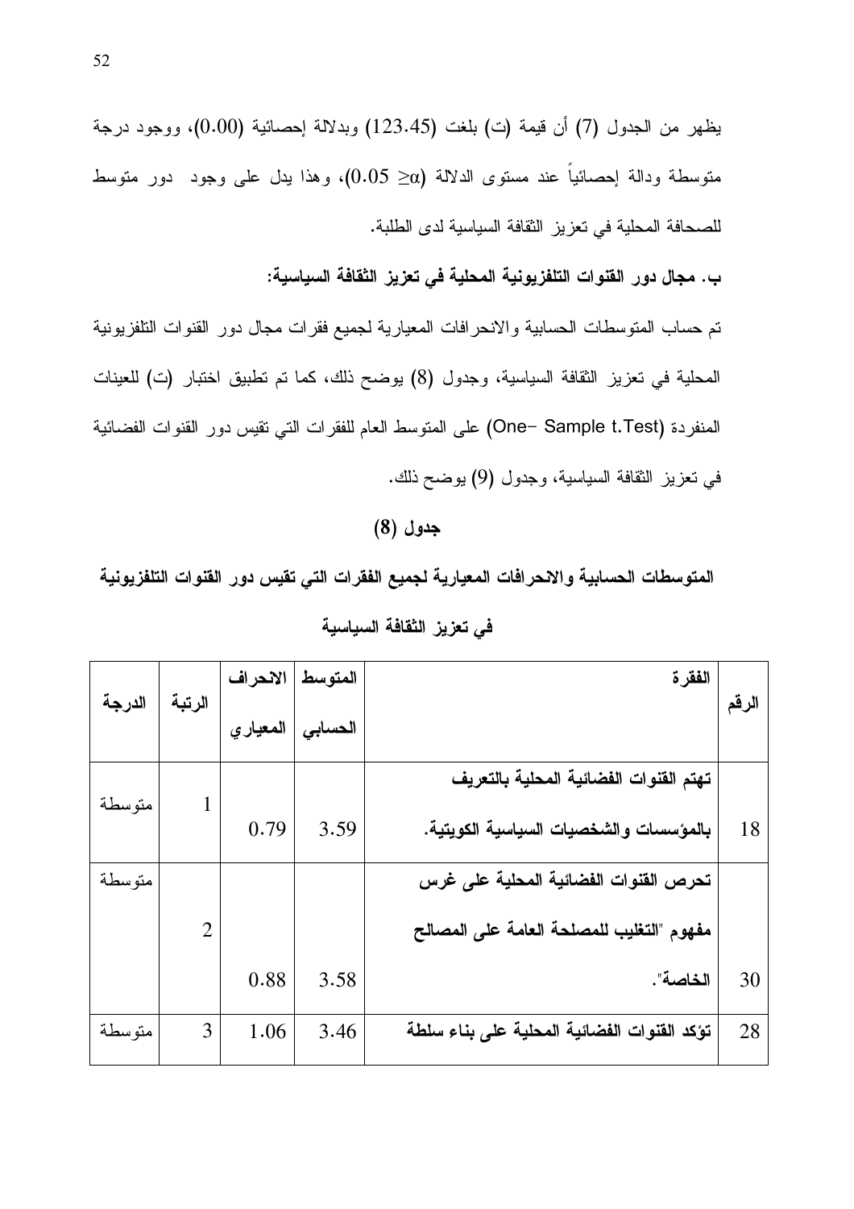يظهر من الجدول (7) أن قيمة (ت) بلغت (123.45) وبدلالة إحصائية (0.00)، ووجود درجة متوسطة ودالة إحصائياً عند مستوى الدلالة ($\alpha \leq 0.05$)، وهذا يدل على وجود دور متوسط للصحافة المحلية في تعزيز الثقافة السياسية لدى الطلبة.

**ب. مجال دور القنوات التلفزيونية المحلية في تعزيز الثقافة السياسية:**

تم حساب المتوسطات الحسابية والانحرافات المعيارية لجميع فقرات مجال دور القنوات التلفزيونية المحلية في تعزيز الثقافة السياسية، وجدول (8) يوضح ذلك، كما تم تطبيق اختبار (ت) للعينات المنفردة (One- Sample t.Test) على المتوسط العام للفقرات التي تقيس دور القنوات الفضائية في تعزيز الثقافة السياسية، وجدول (9) يوضح ذلك.

**جدول (8)**

**المتوسطات الحسابية والانحرافات المعيارية لجميع الفقرات التي تقيس دور القنوات التلفزيونية في تعزيز الثقافة السياسية**

| الرقم | الفقرة | المتوسط الحسابي | الانحراف المعياري | الرتبة | الدرجة |
|---|---|---|---|---|---|
| 18 | **تهتم القنوات الفضائية المحلية بالتعريف بالمؤسسات والشخصيات السياسية الكويتية.** | 3.59 | 0.79 | 1 | متوسطة |
| 30 | **تحرص القنوات الفضائية المحلية على غرس مفهوم "التغليب للمصلحة العامة على المصالح الخاصة".** | 3.58 | 0.88 | 2 | متوسطة |
| 28 | **تؤكد القنوات الفضائية المحلية على بناء سلطة** | 3.46 | 1.06 | 3 | متوسطة |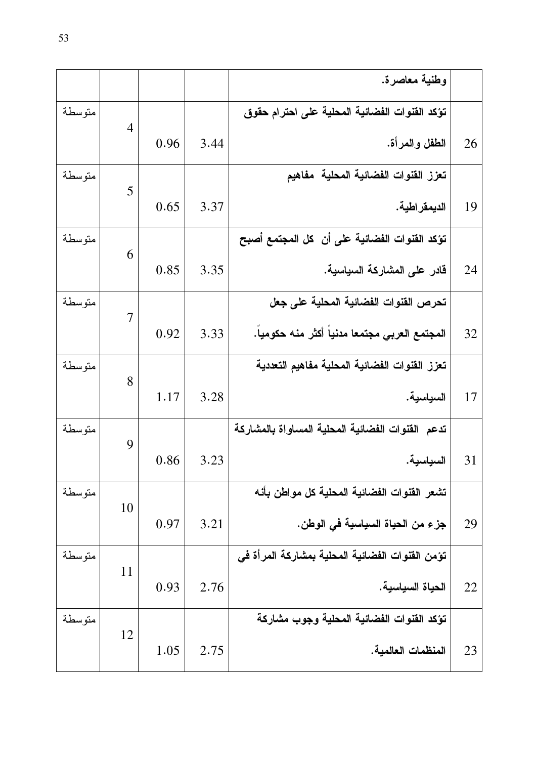| | | | | |
|---|---|---|---|---|
| | وطنية معاصرة. | | | |
| 26 | تؤكد القنوات الفضائية المحلية على احترام حقوق الطفل والمرأة. | 3.44 | 0.96 | 4 | متوسطة |
| 19 | تعزز القنوات الفضائية المحلية مفاهيم الديمقراطية. | 3.37 | 0.65 | 5 | متوسطة |
| 24 | تؤكد القنوات الفضائية على أن كل المجتمع أصبح قادر على المشاركة السياسية. | 3.35 | 0.85 | 6 | متوسطة |
| 32 | تحرص القنوات الفضائية المحلية على جعل المجتمع العربي مجتمعا مدنياً أكثر منه حكومياً. | 3.33 | 0.92 | 7 | متوسطة |
| 17 | تعزز القنوات الفضائية المحلية مفاهيم التعددية السياسية. | 3.28 | 1.17 | 8 | متوسطة |
| 31 | تدعم القنوات الفضائية المحلية المساواة بالمشاركة السياسية. | 3.23 | 0.86 | 9 | متوسطة |
| 29 | تشعر القنوات الفضائية المحلية كل مواطن بأنه جزء من الحياة السياسية في الوطن. | 3.21 | 0.97 | 10 | متوسطة |
| 22 | تؤمن القنوات الفضائية المحلية بمشاركة المرأة في الحياة السياسية. | 2.76 | 0.93 | 11 | متوسطة |
| 23 | تؤكد القنوات الفضائية المحلية وجوب مشاركة المنظمات العالمية. | 2.75 | 1.05 | 12 | متوسطة |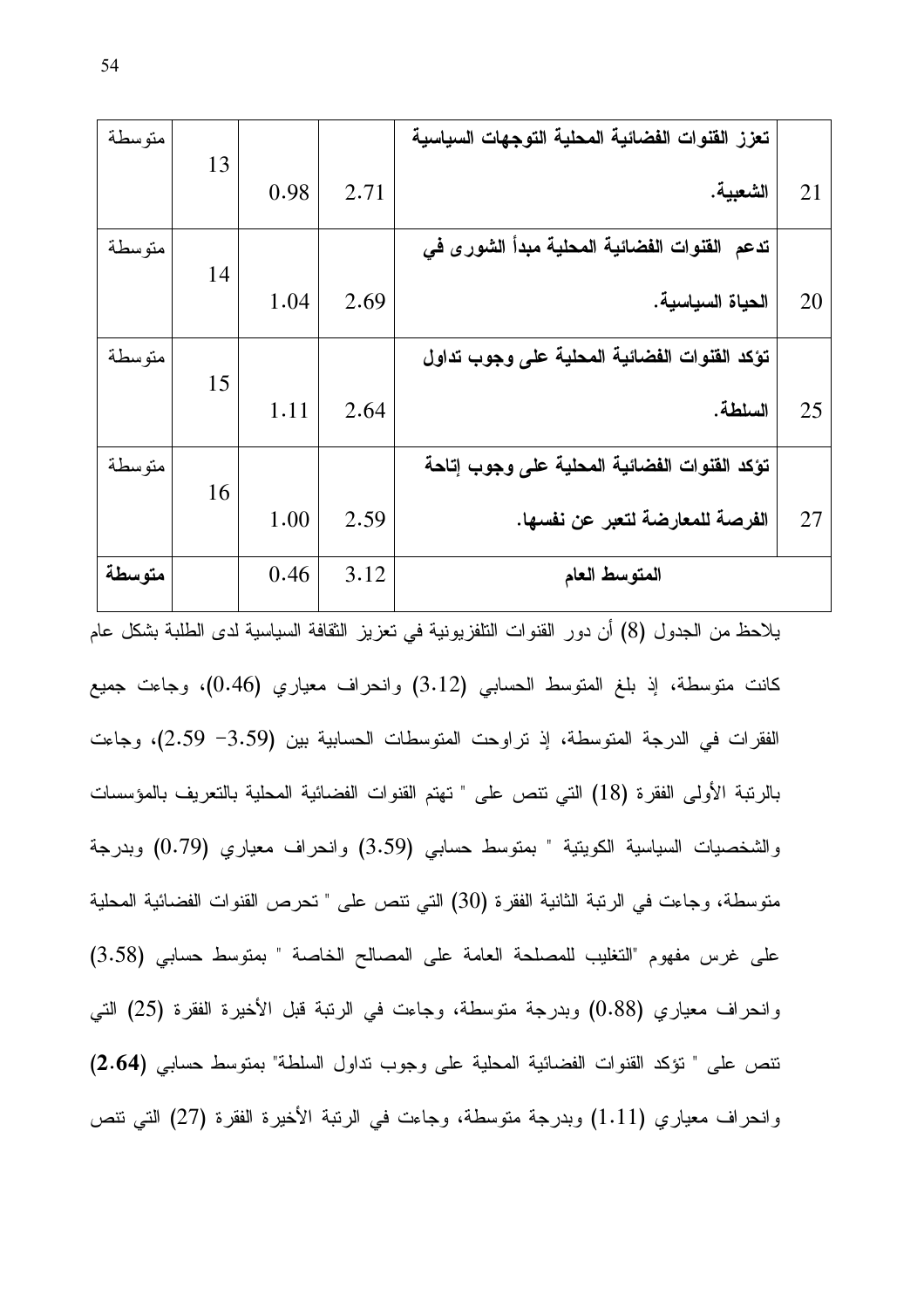| 21 | تعزز القنوات الفضائية المحلية التوجهات السياسية الشعبية. | 2.71 | 0.98 | 13 | متوسطة |
|---|---|---|---|---|---|
| 20 | تدعم القنوات الفضائية المحلية مبدأ الشورى في الحياة السياسية. | 2.69 | 1.04 | 14 | متوسطة |
| 25 | تؤكد القنوات الفضائية المحلية على وجوب تداول السلطة. | 2.64 | 1.11 | 15 | متوسطة |
| 27 | تؤكد القنوات الفضائية المحلية على وجوب إتاحة الفرصة للمعارضة لتعبر عن نفسها. | 2.59 | 1.00 | 16 | متوسطة |
| | **المتوسط العام** | 3.12 | 0.46 | | **متوسطة** |

يلاحظ من الجدول (8) أن دور القنوات التلفزيونية في تعزيز الثقافة السياسية لدى الطلبة بشكل عام كانت متوسطة، إذ بلغ المتوسط الحسابي (3.12) وانحراف معياري (0.46)، وجاءت جميع الفقرات في الدرجة المتوسطة، إذ تراوحت المتوسطات الحسابية بين (3.59 -2.59)، وجاءت بالرتبة الأولى الفقرة (18) التي تنص على " تهتم القنوات الفضائية المحلية بالتعريف بالمؤسسات والشخصيات السياسية الكويتية " بمتوسط حسابي (3.59) وانحراف معياري (0.79) وبدرجة متوسطة، وجاءت في الرتبة الثانية الفقرة (30) التي تنص على " تحرص القنوات الفضائية المحلية على غرس مفهوم "التغليب للمصلحة العامة على المصالح الخاصة " بمتوسط حسابي (3.58) وانحراف معياري (0.88) وبدرجة متوسطة، وجاءت في الرتبة قبل الأخيرة الفقرة (25) التي تنص على " تؤكد القنوات الفضائية المحلية على وجوب تداول السلطة" بمتوسط حسابي **(2.64)** وانحراف معياري (1.11) وبدرجة متوسطة، وجاءت في الرتبة الأخيرة الفقرة (27) التي تنص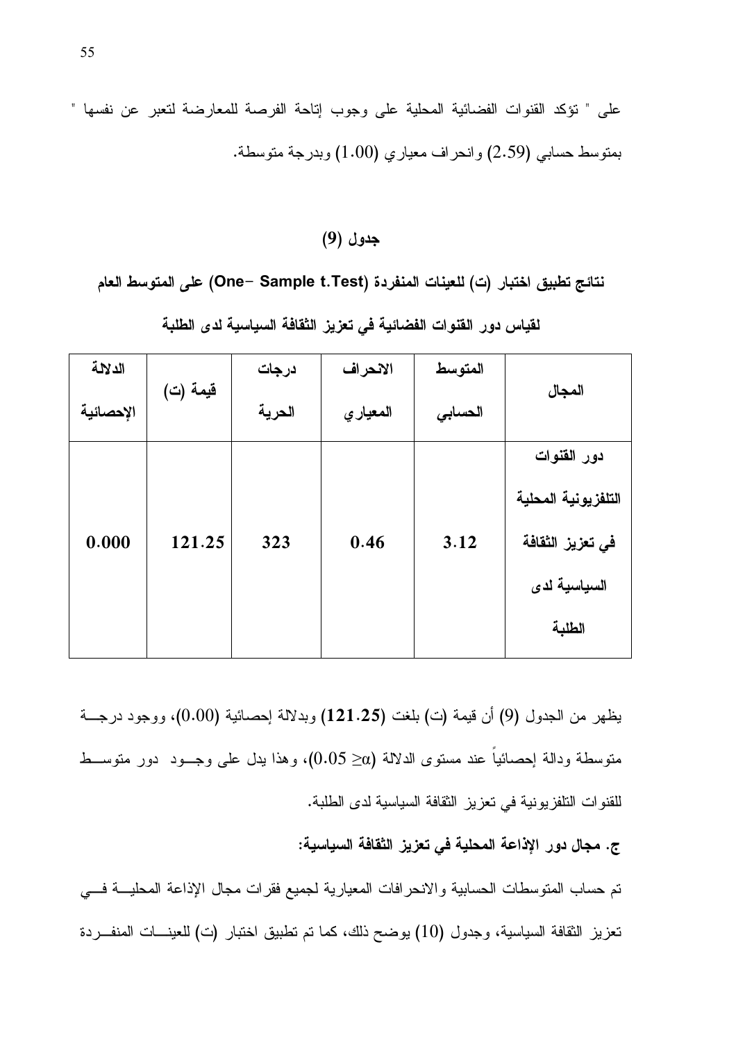على " تؤكد القنوات الفضائية المحلية على وجوب إتاحة الفرصة للمعارضة لتعبر عن نفسها " بمتوسط حسابي (2.59) وانحراف معياري (1.00) وبدرجة متوسطة.

**جدول (9)**

**نتائج تطبيق اختبار (ت) للعينات المنفردة (One- Sample t.Test) على المتوسط العام لقياس دور القنوات الفضائية في تعزيز الثقافة السياسية لدى الطلبة**

| المجال | المتوسط الحسابي | الانحراف المعياري | درجات الحرية | قيمة (ت) | الدلالة الإحصائية |
|---|---|---|---|---|---|
| دور القنوات التلفزيونية المحلية في تعزيز الثقافة السياسية لدى الطلبة | **3.12** | **0.46** | **323** | **121.25** | **0.000** |

يظهر من الجدول (9) أن قيمة (ت) بلغت (**121.25**) وبدلالة إحصائية (0.00)، ووجود درجة متوسطة ودالة إحصائياً عند مستوى الدلالة ($\alpha \leq 0.05$)، وهذا يدل على وجود دور متوسط للقنوات التلفزيونية في تعزيز الثقافة السياسية لدى الطلبة.

**ج. مجال دور الإذاعة المحلية في تعزيز الثقافة السياسية:**

تم حساب المتوسطات الحسابية والانحرافات المعيارية لجميع فقرات مجال الإذاعة المحلية في تعزيز الثقافة السياسية، وجدول (10) يوضح ذلك، كما تم تطبيق اختبار (ت) للعينات المنفردة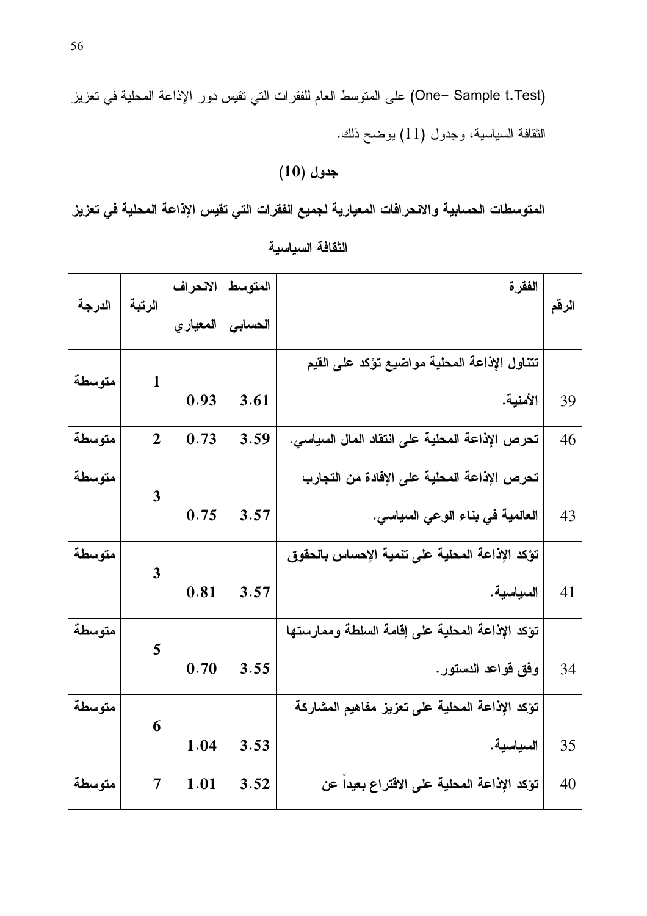(One- Sample t.Test) على المتوسط العام للفقرات التي تقيس دور الإذاعة المحلية في تعزيز الثقافة السياسية، وجدول (11) يوضح ذلك.

**جدول (10)**

**المتوسطات الحسابية والانحرافات المعيارية لجميع الفقرات التي تقيس الإذاعة المحلية في تعزيز الثقافة السياسية**

| الرقم | الفقرة | المتوسط الحسابي | الانحراف المعياري | الرتبة | الدرجة |
|---|---|---|---|---|---|
| 39 | تتناول الإذاعة المحلية مواضيع تؤكد على القيم الأمنية. | 3.61 | 0.93 | 1 | متوسطة |
| 46 | تحرص الإذاعة المحلية على انتقاد المال السياسي. | 3.59 | 0.73 | 2 | متوسطة |
| 43 | تحرص الإذاعة المحلية على الإفادة من التجارب العالمية في بناء الوعي السياسي. | 3.57 | 0.75 | 3 | متوسطة |
| 41 | تؤكد الإذاعة المحلية على تنمية الإحساس بالحقوق السياسية. | 3.57 | 0.81 | 3 | متوسطة |
| 34 | تؤكد الإذاعة المحلية على إقامة السلطة وممارستها وفق قواعد الدستور. | 3.55 | 0.70 | 5 | متوسطة |
| 35 | تؤكد الإذاعة المحلية على تعزيز مفاهيم المشاركة السياسية. | 3.53 | 1.04 | 6 | متوسطة |
| 40 | تؤكد الإذاعة المحلية على الاقتراع بعيداً عن | 3.52 | 1.01 | 7 | متوسطة |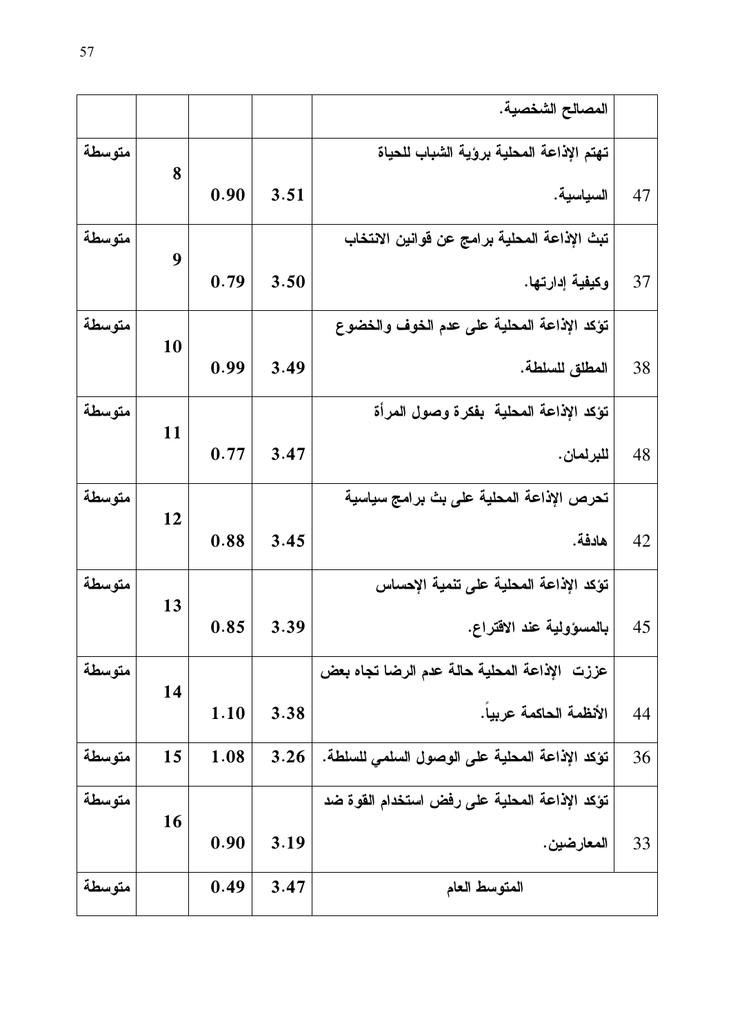| | | | | |
|---|---|---|---|---|
| | المصالح الشخصية. | | | |
| 47 | تهتم الإذاعة المحلية برؤية الشباب للحياة السياسية. | 3.51 | 0.90 | 8 | متوسطة |
| 37 | تبث الإذاعة المحلية برامج عن قوانين الانتخاب وكيفية إدارتها. | 3.50 | 0.79 | 9 | متوسطة |
| 38 | تؤكد الإذاعة المحلية على عدم الخوف والخضوع المطلق للسلطة. | 3.49 | 0.99 | 10 | متوسطة |
| 48 | تؤكد الإذاعة المحلية بفكرة وصول المرأة للبرلمان. | 3.47 | 0.77 | 11 | متوسطة |
| 42 | تحرص الإذاعة المحلية على بث برامج سياسية هادفة. | 3.45 | 0.88 | 12 | متوسطة |
| 45 | تؤكد الإذاعة المحلية على تنمية الإحساس بالمسؤولية عند الاقتراع. | 3.39 | 0.85 | 13 | متوسطة |
| 44 | عززت الإذاعة المحلية حالة عدم الرضا تجاه بعض الأنظمة الحاكمة عربياً. | 3.38 | 1.10 | 14 | متوسطة |
| 36 | تؤكد الإذاعة المحلية على الوصول السلمي للسلطة. | 3.26 | 1.08 | 15 | متوسطة |
| 33 | تؤكد الإذاعة المحلية على رفض استخدام القوة ضد المعارضين. | 3.19 | 0.90 | 16 | متوسطة |
| | المتوسط العام | 3.47 | 0.49 | | متوسطة |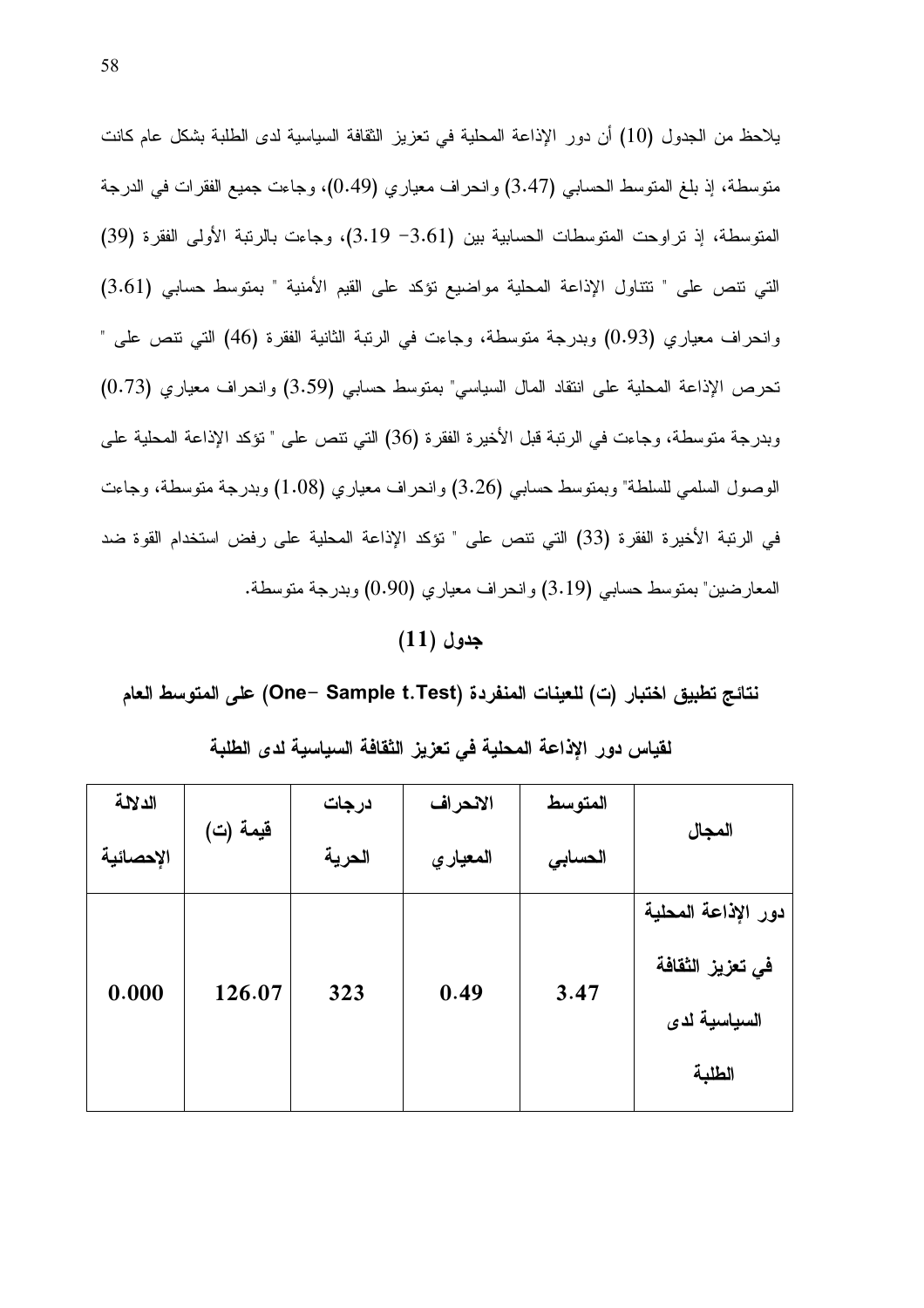يلاحظ من الجدول (10) أن دور الإذاعة المحلية في تعزيز الثقافة السياسية لدى الطلبة بشكل عام كانت متوسطة، إذ بلغ المتوسط الحسابي (3.47) وانحراف معياري (0.49)، وجاءت جميع الفقرات في الدرجة المتوسطة، إذ تراوحت المتوسطات الحسابية بين (3.61- 3.19)، وجاءت بالرتبة الأولى الفقرة (39) التي تنص على " تتناول الإذاعة المحلية مواضيع تؤكد على القيم الأمنية " بمتوسط حسابي (3.61) وانحراف معياري (0.93) وبدرجة متوسطة، وجاءت في الرتبة الثانية الفقرة (46) التي تنص على " تحرص الإذاعة المحلية على انتقاد المال السياسي" بمتوسط حسابي (3.59) وانحراف معياري (0.73) وبدرجة متوسطة، وجاءت في الرتبة قبل الأخيرة الفقرة (36) التي تنص على " تؤكد الإذاعة المحلية على الوصول السلمي للسلطة" وبمتوسط حسابي (3.26) وانحراف معياري (1.08) وبدرجة متوسطة، وجاءت في الرتبة الأخيرة الفقرة (33) التي تنص على " تؤكد الإذاعة المحلية على رفض استخدام القوة ضد المعارضين" بمتوسط حسابي (3.19) وانحراف معياري (0.90) وبدرجة متوسطة.

**جدول (11)**

**نتائج تطبيق اختبار (ت) للعينات المنفردة (One- Sample t.Test) على المتوسط العام لقياس دور الإذاعة المحلية في تعزيز الثقافة السياسية لدى الطلبة**

| المجال | المتوسط الحسابي | الانحراف المعياري | درجات الحرية | قيمة (ت) | الدلالة الإحصائية |
|---|---|---|---|---|---|
| دور الإذاعة المحلية في تعزيز الثقافة السياسية لدى الطلبة | 3.47 | 0.49 | 323 | 126.07 | 0.000 |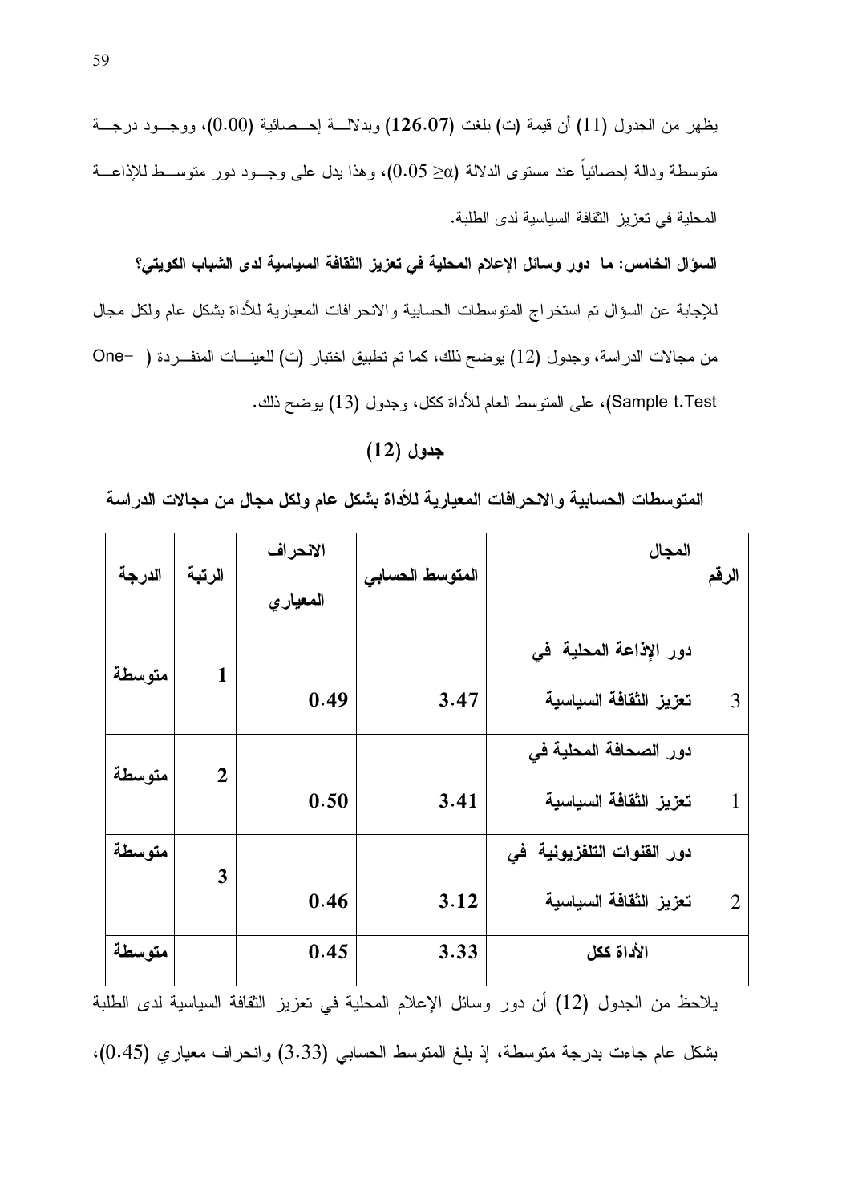يظهر من الجدول (11) أن قيمة (ت) بلغت (**126.07**) وبدلالة إحصائية (0.00)، ووجود درجة متوسطة ودالة إحصائياً عند مستوى الدلالة ($0.05 \geq \alpha$)، وهذا يدل على وجود دور متوسط للإذاعة المحلية في تعزيز الثقافة السياسية لدى الطلبة.

**السؤال الخامس: ما دور وسائل الإعلام المحلية في تعزيز الثقافة السياسية لدى الشباب الكويتي؟**

للإجابة عن السؤال تم استخراج المتوسطات الحسابية والانحرافات المعيارية للأداة بشكل عام ولكل مجال من مجالات الدراسة، وجدول (12) يوضح ذلك، كما تم تطبيق اختبار (ت) للعينات المنفردة (One-Sample t.Test)، على المتوسط العام للأداة ككل، وجدول (13) يوضح ذلك.

**جدول (12)**

**المتوسطات الحسابية والانحرافات المعيارية للأداة بشكل عام ولكل مجال من مجالات الدراسة**

| الرقم | المجال | المتوسط الحسابي | الانحراف المعياري | الرتبة | الدرجة |
|---|---|---|---|---|---|
| 3 | **دور الإذاعة المحلية في تعزيز الثقافة السياسية** | **3.47** | **0.49** | **1** | **متوسطة** |
| 1 | **دور الصحافة المحلية في تعزيز الثقافة السياسية** | **3.41** | **0.50** | **2** | **متوسطة** |
| 2 | **دور القنوات التلفزيونية في تعزيز الثقافة السياسية** | **3.12** | **0.46** | **3** | **متوسطة** |
| | **الأداة ككل** | **3.33** | **0.45** | | **متوسطة** |

يلاحظ من الجدول (12) أن دور وسائل الإعلام المحلية في تعزيز الثقافة السياسية لدى الطلبة بشكل عام جاءت بدرجة متوسطة، إذ بلغ المتوسط الحسابي (3.33) وانحراف معياري (0.45)،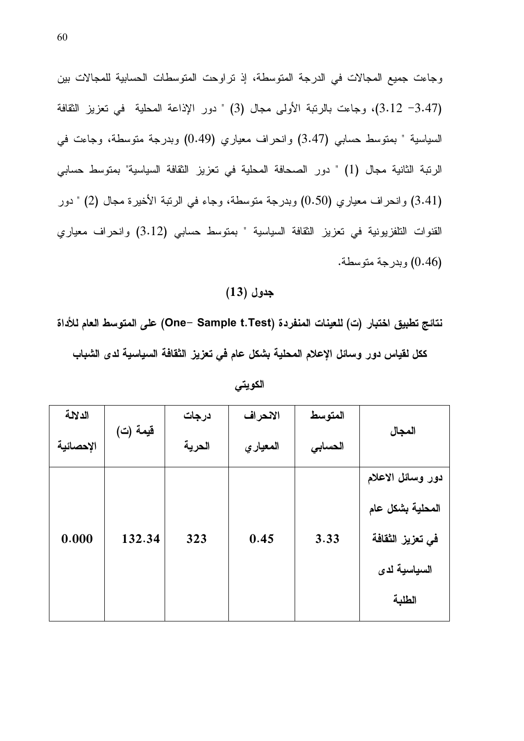وجاءت جميع المجالات في الدرجة المتوسطة، إذ تراوحت المتوسطات الحسابية للمجالات بين (3.47 -3.12)، وجاءت بالرتبة الأولى مجال (3) " دور الإذاعة المحلية في تعزيز الثقافة السياسية " بمتوسط حسابي (3.47) وانحراف معياري (0.49) وبدرجة متوسطة، وجاءت في الرتبة الثانية مجال (1) " دور الصحافة المحلية في تعزيز الثقافة السياسية" بمتوسط حسابي (3.41) وانحراف معياري (0.50) وبدرجة متوسطة، وجاء في الرتبة الأخيرة مجال (2) " دور القنوات التلفزيونية في تعزيز الثقافة السياسية " بمتوسط حسابي (3.12) وانحراف معياري (0.46) وبدرجة متوسطة.

**جدول (13)**

**نتائج تطبيق اختبار (ت) للعينات المنفردة (One- Sample t.Test) على المتوسط العام للأداة ككل لقياس دور وسائل الإعلام المحلية بشكل عام في تعزيز الثقافة السياسية لدى الشباب الكويتي**

| المجال | المتوسط الحسابي | الانحراف المعياري | درجات الحرية | قيمة (ت) | الدلالة الإحصائية |
|---|---|---|---|---|---|
| دور وسائل الاعلام المحلية بشكل عام في تعزيز الثقافة السياسية لدى الطلبة | 3.33 | 0.45 | 323 | 132.34 | 0.000 |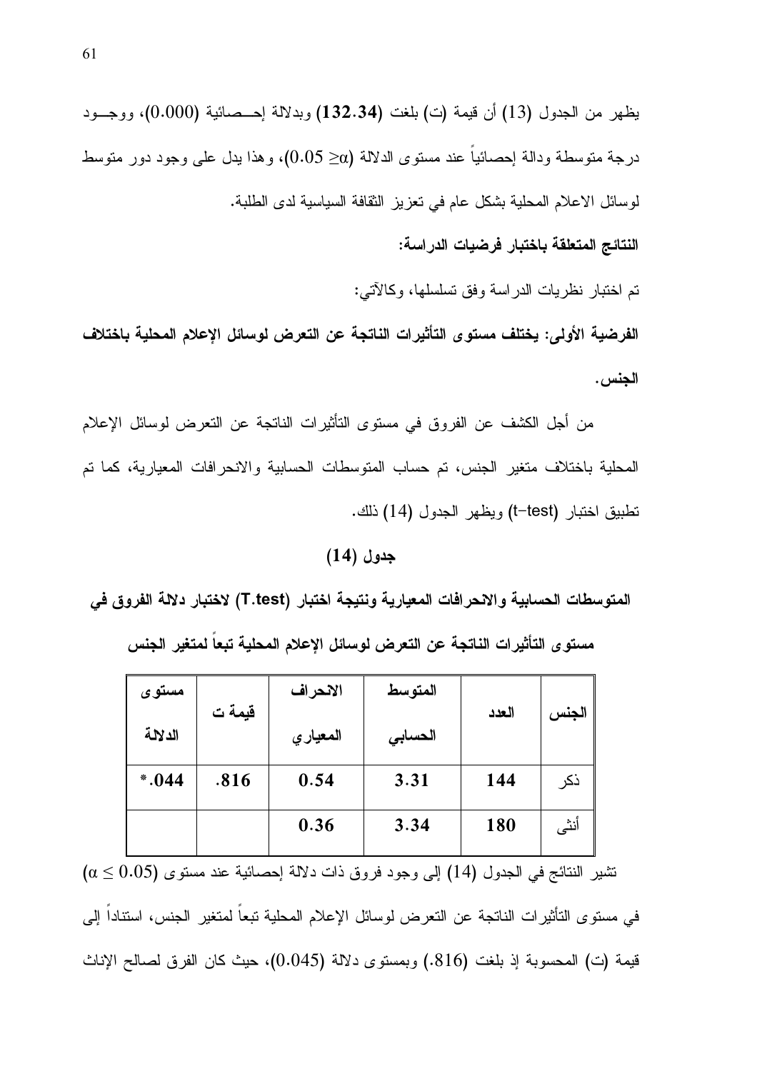يظهر من الجدول (13) أن قيمة (ت) بلغت **(132.34)** وبدلالة إحصائية (0.000)، ووجود درجة متوسطة ودالة إحصائياً عند مستوى الدلالة ($\alpha \leq 0.05$)، وهذا يدل على وجود دور متوسط لوسائل الاعلام المحلية بشكل عام في تعزيز الثقافة السياسية لدى الطلبة.

**النتائج المتعلقة باختبار فرضيات الدراسة:**

تم اختبار نظريات الدراسة وفق تسلسلها، وكالآتي:

**الفرضية الأولى: يختلف مستوى التأثيرات الناتجة عن التعرض لوسائل الإعلام المحلية باختلاف الجنس.**

من أجل الكشف عن الفروق في مستوى التأثيرات الناتجة عن التعرض لوسائل الإعلام المحلية باختلاف متغير الجنس، تم حساب المتوسطات الحسابية والانحرافات المعيارية، كما تم تطبيق اختبار (t-test) ويظهر الجدول (14) ذلك.

**جدول (14)**

**المتوسطات الحسابية والانحرافات المعيارية ونتيجة اختبار (T.test) لاختبار دلالة الفروق في مستوى التأثيرات الناتجة عن التعرض لوسائل الإعلام المحلية تبعاً لمتغير الجنس**

| الجنس | العدد | المتوسط الحسابي | الانحراف المعياري | قيمة ت | مستوى الدلالة |
|---|---|---|---|---|---|
| ذكر | 144 | 3.31 | 0.54 | .816 | *.044 |
| أنثى | 180 | 3.34 | 0.36 | | |

تشير النتائج في الجدول (14) إلى وجود فروق ذات دلالة إحصائية عند مستوى ($\alpha \leq 0.05$) في مستوى التأثيرات الناتجة عن التعرض لوسائل الإعلام المحلية تبعاً لمتغير الجنس، استناداً إلى قيمة (ت) المحسوبة إذ بلغت (.816) وبمستوى دلالة (0.045)، حيث كان الفرق لصالح الإناث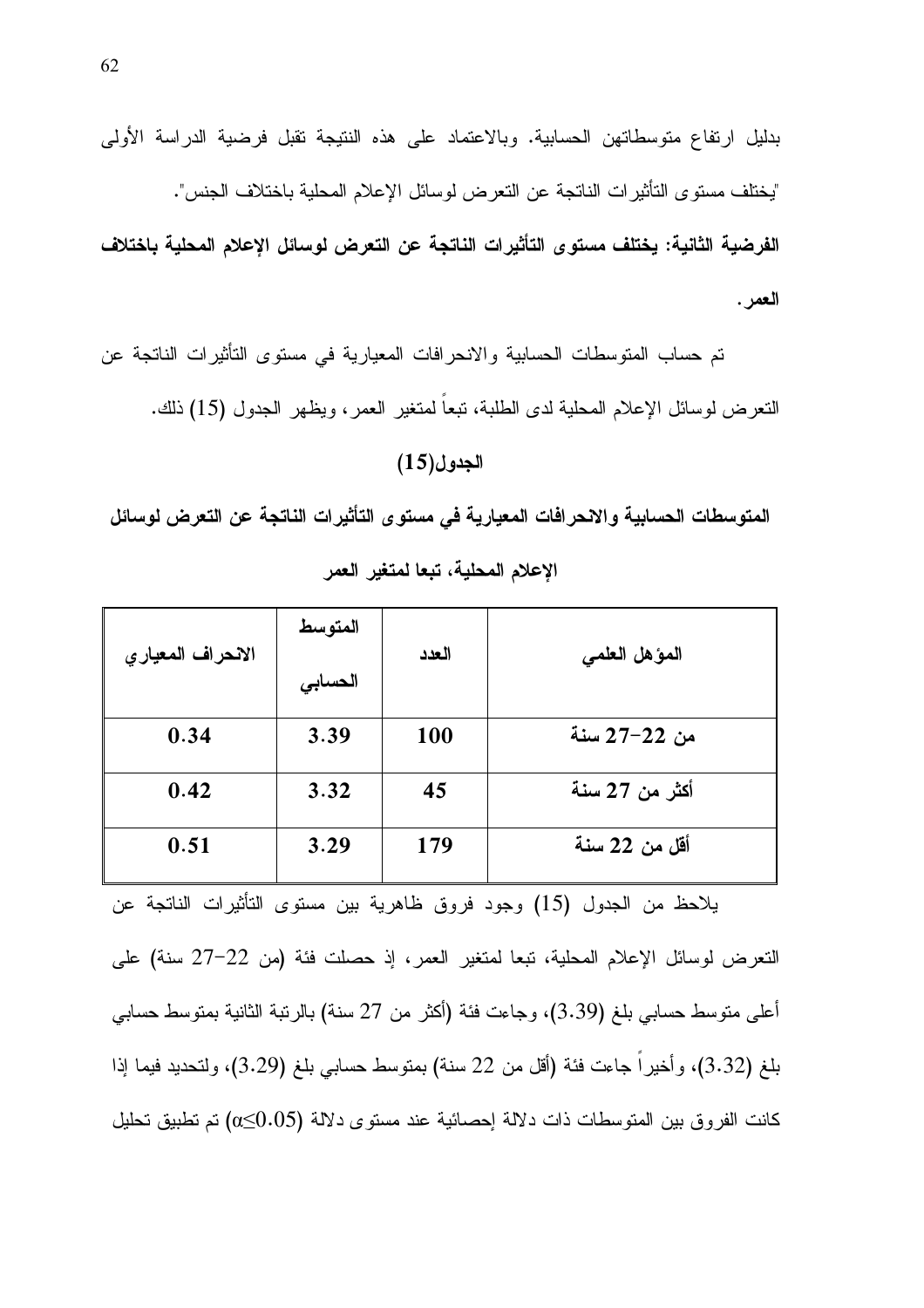بدليل ارتفاع متوسطاتهن الحسابية. وبالاعتماد على هذه النتيجة تقبل فرضية الدراسة الأولى "يختلف مستوى التأثيرات الناتجة عن التعرض لوسائل الإعلام المحلية باختلاف الجنس".

**الفرضية الثانية: يختلف مستوى التأثيرات الناتجة عن التعرض لوسائل الإعلام المحلية باختلاف العمر.**

تم حساب المتوسطات الحسابية والانحرافات المعيارية في مستوى التأثيرات الناتجة عن التعرض لوسائل الإعلام المحلية لدى الطلبة، تبعاً لمتغير العمر، ويظهر الجدول (15) ذلك.

**الجدول(15)**

**المتوسطات الحسابية والانحرافات المعيارية في مستوى التأثيرات الناتجة عن التعرض لوسائل الإعلام المحلية، تبعا لمتغير العمر**

| المؤهل العلمي | العدد | المتوسط الحسابي | الانحراف المعياري |
|---|---|---|---|
| من 22-27 سنة | 100 | 3.39 | 0.34 |
| أكثر من 27 سنة | 45 | 3.32 | 0.42 |
| أقل من 22 سنة | 179 | 3.29 | 0.51 |

يلاحظ من الجدول (15) وجود فروق ظاهرية بين مستوى التأثيرات الناتجة عن التعرض لوسائل الإعلام المحلية، تبعا لمتغير العمر، إذ حصلت فئة (من 22-27 سنة) على أعلى متوسط حسابي بلغ (3.39)، وجاءت فئة (أكثر من 27 سنة) بالرتبة الثانية بمتوسط حسابي بلغ (3.32)، وأخيراً جاءت فئة (أقل من 22 سنة) بمتوسط حسابي بلغ (3.29)، ولتحديد فيما إذا كانت الفروق بين المتوسطات ذات دلالة إحصائية عند مستوى دلالة ($\alpha \leq 0.05$) تم تطبيق تحليل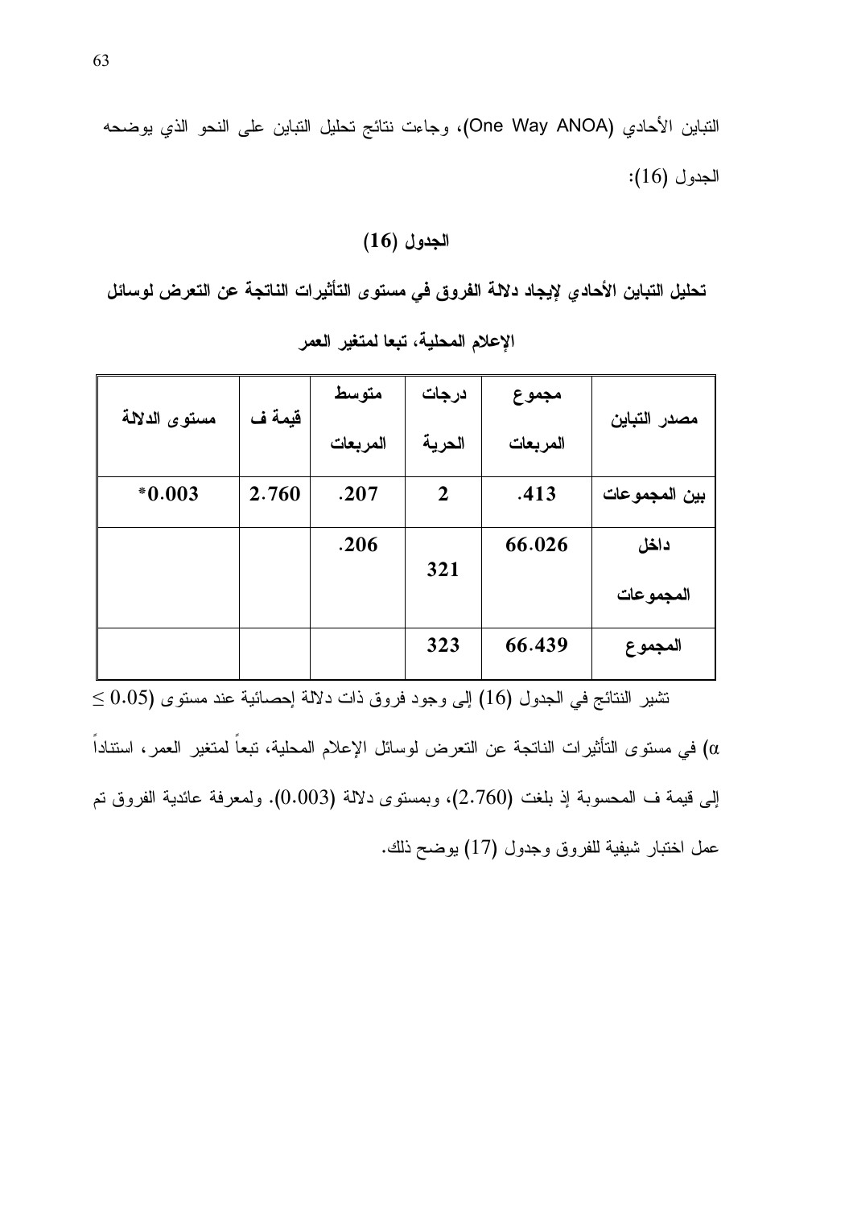التباين الأحادي (One Way ANOA)، وجاءت نتائج تحليل التباين على النحو الذي يوضحه الجدول (16):

**الجدول (16)**

**تحليل التباين الأحادي لإيجاد دلالة الفروق في مستوى التأثيرات الناتجة عن التعرض لوسائل الإعلام المحلية، تبعا لمتغير العمر**

| مصدر التباين | مجموع المربعات | درجات الحرية | متوسط المربعات | قيمة ف | مستوى الدلالة |
|---|---|---|---|---|---|
| بين المجموعات | .413 | 2 | .207 | 2.760 | *0.003 |
| داخل المجموعات | 66.026 | 321 | .206 | | |
| المجموع | 66.439 | 323 | | | |

تشير النتائج في الجدول (16) إلى وجود فروق ذات دلالة إحصائية عند مستوى ($0.05 \leq \alpha$) في مستوى التأثيرات الناتجة عن التعرض لوسائل الإعلام المحلية، تبعاً لمتغير العمر، استناداً إلى قيمة ف المحسوبة إذ بلغت (2.760)، وبمستوى دلالة (0.003). ولمعرفة عائدية الفروق تم عمل اختبار شيفية للفروق وجدول (17) يوضح ذلك.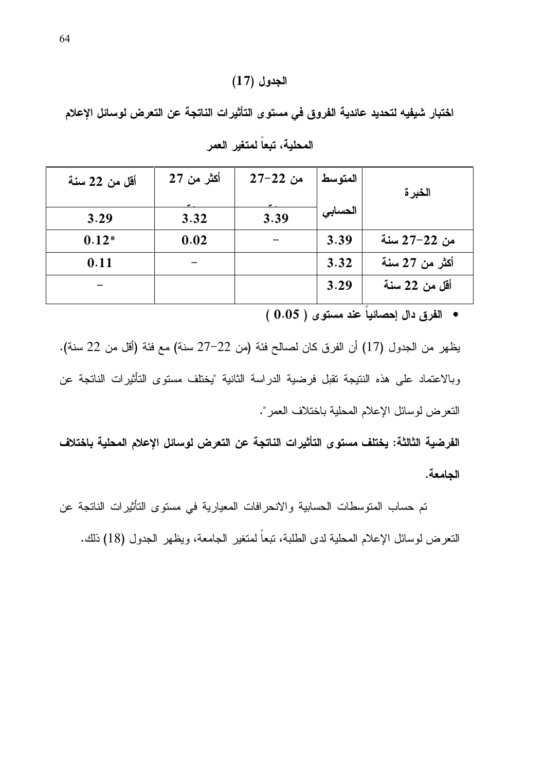## الجدول (17)

**اختبار شيفيه لتحديد عائدية الفروق في مستوى التأثيرات الناتجة عن التعرض لوسائل الإعلام المحلية، تبعاً لمتغير العمر**

| الخبرة | المتوسط الحسابي | من 22–27 سنة 3.39 | أكثر من 27 سنة 3.32 | أقل من 22 سنة 3.29 |
|---|---|---|---|---|
| من 22–27 سنة | 3.39 | – | 0.02 | 0.12* |
| أكثر من 27 سنة | 3.32 | | – | 0.11 |
| أقل من 22 سنة | 3.29 | | | – |

- **الفرق دال إحصائياً عند مستوى ( 0.05 )**

يظهر من الجدول (17) أن الفرق كان لصالح فئة (من 22–27 سنة) مع فئة (أقل من 22 سنة). وبالاعتماد على هذه النتيجة تقبل فرضية الدراسة الثانية "يختلف مستوى التأثيرات الناتجة عن التعرض لوسائل الإعلام المحلية باختلاف العمر".

**الفرضية الثالثة: يختلف مستوى التأثيرات الناتجة عن التعرض لوسائل الإعلام المحلية باختلاف الجامعة.**

تم حساب المتوسطات الحسابية والانحرافات المعيارية في مستوى التأثيرات الناتجة عن التعرض لوسائل الإعلام المحلية لدى الطلبة، تبعاً لمتغير الجامعة، ويظهر الجدول (18) ذلك.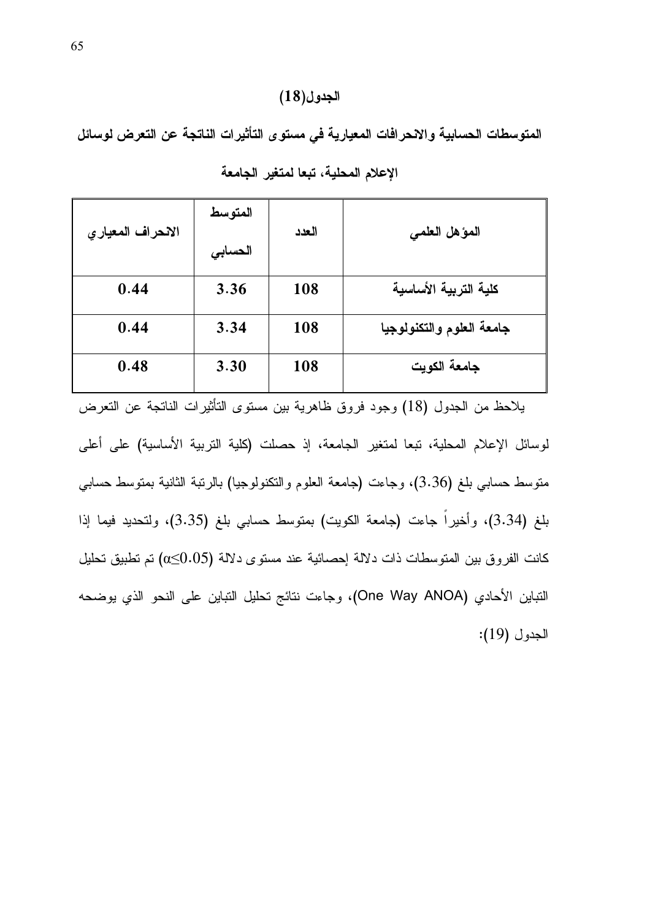**الجدول(18)**

**المتوسطات الحسابية والانحرافات المعيارية في مستوى التأثيرات الناتجة عن التعرض لوسائل الإعلام المحلية، تبعا لمتغير الجامعة**

| المؤهل العلمي | العدد | المتوسط الحسابي | الانحراف المعياري |
|---|---|---|---|
| كلية التربية الأساسية | 108 | 3.36 | 0.44 |
| جامعة العلوم والتكنولوجيا | 108 | 3.34 | 0.44 |
| جامعة الكويت | 108 | 3.30 | 0.48 |

يلاحظ من الجدول (18) وجود فروق ظاهرية بين مستوى التأثيرات الناتجة عن التعرض لوسائل الإعلام المحلية، تبعا لمتغير الجامعة، إذ حصلت (كلية التربية الأساسية) على أعلى متوسط حسابي بلغ (3.36)، وجاءت (جامعة العلوم والتكنولوجيا) بالرتبة الثانية بمتوسط حسابي بلغ (3.34)، وأخيراً جاءت (جامعة الكويت) بمتوسط حسابي بلغ (3.35)، ولتحديد فيما إذا كانت الفروق بين المتوسطات ذات دلالة إحصائية عند مستوى دلالة ($\alpha \leq 0.05$) تم تطبيق تحليل التباين الأحادي (One Way ANOA)، وجاءت نتائج تحليل التباين على النحو الذي يوضحه الجدول (19):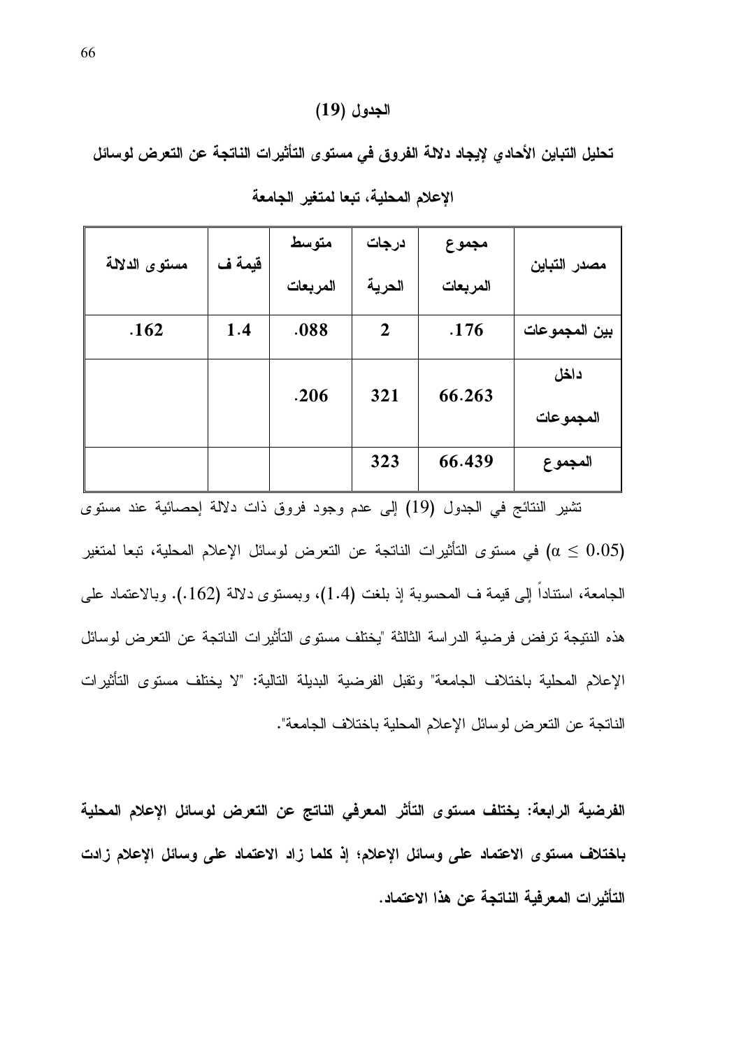**الجدول (19)**

**تحليل التباين الأحادي لإيجاد دلالة الفروق في مستوى التأثيرات الناتجة عن التعرض لوسائل الإعلام المحلية، تبعا لمتغير الجامعة**

| مصدر التباين | مجموع المربعات | درجات الحرية | متوسط المربعات | قيمة ف | مستوى الدلالة |
|---|---|---|---|---|---|
| بين المجموعات | .176 | 2 | .088 | 1.4 | .162 |
| داخل المجموعات | 66.263 | 321 | .206 | | |
| المجموع | 66.439 | 323 | | | |

تشير النتائج في الجدول (19) إلى عدم وجود فروق ذات دلالة إحصائية عند مستوى ($\alpha \leq 0.05$) في مستوى التأثيرات الناتجة عن التعرض لوسائل الإعلام المحلية، تبعا لمتغير الجامعة، استناداً إلى قيمة ف المحسوبة إذ بلغت (1.4)، وبمستوى دلالة (162.). وبالاعتماد على هذه النتيجة ترفض فرضية الدراسة الثالثة "يختلف مستوى التأثيرات الناتجة عن التعرض لوسائل الإعلام المحلية باختلاف الجامعة" وتقبل الفرضية البديلة التالية: "لا يختلف مستوى التأثيرات الناتجة عن التعرض لوسائل الإعلام المحلية باختلاف الجامعة".

**الفرضية الرابعة: يختلف مستوى التأثر المعرفي الناتج عن التعرض لوسائل الإعلام المحلية باختلاف مستوى الاعتماد على وسائل الإعلام؛ إذ كلما زاد الاعتماد على وسائل الإعلام زادت التأثيرات المعرفية الناتجة عن هذا الاعتماد.**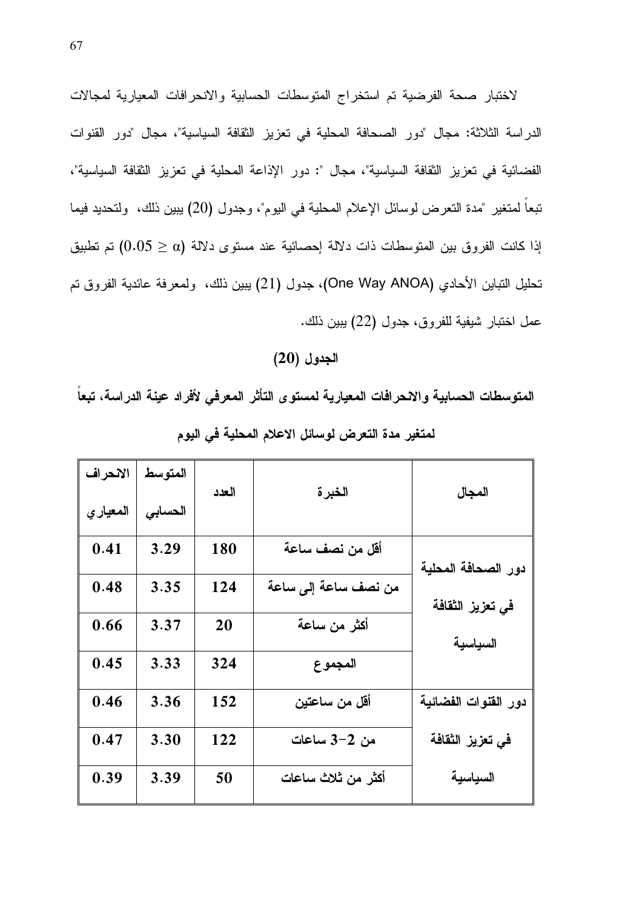لاختبار صحة الفرضية تم استخراج المتوسطات الحسابية والانحرافات المعيارية لمجالات الدراسة الثلاثة: مجال "دور الصحافة المحلية في تعزيز الثقافة السياسية"، مجال "دور القنوات الفضائية في تعزيز الثقافة السياسية"، مجال ": دور الإذاعة المحلية في تعزيز الثقافة السياسية"، تبعاً لمتغير "مدة التعرض لوسائل الإعلام المحلية في اليوم"، وجدول (20) يبين ذلك، ولتحديد فيما إذا كانت الفروق بين المتوسطات ذات دلالة إحصائية عند مستوى دلالة ($\alpha \leq 0.05$) تم تطبيق تحليل التباين الأحادي (One Way ANOA)، جدول (21) يبين ذلك، ولمعرفة عائدية الفروق تم عمل اختبار شيفية للفروق، جدول (22) يبين ذلك.

**الجدول (20)**

**المتوسطات الحسابية والانحرافات المعيارية لمستوى التأثر المعرفي لأفراد عينة الدراسة، تبعاً لمتغير مدة التعرض لوسائل الاعلام المحلية في اليوم**

| المجال | الخبرة | العدد | المتوسط الحسابي | الانحراف المعياري |
|---|---|---|---|---|
| دور الصحافة المحلية في تعزيز الثقافة السياسية | أقل من نصف ساعة | 180 | 3.29 | 0.41 |
| | من نصف ساعة إلى ساعة | 124 | 3.35 | 0.48 |
| | أكثر من ساعة | 20 | 3.37 | 0.66 |
| | المجموع | 324 | 3.33 | 0.45 |
| دور القنوات الفضائية في تعزيز الثقافة السياسية | أقل من ساعتين | 152 | 3.36 | 0.46 |
| | من 2-3 ساعات | 122 | 3.30 | 0.47 |
| | أكثر من ثلاث ساعات | 50 | 3.39 | 0.39 |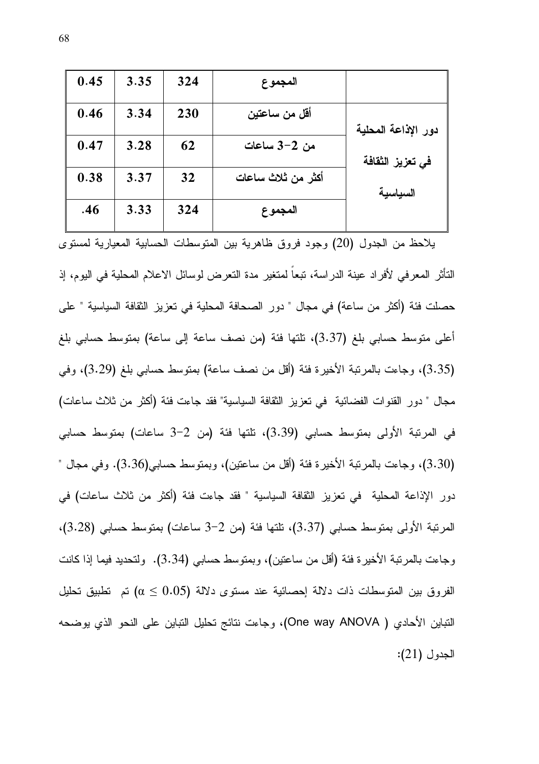| | | | | |
|---|---|---|---|---|
| | المجموع | 324 | 3.35 | 0.45 |
| دور الإذاعة المحلية في تعزيز الثقافة السياسية | أقل من ساعتين | 230 | 3.34 | 0.46 |
| | من 2-3 ساعات | 62 | 3.28 | 0.47 |
| | أكثر من ثلاث ساعات | 32 | 3.37 | 0.38 |
| | المجموع | 324 | 3.33 | .46 |

يلاحظ من الجدول (20) وجود فروق ظاهرية بين المتوسطات الحسابية المعيارية لمستوى التأثر المعرفي لأفراد عينة الدراسة، تبعاً لمتغير مدة التعرض لوسائل الاعلام المحلية في اليوم، إذ حصلت فئة (أكثر من ساعة) في مجال " دور الصحافة المحلية في تعزيز الثقافة السياسية " على أعلى متوسط حسابي بلغ (3.37)، تلتها فئة (من نصف ساعة إلى ساعة) بمتوسط حسابي بلغ (3.35)، وجاءت بالمرتبة الأخيرة فئة (أقل من نصف ساعة) بمتوسط حسابي بلغ (3.29)، وفي مجال " دور القنوات الفضائية في تعزيز الثقافة السياسية" فقد جاءت فئة (أكثر من ثلاث ساعات) في المرتبة الأولى بمتوسط حسابي (3.39)، تلتها فئة (من 2-3 ساعات) بمتوسط حسابي (3.30)، وجاءت بالمرتبة الأخيرة فئة (أقل من ساعتين)، وبمتوسط حسابي(3.36). وفي مجال " دور الإذاعة المحلية في تعزيز الثقافة السياسية " فقد جاءت فئة (أكثر من ثلاث ساعات) في المرتبة الأولى بمتوسط حسابي (3.37)، تلتها فئة (من 2-3 ساعات) بمتوسط حسابي (3.28)، وجاءت بالمرتبة الأخيرة فئة (أقل من ساعتين)، وبمتوسط حسابي (3.34). ولتحديد فيما إذا كانت الفروق بين المتوسطات ذات دلالة إحصائية عند مستوى دلالة ($0.05 \geq \alpha$) تم تطبيق تحليل التباين الأحادي ( One way ANOVA)، وجاءت نتائج تحليل التباين على النحو الذي يوضحه الجدول (21):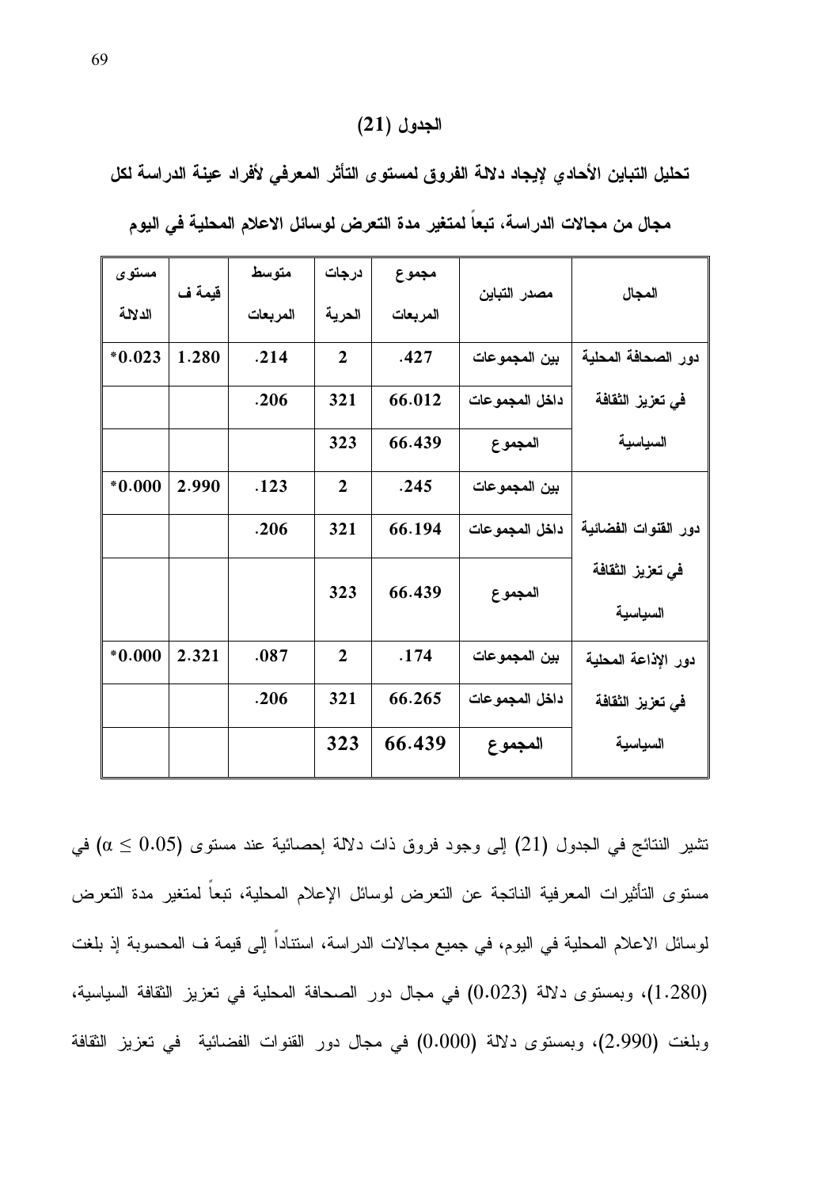## الجدول (21)

**تحليل التباين الأحادي لإيجاد دلالة الفروق لمستوى التأثر المعرفي لأفراد عينة الدراسة لكل مجال من مجالات الدراسة، تبعاً لمتغير مدة التعرض لوسائل الاعلام المحلية في اليوم**

| المجال | مصدر التباين | مجموع المربعات | درجات الحرية | متوسط المربعات | قيمة ف | مستوى الدلالة |
|---|---|---|---|---|---|---|
| دور الصحافة المحلية في تعزيز الثقافة السياسية | بين المجموعات | .427 | 2 | .214 | 1.280 | *0.023 |
| | داخل المجموعات | 66.012 | 321 | .206 | | |
| | المجموع | 66.439 | 323 | | | |
| دور القنوات الفضائية في تعزيز الثقافة السياسية | بين المجموعات | .245 | 2 | .123 | 2.990 | *0.000 |
| | داخل المجموعات | 66.194 | 321 | .206 | | |
| | المجموع | 66.439 | 323 | | | |
| دور الإذاعة المحلية في تعزيز الثقافة السياسية | بين المجموعات | .174 | 2 | .087 | 2.321 | *0.000 |
| | داخل المجموعات | 66.265 | 321 | .206 | | |
| | المجموع | 66.439 | 323 | | | |

تشير النتائج في الجدول (21) إلى وجود فروق ذات دلالة إحصائية عند مستوى ($\alpha \leq 0.05$) في مستوى التأثيرات المعرفية الناتجة عن التعرض لوسائل الإعلام المحلية، تبعاً لمتغير مدة التعرض لوسائل الاعلام المحلية في اليوم، في جميع مجالات الدراسة، استناداً إلى قيمة ف المحسوبة إذ بلغت (1.280)، وبمستوى دلالة (0.023) في مجال دور الصحافة المحلية في تعزيز الثقافة السياسية، وبلغت (2.990)، وبمستوى دلالة (0.000) في مجال دور القنوات الفضائية في تعزيز الثقافة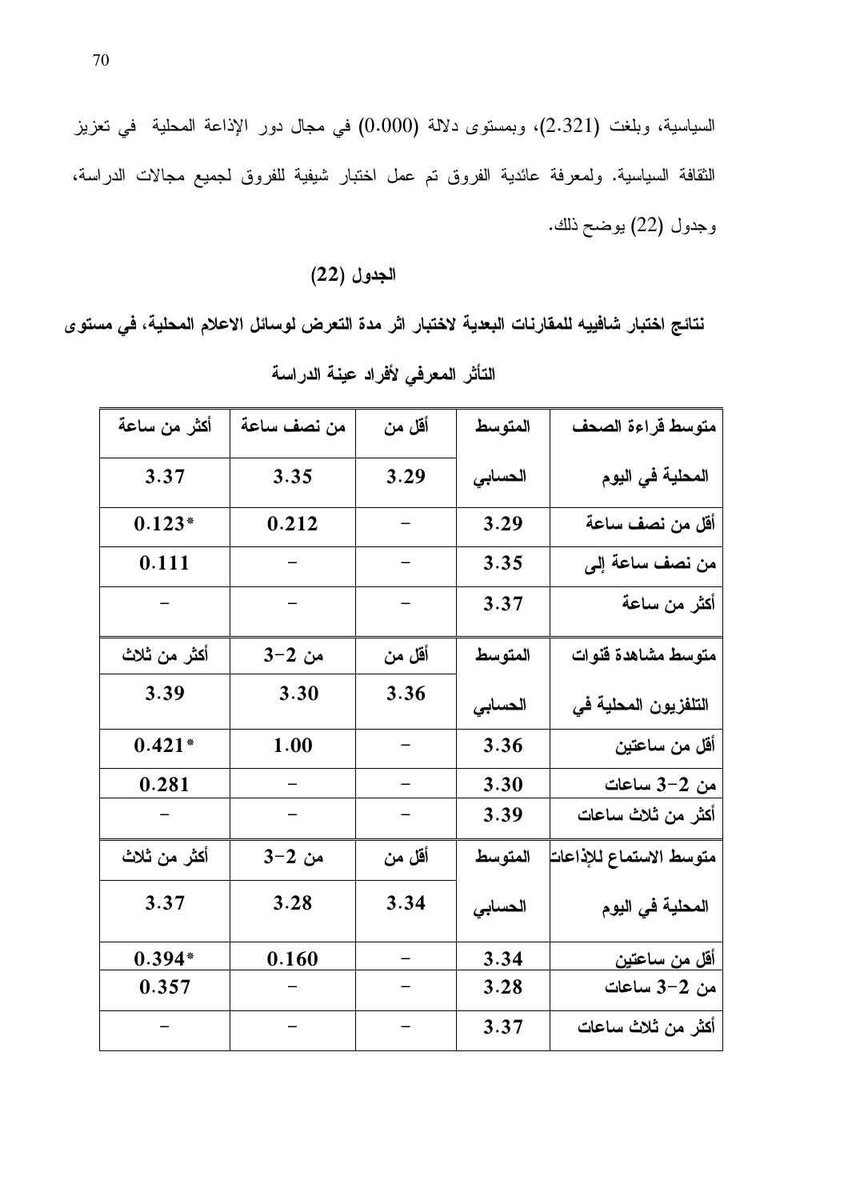السياسية، وبلغت (2.321)، وبمستوى دلالة (0.000) في مجال دور الإذاعة المحلية في تعزيز الثقافة السياسية. ولمعرفة عائدية الفروق تم عمل اختبار شيفية للفروق لجميع مجالات الدراسة، وجدول (22) يوضح ذلك.

**الجدول (22)**

**نتائج اختبار شافييه للمقارنات البعدية لاختبار اثر مدة التعرض لوسائل الاعلام المحلية، في مستوى التأثر المعرفي لأفراد عينة الدراسة**

| متوسط قراءة الصحف المحلية في اليوم | المتوسط الحسابي | أقل من 3.29 | من نصف ساعة 3.35 | أكثر من ساعة 3.37 |
|---|---|---|---|---|
| أقل من نصف ساعة | 3.29 | – | 0.212 | 0.123* |
| من نصف ساعة إلى | 3.35 | – | – | 0.111 |
| أكثر من ساعة | 3.37 | – | – | – |
| **متوسط مشاهدة قنوات التلفزيون المحلية في** | **المتوسط الحسابي** | **أقل من 3.36** | **من 2-3 3.30** | **أكثر من ثلاث 3.39** |
| أقل من ساعتين | 3.36 | – | 1.00 | 0.421* |
| من 2-3 ساعات | 3.30 | – | – | 0.281 |
| أكثر من ثلاث ساعات | 3.39 | – | – | – |
| **متوسط الاستماع للإذاعات المحلية في اليوم** | **المتوسط الحسابي** | **أقل من 3.34** | **من 2-3 3.28** | **أكثر من ثلاث 3.37** |
| أقل من ساعتين | 3.34 | – | 0.160 | 0.394* |
| من 2-3 ساعات | 3.28 | – | – | 0.357 |
| أكثر من ثلاث ساعات | 3.37 | – | – | – |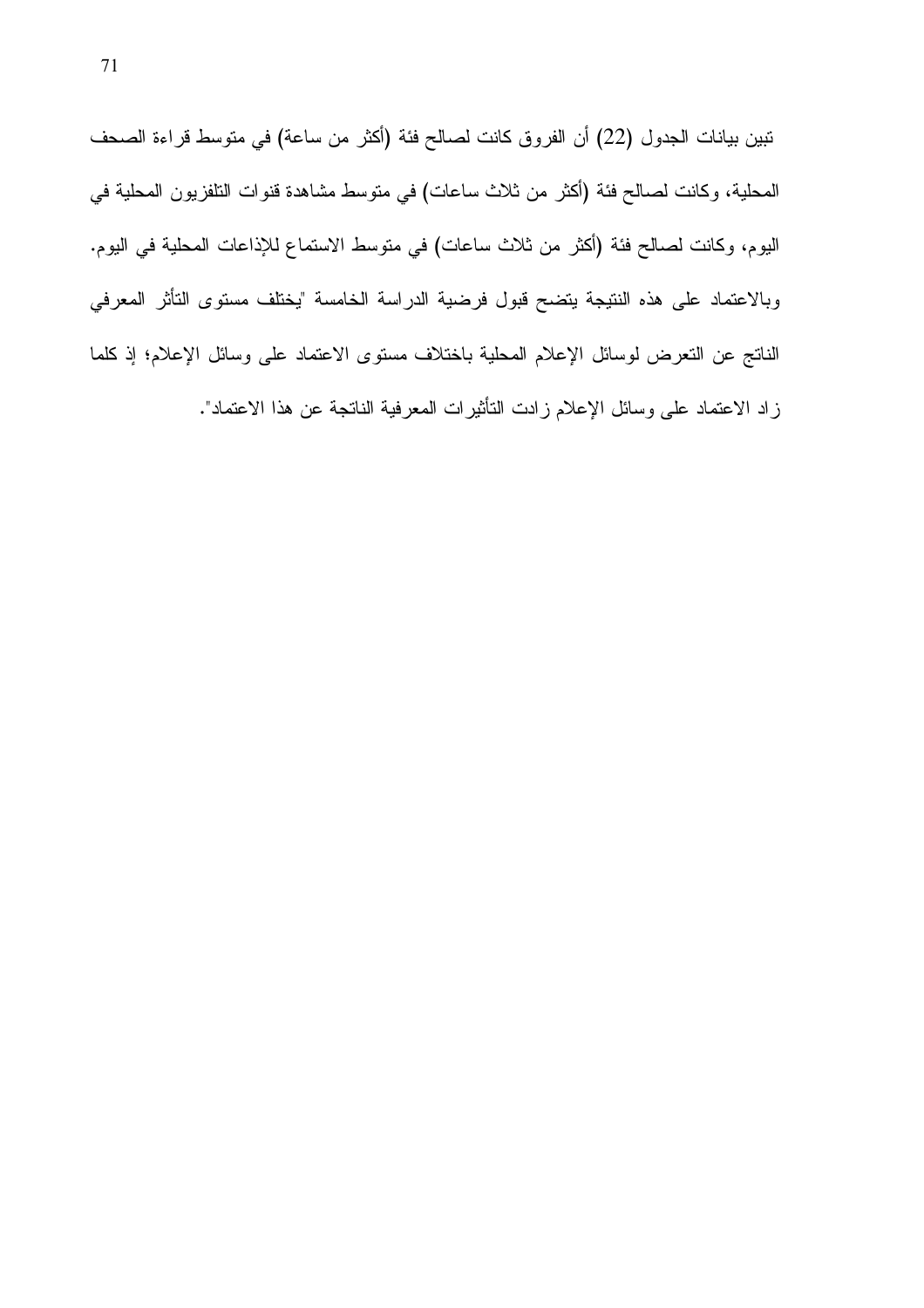تبين بيانات الجدول (22) أن الفروق كانت لصالح فئة (أكثر من ساعة) في متوسط قراءة الصحف المحلية، وكانت لصالح فئة (أكثر من ثلاث ساعات) في متوسط مشاهدة قنوات التلفزيون المحلية في اليوم، وكانت لصالح فئة (أكثر من ثلاث ساعات) في متوسط الاستماع للإذاعات المحلية في اليوم. وبالاعتماد على هذه النتيجة يتضح قبول فرضية الدراسة الخامسة "يختلف مستوى التأثر المعرفي الناتج عن التعرض لوسائل الإعلام المحلية باختلاف مستوى الاعتماد على وسائل الإعلام؛ إذ كلما زاد الاعتماد على وسائل الإعلام زادت التأثيرات المعرفية الناتجة عن هذا الاعتماد".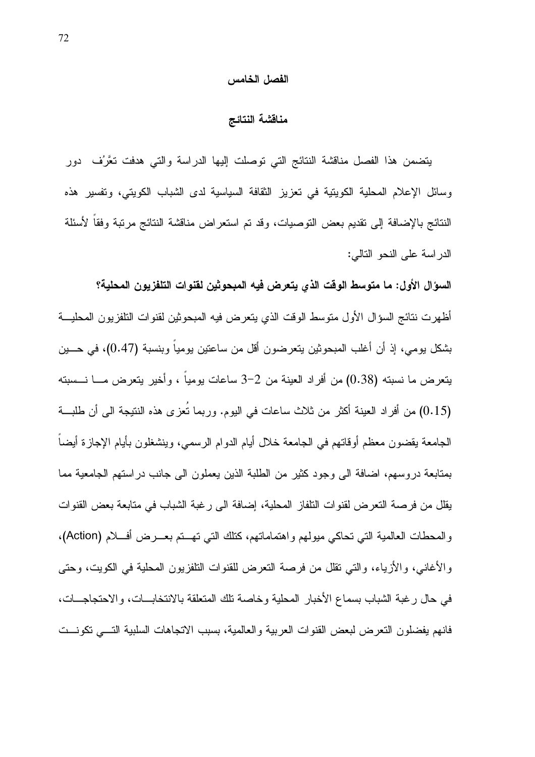# الفصل الخامس

## مناقشة النتائج

يتضمن هذا الفصل مناقشة النتائج التي توصلت إليها الدراسة والتي هدفت تعَّرُف دور وسائل الإعلام المحلية الكويتية في تعزيز الثقافة السياسية لدى الشباب الكويتي، وتفسير هذه النتائج بالإضافة إلى تقديم بعض التوصيات، وقد تم استعراض مناقشة النتائج مرتبة وفقاً لأسئلة الدراسة على النحو التالي:

**السؤال الأول: ما متوسط الوقت الذي يتعرض فيه المبحوثين لقنوات التلفزيون المحلية؟**

أظهرت نتائج السؤال الأول متوسط الوقت الذي يتعرض فيه المبحوثين لقنوات التلفزيون المحلية بشكل يومي، إذ أن أغلب المبحوثين يتعرضون أقل من ساعتين يومياً وبنسبة (0.47)، في حين يتعرض ما نسبته (0.38) من أفراد العينة من 2–3 ساعات يومياً ، وأخير يتعرض ما نسبته (0.15) من أفراد العينة أكثر من ثلاث ساعات في اليوم. وربما تُعزى هذه النتيجة الى أن طلبة الجامعة يقضون معظم أوقاتهم في الجامعة خلال أيام الدوام الرسمي، وينشغلون بأيام الإجازة أيضاً بمتابعة دروسهم، اضافة الى وجود كثير من الطلبة الذين يعملون الى جانب دراستهم الجامعية مما يقلل من فرصة التعرض لقنوات التلفاز المحلية، إضافة الى رغبة الشباب في متابعة بعض القنوات والمحطات العالمية التي تحاكي ميولهم واهتماماتهم، كتلك التي تهتم بعرض أفلام (Action)، والأغاني، والأزياء، والتي تقلل من فرصة التعرض للقنوات التلفزيون المحلية في الكويت، وحتى في حال رغبة الشباب بسماع الأخبار المحلية وخاصة تلك المتعلقة بالانتخابات، والاحتجاجات، فانهم يفضلون التعرض لبعض القنوات العربية والعالمية، بسبب الاتجاهات السلبية التي تكونت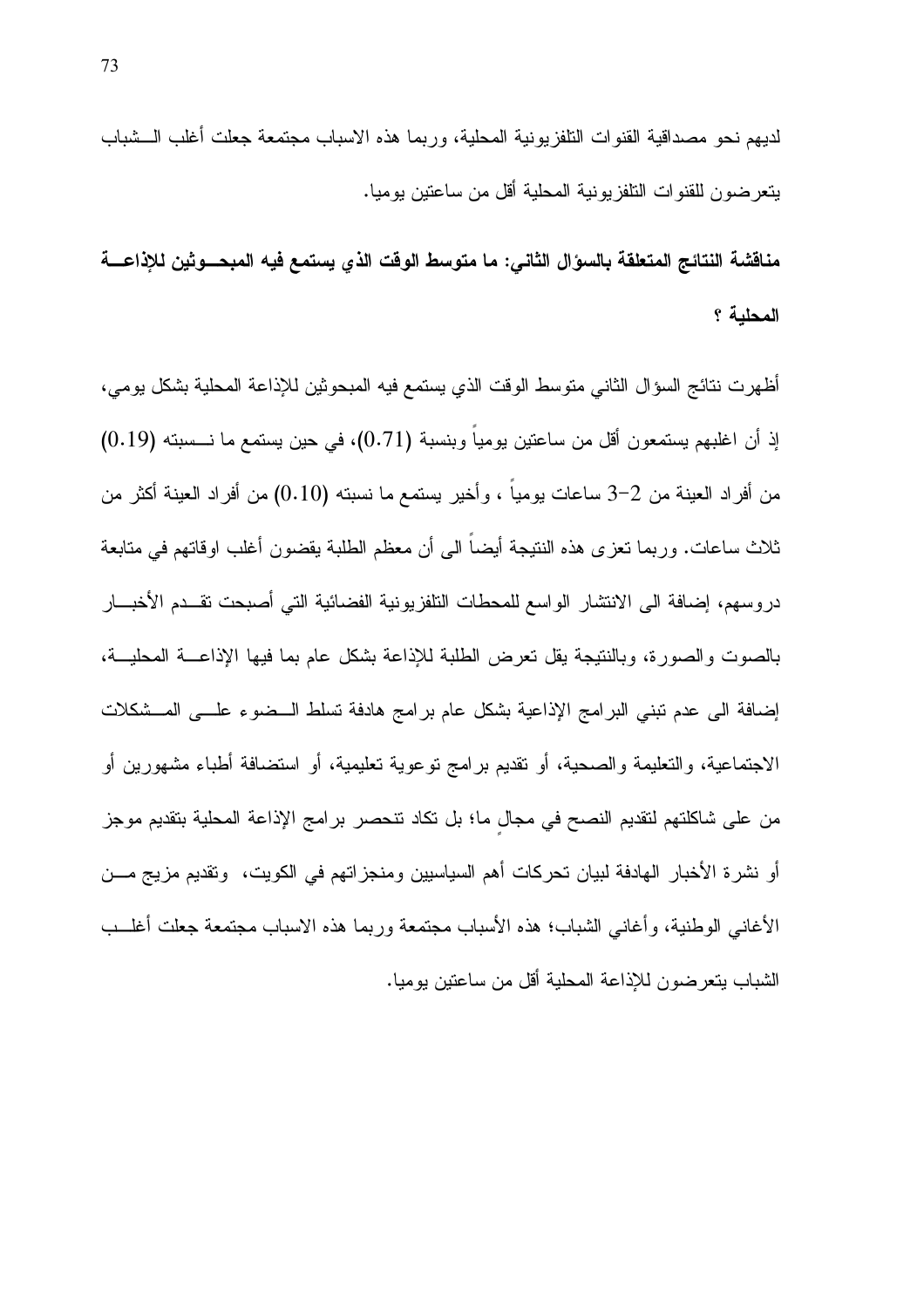لديهم نحو مصداقية القنوات التلفزيونية المحلية، وربما هذه الاسباب مجتمعة جعلت أغلب الشباب يتعرضون للقنوات التلفزيونية المحلية أقل من ساعتين يوميا.

**مناقشة النتائج المتعلقة بالسؤال الثاني: ما متوسط الوقت الذي يستمع فيه المبحوثين للإذاعة المحلية ؟**

أظهرت نتائج السؤال الثاني متوسط الوقت الذي يستمع فيه المبحوثين للإذاعة المحلية بشكل يومي، إذ أن اغلبهم يستمعون أقل من ساعتين يومياً وبنسبة (0.71)، في حين يستمع ما نسبته (0.19) من أفراد العينة من 2-3 ساعات يومياً ، وأخير يستمع ما نسبته (0.10) من أفراد العينة أكثر من ثلاث ساعات. وربما تعزى هذه النتيجة أيضاً الى أن معظم الطلبة يقضون أغلب اوقاتهم في متابعة دروسهم، إضافة الى الانتشار الواسع للمحطات التلفزيونية الفضائية التي أصبحت تقدم الأخبار بالصوت والصورة، وبالنتيجة يقل تعرض الطلبة للإذاعة بشكل عام بما فيها الإذاعة المحلية، إضافة الى عدم تبني البرامج الإذاعية بشكل عام برامج هادفة تسلط الضوء على المشكلات الاجتماعية، والتعليمة والصحية، أو تقديم برامج توعوية تعليمية، أو استضافة أطباء مشهورين أو من على شاكلتهم لتقديم النصح في مجالٍ ما؛ بل تكاد تنحصر برامج الإذاعة المحلية بتقديم موجز أو نشرة الأخبار الهادفة لبيان تحركات أهم السياسيين ومنجزاتهم في الكويت، وتقديم مزيج من الأغاني الوطنية، وأغاني الشباب؛ هذه الأسباب مجتمعة وربما هذه الاسباب مجتمعة جعلت أغلب الشباب يتعرضون للإذاعة المحلية أقل من ساعتين يوميا.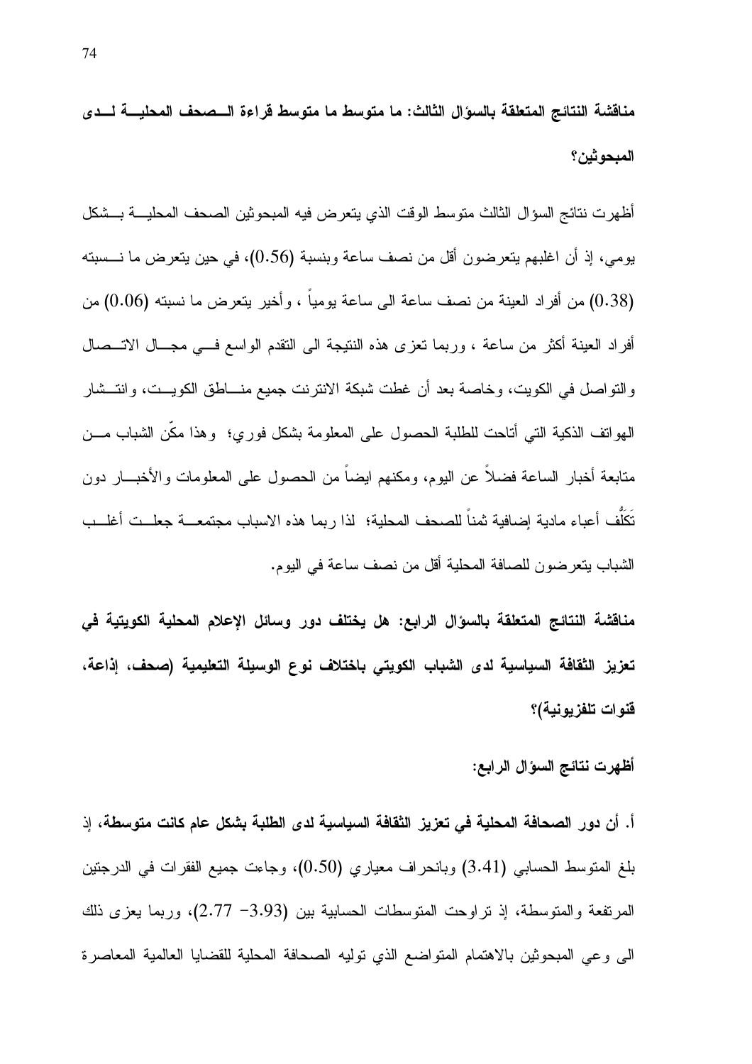**مناقشة النتائج المتعلقة بالسؤال الثالث: ما متوسط ما متوسط قراءة الصحف المحلية لدى المبحوثين؟**

أظهرت نتائج السؤال الثالث متوسط الوقت الذي يتعرض فيه المبحوثين الصحف المحلية بشكل يومي، إذ أن اغلبهم يتعرضون أقل من نصف ساعة وبنسبة (0.56)، في حين يتعرض ما نسبته (0.38) من أفراد العينة من نصف ساعة الى ساعة يومياً ، وأخير يتعرض ما نسبته (0.06) من أفراد العينة أكثر من ساعة ، وربما تعزى هذه النتيجة الى التقدم الواسع في مجال الاتصال والتواصل في الكويت، وخاصة بعد أن غطت شبكة الانترنت جميع مناطق الكويت، وانتشار الهواتف الذكية التي أتاحت للطلبة الحصول على المعلومة بشكل فوري؛ وهذا مكّن الشباب من متابعة أخبار الساعة فضلاً عن اليوم، ومكنهم ايضاً من الحصول على المعلومات والأخبار دون تَكَلُّف أعباء مادية إضافية ثمناً للصحف المحلية؛ لذا ربما هذه الاسباب مجتمعة جعلت أغلب الشباب يتعرضون للصافة المحلية أقل من نصف ساعة في اليوم.

**مناقشة النتائج المتعلقة بالسؤال الرابع: هل يختلف دور وسائل الإعلام المحلية الكويتية في تعزيز الثقافة السياسية لدى الشباب الكويتي باختلاف نوع الوسيلة التعليمية (صحف، إذاعة، قنوات تلفزيونية)؟**

**أظهرت نتائج السؤال الرابع:**

**أ. أن دور الصحافة المحلية في تعزيز الثقافة السياسية لدى الطلبة بشكل عام كانت متوسطة**، إذ بلغ المتوسط الحسابي (3.41) وبانحراف معياري (0.50)، وجاءت جميع الفقرات في الدرجتين المرتفعة والمتوسطة، إذ تراوحت المتوسطات الحسابية بين (3.93– 2.77)، وربما يعزى ذلك الى وعي المبحوثين بالاهتمام المتواضع الذي توليه الصحافة المحلية للقضايا العالمية المعاصرة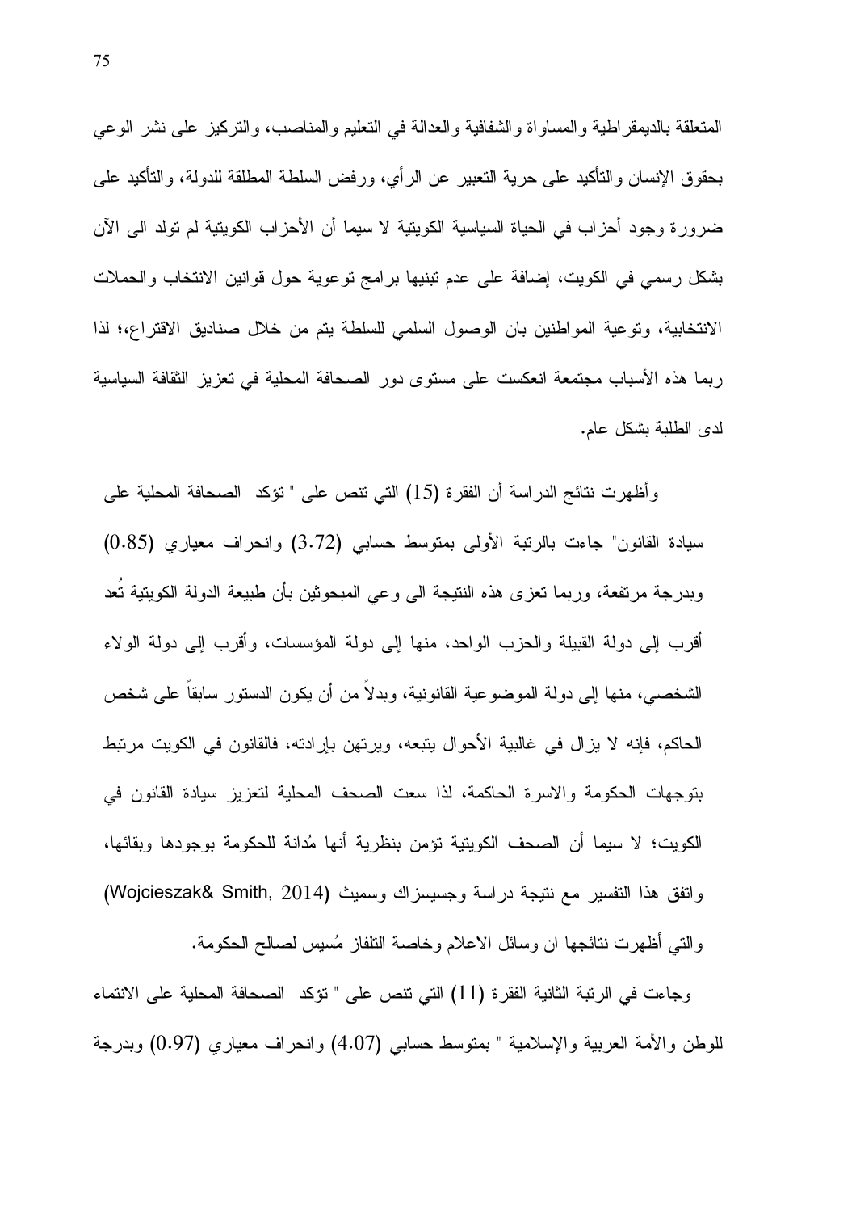المتعلقة بالديمقراطية والمساواة والشفافية والعدالة في التعليم والمناصب، والتركيز على نشر الوعي بحقوق الإنسان والتأكيد على حرية التعبير عن الرأي، ورفض السلطة المطلقة للدولة، والتأكيد على ضرورة وجود أحزاب في الحياة السياسية الكويتية لا سيما أن الأحزاب الكويتية لم تولد الى الآن بشكل رسمي في الكويت، إضافة على عدم تبنيها برامج توعوية حول قوانين الانتخاب والحملات الانتخابية، وتوعية المواطنين بان الوصول السلمي للسلطة يتم من خلال صناديق الاقتراع،؛ لذا ربما هذه الأسباب مجتمعة انعكست على مستوى دور الصحافة المحلية في تعزيز الثقافة السياسية لدى الطلبة بشكل عام.

وأظهرت نتائج الدراسة أن الفقرة (15) التي تنص على " تؤكد الصحافة المحلية على سيادة القانون" جاءت بالرتبة الأولى بمتوسط حسابي (3.72) وانحراف معياري (0.85) وبدرجة مرتفعة، وربما تعزى هذه النتيجة الى وعي المبحوثين بأن طبيعة الدولة الكويتية تُعد أقرب إلى دولة القبيلة والحزب الواحد، منها إلى دولة المؤسسات، وأقرب إلى دولة الولاء الشخصي، منها إلى دولة الموضوعية القانونية، وبدلاً من أن يكون الدستور سابقاً على شخص الحاكم، فإنه لا يزال في غالبية الأحوال يتبعه، ويرتهن بإرادته، فالقانون في الكويت مرتبط بتوجهات الحكومة والاسرة الحاكمة، لذا سعت الصحف المحلية لتعزيز سيادة القانون في الكويت؛ لا سيما أن الصحف الكويتية تؤمن بنظرية أنها مُدانة للحكومة بوجودها وبقائها، واتفق هذا التفسير مع نتيجة دراسة وجسيسزاك وسميث (Wojcieszak& Smith, 2014) والتي أظهرت نتائجها ان وسائل الاعلام وخاصة التلفاز مُسيس لصالح الحكومة.

وجاءت في الرتبة الثانية الفقرة (11) التي تنص على " تؤكد الصحافة المحلية على الانتماء للوطن والأمة العربية والإسلامية " بمتوسط حسابي (4.07) وانحراف معياري (0.97) وبدرجة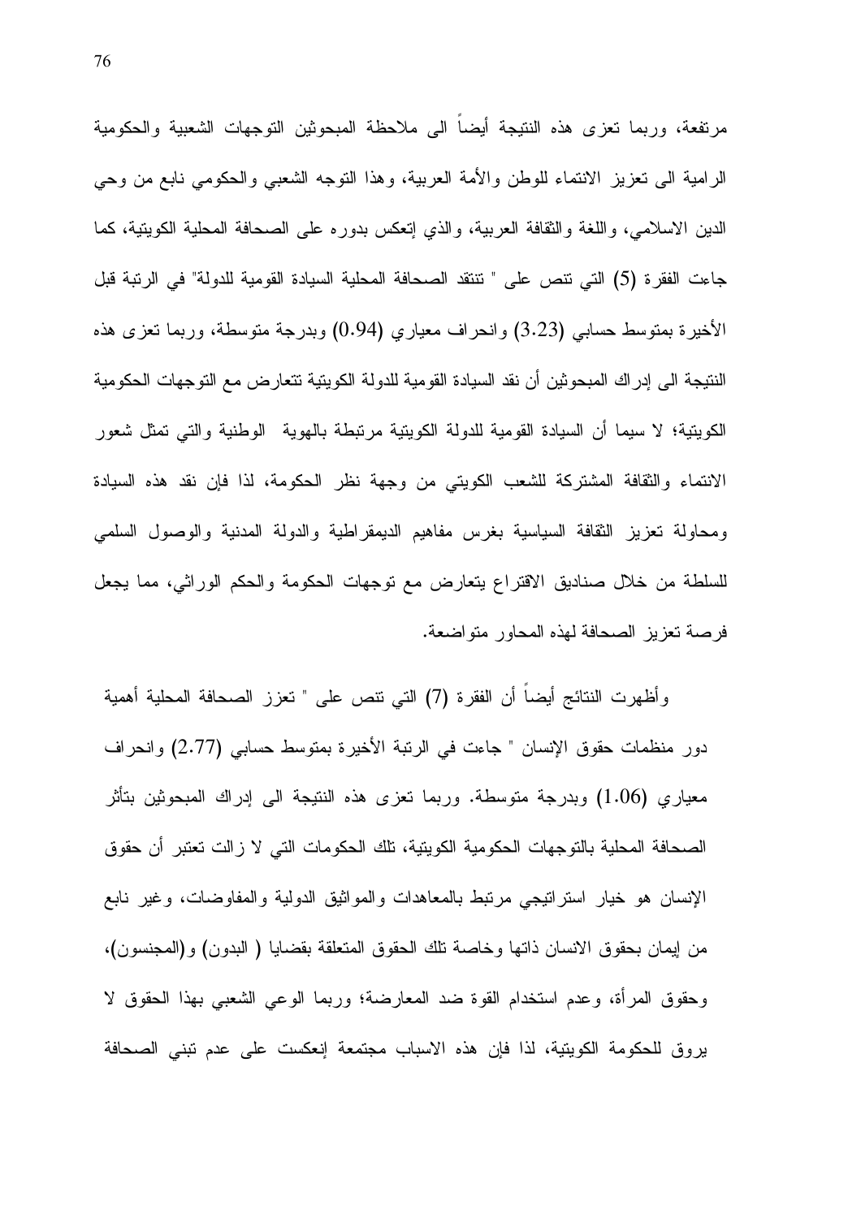مرتفعة، وربما تعزى هذه النتيجة أيضاً الى ملاحظة المبحوثين التوجهات الشعبية والحكومية الرامية الى تعزيز الانتماء للوطن والأمة العربية، وهذا التوجه الشعبي والحكومي نابع من وحي الدين الاسلامي، واللغة والثقافة العربية، والذي إنعكس بدوره على الصحافة المحلية الكويتية، كما جاءت الفقرة (5) التي تنص على " تنتقد الصحافة المحلية السيادة القومية للدولة" في الرتبة قبل الأخيرة بمتوسط حسابي (3.23) وانحراف معياري (0.94) وبدرجة متوسطة، وربما تعزى هذه النتيجة الى إدراك المبحوثين أن نقد السيادة القومية للدولة الكويتية تتعارض مع التوجهات الحكومية الكويتية؛ لا سيما أن السيادة القومية للدولة الكويتية مرتبطة بالهوية الوطنية والتي تمثل شعور الانتماء والثقافة المشتركة للشعب الكويتي من وجهة نظر الحكومة، لذا فإن نقد هذه السيادة ومحاولة تعزيز الثقافة السياسية بغرس مفاهيم الديمقراطية والدولة المدنية والوصول السلمي للسلطة من خلال صناديق الاقتراع يتعارض مع توجهات الحكومة والحكم الوراثي، مما يجعل فرصة تعزيز الصحافة لهذه المحاور متواضعة.

وأظهرت النتائج أيضاً أن الفقرة (7) التي تنص على " تعزز الصحافة المحلية أهمية دور منظمات حقوق الإنسان " جاءت في الرتبة الأخيرة بمتوسط حسابي (2.77) وانحراف معياري (1.06) وبدرجة متوسطة. وربما تعزى هذه النتيجة الى إدراك المبحوثين بتأثر الصحافة المحلية بالتوجهات الحكومية الكويتية، تلك الحكومات التي لا زالت تعتبر أن حقوق الإنسان هو خيار استراتيجي مرتبط بالمعاهدات والمواثيق الدولية والمفاوضات، وغير نابع من إيمان بحقوق الانسان ذاتها وخاصة تلك الحقوق المتعلقة بقضايا ( البدون) و(المجنسون)، وحقوق المرأة، وعدم استخدام القوة ضد المعارضة؛ وربما الوعي الشعبي بهذا الحقوق لا يروق للحكومة الكويتية، لذا فإن هذه الاسباب مجتمعة إنعكست على عدم تبني الصحافة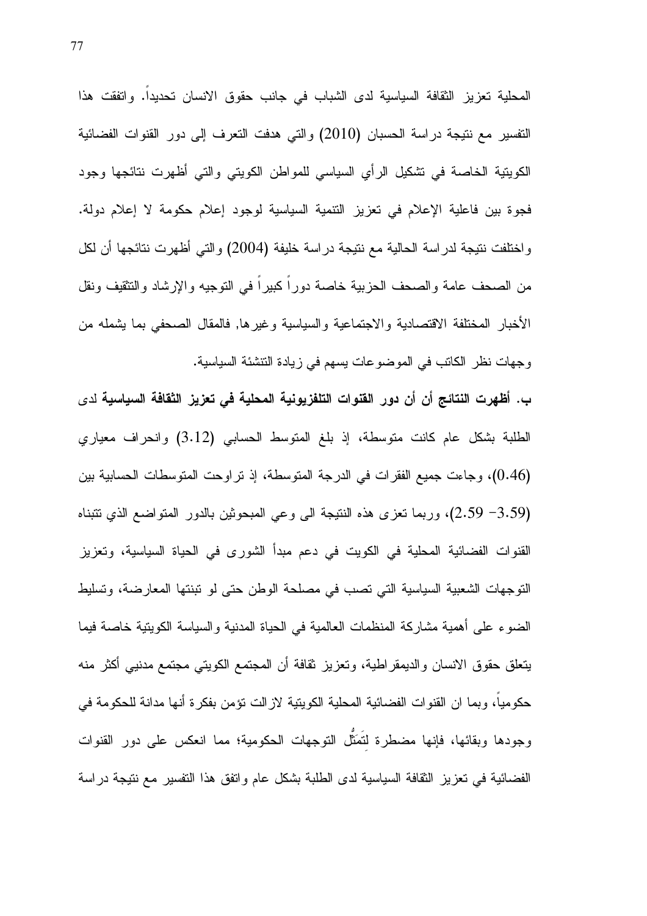المحلية تعزيز الثقافة السياسية لدى الشباب في جانب حقوق الانسان تحديداً. واتفقت هذا التفسير مع نتيجة دراسة الحسبان (2010) والتي هدفت التعرف إلى دور القنوات الفضائية الكويتية الخاصة في تشكيل الرأي السياسي للمواطن الكويتي والتي أظهرت نتائجها وجود فجوة بين فاعلية الإعلام في تعزيز التنمية السياسية لوجود إعلام حكومة لا إعلام دولة. واختلفت نتيجة لدراسة الحالية مع نتيجة دراسة خليفة (2004) والتي أظهرت نتائجها أن لكل من الصحف عامة والصحف الحزبية خاصة دوراً كبيراً في التوجيه والإرشاد والتثقيف ونقل الأخبار المختلفة الاقتصادية والاجتماعية والسياسية وغيرها, فالمقال الصحفي بما يشمله من وجهات نظر الكاتب في الموضوعات يسهم في زيادة التنشئة السياسية.

**ب. أظهرت النتائج أن أن دور القنوات التلفزيونية المحلية في تعزيز الثقافة السياسية** لدى الطلبة بشكل عام كانت متوسطة، إذ بلغ المتوسط الحسابي (3.12) وانحراف معياري (0.46)، وجاءت جميع الفقرات في الدرجة المتوسطة، إذ تراوحت المتوسطات الحسابية بين (3.59 – 2.59)، وربما تعزى هذه النتيجة الى وعي المبحوثين بالدور المتواضع الذي تتبناه القنوات الفضائية المحلية في الكويت في دعم مبدأ الشورى في الحياة السياسية، وتعزيز التوجهات الشعبية السياسية التي تصب في مصلحة الوطن حتى لو تبنتها المعارضة، وتسليط الضوء على أهمية مشاركة المنظمات العالمية في الحياة المدنية والسياسة الكويتية خاصة فيما يتعلق حقوق الانسان والديمقراطية، وتعزيز ثقافة أن المجتمع الكويتي مجتمع مدنيي أكثر منه حكومياً، وبما ان القنوات الفضائية المحلية الكويتية لازالت تؤمن بفكرة أنها مدانة للحكومة في وجودها وبقائها، فإنها مضطرة لتَمَثُّل التوجهات الحكومية؛ مما انعكس على دور القنوات الفضائية في تعزيز الثقافة السياسية لدى الطلبة بشكل عام واتفق هذا التفسير مع نتيجة دراسة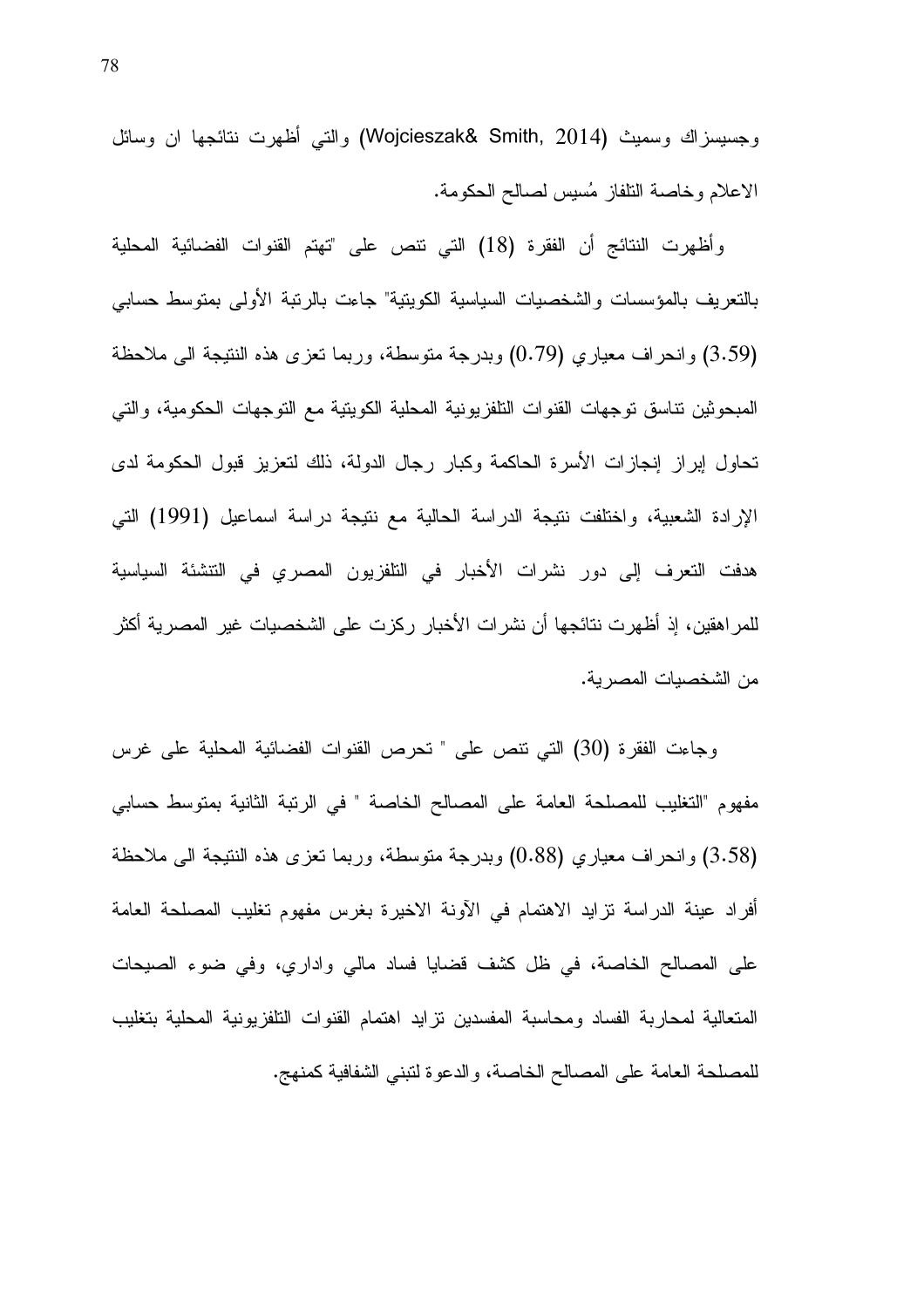وجسيسزاك وسميث (Wojcieszak& Smith, 2014) والتي أظهرت نتائجها ان وسائل الاعلام وخاصة التلفاز مُسيس لصالح الحكومة.

وأظهرت النتائج أن الفقرة (18) التي تنص على "تهتم القنوات الفضائية المحلية بالتعريف بالمؤسسات والشخصيات السياسية الكويتية" جاءت بالرتبة الأولى بمتوسط حسابي (3.59) وانحراف معياري (0.79) وبدرجة متوسطة، وربما تعزى هذه النتيجة الى ملاحظة المبحوثين تناسق توجهات القنوات التلفزيونية المحلية الكويتية مع التوجهات الحكومية، والتي تحاول إبراز إنجازات الأسرة الحاكمة وكبار رجال الدولة، ذلك لتعزيز قبول الحكومة لدى الإرادة الشعبية، واختلفت نتيجة الدراسة الحالية مع نتيجة دراسة اسماعيل (1991) التي هدفت التعرف إلى دور نشرات الأخبار في التلفزيون المصري في التنشئة السياسية للمراهقين، إذ أظهرت نتائجها أن نشرات الأخبار ركزت على الشخصيات غير المصرية أكثر من الشخصيات المصرية.

وجاءت الفقرة (30) التي تنص على " تحرص القنوات الفضائية المحلية على غرس مفهوم "التغليب للمصلحة العامة على المصالح الخاصة " في الرتبة الثانية بمتوسط حسابي (3.58) وانحراف معياري (0.88) وبدرجة متوسطة، وربما تعزى هذه النتيجة الى ملاحظة أفراد عينة الدراسة تزايد الاهتمام في الآونة الاخيرة بغرس مفهوم تغليب المصلحة العامة على المصالح الخاصة، في ظل كشف قضايا فساد مالي واداري، وفي ضوء الصيحات المتعالية لمحاربة الفساد ومحاسبة المفسدين تزايد اهتمام القنوات التلفزيونية المحلية بتغليب للمصلحة العامة على المصالح الخاصة، والدعوة لتبني الشفافية كمنهج.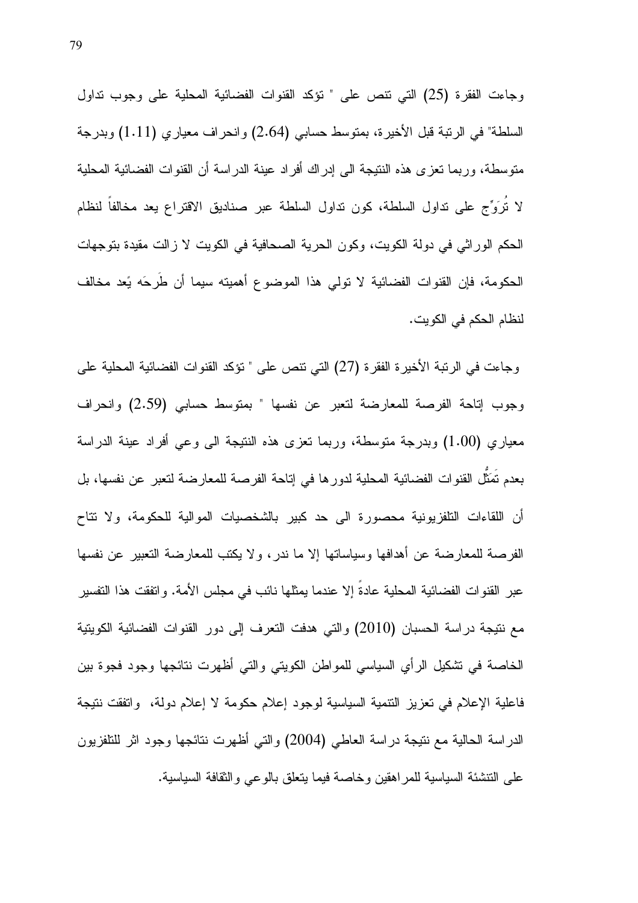وجاءت الفقرة (25) التي تنص على " تؤكد القنوات الفضائية المحلية على وجوب تداول السلطة" في الرتبة قبل الأخيرة، بمتوسط حسابي (2.64) وانحراف معياري (1.11) وبدرجة متوسطة، وربما تعزى هذه النتيجة الى إدراك أفراد عينة الدراسة أن القنوات الفضائية المحلية لا تُرَوِّج على تداول السلطة، كون تداول السلطة عبر صناديق الاقتراع يعد مخالفاً لنظام الحكم الوراثي في دولة الكويت، وكون الحرية الصحافية في الكويت لا زالت مقيدة بتوجهات الحكومة، فإن القنوات الفضائية لا تولي هذا الموضوع أهميته سيما أن طَرحَه يُعد مخالف لنظام الحكم في الكويت.

وجاءت في الرتبة الأخيرة الفقرة (27) التي تنص على " تؤكد القنوات الفضائية المحلية على وجوب إتاحة الفرصة للمعارضة لتعبر عن نفسها " بمتوسط حسابي (2.59) وانحراف معياري (1.00) وبدرجة متوسطة، وربما تعزى هذه النتيجة الى وعي أفراد عينة الدراسة بعدم تَمَثُّل القنوات الفضائية المحلية لدورها في إتاحة الفرصة للمعارضة لتعبر عن نفسها، بل أن اللقاءات التلفزيونية محصورة الى حد كبير بالشخصيات الموالية للحكومة، ولا تتاح الفرصة للمعارضة عن أهدافها وسياساتها إلا ما ندر، ولا يكتب للمعارضة التعبير عن نفسها عبر القنوات الفضائية المحلية عادةً إلا عندما يمثلها نائب في مجلس الأمة. واتفقت هذا التفسير مع نتيجة دراسة الحسبان (2010) والتي هدفت التعرف إلى دور القنوات الفضائية الكويتية الخاصة في تشكيل الرأي السياسي للمواطن الكويتي والتي أظهرت نتائجها وجود فجوة بين فاعلية الإعلام في تعزيز التنمية السياسية لوجود إعلام حكومة لا إعلام دولة، واتفقت نتيجة الدراسة الحالية مع نتيجة دراسة العاطي (2004) والتي أظهرت نتائجها وجود اثر للتلفزيون على التنشئة السياسية للمراهقين وخاصة فيما يتعلق بالوعي والثقافة السياسية.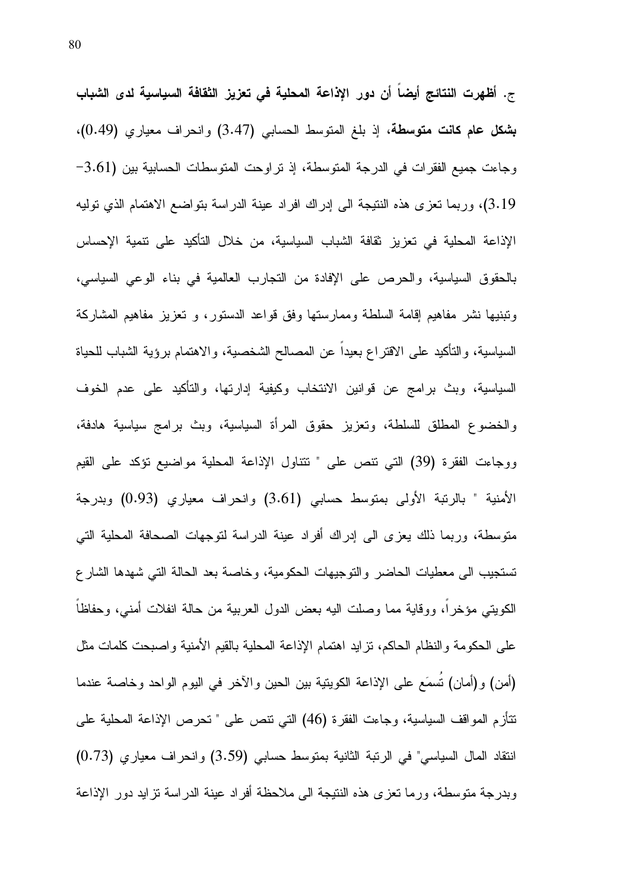**ج. أظهرت النتائج أيضاً أن دور الإذاعة المحلية في تعزيز الثقافة السياسية لدى الشباب بشكل عام كانت متوسطة،** إذ بلغ المتوسط الحسابي (3.47) وانحراف معياري (0.49)، وجاءت جميع الفقرات في الدرجة المتوسطة، إذ تراوحت المتوسطات الحسابية بين (3.61- 3.19)، وربما تعزى هذه النتيجة الى إدراك افراد عينة الدراسة بتواضع الاهتمام الذي توليه الإذاعة المحلية في تعزيز ثقافة الشباب السياسية، من خلال التأكيد على تنمية الإحساس بالحقوق السياسية، والحرص على الإفادة من التجارب العالمية في بناء الوعي السياسي، وتبنيها نشر مفاهيم إقامة السلطة وممارستها وفق قواعد الدستور، و تعزيز مفاهيم المشاركة السياسية، والتأكيد على الاقتراع بعيداً عن المصالح الشخصية، والاهتمام برؤية الشباب للحياة السياسية، وبث برامج عن قوانين الانتخاب وكيفية إدارتها، والتأكيد على عدم الخوف والخضوع المطلق للسلطة، وتعزيز حقوق المرأة السياسية، وبث برامج سياسية هادفة، ووجاءت الفقرة (39) التي تنص على " تتناول الإذاعة المحلية مواضيع تؤكد على القيم الأمنية " بالرتبة الأولى بمتوسط حسابي (3.61) وانحراف معياري (0.93) وبدرجة متوسطة، وربما ذلك يعزى الى إدراك أفراد عينة الدراسة لتوجهات الصحافة المحلية التي تستجيب الى معطيات الحاضر والتوجيهات الحكومية، وخاصة بعد الحالة التي شهدها الشارع الكويتي مؤخراً، ووقاية مما وصلت اليه بعض الدول العربية من حالة انفلات أمني، وحفاظاً على الحكومة والنظام الحاكم، تزايد اهتمام الإذاعة المحلية بالقيم الأمنية واصبحت كلمات مثل (أمن) و(أمان) تُسمَع على الإذاعة الكويتية بين الحين والآخر في اليوم الواحد وخاصة عندما تتأزم المواقف السياسية، وجاءت الفقرة (46) التي تنص على " تحرص الإذاعة المحلية على انتقاد المال السياسي" في الرتبة الثانية بمتوسط حسابي (3.59) وانحراف معياري (0.73) وبدرجة متوسطة، ورما تعزى هذه النتيجة الى ملاحظة أفراد عينة الدراسة تزايد دور الإذاعة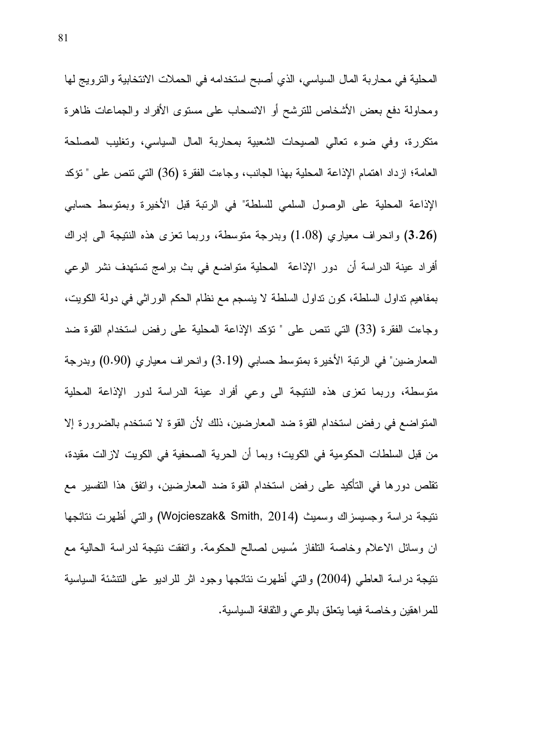المحلية في محاربة المال السياسي، الذي أصبح استخدامه في الحملات الانتخابية والترويج لها ومحاولة دفع بعض الأشخاص للترشح أو الانسحاب على مستوى الأفراد والجماعات ظاهرة متكررة، وفي ضوء تعالي الصيحات الشعبية بمحاربة المال السياسي، وتغليب المصلحة العامة؛ ازداد اهتمام الإذاعة المحلية بهذا الجانب، وجاءت الفقرة (36) التي تنص على " تؤكد الإذاعة المحلية على الوصول السلمي للسلطة" في الرتبة قبل الأخيرة وبمتوسط حسابي (**3.26**) وانحراف معياري (1.08) وبدرجة متوسطة، وربما تعزى هذه النتيجة الى إدراك أفراد عينة الدراسة أن دور الإذاعة المحلية متواضع في بث برامج تستهدف نشر الوعي بمفاهيم تداول السلطة، كون تداول السلطة لا ينسجم مع نظام الحكم الوراثي في دولة الكويت، وجاءت الفقرة (33) التي تنص على " تؤكد الإذاعة المحلية على رفض استخدام القوة ضد المعارضين" في الرتبة الأخيرة بمتوسط حسابي (3.19) وانحراف معياري (0.90) وبدرجة متوسطة، وربما تعزى هذه النتيجة الى وعي أفراد عينة الدراسة لدور الإذاعة المحلية المتواضع في رفض استخدام القوة ضد المعارضين، ذلك لأن القوة لا تستخدم بالضرورة إلا من قبل السلطات الحكومية في الكويت؛ وبما أن الحرية الصحفية في الكويت لازالت مقيدة، تقلص دورها في التأكيد على رفض استخدام القوة ضد المعارضين، واتفق هذا التفسير مع نتيجة دراسة وجسيسزاك وسميث (Wojcieszak& Smith, 2014) والتي أظهرت نتائجها ان وسائل الاعلام وخاصة التلفاز مُسيس لصالح الحكومة. واتفقت نتيجة لدراسة الحالية مع نتيجة دراسة العاطي (2004) والتي أظهرت نتائجها وجود اثر للراديو على التنشئة السياسية للمراهقين وخاصة فيما يتعلق بالوعي والثقافة السياسية.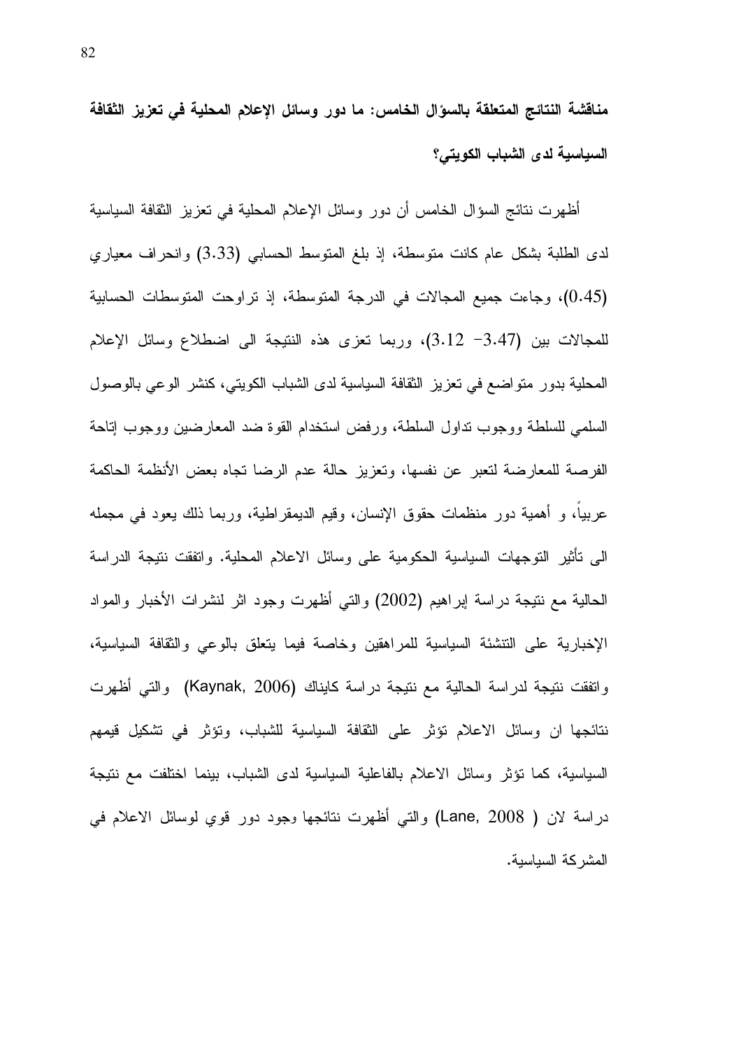**مناقشة النتائج المتعلقة بالسؤال الخامس: ما دور وسائل الإعلام المحلية في تعزيز الثقافة السياسية لدى الشباب الكويتي؟**

أظهرت نتائج السؤال الخامس أن دور وسائل الإعلام المحلية في تعزيز الثقافة السياسية لدى الطلبة بشكل عام كانت متوسطة، إذ بلغ المتوسط الحسابي (3.33) وانحراف معياري (0.45)، وجاءت جميع المجالات في الدرجة المتوسطة، إذ تراوحت المتوسطات الحسابية للمجالات بين (3.47- 3.12)، وربما تعزى هذه النتيجة الى اضطلاع وسائل الإعلام المحلية بدور متواضع في تعزيز الثقافة السياسية لدى الشباب الكويتي، كنشر الوعي بالوصول السلمي للسلطة ووجوب تداول السلطة، ورفض استخدام القوة ضد المعارضين ووجوب إتاحة الفرصة للمعارضة لتعبر عن نفسها، وتعزيز حالة عدم الرضا تجاه بعض الأنظمة الحاكمة عربياً، و أهمية دور منظمات حقوق الإنسان، وقيم الديمقراطية، وربما ذلك يعود في مجمله الى تأثير التوجهات السياسية الحكومية على وسائل الاعلام المحلية. واتفقت نتيجة الدراسة الحالية مع نتيجة دراسة إبراهيم (2002) والتي أظهرت وجود اثر لنشرات الأخبار والمواد الإخبارية على التنشئة السياسية للمراهقين وخاصة فيما يتعلق بالوعي والثقافة السياسية، واتفقت نتيجة لدراسة الحالية مع نتيجة دراسة كايناك (Kaynak, 2006) والتي أظهرت نتائجها ان وسائل الاعلام تؤثر على الثقافة السياسية للشباب، وتؤثر في تشكيل قيمهم السياسية، كما تؤثر وسائل الاعلام بالفاعلية السياسية لدى الشباب، بينما اختلفت مع نتيجة دراسة لان ( Lane, 2008) والتي أظهرت نتائجها وجود دور قوي لوسائل الاعلام في المشركة السياسية.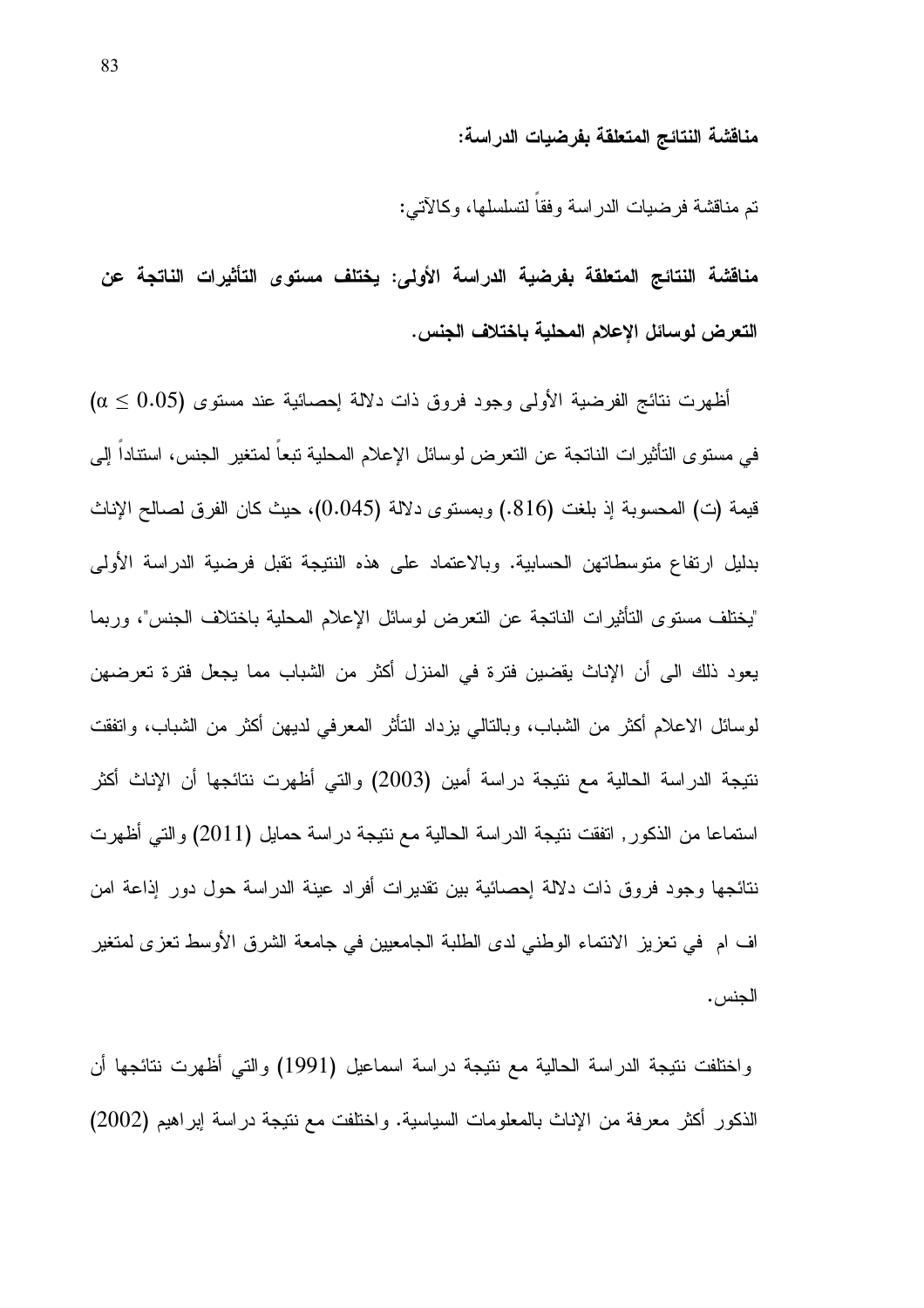**مناقشة النتائج المتعلقة بفرضيات الدراسة:**

تم مناقشة فرضيات الدراسة وفقاً لتسلسلها، وكالآتي:

**مناقشة النتائج المتعلقة بفرضية الدراسة الأولى: يختلف مستوى التأثيرات الناتجة عن التعرض لوسائل الإعلام المحلية باختلاف الجنس.**

أظهرت نتائج الفرضية الأولى وجود فروق ذات دلالة إحصائية عند مستوى $(\alpha \leq 0.05)$ في مستوى التأثيرات الناتجة عن التعرض لوسائل الإعلام المحلية تبعاً لمتغير الجنس، استناداً إلى قيمة (ت) المحسوبة إذ بلغت (.816) وبمستوى دلالة (0.045)، حيث كان الفرق لصالح الإناث بدليل ارتفاع متوسطاتهن الحسابية. وبالاعتماد على هذه النتيجة تقبل فرضية الدراسة الأولى "يختلف مستوى التأثيرات الناتجة عن التعرض لوسائل الإعلام المحلية باختلاف الجنس"، وربما يعود ذلك الى أن الإناث يقضين فترة في المنزل أكثر من الشباب مما يجعل فترة تعرضهن لوسائل الاعلام أكثر من الشباب، وبالتالي يزداد التأثر المعرفي لديهن أكثر من الشباب، واتفقت نتيجة الدراسة الحالية مع نتيجة دراسة أمين (2003) والتي أظهرت نتائجها أن الإناث أكثر استماعا من الذكور, اتفقت نتيجة الدراسة الحالية مع نتيجة دراسة حمايل (2011) والتي أظهرت نتائجها وجود فروق ذات دلالة إحصائية بين تقديرات أفراد عينة الدراسة حول دور إذاعة امن اف ام في تعزيز الانتماء الوطني لدى الطلبة الجامعيين في جامعة الشرق الأوسط تعزى لمتغير الجنس.

واختلفت نتيجة الدراسة الحالية مع نتيجة دراسة اسماعيل (1991) والتي أظهرت نتائجها أن الذكور أكثر معرفة من الإناث بالمعلومات السياسية. واختلفت مع نتيجة دراسة إبراهيم (2002)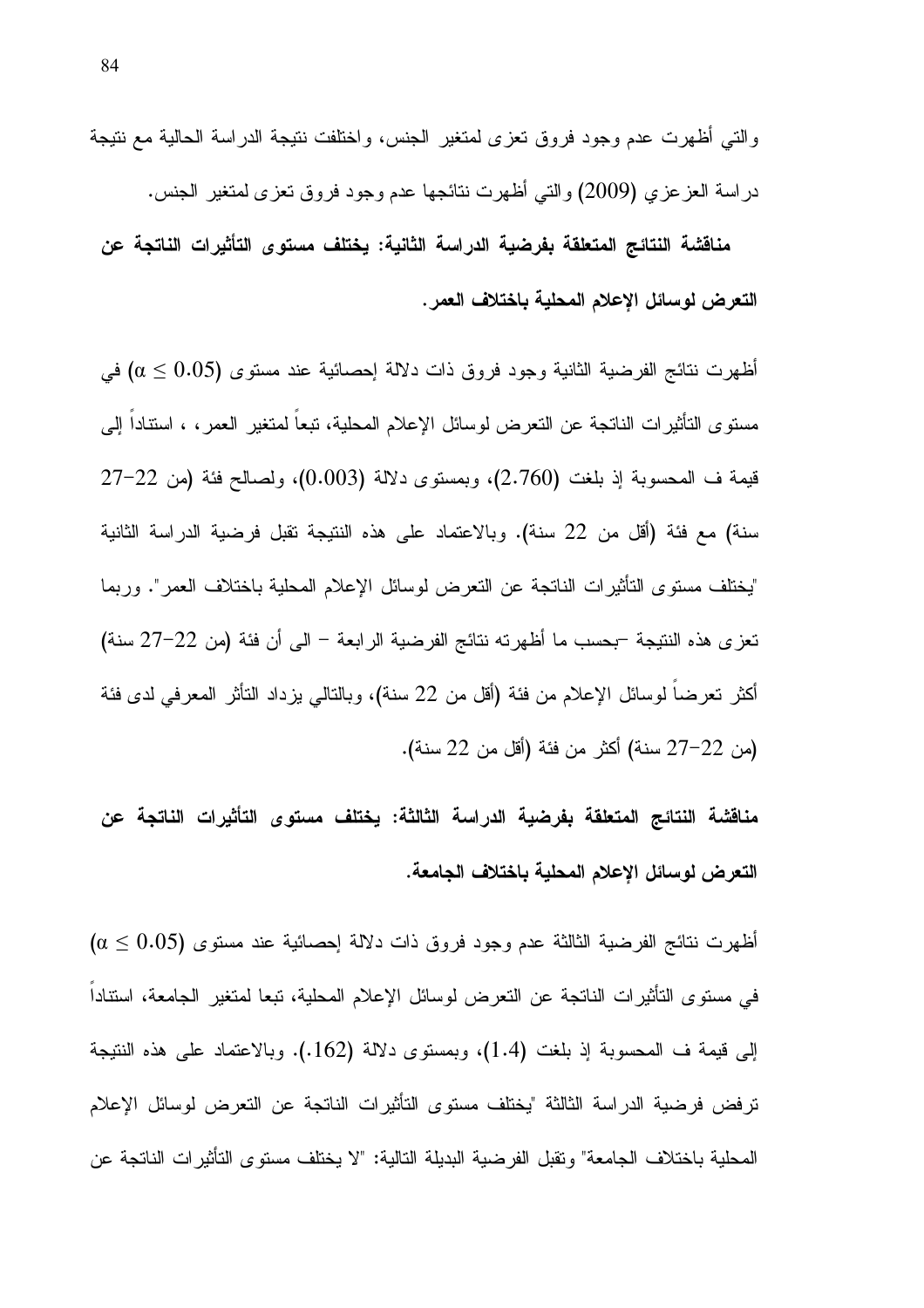والتي أظهرت عدم وجود فروق تعزى لمتغير الجنس، واختلفت نتيجة الدراسة الحالية مع نتيجة دراسة العزعزي (2009) والتي أظهرت نتائجها عدم وجود فروق تعزى لمتغير الجنس.

**مناقشة النتائج المتعلقة بفرضية الدراسة الثانية: يختلف مستوى التأثيرات الناتجة عن التعرض لوسائل الإعلام المحلية باختلاف العمر.**

أظهرت نتائج الفرضية الثانية وجود فروق ذات دلالة إحصائية عند مستوى ($\alpha \leq 0.05$) في مستوى التأثيرات الناتجة عن التعرض لوسائل الإعلام المحلية، تبعاً لمتغير العمر، ، استناداً إلى قيمة ف المحسوبة إذ بلغت (2.760)، وبمستوى دلالة (0.003)، ولصالح فئة (من 22-27 سنة) مع فئة (أقل من 22 سنة). وبالاعتماد على هذه النتيجة تقبل فرضية الدراسة الثانية "يختلف مستوى التأثيرات الناتجة عن التعرض لوسائل الإعلام المحلية باختلاف العمر". وربما تعزى هذه النتيجة -بحسب ما أظهرته نتائج الفرضية الرابعة - الى أن فئة (من 22-27 سنة) أكثر تعرضاً لوسائل الإعلام من فئة (أقل من 22 سنة)، وبالتالي يزداد التأثر المعرفي لدى فئة (من 22-27 سنة) أكثر من فئة (أقل من 22 سنة).

**مناقشة النتائج المتعلقة بفرضية الدراسة الثالثة: يختلف مستوى التأثيرات الناتجة عن التعرض لوسائل الإعلام المحلية باختلاف الجامعة.**

أظهرت نتائج الفرضية الثالثة عدم وجود فروق ذات دلالة إحصائية عند مستوى ($\alpha \leq 0.05$) في مستوى التأثيرات الناتجة عن التعرض لوسائل الإعلام المحلية، تبعا لمتغير الجامعة، استناداً إلى قيمة ف المحسوبة إذ بلغت (1.4)، وبمستوى دلالة (.162). وبالاعتماد على هذه النتيجة ترفض فرضية الدراسة الثالثة "يختلف مستوى التأثيرات الناتجة عن التعرض لوسائل الإعلام المحلية باختلاف الجامعة" وتقبل الفرضية البديلة التالية: "لا يختلف مستوى التأثيرات الناتجة عن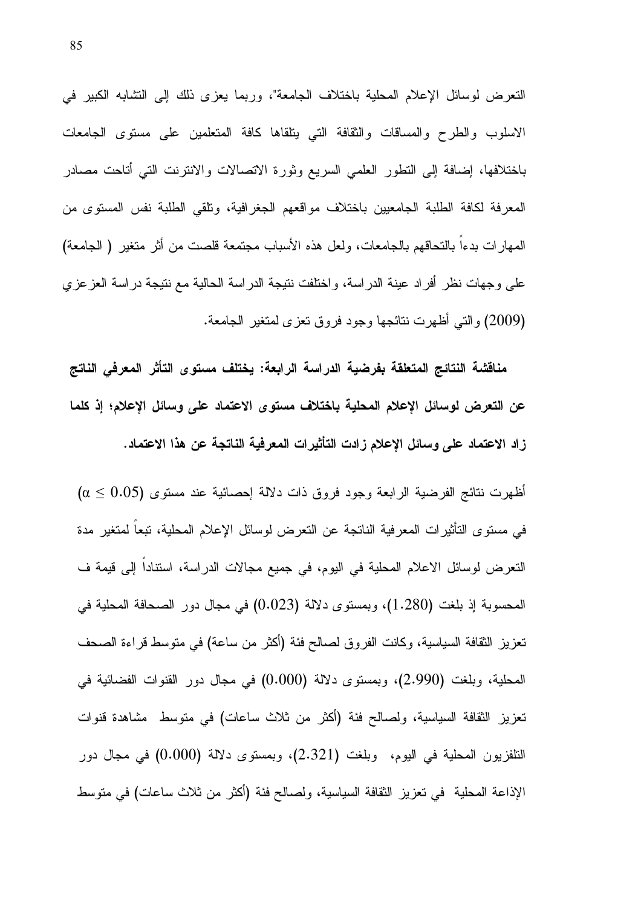التعرض لوسائل الإعلام المحلية باختلاف الجامعة"، وربما يعزى ذلك إلى التشابه الكبير في الاسلوب والطرح والمساقات والثقافة التي يتلقاها كافة المتعلمين على مستوى الجامعات باختلافها، إضافة إلى التطور العلمي السريع وثورة الاتصالات والانترنت التي أتاحت مصادر المعرفة لكافة الطلبة الجامعيين باختلاف مواقعهم الجغرافية، وتلقي الطلبة نفس المستوى من المهارات بدءاً بالتحاقهم بالجامعات، ولعل هذه الأسباب مجتمعة قلصت من أثر متغير ( الجامعة) على وجهات نظر أفراد عينة الدراسة، واختلفت نتيجة الدراسة الحالية مع نتيجة دراسة العزعزي (2009) والتي أظهرت نتائجها وجود فروق تعزى لمتغير الجامعة.

**مناقشة النتائج المتعلقة بفرضية الدراسة الرابعة: يختلف مستوى التأثر المعرفي الناتج عن التعرض لوسائل الإعلام المحلية باختلاف مستوى الاعتماد على وسائل الإعلام؛ إذ كلما زاد الاعتماد على وسائل الإعلام زادت التأثيرات المعرفية الناتجة عن هذا الاعتماد.**

أظهرت نتائج الفرضية الرابعة وجود فروق ذات دلالة إحصائية عند مستوى ($\alpha \leq 0.05$) في مستوى التأثيرات المعرفية الناتجة عن التعرض لوسائل الإعلام المحلية، تبعاً لمتغير مدة التعرض لوسائل الاعلام المحلية في اليوم، في جميع مجالات الدراسة، استناداً إلى قيمة ف المحسوبة إذ بلغت (1.280)، وبمستوى دلالة (0.023) في مجال دور الصحافة المحلية في تعزيز الثقافة السياسية، وكانت الفروق لصالح فئة (أكثر من ساعة) في متوسط قراءة الصحف المحلية، وبلغت (2.990)، وبمستوى دلالة (0.000) في مجال دور القنوات الفضائية في تعزيز الثقافة السياسية، ولصالح فئة (أكثر من ثلاث ساعات) في متوسط مشاهدة قنوات التلفزيون المحلية في اليوم، وبلغت (2.321)، وبمستوى دلالة (0.000) في مجال دور الإذاعة المحلية في تعزيز الثقافة السياسية، ولصالح فئة (أكثر من ثلاث ساعات) في متوسط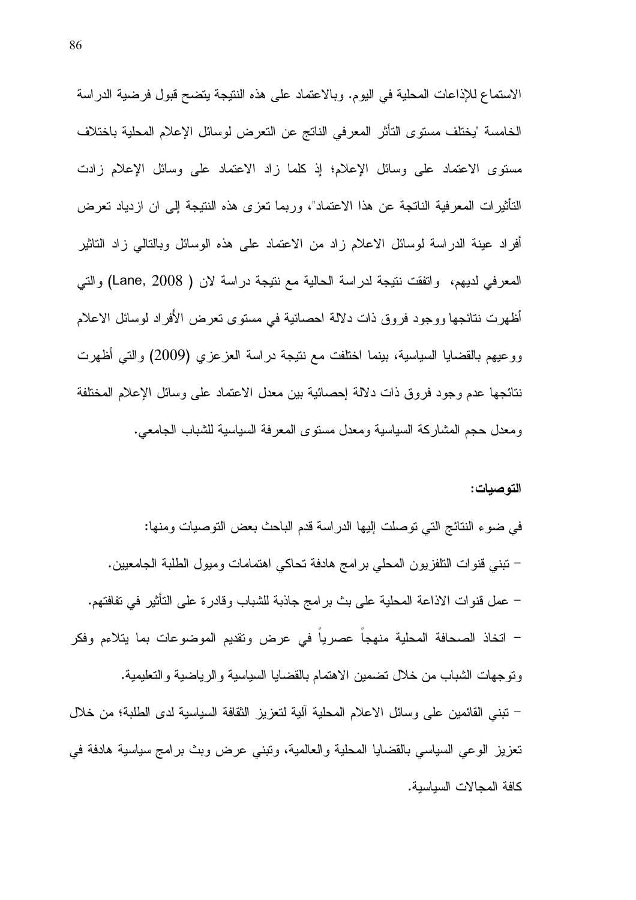الاستماع للإذاعات المحلية في اليوم. وبالاعتماد على هذه النتيجة يتضح قبول فرضية الدراسة الخامسة "يختلف مستوى التأثر المعرفي الناتج عن التعرض لوسائل الإعلام المحلية باختلاف مستوى الاعتماد على وسائل الإعلام؛ إذ كلما زاد الاعتماد على وسائل الإعلام زادت التأثيرات المعرفية الناتجة عن هذا الاعتماد"، وربما تعزى هذه النتيجة إلى ان ازدياد تعرض أفراد عينة الدراسة لوسائل الاعلام زاد من الاعتماد على هذه الوسائل وبالتالي زاد التاثير المعرفي لديهم، واتفقت نتيجة لدراسة الحالية مع نتيجة دراسة لان ( Lane, 2008) والتي أظهرت نتائجها ووجود فروق ذات دلالة احصائية في مستوى تعرض الأفراد لوسائل الاعلام ووعيهم بالقضايا السياسية، بينما اختلفت مع نتيجة دراسة العزعزي (2009) والتي أظهرت نتائجها عدم وجود فروق ذات دلالة إحصائية بين معدل الاعتماد على وسائل الإعلام المختلفة ومعدل حجم المشاركة السياسية ومعدل مستوى المعرفة السياسية للشباب الجامعي.

**التوصيات:**

في ضوء النتائج التي توصلت إليها الدراسة قدم الباحث بعض التوصيات ومنها:

- تبني قنوات التلفزيون المحلي برامج هادفة تحاكي اهتمامات وميول الطلبة الجامعيين.
- عمل قنوات الاذاعة المحلية على بث برامج جاذبة للشباب وقادرة على التأثير في ثقافتهم.
- اتخاذ الصحافة المحلية منهجاً عصرياً في عرض وتقديم الموضوعات بما يتلاءم وفكر وتوجهات الشباب من خلال تضمين الاهتمام بالقضايا السياسية والرياضية والتعليمية.
- تبني القائمين على وسائل الاعلام المحلية آلية لتعزيز الثقافة السياسية لدى الطلبة؛ من خلال تعزيز الوعي السياسي بالقضايا المحلية والعالمية، وتبني عرض وبث برامج سياسية هادفة في كافة المجالات السياسية.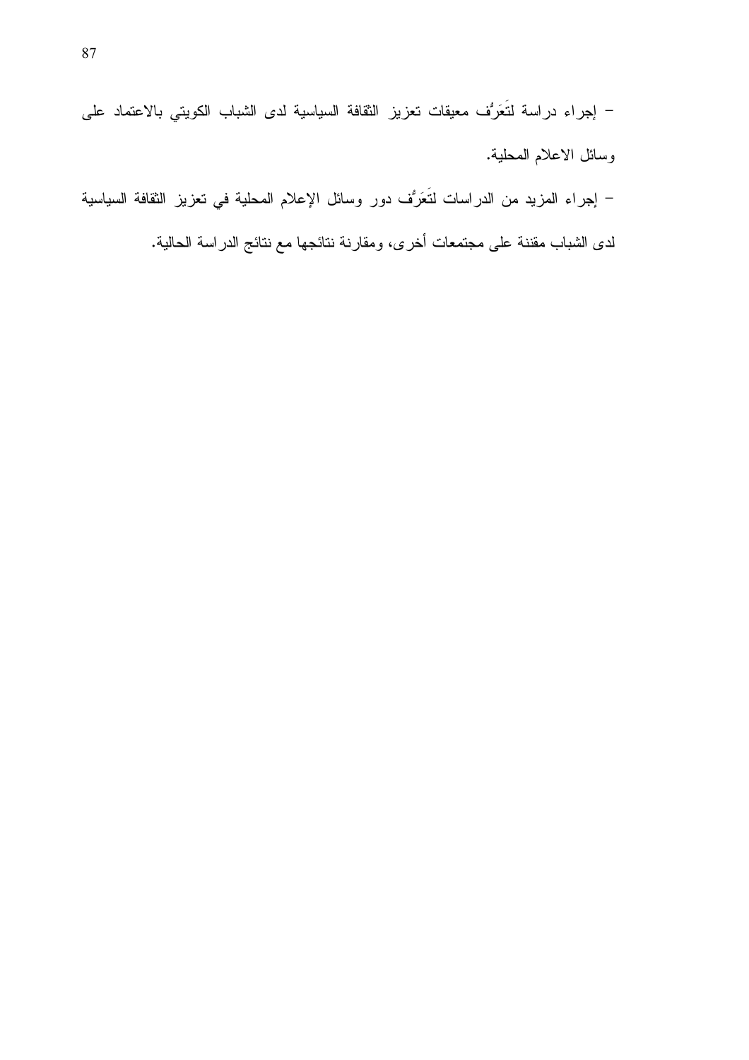- إجراء دراسة لتَعَرُّف معيقات تعزيز الثقافة السياسية لدى الشباب الكويتي بالاعتماد على وسائل الاعلام المحلية.

- إجراء المزيد من الدراسات لتَعَرُّف دور وسائل الإعلام المحلية في تعزيز الثقافة السياسية لدى الشباب مقننة على مجتمعات أخرى، ومقارنة نتائجها مع نتائج الدراسة الحالية.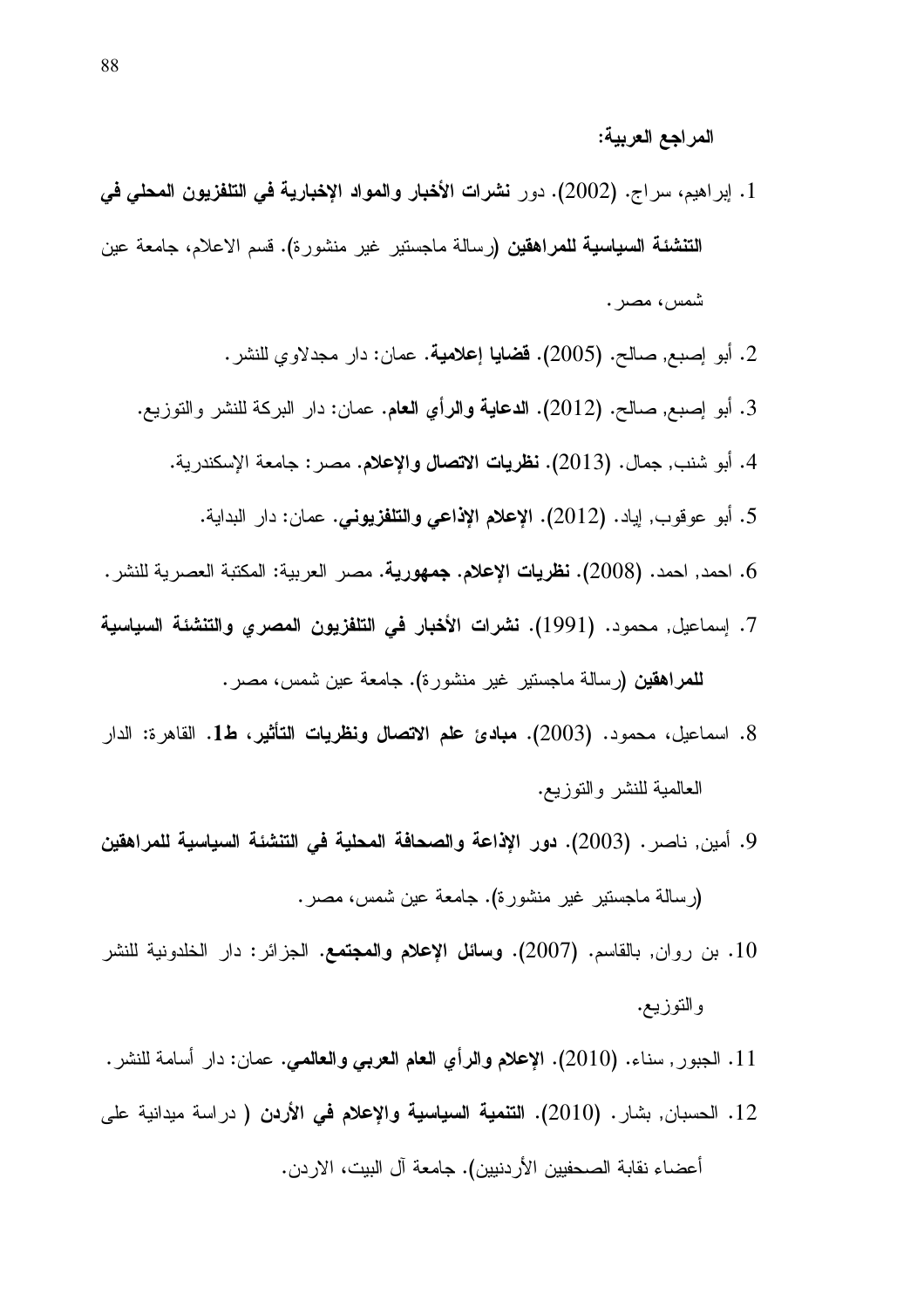**المراجع العربية:**

1. إبراهيم، سراج. (2002). دور **نشرات الأخبار والمواد الإخبارية في التلفزيون المحلي في التنشئة السياسية للمراهقين** (رسالة ماجستير غير منشورة). قسم الاعلام، جامعة عين شمس، مصر.
2. أبو إصبع, صالح. (2005). **قضايا إعلامية**. عمان: دار مجدلاوي للنشر.
3. أبو إصبع, صالح. (2012). **الدعاية والرأي العام**. عمان: دار البركة للنشر والتوزيع.
4. أبو شنب, جمال. (2013). **نظريات الاتصال والإعلام**. مصر: جامعة الإسكندرية.
5. أبو عوقوب, إياد. (2012). **الإعلام الإذاعي والتلفزيوني**. عمان: دار البداية.
6. احمد, احمد. (2008). **نظريات الإعلام. جمهورية**. مصر العربية: المكتبة العصرية للنشر.
7. إسماعيل, محمود. (1991). **نشرات الأخبار في التلفزيون المصري والتنشئة السياسية للمراهقين** (رسالة ماجستير غير منشورة). جامعة عين شمس، مصر.
8. اسماعيل، محمود. (2003). **مبادئ علم الاتصال ونظريات التأثير، ط1**. القاهرة: الدار العالمية للنشر والتوزيع.
9. أمين, ناصر. (2003). **دور الإذاعة والصحافة المحلية في التنشئة السياسية للمراهقين** (رسالة ماجستير غير منشورة). جامعة عين شمس، مصر.
10. بن روان, بالقاسم. (2007). **وسائل الإعلام والمجتمع**. الجزائر: دار الخلدونية للنشر والتوزيع.
11. الجبور, سناء. (2010). **الإعلام والرأي العام العربي والعالمي**. عمان: دار أسامة للنشر.
12. الحسبان, بشار. (2010). **التنمية السياسية والإعلام في الأردن** ( دراسة ميدانية على أعضاء نقابة الصحفيين الأردنيين). جامعة آل البيت، الاردن.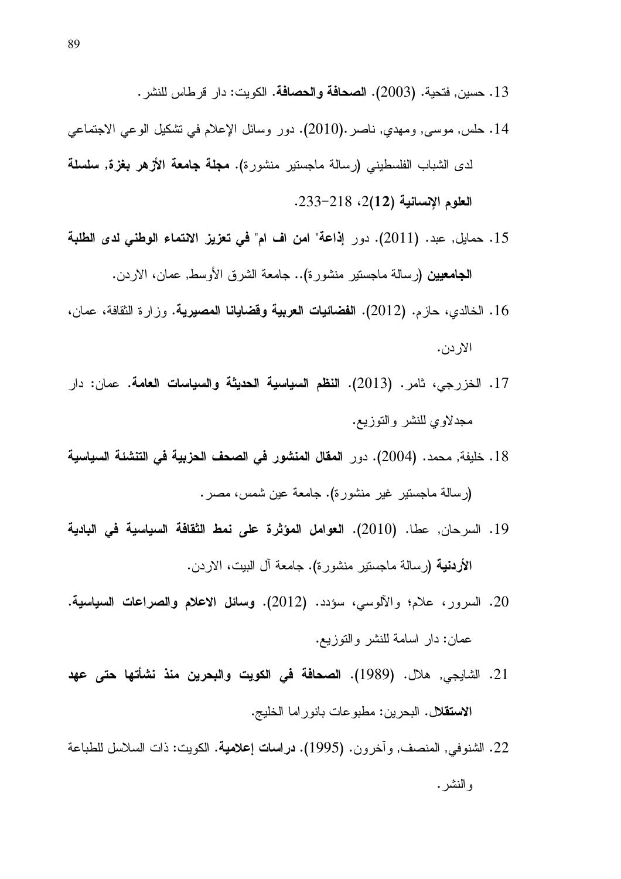13. حسين, فتحية. (2003). **الصحافة والحصافة**. الكويت: دار قرطاس للنشر.

14. حلس, موسى, ومهدي, ناصر.(2010). دور وسائل الإعلام في تشكيل الوعي الاجتماعي لدى الشباب الفلسطيني (رسالة ماجستير منشورة). **مجلة جامعة الأزهر بغزة, سلسلة العلوم الإنسانية (12)**2، 218-233.

15. حمايل, عبد. (2011). دور **إذاعة" امن اف ام" في تعزيز الانتماء الوطني لدى الطلبة الجامعيين** (رسالة ماجستير منشورة).. جامعة الشرق الأوسط, عمان، الاردن.

16. الخالدي، حازم. (2012). **الفضائيات العربية وقضايانا المصيرية**. وزارة الثقافة، عمان، الاردن.

17. الخزرجي، ثامر. (2013). **النظم السياسية الحديثة والسياسات العامة**. عمان: دار مجدلاوي للنشر والتوزيع.

18. خليفة, محمد. (2004). دور **المقال المنشور في الصحف الحزبية في التنشئة السياسية** (رسالة ماجستير غير منشورة). جامعة عين شمس، مصر.

19. السرحان, عطا. (2010). **العوامل المؤثرة على نمط الثقافة السياسية في البادية الأردنية** (رسالة ماجستير منشورة). جامعة آل البيت، الاردن.

20. السرور، علام؛ والآلوسي، سؤدد. (2012). **وسائل الاعلام والصراعات السياسية**. عمان: دار اسامة للنشر والتوزيع.

21. الشايجي, هلال. (1989). **الصحافة في الكويت والبحرين منذ نشأتها حتى عهد الاستقلال**. البحرين: مطبوعات بانوراما الخليج.

22. الشنوفي, المنصف, وآخرون. (1995). **دراسات إعلامية**. الكويت: ذات السلاسل للطباعة والنشر.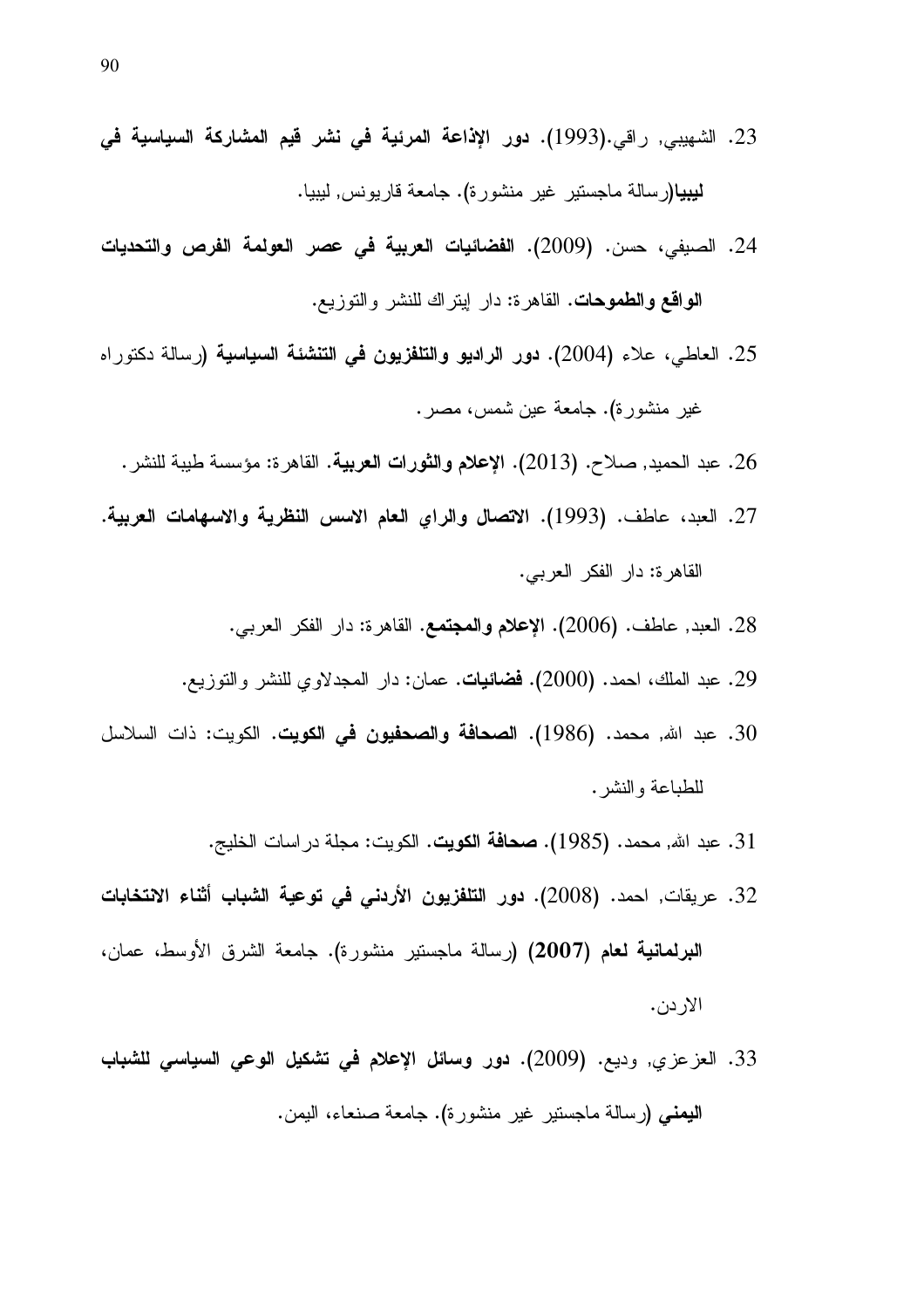23. الشهيبي, راقي.(1993). **دور الإذاعة المرئية في نشر قيم المشاركة السياسية في ليبيا**(رسالة ماجستير غير منشورة). جامعة قاريونس, ليبيا.

24. الصيفي، حسن. (2009). **الفضائيات العربية في عصر العولمة الفرص والتحديات الواقع والطموحات**. القاهرة: دار إيتراك للنشر والتوزيع.

25. العاطي، علاء (2004). **دور الراديو والتلفزيون في التنشئة السياسية** (رسالة دكتوراه غير منشورة). جامعة عين شمس، مصر.

26. عبد الحميد, صلاح. (2013). **الإعلام والثورات العربية**. القاهرة: مؤسسة طيبة للنشر.

27. العبد، عاطف. (1993). **الاتصال والراي العام الاسس النظرية والاسهامات العربية**. القاهرة: دار الفكر العربي.

28. العبد, عاطف. (2006). **الإعلام والمجتمع**. القاهرة: دار الفكر العربي.

29. عبد الملك، احمد. (2000). **فضائيات**. عمان: دار المجدلاوي للنشر والتوزيع.

30. عبد الله, محمد. (1986). **الصحافة والصحفيون في الكويت**. الكويت: ذات السلاسل للطباعة والنشر.

31. عبد الله, محمد. (1985). **صحافة الكويت**. الكويت: مجلة دراسات الخليج.

32. عريقات, احمد. (2008). **دور التلفزيون الأردني في توعية الشباب أثناء الانتخابات البرلمانية لعام (2007)** (رسالة ماجستير منشورة). جامعة الشرق الأوسط، عمان، الاردن.

33. العزعزي, وديع. (2009). **دور وسائل الإعلام في تشكيل الوعي السياسي للشباب اليمني** (رسالة ماجستير غير منشورة). جامعة صنعاء، اليمن.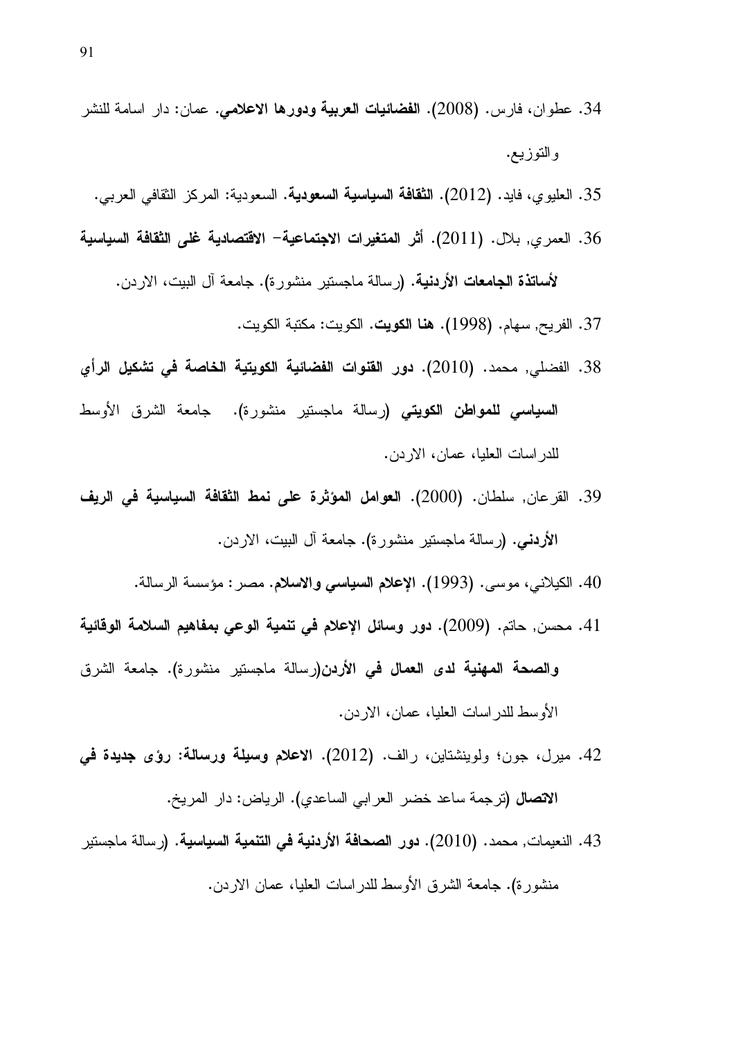34. عطوان، فارس. (2008). **الفضائيات العربية ودورها الاعلامي**. عمان: دار اسامة للنشر والتوزيع.

35. العليوي، فايد. (2012). **الثقافة السياسية السعودية**. السعودية: المركز الثقافي العربي.

36. العمري, بلال. (2011). **أثر المتغيرات الاجتماعية- الاقتصادية غلى الثقافة السياسية لأساتذة الجامعات الأردنية**. (رسالة ماجستير منشورة). جامعة آل البيت، الاردن.

37. الفريح, سهام. (1998). **هنا الكويت**. الكويت: مكتبة الكويت.

38. الفضلي, محمد. (2010). **دور القنوات الفضائية الكويتية الخاصة في تشكيل الرأي السياسي للمواطن الكويتي** (رسالة ماجستير منشورة). جامعة الشرق الأوسط للدراسات العليا، عمان، الاردن.

39. القرعان, سلطان. (2000). **العوامل المؤثرة على نمط الثقافة السياسية في الريف الأردني**. (رسالة ماجستير منشورة). جامعة آل البيت، الاردن.

40. الكيلاني، موسى. (1993). **الإعلام السياسي والاسلام**. مصر: مؤسسة الرسالة.

41. محسن, حاتم. (2009). **دور وسائل الإعلام في تنمية الوعي بمفاهيم السلامة الوقائية والصحة المهنية لدى العمال في الأردن**(رسالة ماجستير منشورة). جامعة الشرق الأوسط للدراسات العليا، عمان، الاردن.

42. ميرل، جون؛ ولوينشتاين، رالف. (2012). **الاعلام وسيلة ورسالة: رؤى جديدة في الاتصال** (ترجمة ساعد خضر العرابي الساعدي). الرياض: دار المريخ.

43. النعيمات, محمد. (2010). **دور الصحافة الأردنية في التنمية السياسية**. (رسالة ماجستير منشورة). جامعة الشرق الأوسط للدراسات العليا، عمان الاردن.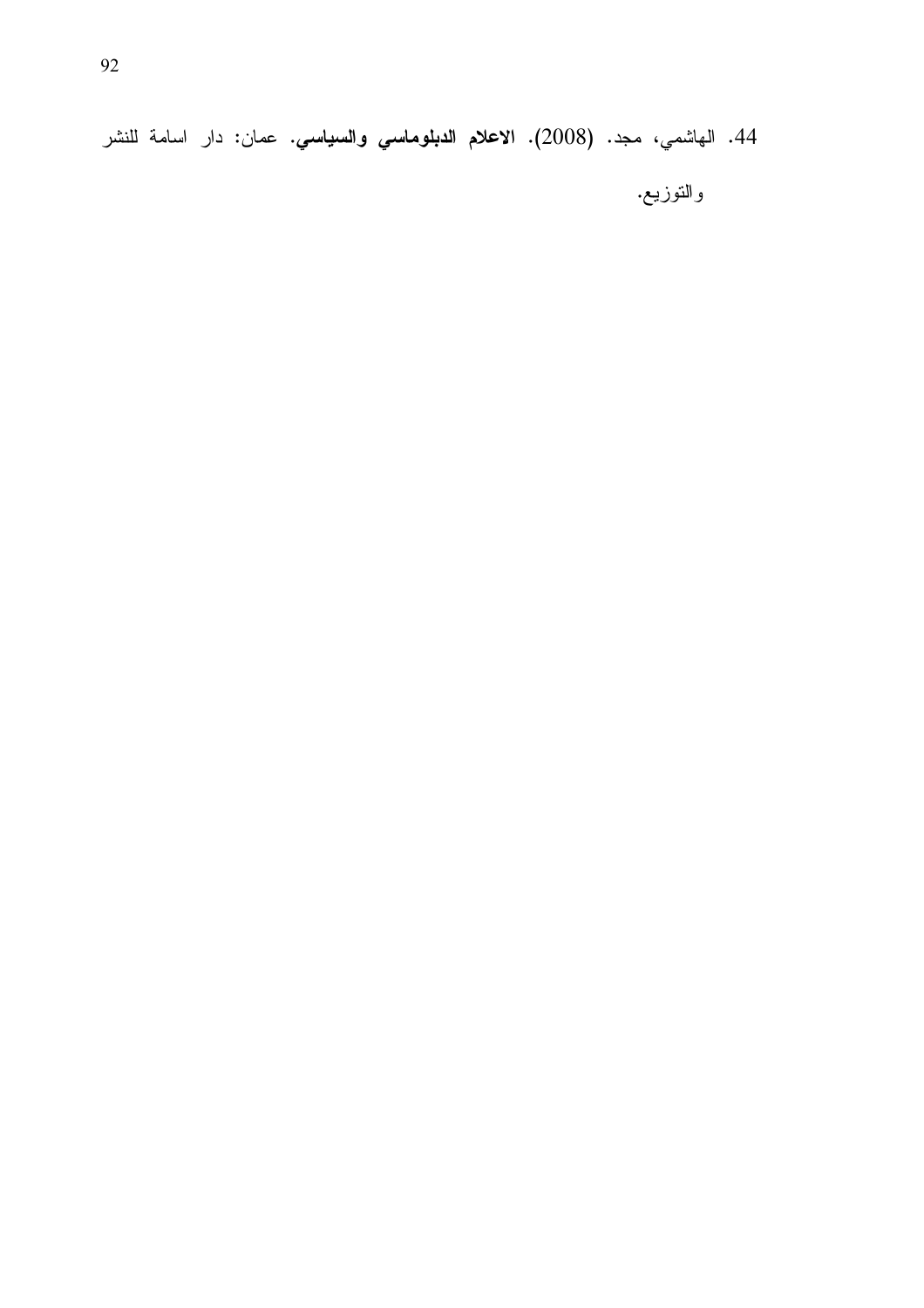44. الهاشمي، مجد. (2008). **الاعلام الدبلوماسي والسياسي**. عمان: دار اسامة للنشر والتوزيع.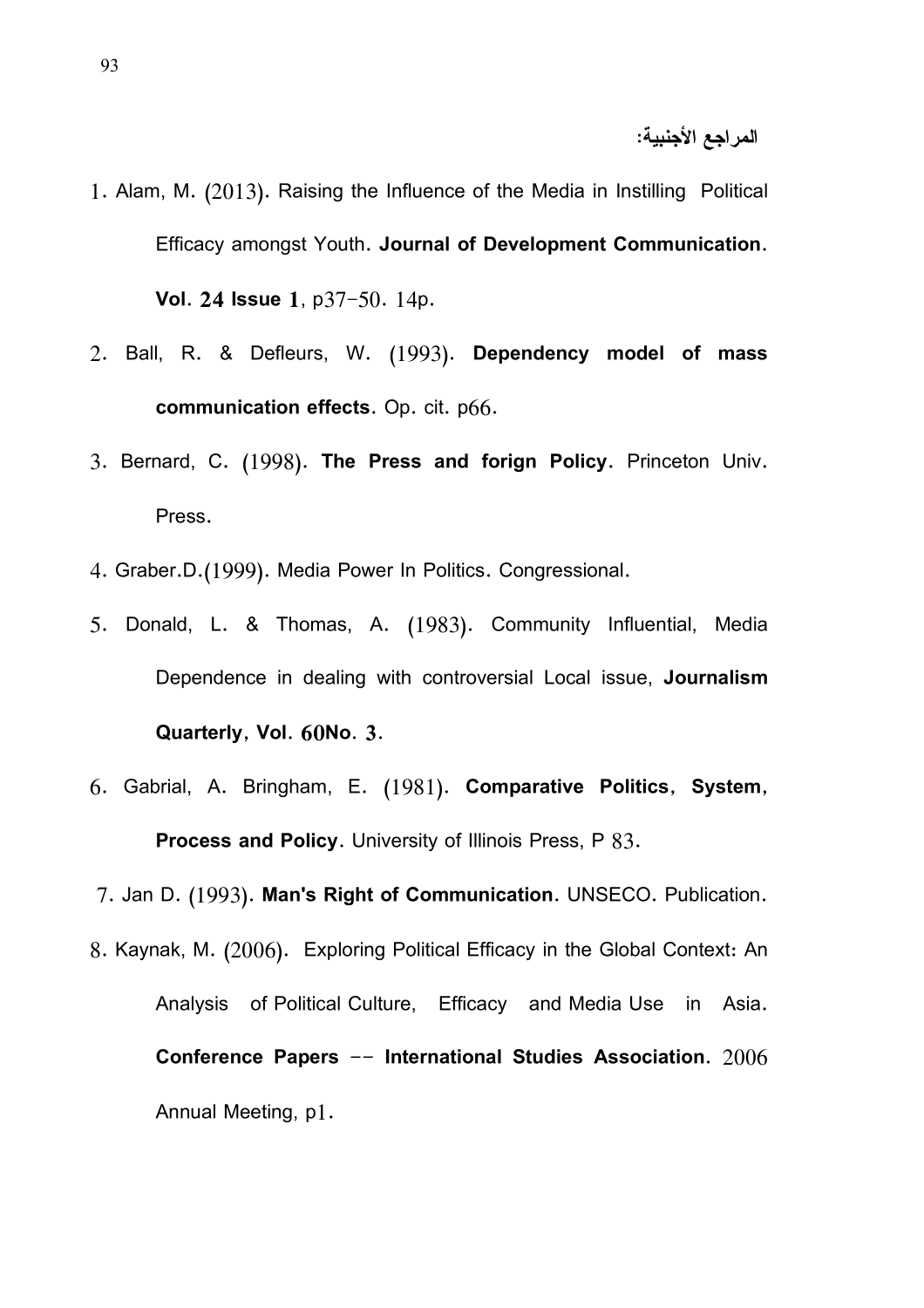**المراجع الأجنبية:**

1. Alam, M. (2013). Raising the Influence of the Media in Instilling Political Efficacy amongst Youth. **Journal of Development Communication. Vol. 24 Issue 1**, p37-50. 14p.
2. Ball, R. & Defleurs, W. (1993). **Dependency model of mass communication effects**. Op. cit. p66.
3. Bernard, C. (1998). **The Press and forign Policy**. Princeton Univ. Press.
4. Graber.D.(1999). Media Power In Politics. Congressional.
5. Donald, L. & Thomas, A. (1983). Community Influential, Media Dependence in dealing with controversial Local issue, **Journalism Quarterly, Vol. 60No. 3.**
6. Gabrial, A. Bringham, E. (1981). **Comparative Politics, System, Process and Policy**. University of Illinois Press, P 83.
7. Jan D. (1993). **Man's Right of Communication**. UNSECO. Publication.
8. Kaynak, M. (2006). Exploring Political Efficacy in the Global Context: An Analysis of Political Culture, Efficacy and Media Use in Asia. **Conference Papers -- International Studies Association**. 2006 Annual Meeting, p1.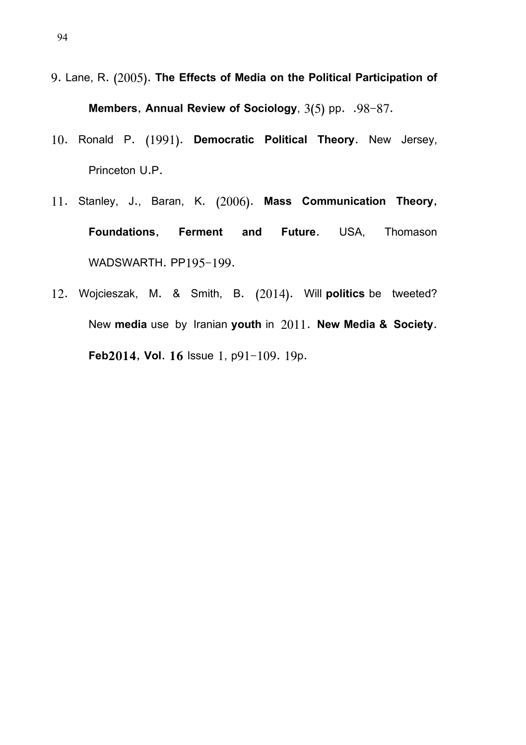9. Lane, R. (2005). **The Effects of Media on the Political Participation of Members, Annual Review of Sociology**, 3(5) pp. .98-87.

10. Ronald P. (1991). **Democratic Political Theory**. New Jersey, Princeton U.P.

11. Stanley, J., Baran, K. (2006). **Mass Communication Theory, Foundations, Ferment and Future**. USA, Thomason WADSWARTH. PP195-199.

12. Wojcieszak, M. & Smith, B. (2014). Will **politics** be tweeted? New **media** use by Iranian **youth** in 2011. **New Media & Society. Feb2014, Vol. 16** Issue 1, p91-109. 19p.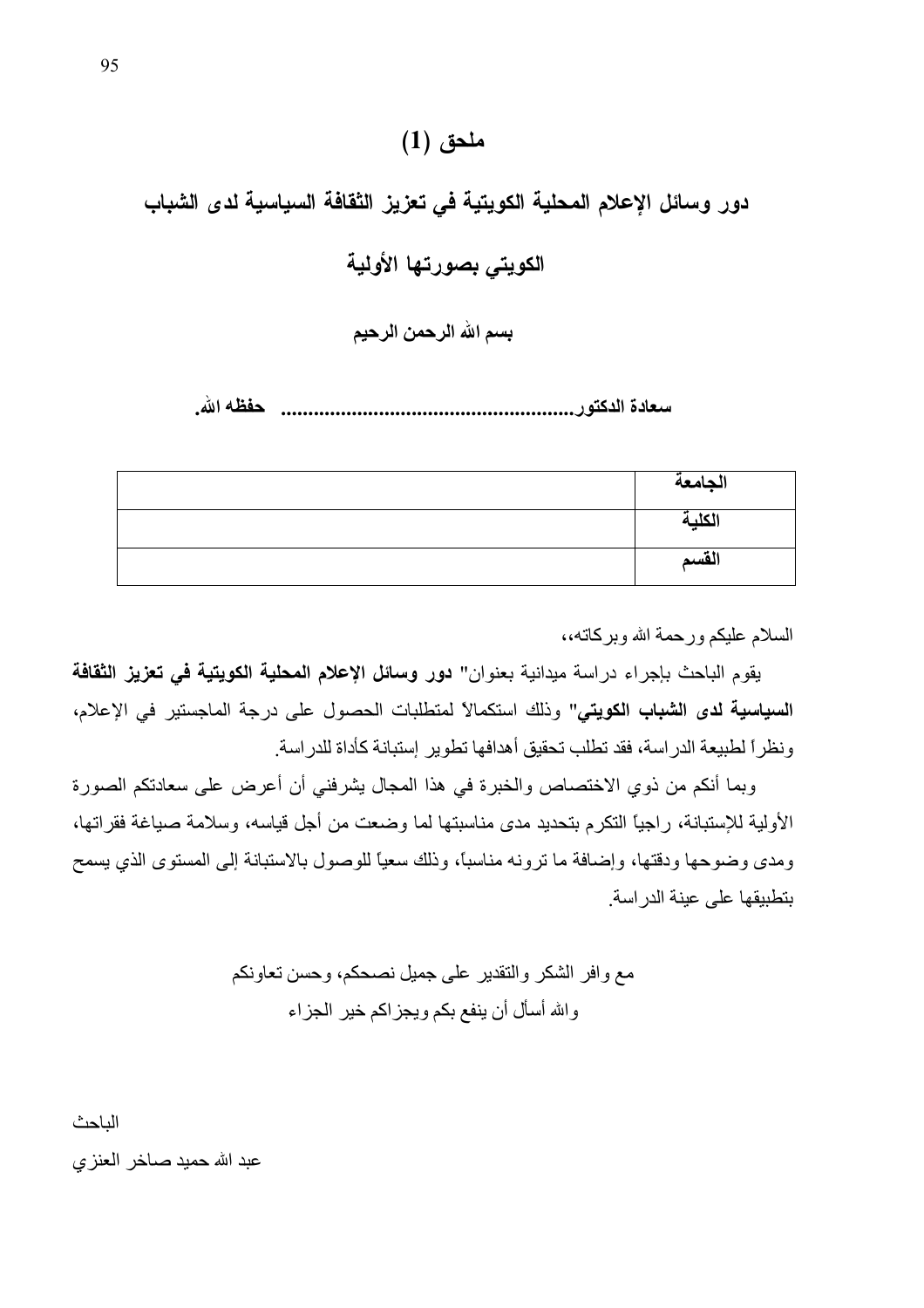## ملحق (1)

## دور وسائل الإعلام المحلية الكويتية في تعزيز الثقافة السياسية لدى الشباب الكويتي بصورتها الأولية

**بسم الله الرحمن الرحيم**

**سعادة الدكتور....................................................... حفظه الله.**

| الجامعة | |
|---|---|
| الكلية | |
| القسم | |

السلام عليكم ورحمة الله وبركاته،،

يقوم الباحث بإجراء دراسة ميدانية بعنوان" **دور وسائل الإعلام المحلية الكويتية في تعزيز الثقافة السياسية لدى الشباب الكويتي**" وذلك استكمالاً لمتطلبات الحصول على درجة الماجستير في الإعلام، ونظراً لطبيعة الدراسة، فقد تطلب تحقيق أهدافها تطوير إستبانة كأداة للدراسة.

وبما أنكم من ذوي الاختصاص والخبرة في هذا المجال يشرفني أن أعرض على سعادتكم الصورة الأولية للإستبانة، راجياً التكرم بتحديد مدى مناسبتها لما وضعت من أجل قياسه، وسلامة صياغة فقراتها، ومدى وضوحها ودقتها، وإضافة ما ترونه مناسباً، وذلك سعياً للوصول بالاستبانة إلى المستوى الذي يسمح بتطبيقها على عينة الدراسة.

مع وافر الشكر والتقدير على جميل نصحكم، وحسن تعاونكم

والله أسأل أن ينفع بكم ويجزاكم خير الجزاء

الباحث

عبد الله حميد صاخر العنزي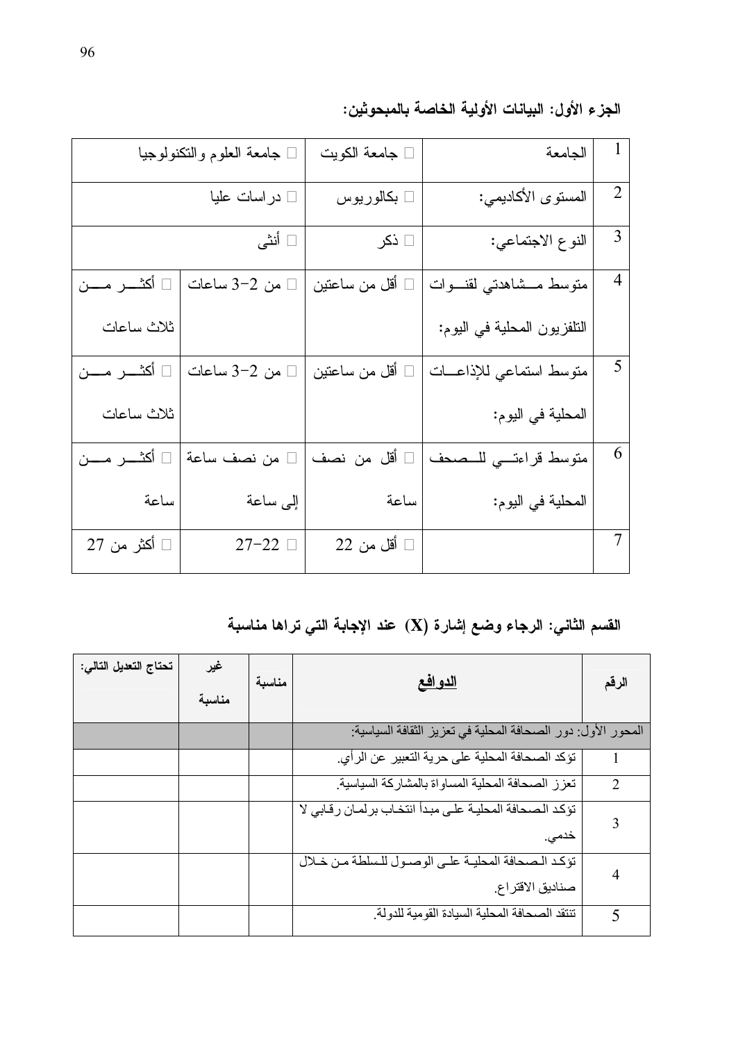**الجزء الأول: البيانات الأولية الخاصة بالمبحوثين:**

| | | | | |
|---|---|---|---|---|
| 1 | الجامعة | □ جامعة الكويت | □ جامعة العلوم والتكنولوجيا | |
| 2 | المستوى الأكاديمي: | □ بكالوريوس | □ دراسات عليا | |
| 3 | النوع الاجتماعي: | □ ذكر | □ أنثى | |
| 4 | متوسط مشاهدتي لقنوات التلفزيون المحلية في اليوم: | □ أقل من ساعتين | □ من 2–3 ساعات | □ أكثر من ثلاث ساعات |
| 5 | متوسط استماعي للإذاعات المحلية في اليوم: | □ أقل من ساعتين | □ من 2–3 ساعات | □ أكثر من ثلاث ساعات |
| 6 | متوسط قراءتي للصحف المحلية في اليوم: | □ أقل من نصف ساعة | □ من نصف ساعة إلى ساعة | □ أكثر من ساعة |
| 7 | | □ أقل من 22 | □ 22–27 | □ أكثر من 27 |

**القسم الثاني: الرجاء وضع إشارة (X) عند الإجابة التي تراها مناسبة**

| الرقم | الدوافع | مناسبة | غير مناسبة | تحتاج التعديل التالي: |
|---|---|---|---|---|
| المحور الأول: دور الصحافة المحلية في تعزيز الثقافة السياسية: | | | | |
| 1 | تؤكد الصحافة المحلية على حرية التعبير عن الرأي. | | | |
| 2 | تعزز الصحافة المحلية المساواة بالمشاركة السياسية. | | | |
| 3 | تؤكد الصحافة المحلية على مبدأ انتخاب برلمان رقابي لا خدمي. | | | |
| 4 | تؤكد الصحافة المحلية على الوصول للسلطة من خلال صناديق الاقتراع. | | | |
| 5 | تنتقد الصحافة المحلية السيادة القومية للدولة. | | | |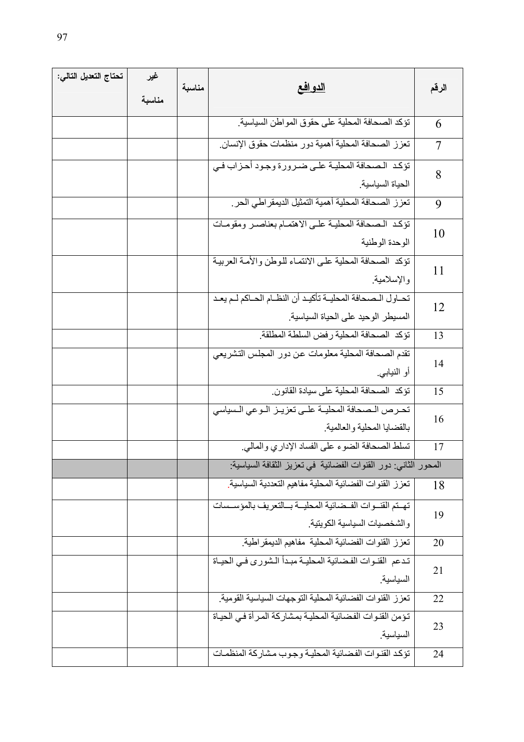| الرقم | الدوافع | مناسبة | غير مناسبة | تحتاج التعديل التالي: |
|---|---|---|---|---|
| 6 | تؤكد الصحافة المحلية على حقوق المواطن السياسية. | | | |
| 7 | تعزز الصحافة المحلية أهمية دور منظمات حقوق الإنسان. | | | |
| 8 | تؤكد الصحافة المحلية على ضرورة وجود أحزاب في الحياة السياسية. | | | |
| 9 | تعزز الصحافة المحلية أهمية التمثيل الديمقراطي الحر. | | | |
| 10 | تؤكد الصحافة المحلية على الاهتمام بعناصر ومقومات الوحدة الوطنية | | | |
| 11 | تؤكد الصحافة المحلية على الانتماء للوطن والأمة العربية والإسلامية. | | | |
| 12 | تحاول الصحافة المحلية تأكيد أن النظام الحاكم لم يعد المسيطر الوحيد على الحياة السياسية. | | | |
| 13 | تؤكد الصحافة المحلية رفض السلطة المطلقة. | | | |
| 14 | تقدم الصحافة المحلية معلومات عن دور المجلس التشريعي أو النيابي. | | | |
| 15 | تؤكد الصحافة المحلية على سيادة القانون. | | | |
| 16 | تحرص الصحافة المحلية على تعزيز الوعي السياسي بالقضايا المحلية والعالمية. | | | |
| 17 | تسلط الصحافة الضوء على الفساد الإداري والمالي. | | | |
| | المحور الثاني: دور القنوات الفضائية في تعزيز الثقافة السياسية: | | | |
| 18 | تعزز القنوات الفضائية المحلية مفاهيم التعددية السياسية. | | | |
| 19 | تهتم القنوات الفضائية المحلية بالتعريف بالمؤسسات والشخصيات السياسية الكويتية. | | | |
| 20 | تعزز القنوات الفضائية المحلية مفاهيم الديمقراطية. | | | |
| 21 | تدعم القنوات الفضائية المحلية مبدأ الشورى في الحياة السياسية. | | | |
| 22 | تعزز القنوات الفضائية المحلية التوجهات السياسية القومية. | | | |
| 23 | تؤمن القنوات الفضائية المحلية بمشاركة المرأة في الحياة السياسية. | | | |
| 24 | تؤكد القنوات الفضائية المحلية وجوب مشاركة المنظمات | | | |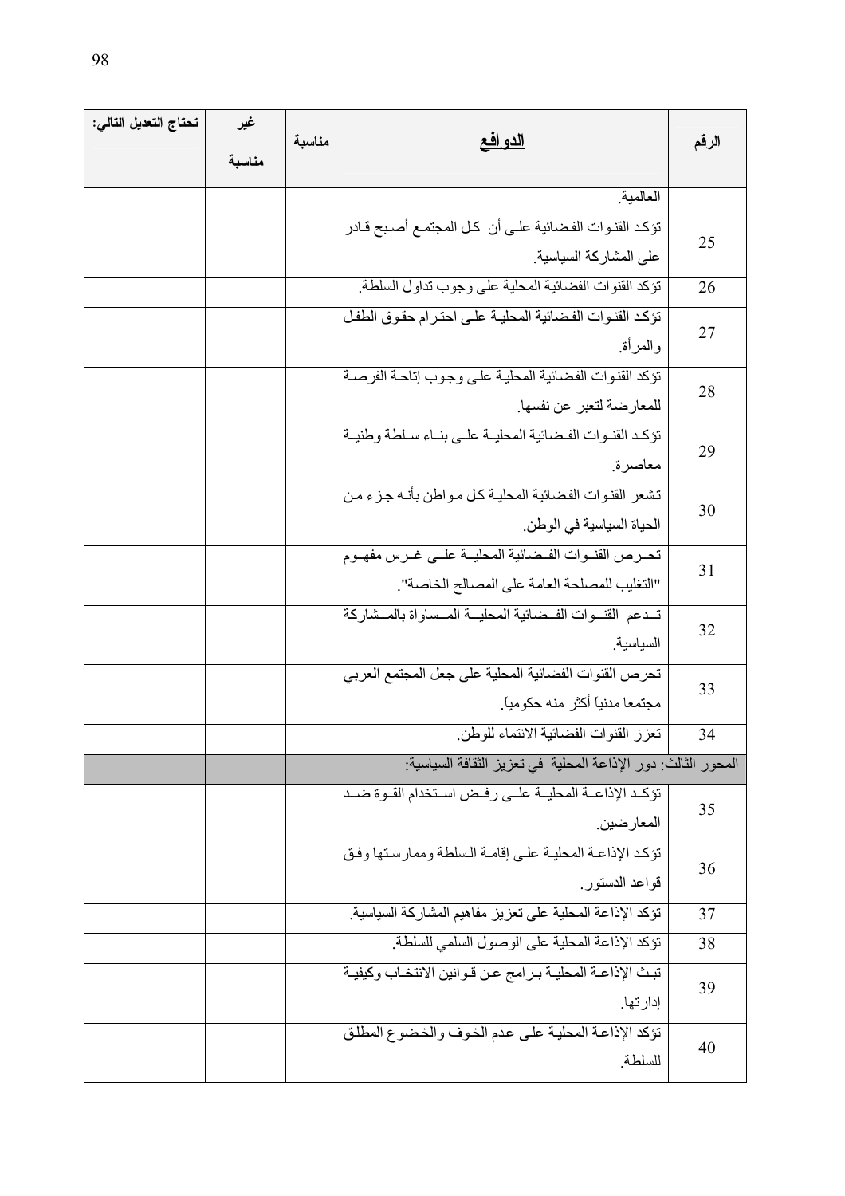| الرقم | الدوافع | مناسبة | غير مناسبة | تحتاج التعديل التالي: |
|---|---|---|---|---|
| | العالمية. | | | |
| 25 | تؤكد القنوات الفضائية على أن كل المجتمع أصبح قادر على المشاركة السياسية. | | | |
| 26 | تؤكد القنوات الفضائية المحلية على وجوب تداول السلطة. | | | |
| 27 | تؤكد القنوات الفضائية المحلية على احترام حقوق الطفل والمرأة. | | | |
| 28 | تؤكد القنوات الفضائية المحلية على وجوب إتاحة الفرصة للمعارضة لتعبر عن نفسها. | | | |
| 29 | تؤكد القنوات الفضائية المحلية على بناء سلطة وطنية معاصرة. | | | |
| 30 | تشعر القنوات الفضائية المحلية كل مواطن بأنه جزء من الحياة السياسية في الوطن. | | | |
| 31 | تحرص القنوات الفضائية المحلية على غرس مفهوم "التغليب للمصلحة العامة على المصالح الخاصة". | | | |
| 32 | تدعم القنوات الفضائية المحلية المساواة بالمشاركة السياسية. | | | |
| 33 | تحرص القنوات الفضائية المحلية على جعل المجتمع العربي مجتمعا مدنياً أكثر منه حكومياً. | | | |
| 34 | تعزز القنوات الفضائية الانتماء للوطن. | | | |
| المحور الثالث: دور الإذاعة المحلية في تعزيز الثقافة السياسية: | | | | |
| 35 | تؤكد الإذاعة المحلية على رفض استخدام القوة ضد المعارضين. | | | |
| 36 | تؤكد الإذاعة المحلية على إقامة السلطة وممارستها وفق قواعد الدستور. | | | |
| 37 | تؤكد الإذاعة المحلية على تعزيز مفاهيم المشاركة السياسية. | | | |
| 38 | تؤكد الإذاعة المحلية على الوصول السلمي للسلطة. | | | |
| 39 | تبث الإذاعة المحلية برامج عن قوانين الانتخاب وكيفية إدارتها. | | | |
| 40 | تؤكد الإذاعة المحلية على عدم الخوف والخضوع المطلق للسلطة. | | | |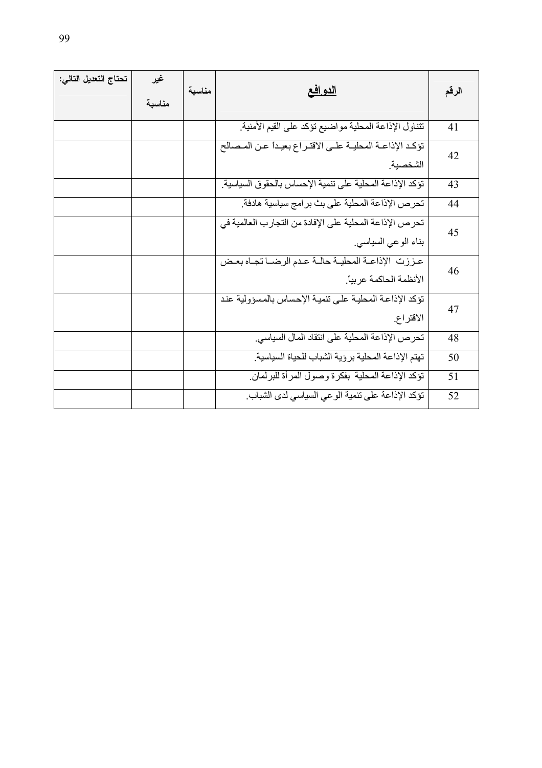| الرقم | الدوافع | مناسبة | غير مناسبة | تحتاج التعديل التالي: |
|---|---|---|---|---|
| 41 | تتناول الإذاعة المحلية مواضيع تؤكد على القيم الأمنية. | | | |
| 42 | تؤكد الإذاعة المحلية على الاقتراع بعيداً عن المصالح الشخصية. | | | |
| 43 | تؤكد الإذاعة المحلية على تنمية الإحساس بالحقوق السياسية. | | | |
| 44 | تحرص الإذاعة المحلية على بث برامج سياسية هادفة. | | | |
| 45 | تحرص الإذاعة المحلية على الإفادة من التجارب العالمية في بناء الوعي السياسي. | | | |
| 46 | عززت الإذاعة المحلية حالة عدم الرضا تجاه بعض الأنظمة الحاكمة عربياً. | | | |
| 47 | تؤكد الإذاعة المحلية على تنمية الإحساس بالمسؤولية عند الاقتراع. | | | |
| 48 | تحرص الإذاعة المحلية على انتقاد المال السياسي. | | | |
| 50 | تهتم الإذاعة المحلية برؤية الشباب للحياة السياسية. | | | |
| 51 | تؤكد الإذاعة المحلية بفكرة وصول المرأة للبرلمان. | | | |
| 52 | تؤكد الإذاعة على تنمية الوعي السياسي لدى الشباب. | | | |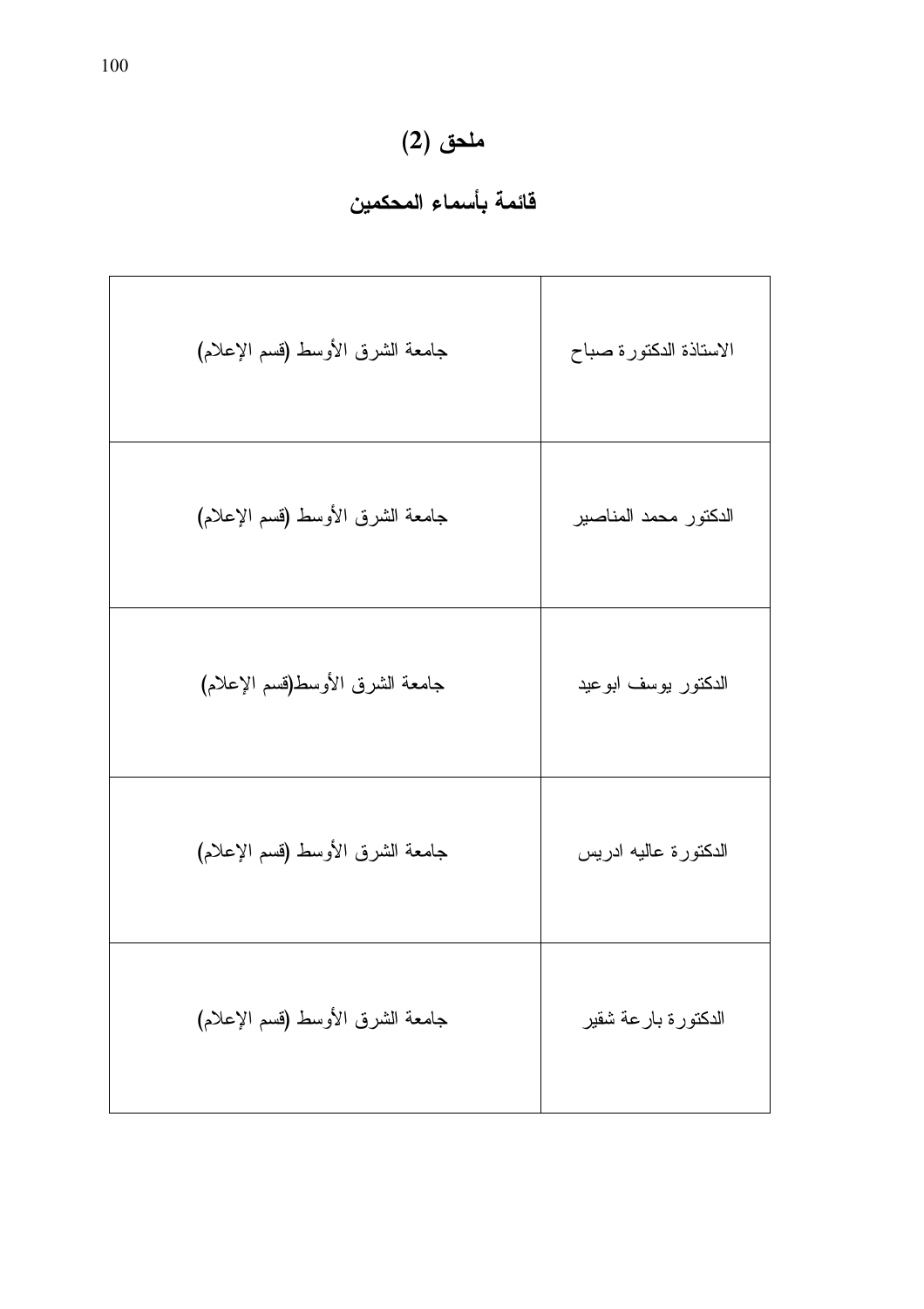# ملحق (2)

## قائمة بأسماء المحكمين

| | |
|---|---|
| الاستاذة الدكتورة صباح | جامعة الشرق الأوسط (قسم الإعلام) |
| الدكتور محمد المناصير | جامعة الشرق الأوسط (قسم الإعلام) |
| الدكتور يوسف ابوعيد | جامعة الشرق الأوسط(قسم الإعلام) |
| الدكتورة عاليه ادريس | جامعة الشرق الأوسط (قسم الإعلام) |
| الدكتورة بارعة شقير | جامعة الشرق الأوسط (قسم الإعلام) |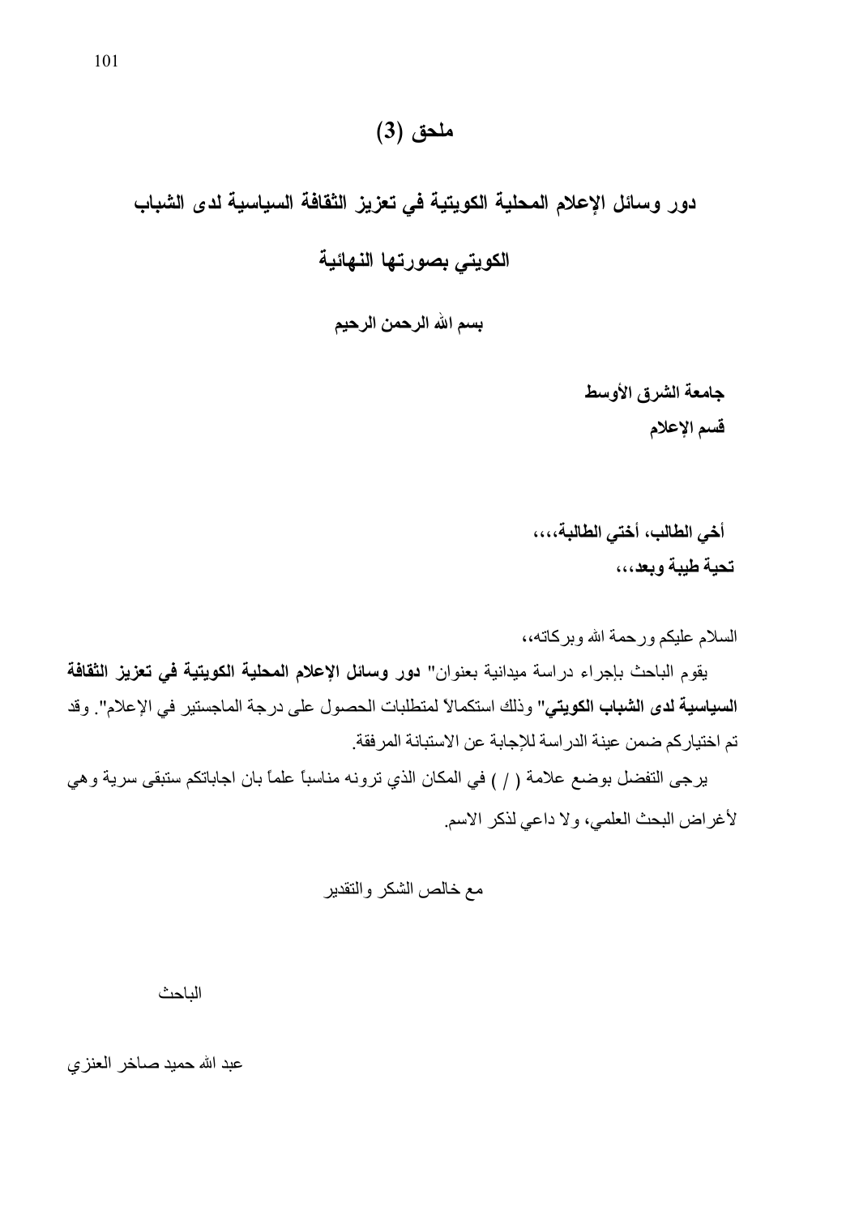# ملحق (3)

## دور وسائل الإعلام المحلية الكويتية في تعزيز الثقافة السياسية لدى الشباب الكويتي بصورتها النهائية

**بسم الله الرحمن الرحيم**

**جامعة الشرق الأوسط**

**قسم الإعلام**

**أخي الطالب، أختي الطالبة،،،،**

**تحية طيبة وبعد،،،**

السلام عليكم ورحمة الله وبركاته،،

يقوم الباحث بإجراء دراسة ميدانية بعنوان" **دور وسائل الإعلام المحلية الكويتية في تعزيز الثقافة السياسية لدى الشباب الكويتي**" وذلك استكمالاً لمتطلبات الحصول على درجة الماجستير في الإعلام". وقد تم اختياركم ضمن عينة الدراسة للإجابة عن الاستبانة المرفقة.

يرجى التفضل بوضع علامة ( / ) في المكان الذي ترونه مناسباً علماً بان اجاباتكم ستبقى سرية وهي لأغراض البحث العلمي، ولا داعي لذكر الاسم.

مع خالص الشكر والتقدير

الباحث

عبد الله حميد صاخر العنزي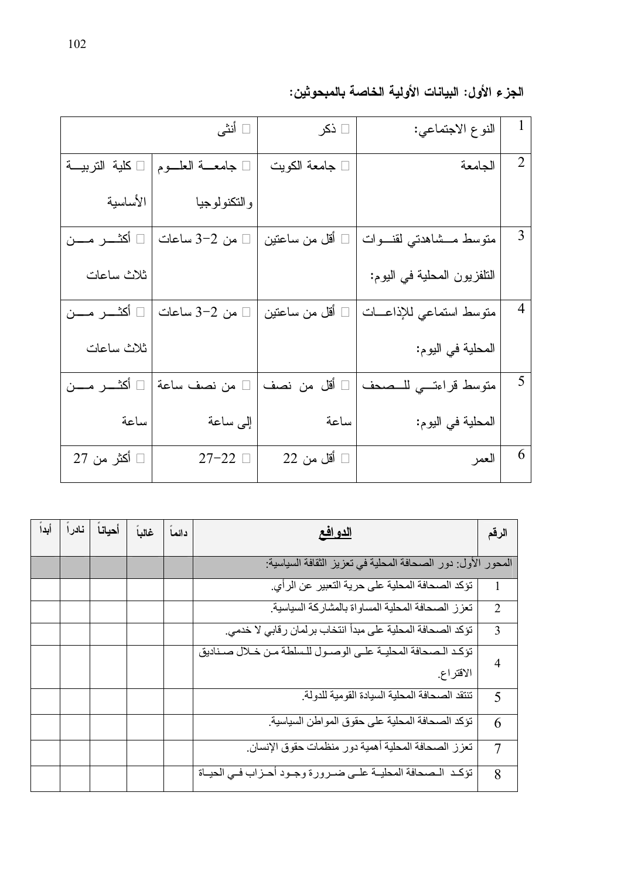**الجزء الأول: البيانات الأولية الخاصة بالمبحوثين:**

| | | | | |
|---|---|---|---|---|
| 1 | النوع الاجتماعي: | □ ذكر | □ أنثى | |
| 2 | الجامعة | □ جامعة الكويت | □ جامعة العلوم والتكنولوجيا | □ كلية التربية الأساسية |
| 3 | متوسط مشاهدتي لقنوات التلفزيون المحلية في اليوم: | □ أقل من ساعتين | □ من 2–3 ساعات | □ أكثر من ثلاث ساعات |
| 4 | متوسط استماعي للإذاعات المحلية في اليوم: | □ أقل من ساعتين | □ من 2–3 ساعات | □ أكثر من ثلاث ساعات |
| 5 | متوسط قراءتي للصحف المحلية في اليوم: | □ أقل من نصف ساعة | □ من نصف ساعة إلى ساعة | □ أكثر من ساعة |
| 6 | العمر | □ أقل من 22 | □ 22–27 | □ أكثر من 27 |

| الرقم | الدوافع | دائماً | غالباً | أحياناً | نادراً | أبداً |
|---|---|---|---|---|---|---|
| المحور الأول: دور الصحافة المحلية في تعزيز الثقافة السياسية: | | | | | | |
| 1 | تؤكد الصحافة المحلية على حرية التعبير عن الرأي. | | | | | |
| 2 | تعزز الصحافة المحلية المساواة بالمشاركة السياسية. | | | | | |
| 3 | تؤكد الصحافة المحلية على مبدأ انتخاب برلمان رقابي لا خدمي. | | | | | |
| 4 | تؤكد الصحافة المحلية على الوصول للسلطة من خلال صناديق الاقتراع. | | | | | |
| 5 | تنتقد الصحافة المحلية السيادة القومية للدولة. | | | | | |
| 6 | تؤكد الصحافة المحلية على حقوق المواطن السياسية. | | | | | |
| 7 | تعزز الصحافة المحلية أهمية دور منظمات حقوق الإنسان. | | | | | |
| 8 | تؤكد الصحافة المحلية على ضرورة وجود أحزاب في الحياة | | | | | |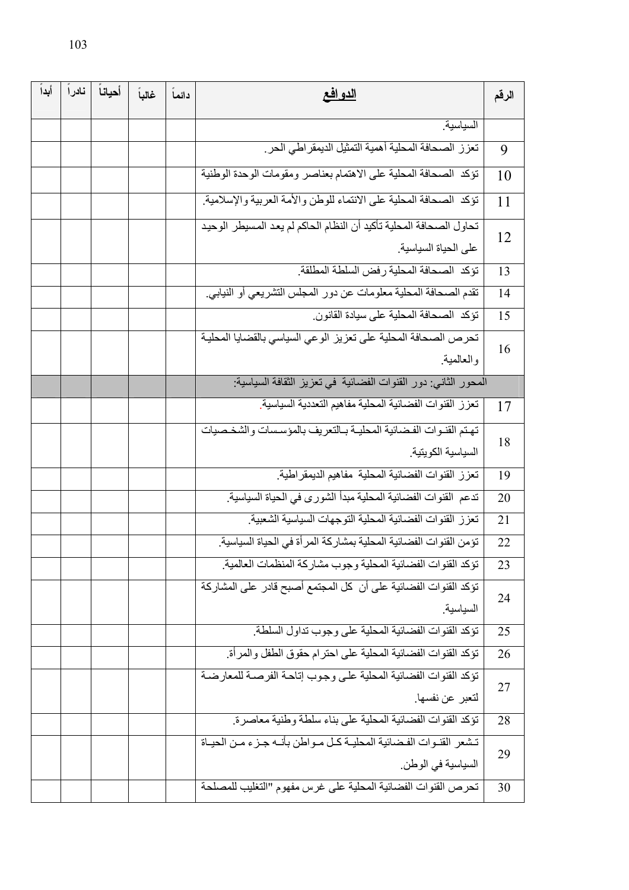| الرقم | الدوافع | دائماً | غالباً | أحياناً | نادراً | أبداً |
|---|---|---|---|---|---|---|
| | السياسية. | | | | | |
| 9 | تعزز الصحافة المحلية أهمية التمثيل الديمقراطي الحر. | | | | | |
| 10 | تؤكد الصحافة المحلية على الاهتمام بعناصر ومقومات الوحدة الوطنية | | | | | |
| 11 | تؤكد الصحافة المحلية على الانتماء للوطن والأمة العربية والإسلامية. | | | | | |
| 12 | تحاول الصحافة المحلية تأكيد أن النظام الحاكم لم يعد المسيطر الوحيد على الحياة السياسية. | | | | | |
| 13 | تؤكد الصحافة المحلية رفض السلطة المطلقة. | | | | | |
| 14 | تقدم الصحافة المحلية معلومات عن دور المجلس التشريعي أو النيابي. | | | | | |
| 15 | تؤكد الصحافة المحلية على سيادة القانون. | | | | | |
| 16 | تحرص الصحافة المحلية على تعزيز الوعي السياسي بالقضايا المحلية والعالمية. | | | | | |
| | المحور الثاني: دور القنوات الفضائية في تعزيز الثقافة السياسية: | | | | | |
| 17 | تعزز القنوات الفضائية المحلية مفاهيم التعددية السياسية. | | | | | |
| 18 | تهتم القنوات الفضائية المحلية بالتعريف بالمؤسسات والشخصيات السياسية الكويتية. | | | | | |
| 19 | تعزز القنوات الفضائية المحلية مفاهيم الديمقراطية. | | | | | |
| 20 | تدعم القنوات الفضائية المحلية مبدأ الشورى في الحياة السياسية. | | | | | |
| 21 | تعزز القنوات الفضائية المحلية التوجهات السياسية الشعبية. | | | | | |
| 22 | تؤمن القنوات الفضائية المحلية بمشاركة المرأة في الحياة السياسية. | | | | | |
| 23 | تؤكد القنوات الفضائية المحلية وجوب مشاركة المنظمات العالمية. | | | | | |
| 24 | تؤكد القنوات الفضائية على أن كل المجتمع أصبح قادر على المشاركة السياسية. | | | | | |
| 25 | تؤكد القنوات الفضائية المحلية على وجوب تداول السلطة. | | | | | |
| 26 | تؤكد القنوات الفضائية المحلية على احترام حقوق الطفل والمرأة. | | | | | |
| 27 | تؤكد القنوات الفضائية المحلية على وجوب إتاحة الفرصة للمعارضة لتعبر عن نفسها. | | | | | |
| 28 | تؤكد القنوات الفضائية المحلية على بناء سلطة وطنية معاصرة. | | | | | |
| 29 | تشعر القنوات الفضائية المحلية كل مواطن بأنه جزء من الحياة السياسية في الوطن. | | | | | |
| 30 | تحرص القنوات الفضائية المحلية على غرس مفهوم "التغليب للمصلحة | | | | | |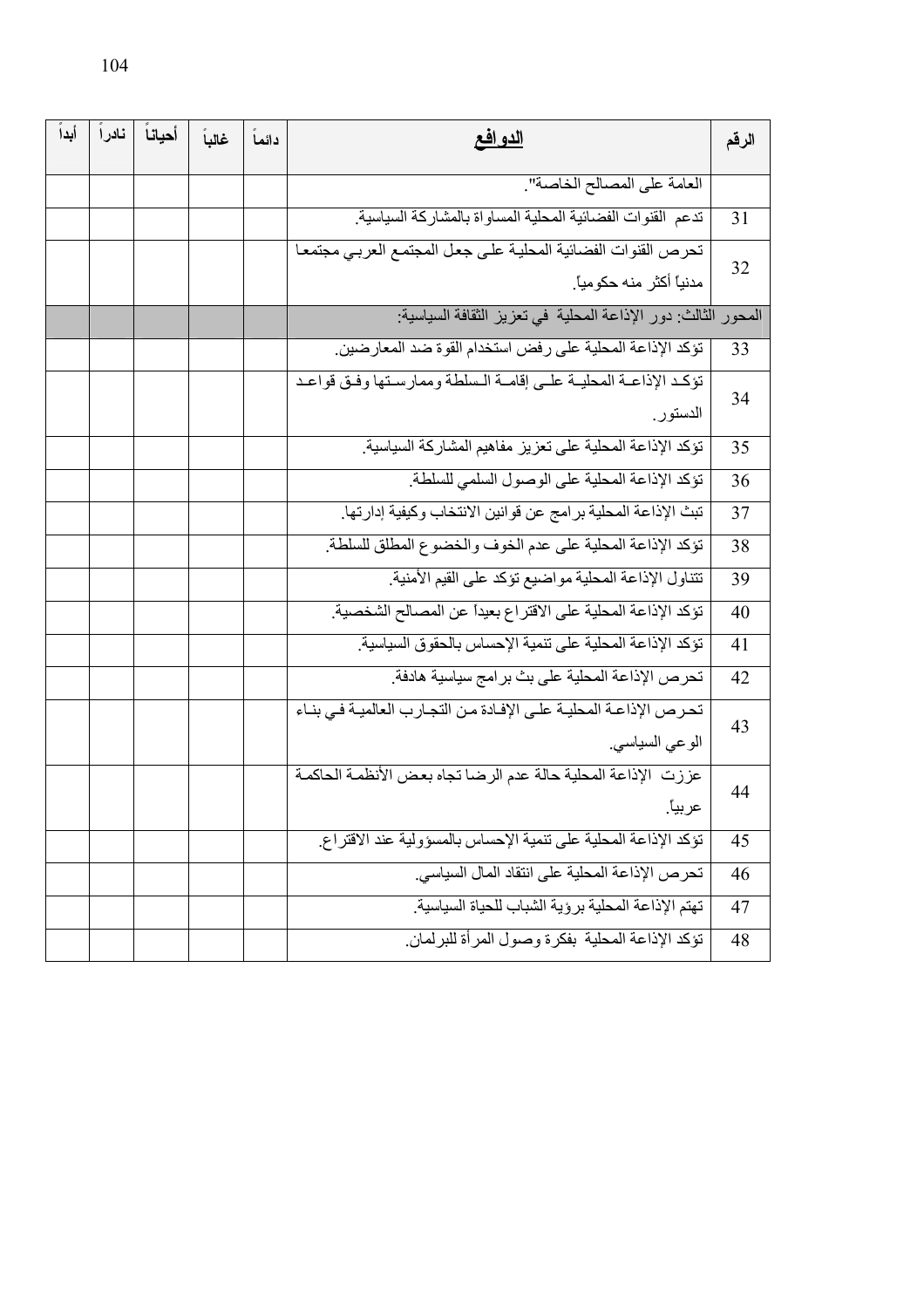| الرقم | الدوافع | دائماً | غالباً | أحياناً | نادراً | أبداً |
|---|---|---|---|---|---|---|
| | العامة على المصالح الخاصة". | | | | | |
| 31 | تدعم القنوات الفضائية المحلية المساواة بالمشاركة السياسية. | | | | | |
| 32 | تحرص القنوات الفضائية المحلية على جعل المجتمع العربي مجتمعا مدنياً أكثر منه حكومياً. | | | | | |
| المحور الثالث: دور الإذاعة المحلية في تعزيز الثقافة السياسية: | | | | | | |
| 33 | تؤكد الإذاعة المحلية على رفض استخدام القوة ضد المعارضين. | | | | | |
| 34 | تؤكد الإذاعة المحلية على إقامة السلطة وممارستها وفق قواعد الدستور. | | | | | |
| 35 | تؤكد الإذاعة المحلية على تعزيز مفاهيم المشاركة السياسية. | | | | | |
| 36 | تؤكد الإذاعة المحلية على الوصول السلمي للسلطة. | | | | | |
| 37 | تبث الإذاعة المحلية برامج عن قوانين الانتخاب وكيفية إدارتها. | | | | | |
| 38 | تؤكد الإذاعة المحلية على عدم الخوف والخضوع المطلق للسلطة. | | | | | |
| 39 | تتناول الإذاعة المحلية مواضيع تؤكد على القيم الأمنية. | | | | | |
| 40 | تؤكد الإذاعة المحلية على الاقتراع بعيداً عن المصالح الشخصية. | | | | | |
| 41 | تؤكد الإذاعة المحلية على تنمية الإحساس بالحقوق السياسية. | | | | | |
| 42 | تحرص الإذاعة المحلية على بث برامج سياسية هادفة. | | | | | |
| 43 | تحرص الإذاعة المحلية على الإفادة من التجارب العالمية في بناء الوعي السياسي. | | | | | |
| 44 | عززت الإذاعة المحلية حالة عدم الرضا تجاه بعض الأنظمة الحاكمة عربياً. | | | | | |
| 45 | تؤكد الإذاعة المحلية على تنمية الإحساس بالمسؤولية عند الاقتراع. | | | | | |
| 46 | تحرص الإذاعة المحلية على انتقاد المال السياسي. | | | | | |
| 47 | تهتم الإذاعة المحلية برؤية الشباب للحياة السياسية. | | | | | |
| 48 | تؤكد الإذاعة المحلية بفكرة وصول المرأة للبرلمان. | | | | | |